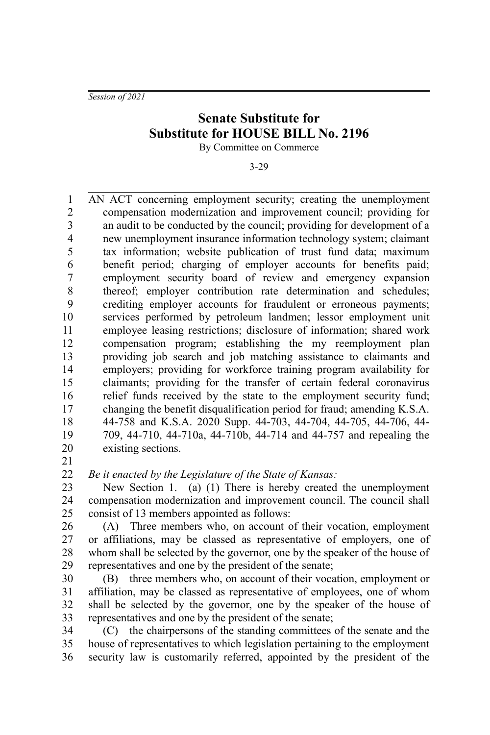*Session of 2021*

# Senate Substitute for Substitute for HOUSE BILL No. 2196

By Committee on Commerce

3-29

AN ACT concerning employment security; creating the unemployment compensation modernization and improvement council; providing for an audit to be conducted by the council; providing for development of a new unemployment insurance information technology system; claimant tax information; website publication of trust fund data; maximum benefit period; charging of employer accounts for benefits paid; employment security board of review and emergency expansion thereof; employer contribution rate determination and schedules; crediting employer accounts for fraudulent or erroneous payments; services performed by petroleum landmen; lessor employment unit employee leasing restrictions; disclosure of information; shared work compensation program; establishing the my reemployment plan providing job search and job matching assistance to claimants and employers; providing for workforce training program availability for claimants; providing for the transfer of certain federal coronavirus relief funds received by the state to the employment security fund; changing the benefit disqualification period for fraud; amending K.S.A. 44-758 and K.S.A. 2020 Supp. 44-703, 44-704, 44-705, 44-706, 44-709, 44-710, 44-710a, 44-710b, 44-714 and 44-757 and repealing the existing sections.

*Be it enacted by the Legislature of the State of Kansas:*

New Section 1. (a) (1) There is hereby created the unemployment compensation modernization and improvement council. The council shall consist of 13 members appointed as follows:

(A) Three members who, on account of their vocation, employment or affiliations, may be classed as representative of employers, one of whom shall be selected by the governor, one by the speaker of the house of representatives and one by the president of the senate;

(B) three members who, on account of their vocation, employment or affiliation, may be classed as representative of employees, one of whom shall be selected by the governor, one by the speaker of the house of representatives and one by the president of the senate;

(C) the chairpersons of the standing committees of the senate and the house of representatives to which legislation pertaining to the employment security law is customarily referred, appointed by the president of the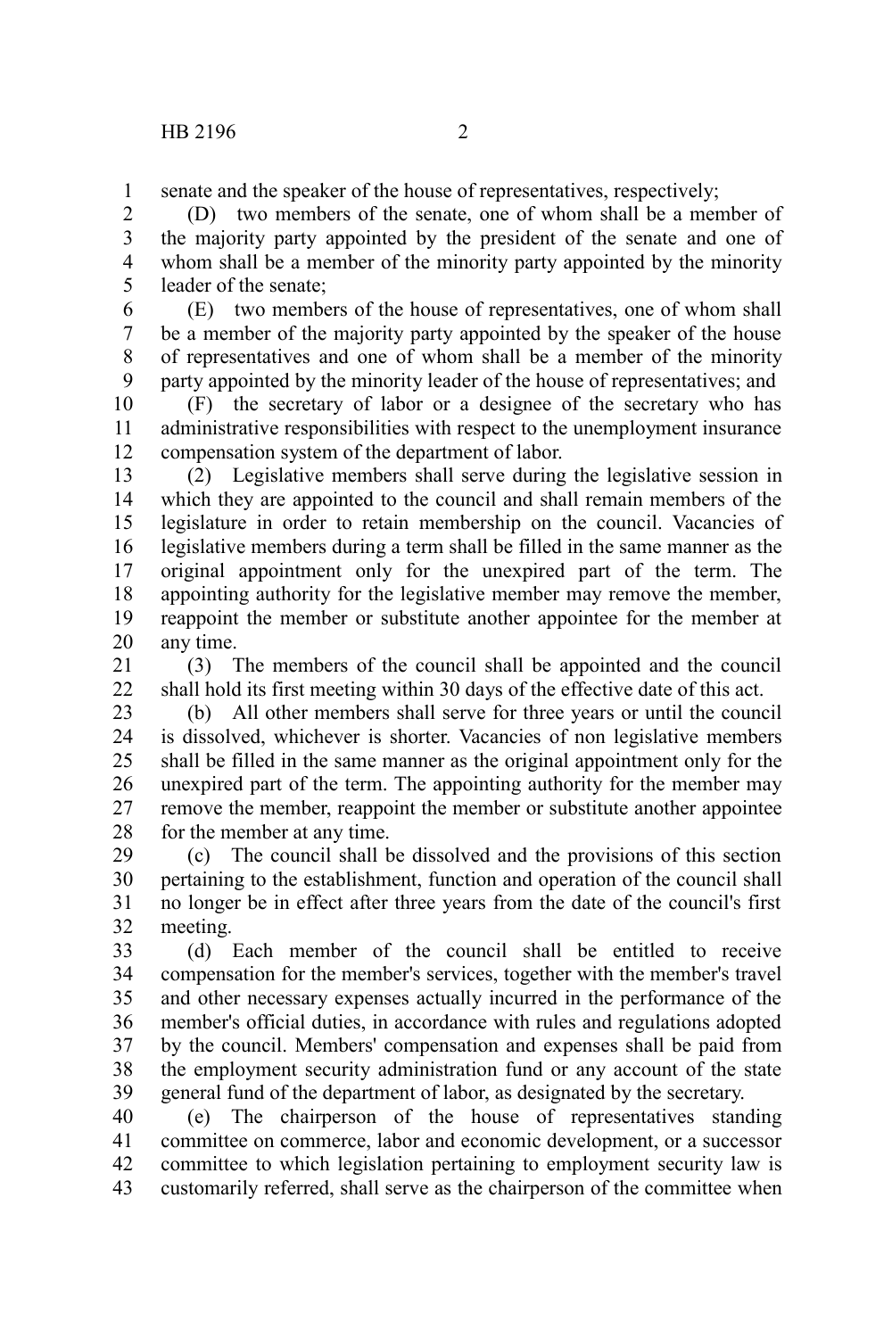senate and the speaker of the house of representatives, respectively;

(D) two members of the senate, one of whom shall be a member of the majority party appointed by the president of the senate and one of whom shall be a member of the minority party appointed by the minority leader of the senate;

(E) two members of the house of representatives, one of whom shall be a member of the majority party appointed by the speaker of the house of representatives and one of whom shall be a member of the minority party appointed by the minority leader of the house of representatives; and

(F) the secretary of labor or a designee of the secretary who has administrative responsibilities with respect to the unemployment insurance compensation system of the department of labor.

(2) Legislative members shall serve during the legislative session in which they are appointed to the council and shall remain members of the legislature in order to retain membership on the council. Vacancies of legislative members during a term shall be filled in the same manner as the original appointment only for the unexpired part of the term. The appointing authority for the legislative member may remove the member, reappoint the member or substitute another appointee for the member at any time.

(3) The members of the council shall be appointed and the council shall hold its first meeting within 30 days of the effective date of this act.

(b) All other members shall serve for three years or until the council is dissolved, whichever is shorter. Vacancies of non legislative members shall be filled in the same manner as the original appointment only for the unexpired part of the term. The appointing authority for the member may remove the member, reappoint the member or substitute another appointee for the member at any time.

(c) The council shall be dissolved and the provisions of this section pertaining to the establishment, function and operation of the council shall no longer be in effect after three years from the date of the council's first meeting.

(d) Each member of the council shall be entitled to receive compensation for the member's services, together with the member's travel and other necessary expenses actually incurred in the performance of the member's official duties, in accordance with rules and regulations adopted by the council. Members' compensation and expenses shall be paid from the employment security administration fund or any account of the state general fund of the department of labor, as designated by the secretary.

(e) The chairperson of the house of representatives standing committee on commerce, labor and economic development, or a successor committee to which legislation pertaining to employment security law is customarily referred, shall serve as the chairperson of the committee when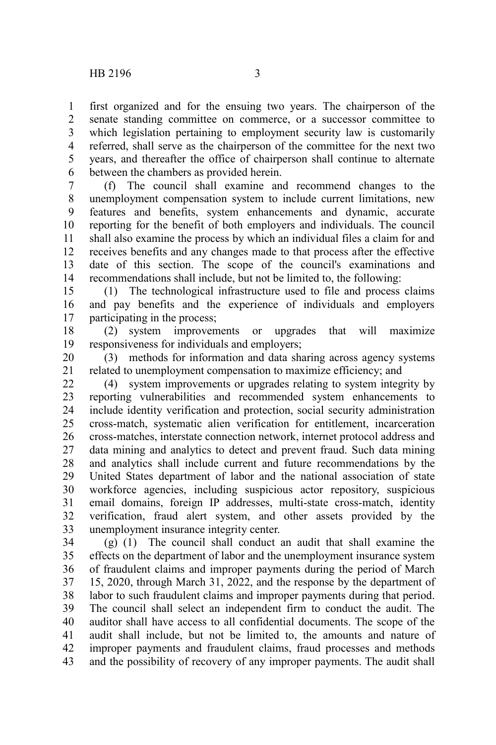first organized and for the ensuing two years. The chairperson of the senate standing committee on commerce, or a successor committee to which legislation pertaining to employment security law is customarily referred, shall serve as the chairperson of the committee for the next two years, and thereafter the office of chairperson shall continue to alternate between the chambers as provided herein.

(f) The council shall examine and recommend changes to the unemployment compensation system to include current limitations, new features and benefits, system enhancements and dynamic, accurate reporting for the benefit of both employers and individuals. The council shall also examine the process by which an individual files a claim for and receives benefits and any changes made to that process after the effective date of this section. The scope of the council's examinations and recommendations shall include, but not be limited to, the following:

(1) The technological infrastructure used to file and process claims and pay benefits and the experience of individuals and employers participating in the process;

(2) system improvements or upgrades that will maximize responsiveness for individuals and employers;

(3) methods for information and data sharing across agency systems related to unemployment compensation to maximize efficiency; and

(4) system improvements or upgrades relating to system integrity by reporting vulnerabilities and recommended system enhancements to include identity verification and protection, social security administration cross-match, systematic alien verification for entitlement, incarceration cross-matches, interstate connection network, internet protocol address and data mining and analytics to detect and prevent fraud. Such data mining and analytics shall include current and future recommendations by the United States department of labor and the national association of state workforce agencies, including suspicious actor repository, suspicious email domains, foreign IP addresses, multi-state cross-match, identity verification, fraud alert system, and other assets provided by the unemployment insurance integrity center.

(g) (1) The council shall conduct an audit that shall examine the effects on the department of labor and the unemployment insurance system of fraudulent claims and improper payments during the period of March 15, 2020, through March 31, 2022, and the response by the department of labor to such fraudulent claims and improper payments during that period. The council shall select an independent firm to conduct the audit. The auditor shall have access to all confidential documents. The scope of the audit shall include, but not be limited to, the amounts and nature of improper payments and fraudulent claims, fraud processes and methods and the possibility of recovery of any improper payments. The audit shall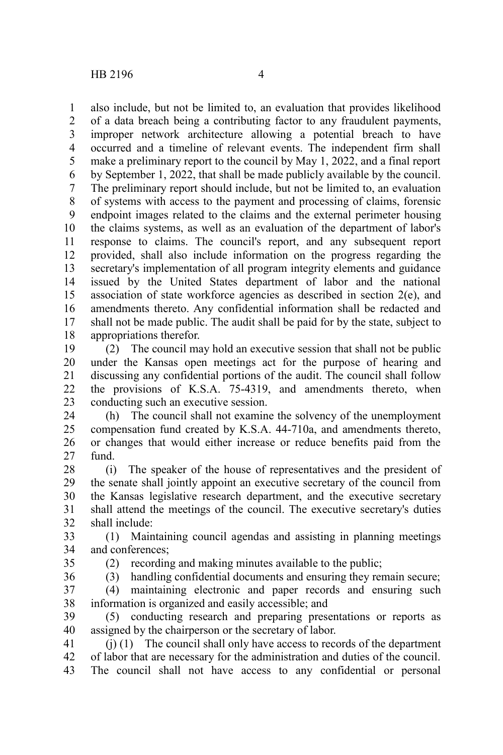also include, but not be limited to, an evaluation that provides likelihood of a data breach being a contributing factor to any fraudulent payments, improper network architecture allowing a potential breach to have occurred and a timeline of relevant events. The independent firm shall make a preliminary report to the council by May 1, 2022, and a final report by September 1, 2022, that shall be made publicly available by the council. The preliminary report should include, but not be limited to, an evaluation of systems with access to the payment and processing of claims, forensic endpoint images related to the claims and the external perimeter housing the claims systems, as well as an evaluation of the department of labor's response to claims. The council's report, and any subsequent report provided, shall also include information on the progress regarding the secretary's implementation of all program integrity elements and guidance issued by the United States department of labor and the national association of state workforce agencies as described in section 2(e), and amendments thereto. Any confidential information shall be redacted and shall not be made public. The audit shall be paid for by the state, subject to appropriations therefor.

(2) The council may hold an executive session that shall not be public under the Kansas open meetings act for the purpose of hearing and discussing any confidential portions of the audit. The council shall follow the provisions of K.S.A. 75-4319, and amendments thereto, when conducting such an executive session.

(h) The council shall not examine the solvency of the unemployment compensation fund created by K.S.A. 44-710a, and amendments thereto, or changes that would either increase or reduce benefits paid from the fund.

(i) The speaker of the house of representatives and the president of the senate shall jointly appoint an executive secretary of the council from the Kansas legislative research department, and the executive secretary shall attend the meetings of the council. The executive secretary's duties shall include:

(1) Maintaining council agendas and assisting in planning meetings and conferences;

(2) recording and making minutes available to the public;

(3) handling confidential documents and ensuring they remain secure;

(4) maintaining electronic and paper records and ensuring such information is organized and easily accessible; and

(5) conducting research and preparing presentations or reports as assigned by the chairperson or the secretary of labor.

(j) (1) The council shall only have access to records of the department of labor that are necessary for the administration and duties of the council. The council shall not have access to any confidential or personal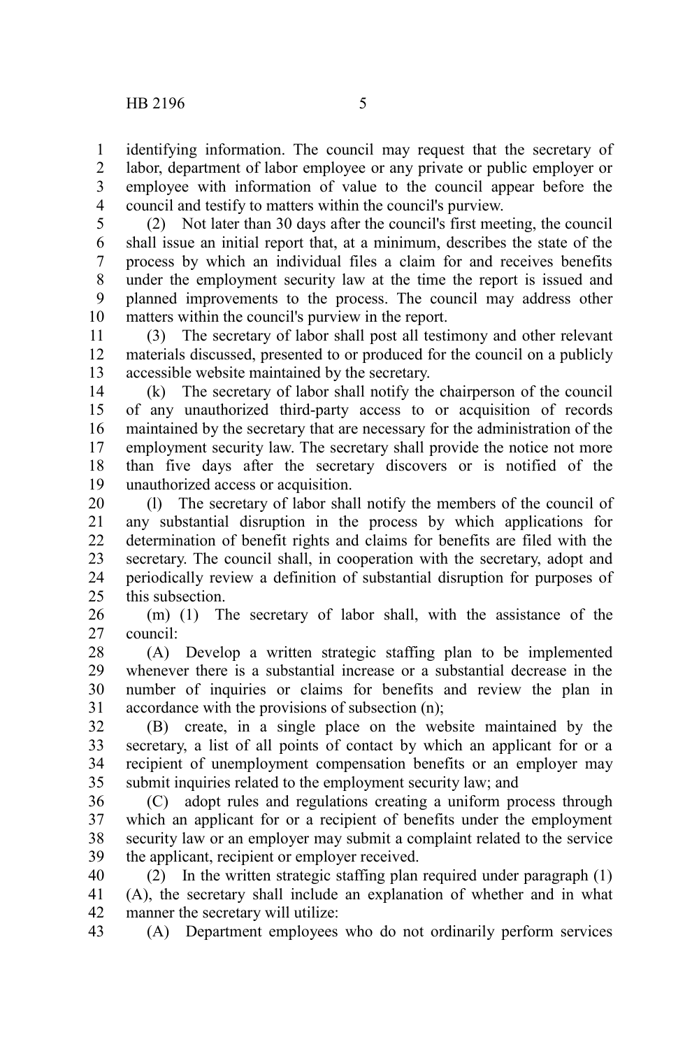identifying information. The council may request that the secretary of labor, department of labor employee or any private or public employer or employee with information of value to the council appear before the council and testify to matters within the council's purview.

(2) Not later than 30 days after the council's first meeting, the council shall issue an initial report that, at a minimum, describes the state of the process by which an individual files a claim for and receives benefits under the employment security law at the time the report is issued and planned improvements to the process. The council may address other matters within the council's purview in the report.

(3) The secretary of labor shall post all testimony and other relevant materials discussed, presented to or produced for the council on a publicly accessible website maintained by the secretary.

(k) The secretary of labor shall notify the chairperson of the council of any unauthorized third-party access to or acquisition of records maintained by the secretary that are necessary for the administration of the employment security law. The secretary shall provide the notice not more than five days after the secretary discovers or is notified of the unauthorized access or acquisition.

(l) The secretary of labor shall notify the members of the council of any substantial disruption in the process by which applications for determination of benefit rights and claims for benefits are filed with the secretary. The council shall, in cooperation with the secretary, adopt and periodically review a definition of substantial disruption for purposes of this subsection.

(m) (1) The secretary of labor shall, with the assistance of the council:

(A) Develop a written strategic staffing plan to be implemented whenever there is a substantial increase or a substantial decrease in the number of inquiries or claims for benefits and review the plan in accordance with the provisions of subsection (n);

(B) create, in a single place on the website maintained by the secretary, a list of all points of contact by which an applicant for or a recipient of unemployment compensation benefits or an employer may submit inquiries related to the employment security law; and

(C) adopt rules and regulations creating a uniform process through which an applicant for or a recipient of benefits under the employment security law or an employer may submit a complaint related to the service the applicant, recipient or employer received.

(2) In the written strategic staffing plan required under paragraph (1)(A), the secretary shall include an explanation of whether and in what manner the secretary will utilize:

(A) Department employees who do not ordinarily perform services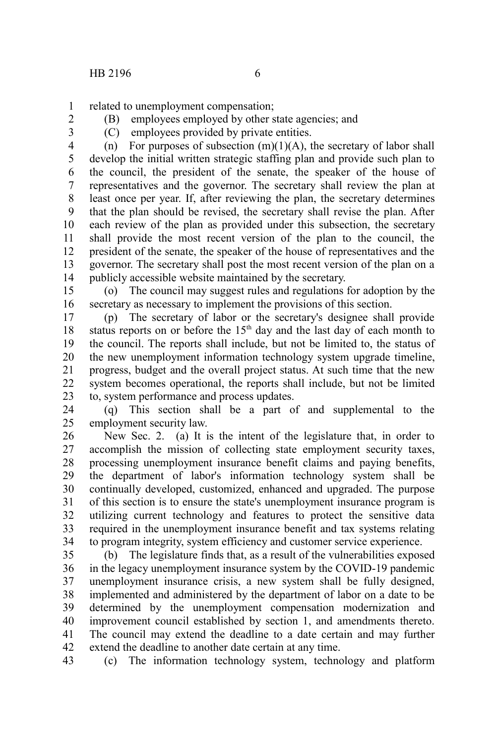related to unemployment compensation;

(B) employees employed by other state agencies; and

(C) employees provided by private entities.

(n) For purposes of subsection (m)(1)(A), the secretary of labor shall develop the initial written strategic staffing plan and provide such plan to the council, the president of the senate, the speaker of the house of representatives and the governor. The secretary shall review the plan at least once per year. If, after reviewing the plan, the secretary determines that the plan should be revised, the secretary shall revise the plan. After each review of the plan as provided under this subsection, the secretary shall provide the most recent version of the plan to the council, the president of the senate, the speaker of the house of representatives and the governor. The secretary shall post the most recent version of the plan on a publicly accessible website maintained by the secretary.

(o) The council may suggest rules and regulations for adoption by the secretary as necessary to implement the provisions of this section.

(p) The secretary of labor or the secretary's designee shall provide status reports on or before the 15th day and the last day of each month to the council. The reports shall include, but not be limited to, the status of the new unemployment information technology system upgrade timeline, progress, budget and the overall project status. At such time that the new system becomes operational, the reports shall include, but not be limited to, system performance and process updates.

(q) This section shall be a part of and supplemental to the employment security law.

New Sec. 2. (a) It is the intent of the legislature that, in order to accomplish the mission of collecting state employment security taxes, processing unemployment insurance benefit claims and paying benefits, the department of labor's information technology system shall be continually developed, customized, enhanced and upgraded. The purpose of this section is to ensure the state's unemployment insurance program is utilizing current technology and features to protect the sensitive data required in the unemployment insurance benefit and tax systems relating to program integrity, system efficiency and customer service experience.

(b) The legislature finds that, as a result of the vulnerabilities exposed in the legacy unemployment insurance system by the COVID-19 pandemic unemployment insurance crisis, a new system shall be fully designed, implemented and administered by the department of labor on a date to be determined by the unemployment compensation modernization and improvement council established by section 1, and amendments thereto. The council may extend the deadline to a date certain and may further extend the deadline to another date certain at any time.

(c) The information technology system, technology and platform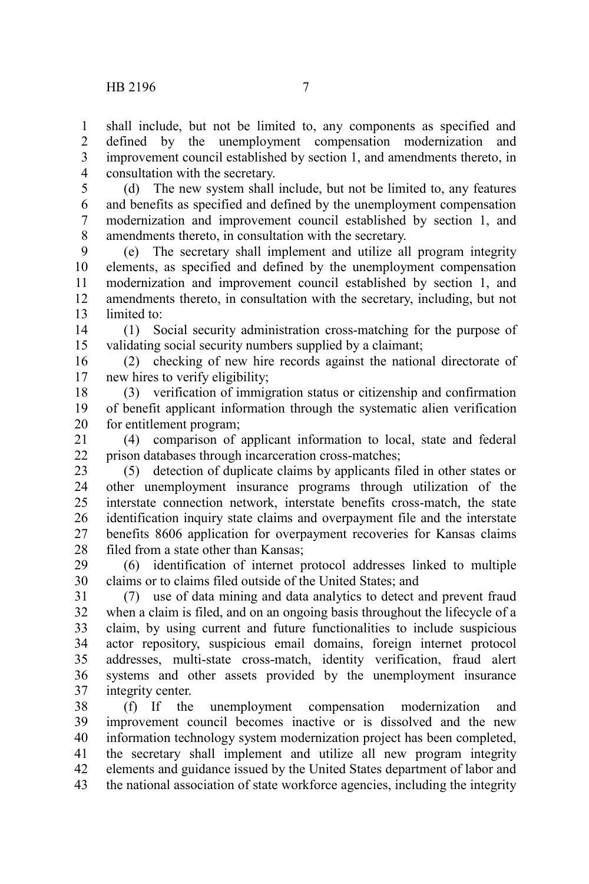shall include, but not be limited to, any components as specified and defined by the unemployment compensation modernization and improvement council established by section 1, and amendments thereto, in consultation with the secretary.

(d) The new system shall include, but not be limited to, any features and benefits as specified and defined by the unemployment compensation modernization and improvement council established by section 1, and amendments thereto, in consultation with the secretary.

(e) The secretary shall implement and utilize all program integrity elements, as specified and defined by the unemployment compensation modernization and improvement council established by section 1, and amendments thereto, in consultation with the secretary, including, but not limited to:

(1) Social security administration cross-matching for the purpose of validating social security numbers supplied by a claimant;

(2) checking of new hire records against the national directorate of new hires to verify eligibility;

(3) verification of immigration status or citizenship and confirmation of benefit applicant information through the systematic alien verification for entitlement program;

(4) comparison of applicant information to local, state and federal prison databases through incarceration cross-matches;

(5) detection of duplicate claims by applicants filed in other states or other unemployment insurance programs through utilization of the interstate connection network, interstate benefits cross-match, the state identification inquiry state claims and overpayment file and the interstate benefits 8606 application for overpayment recoveries for Kansas claims filed from a state other than Kansas;

(6) identification of internet protocol addresses linked to multiple claims or to claims filed outside of the United States; and

(7) use of data mining and data analytics to detect and prevent fraud when a claim is filed, and on an ongoing basis throughout the lifecycle of a claim, by using current and future functionalities to include suspicious actor repository, suspicious email domains, foreign internet protocol addresses, multi-state cross-match, identity verification, fraud alert systems and other assets provided by the unemployment insurance integrity center.

(f) If the unemployment compensation modernization and improvement council becomes inactive or is dissolved and the new information technology system modernization project has been completed, the secretary shall implement and utilize all new program integrity elements and guidance issued by the United States department of labor and the national association of state workforce agencies, including the integrity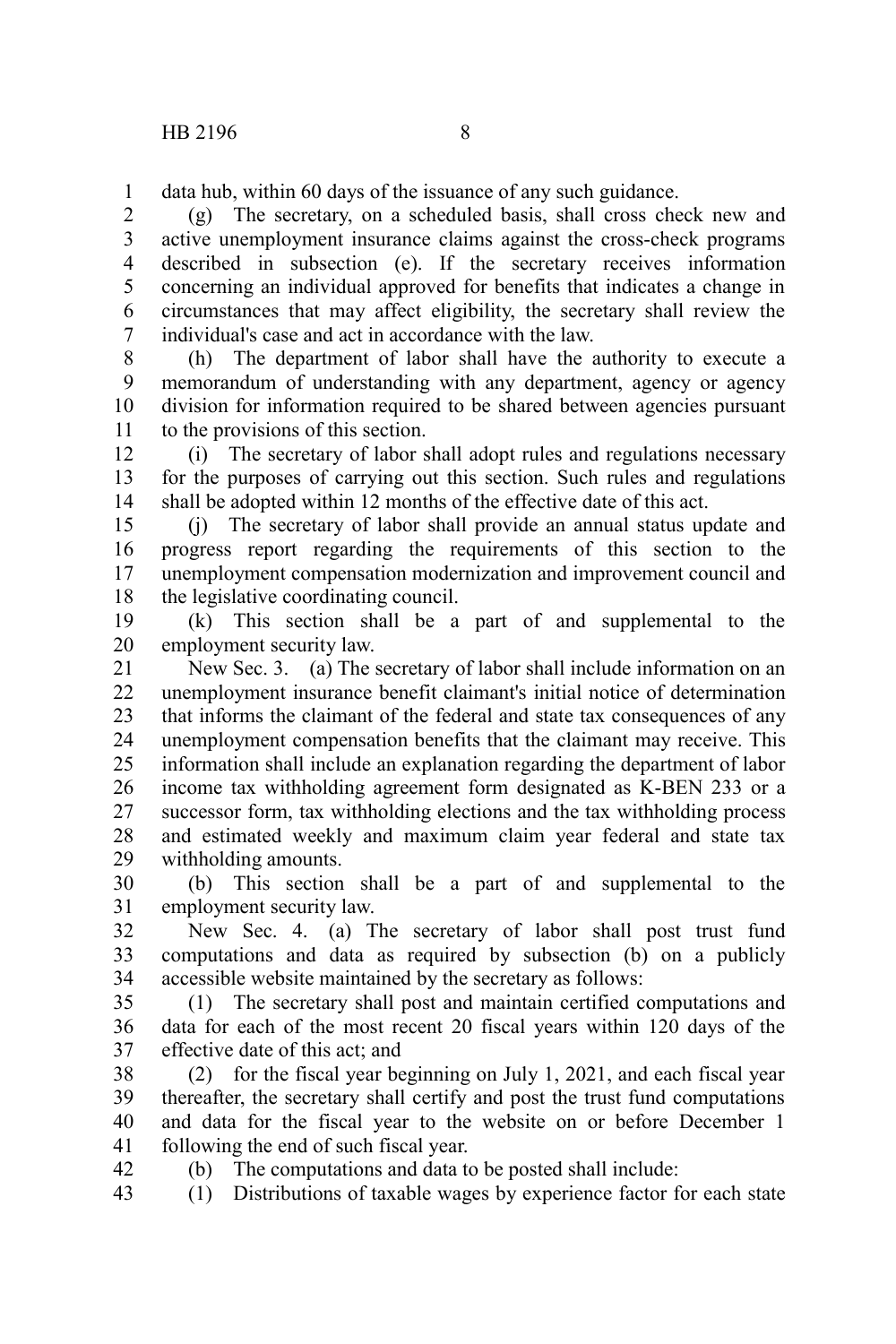data hub, within 60 days of the issuance of any such guidance.

(g) The secretary, on a scheduled basis, shall cross check new and active unemployment insurance claims against the cross-check programs described in subsection (e). If the secretary receives information concerning an individual approved for benefits that indicates a change in circumstances that may affect eligibility, the secretary shall review the individual's case and act in accordance with the law.

(h) The department of labor shall have the authority to execute a memorandum of understanding with any department, agency or agency division for information required to be shared between agencies pursuant to the provisions of this section.

(i) The secretary of labor shall adopt rules and regulations necessary for the purposes of carrying out this section. Such rules and regulations shall be adopted within 12 months of the effective date of this act.

(j) The secretary of labor shall provide an annual status update and progress report regarding the requirements of this section to the unemployment compensation modernization and improvement council and the legislative coordinating council.

(k) This section shall be a part of and supplemental to the employment security law.

New Sec. 3. (a) The secretary of labor shall include information on an unemployment insurance benefit claimant's initial notice of determination that informs the claimant of the federal and state tax consequences of any unemployment compensation benefits that the claimant may receive. This information shall include an explanation regarding the department of labor income tax withholding agreement form designated as K-BEN 233 or a successor form, tax withholding elections and the tax withholding process and estimated weekly and maximum claim year federal and state tax withholding amounts.

(b) This section shall be a part of and supplemental to the employment security law.

New Sec. 4. (a) The secretary of labor shall post trust fund computations and data as required by subsection (b) on a publicly accessible website maintained by the secretary as follows:

(1) The secretary shall post and maintain certified computations and data for each of the most recent 20 fiscal years within 120 days of the effective date of this act; and

(2) for the fiscal year beginning on July 1, 2021, and each fiscal year thereafter, the secretary shall certify and post the trust fund computations and data for the fiscal year to the website on or before December 1 following the end of such fiscal year.

(b) The computations and data to be posted shall include:

(1) Distributions of taxable wages by experience factor for each state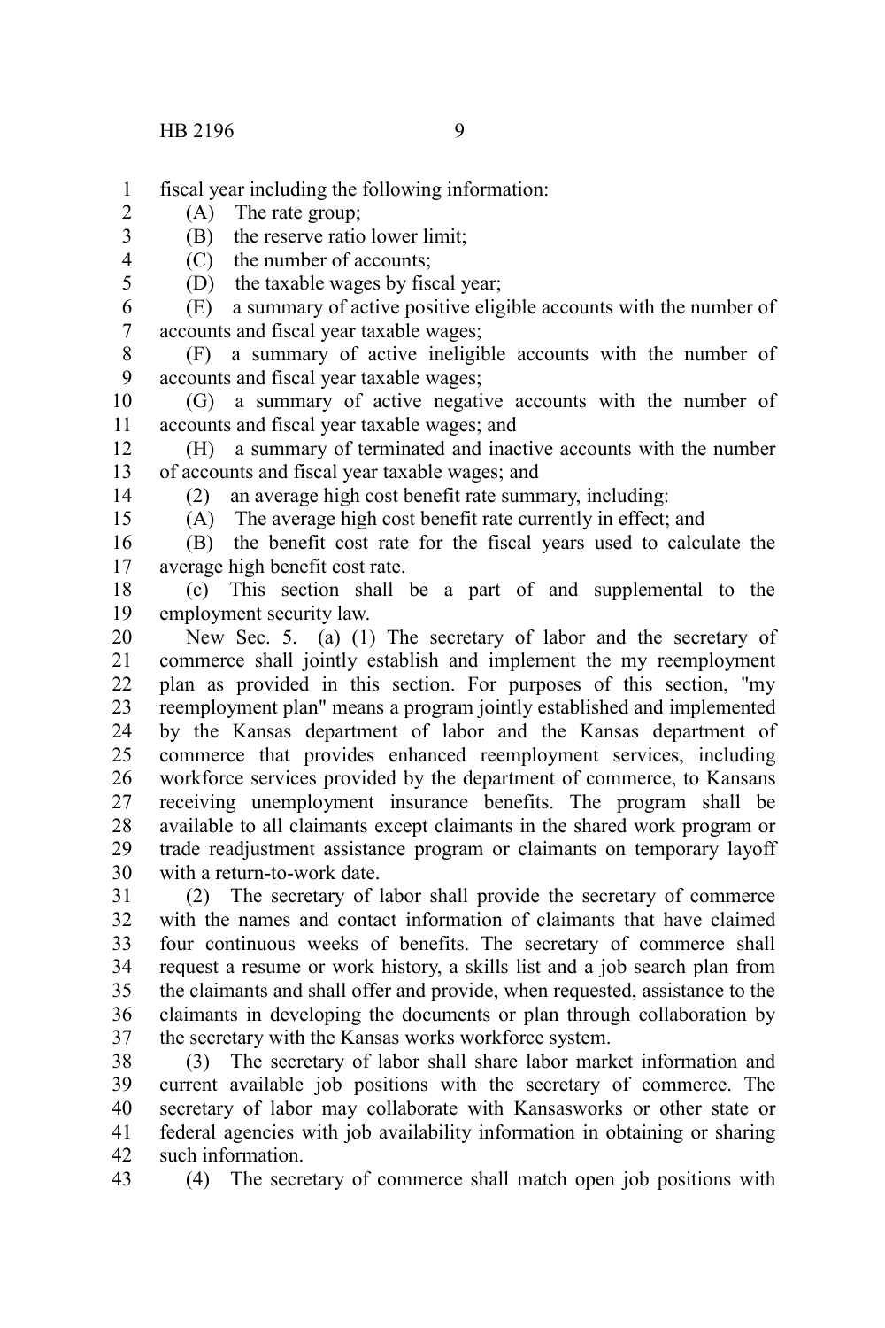fiscal year including the following information:

(A) The rate group;

(B) the reserve ratio lower limit;

(C) the number of accounts;

(D) the taxable wages by fiscal year;

(E) a summary of active positive eligible accounts with the number of accounts and fiscal year taxable wages;

(F) a summary of active ineligible accounts with the number of accounts and fiscal year taxable wages;

(G) a summary of active negative accounts with the number of accounts and fiscal year taxable wages; and

(H) a summary of terminated and inactive accounts with the number of accounts and fiscal year taxable wages; and

(2) an average high cost benefit rate summary, including:

(A) The average high cost benefit rate currently in effect; and

(B) the benefit cost rate for the fiscal years used to calculate the average high benefit cost rate.

(c) This section shall be a part of and supplemental to the employment security law.

New Sec. 5. (a) (1) The secretary of labor and the secretary of commerce shall jointly establish and implement the my reemployment plan as provided in this section. For purposes of this section, "my reemployment plan" means a program jointly established and implemented by the Kansas department of labor and the Kansas department of commerce that provides enhanced reemployment services, including workforce services provided by the department of commerce, to Kansans receiving unemployment insurance benefits. The program shall be available to all claimants except claimants in the shared work program or trade readjustment assistance program or claimants on temporary layoff with a return-to-work date.

(2) The secretary of labor shall provide the secretary of commerce with the names and contact information of claimants that have claimed four continuous weeks of benefits. The secretary of commerce shall request a resume or work history, a skills list and a job search plan from the claimants and shall offer and provide, when requested, assistance to the claimants in developing the documents or plan through collaboration by the secretary with the Kansas works workforce system.

(3) The secretary of labor shall share labor market information and current available job positions with the secretary of commerce. The secretary of labor may collaborate with Kansasworks or other state or federal agencies with job availability information in obtaining or sharing such information.

(4) The secretary of commerce shall match open job positions with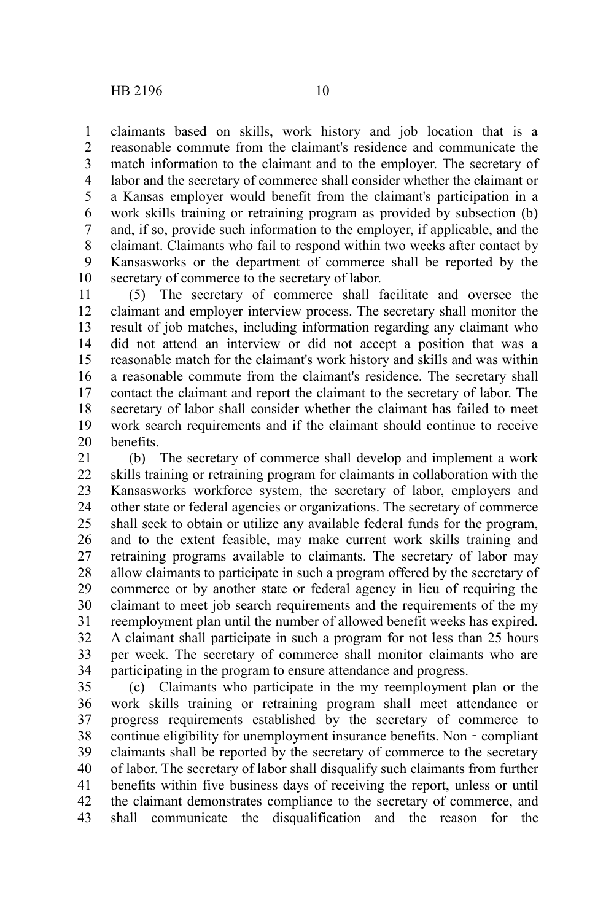claimants based on skills, work history and job location that is a reasonable commute from the claimant's residence and communicate the match information to the claimant and to the employer. The secretary of labor and the secretary of commerce shall consider whether the claimant or a Kansas employer would benefit from the claimant's participation in a work skills training or retraining program as provided by subsection (b) and, if so, provide such information to the employer, if applicable, and the claimant. Claimants who fail to respond within two weeks after contact by Kansasworks or the department of commerce shall be reported by the secretary of commerce to the secretary of labor.

(5) The secretary of commerce shall facilitate and oversee the claimant and employer interview process. The secretary shall monitor the result of job matches, including information regarding any claimant who did not attend an interview or did not accept a position that was a reasonable match for the claimant's work history and skills and was within a reasonable commute from the claimant's residence. The secretary shall contact the claimant and report the claimant to the secretary of labor. The secretary of labor shall consider whether the claimant has failed to meet work search requirements and if the claimant should continue to receive benefits.

(b) The secretary of commerce shall develop and implement a work skills training or retraining program for claimants in collaboration with the Kansasworks workforce system, the secretary of labor, employers and other state or federal agencies or organizations. The secretary of commerce shall seek to obtain or utilize any available federal funds for the program, and to the extent feasible, may make current work skills training and retraining programs available to claimants. The secretary of labor may allow claimants to participate in such a program offered by the secretary of commerce or by another state or federal agency in lieu of requiring the claimant to meet job search requirements and the requirements of the my reemployment plan until the number of allowed benefit weeks has expired. A claimant shall participate in such a program for not less than 25 hours per week. The secretary of commerce shall monitor claimants who are participating in the program to ensure attendance and progress.

(c) Claimants who participate in the my reemployment plan or the work skills training or retraining program shall meet attendance or progress requirements established by the secretary of commerce to continue eligibility for unemployment insurance benefits. Non-compliant claimants shall be reported by the secretary of commerce to the secretary of labor. The secretary of labor shall disqualify such claimants from further benefits within five business days of receiving the report, unless or until the claimant demonstrates compliance to the secretary of commerce, and shall communicate the disqualification and the reason for the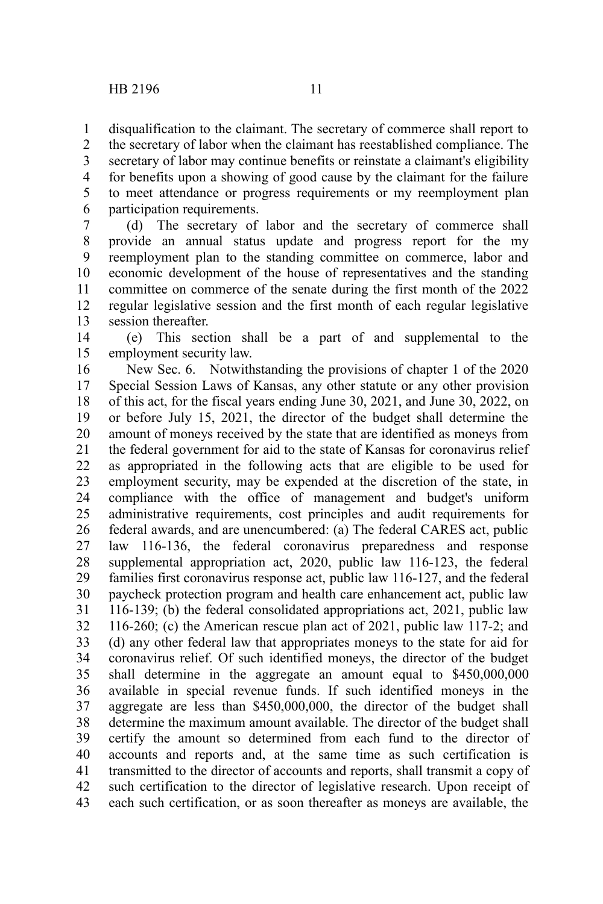disqualification to the claimant. The secretary of commerce shall report to the secretary of labor when the claimant has reestablished compliance. The secretary of labor may continue benefits or reinstate a claimant's eligibility for benefits upon a showing of good cause by the claimant for the failure to meet attendance or progress requirements or my reemployment plan participation requirements.

(d) The secretary of labor and the secretary of commerce shall provide an annual status update and progress report for the my reemployment plan to the standing committee on commerce, labor and economic development of the house of representatives and the standing committee on commerce of the senate during the first month of the 2022 regular legislative session and the first month of each regular legislative session thereafter.

(e) This section shall be a part of and supplemental to the employment security law.

New Sec. 6. Notwithstanding the provisions of chapter 1 of the 2020 Special Session Laws of Kansas, any other statute or any other provision of this act, for the fiscal years ending June 30, 2021, and June 30, 2022, on or before July 15, 2021, the director of the budget shall determine the amount of moneys received by the state that are identified as moneys from the federal government for aid to the state of Kansas for coronavirus relief as appropriated in the following acts that are eligible to be used for employment security, may be expended at the discretion of the state, in compliance with the office of management and budget's uniform administrative requirements, cost principles and audit requirements for federal awards, and are unencumbered: (a) The federal CARES act, public law 116-136, the federal coronavirus preparedness and response supplemental appropriation act, 2020, public law 116-123, the federal families first coronavirus response act, public law 116-127, and the federal paycheck protection program and health care enhancement act, public law 116-139; (b) the federal consolidated appropriations act, 2021, public law 116-260; (c) the American rescue plan act of 2021, public law 117-2; and (d) any other federal law that appropriates moneys to the state for aid for coronavirus relief. Of such identified moneys, the director of the budget shall determine in the aggregate an amount equal to $450,000,000 available in special revenue funds. If such identified moneys in the aggregate are less than $450,000,000, the director of the budget shall determine the maximum amount available. The director of the budget shall certify the amount so determined from each fund to the director of accounts and reports and, at the same time as such certification is transmitted to the director of accounts and reports, shall transmit a copy of such certification to the director of legislative research. Upon receipt of each such certification, or as soon thereafter as moneys are available, the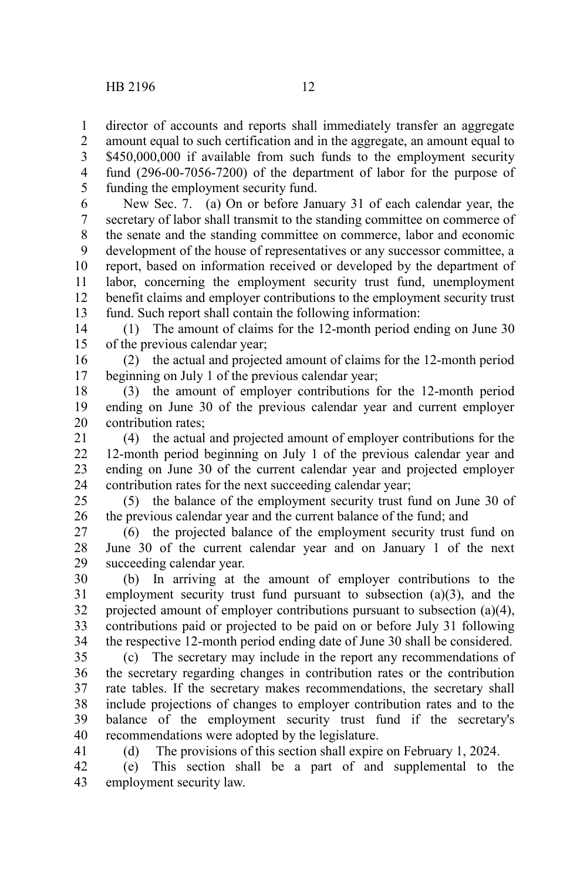director of accounts and reports shall immediately transfer an aggregate amount equal to such certification and in the aggregate, an amount equal to $450,000,000 if available from such funds to the employment security fund (296-00-7056-7200) of the department of labor for the purpose of funding the employment security fund.

New Sec. 7. (a) On or before January 31 of each calendar year, the secretary of labor shall transmit to the standing committee on commerce of the senate and the standing committee on commerce, labor and economic development of the house of representatives or any successor committee, a report, based on information received or developed by the department of labor, concerning the employment security trust fund, unemployment benefit claims and employer contributions to the employment security trust fund. Such report shall contain the following information:

(1) The amount of claims for the 12-month period ending on June 30 of the previous calendar year;

(2) the actual and projected amount of claims for the 12-month period beginning on July 1 of the previous calendar year;

(3) the amount of employer contributions for the 12-month period ending on June 30 of the previous calendar year and current employer contribution rates;

(4) the actual and projected amount of employer contributions for the 12-month period beginning on July 1 of the previous calendar year and ending on June 30 of the current calendar year and projected employer contribution rates for the next succeeding calendar year;

(5) the balance of the employment security trust fund on June 30 of the previous calendar year and the current balance of the fund; and

(6) the projected balance of the employment security trust fund on June 30 of the current calendar year and on January 1 of the next succeeding calendar year.

(b) In arriving at the amount of employer contributions to the employment security trust fund pursuant to subsection (a)(3), and the projected amount of employer contributions pursuant to subsection (a)(4), contributions paid or projected to be paid on or before July 31 following the respective 12-month period ending date of June 30 shall be considered.

(c) The secretary may include in the report any recommendations of the secretary regarding changes in contribution rates or the contribution rate tables. If the secretary makes recommendations, the secretary shall include projections of changes to employer contribution rates and to the balance of the employment security trust fund if the secretary's recommendations were adopted by the legislature.

(d) The provisions of this section shall expire on February 1, 2024.

(e) This section shall be a part of and supplemental to the employment security law.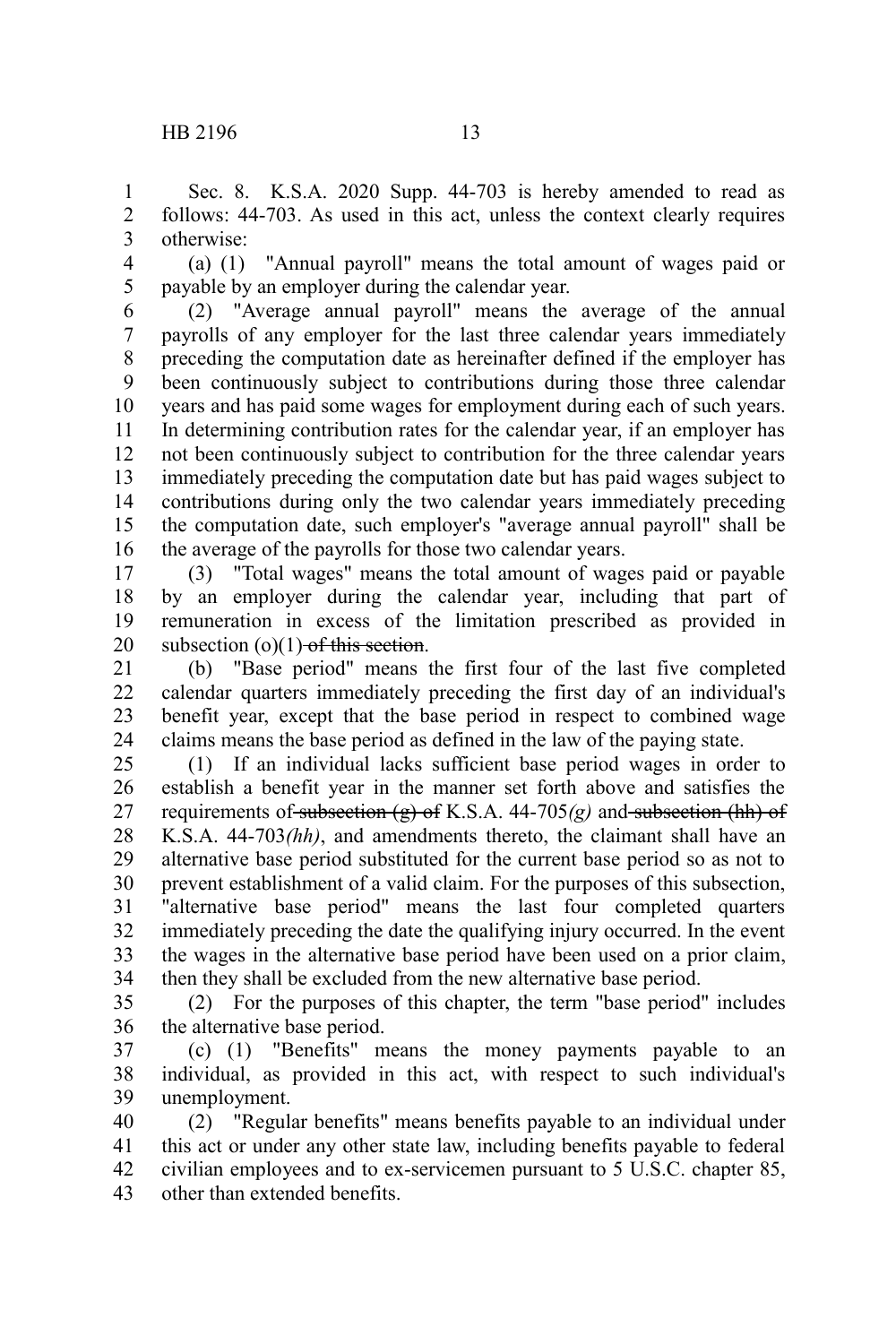Sec. 8. K.S.A. 2020 Supp. 44-703 is hereby amended to read as follows: 44-703. As used in this act, unless the context clearly requires otherwise:

(a) (1) "Annual payroll" means the total amount of wages paid or payable by an employer during the calendar year.

(2) "Average annual payroll" means the average of the annual payrolls of any employer for the last three calendar years immediately preceding the computation date as hereinafter defined if the employer has been continuously subject to contributions during those three calendar years and has paid some wages for employment during each of such years. In determining contribution rates for the calendar year, if an employer has not been continuously subject to contribution for the three calendar years immediately preceding the computation date but has paid wages subject to contributions during only the two calendar years immediately preceding the computation date, such employer's "average annual payroll" shall be the average of the payrolls for those two calendar years.

(3) "Total wages" means the total amount of wages paid or payable by an employer during the calendar year, including that part of remuneration in excess of the limitation prescribed as provided in subsection (o)(1) ~~of this section~~.

(b) "Base period" means the first four of the last five completed calendar quarters immediately preceding the first day of an individual's benefit year, except that the base period in respect to combined wage claims means the base period as defined in the law of the paying state.

(1) If an individual lacks sufficient base period wages in order to establish a benefit year in the manner set forth above and satisfies the requirements of ~~subsection (g) of~~ K.S.A. 44-705*(g)* and ~~subsection (hh) of~~ K.S.A. 44-703*(hh)*, and amendments thereto, the claimant shall have an alternative base period substituted for the current base period so as not to prevent establishment of a valid claim. For the purposes of this subsection, "alternative base period" means the last four completed quarters immediately preceding the date the qualifying injury occurred. In the event the wages in the alternative base period have been used on a prior claim, then they shall be excluded from the new alternative base period.

(2) For the purposes of this chapter, the term "base period" includes the alternative base period.

(c) (1) "Benefits" means the money payments payable to an individual, as provided in this act, with respect to such individual's unemployment.

(2) "Regular benefits" means benefits payable to an individual under this act or under any other state law, including benefits payable to federal civilian employees and to ex-servicemen pursuant to 5 U.S.C. chapter 85, other than extended benefits.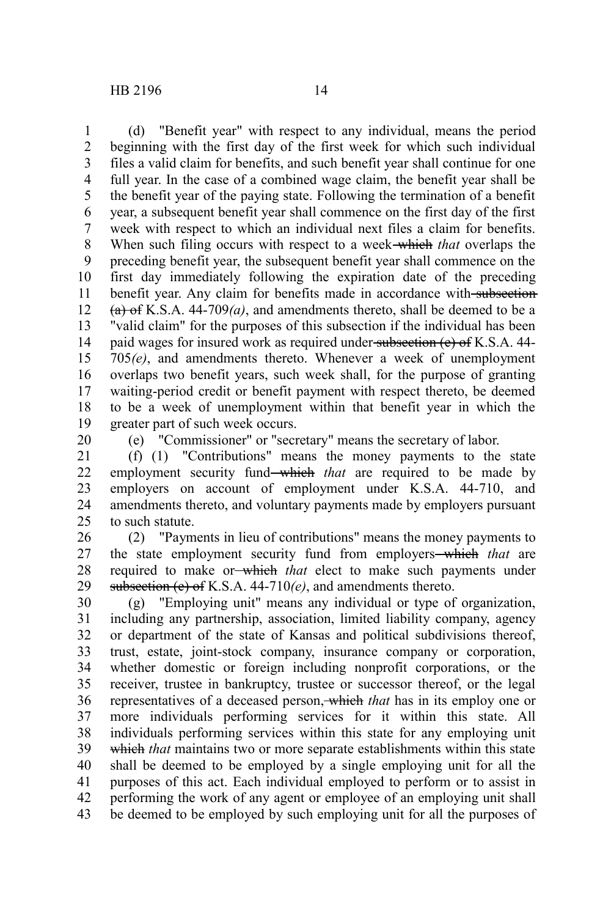(d) "Benefit year" with respect to any individual, means the period beginning with the first day of the first week for which such individual files a valid claim for benefits, and such benefit year shall continue for one full year. In the case of a combined wage claim, the benefit year shall be the benefit year of the paying state. Following the termination of a benefit year, a subsequent benefit year shall commence on the first day of the first week with respect to which an individual next files a claim for benefits. When such filing occurs with respect to a week ~~which~~ *that* overlaps the preceding benefit year, the subsequent benefit year shall commence on the first day immediately following the expiration date of the preceding benefit year. Any claim for benefits made in accordance with ~~subsection (a) of~~ K.S.A. 44-709*(a)*, and amendments thereto, shall be deemed to be a "valid claim" for the purposes of this subsection if the individual has been paid wages for insured work as required under ~~subsection (e) of~~ K.S.A. 44-705*(e)*, and amendments thereto. Whenever a week of unemployment overlaps two benefit years, such week shall, for the purpose of granting waiting-period credit or benefit payment with respect thereto, be deemed to be a week of unemployment within that benefit year in which the greater part of such week occurs.

(e) "Commissioner" or "secretary" means the secretary of labor.

(f) (1) "Contributions" means the money payments to the state employment security fund ~~which~~ *that* are required to be made by employers on account of employment under K.S.A. 44-710, and amendments thereto, and voluntary payments made by employers pursuant to such statute.

(2) "Payments in lieu of contributions" means the money payments to the state employment security fund from employers ~~which~~ *that* are required to make or ~~which~~ *that* elect to make such payments under ~~subsection (e) of~~ K.S.A. 44-710*(e)*, and amendments thereto.

(g) "Employing unit" means any individual or type of organization, including any partnership, association, limited liability company, agency or department of the state of Kansas and political subdivisions thereof, trust, estate, joint-stock company, insurance company or corporation, whether domestic or foreign including nonprofit corporations, or the receiver, trustee in bankruptcy, trustee or successor thereof, or the legal representatives of a deceased person, ~~which~~ *that* has in its employ one or more individuals performing services for it within this state. All individuals performing services within this state for any employing unit ~~which~~ *that* maintains two or more separate establishments within this state shall be deemed to be employed by a single employing unit for all the purposes of this act. Each individual employed to perform or to assist in performing the work of any agent or employee of an employing unit shall be deemed to be employed by such employing unit for all the purposes of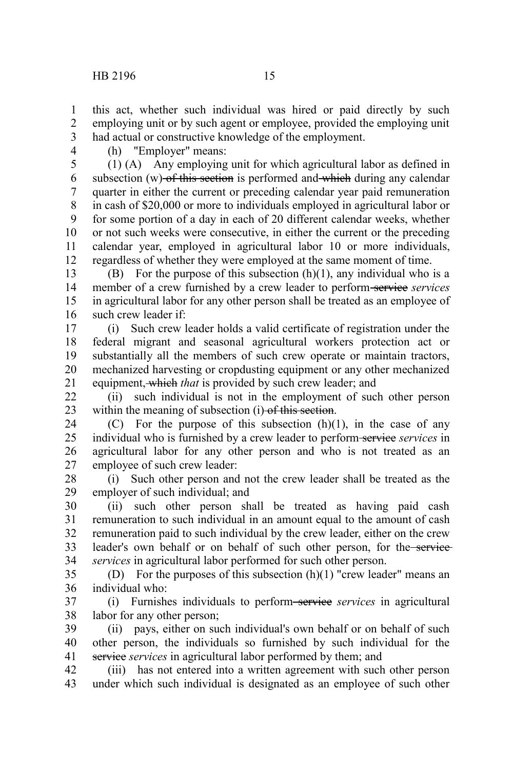this act, whether such individual was hired or paid directly by such employing unit or by such agent or employee, provided the employing unit had actual or constructive knowledge of the employment.

(h) "Employer" means:

(1) (A) Any employing unit for which agricultural labor as defined in subsection (w) ~~of this section~~ is performed and ~~which~~ during any calendar quarter in either the current or preceding calendar year paid remuneration in cash of $20,000 or more to individuals employed in agricultural labor or for some portion of a day in each of 20 different calendar weeks, whether or not such weeks were consecutive, in either the current or the preceding calendar year, employed in agricultural labor 10 or more individuals, regardless of whether they were employed at the same moment of time.

(B) For the purpose of this subsection (h)(1), any individual who is a member of a crew furnished by a crew leader to perform ~~service~~ *services* in agricultural labor for any other person shall be treated as an employee of such crew leader if:

(i) Such crew leader holds a valid certificate of registration under the federal migrant and seasonal agricultural workers protection act or substantially all the members of such crew operate or maintain tractors, mechanized harvesting or cropdusting equipment or any other mechanized equipment~~, which~~ *that* is provided by such crew leader; and

(ii) such individual is not in the employment of such other person within the meaning of subsection (i) ~~of this section~~.

(C) For the purpose of this subsection (h)(1), in the case of any individual who is furnished by a crew leader to perform ~~service~~ *services* in agricultural labor for any other person and who is not treated as an employee of such crew leader:

(i) Such other person and not the crew leader shall be treated as the employer of such individual; and

(ii) such other person shall be treated as having paid cash remuneration to such individual in an amount equal to the amount of cash remuneration paid to such individual by the crew leader, either on the crew leader's own behalf or on behalf of such other person, for the ~~service~~ *services* in agricultural labor performed for such other person.

(D) For the purposes of this subsection (h)(1) "crew leader" means an individual who:

(i) Furnishes individuals to perform ~~service~~ *services* in agricultural labor for any other person;

(ii) pays, either on such individual's own behalf or on behalf of such other person, the individuals so furnished by such individual for the ~~service~~ *services* in agricultural labor performed by them; and

(iii) has not entered into a written agreement with such other person under which such individual is designated as an employee of such other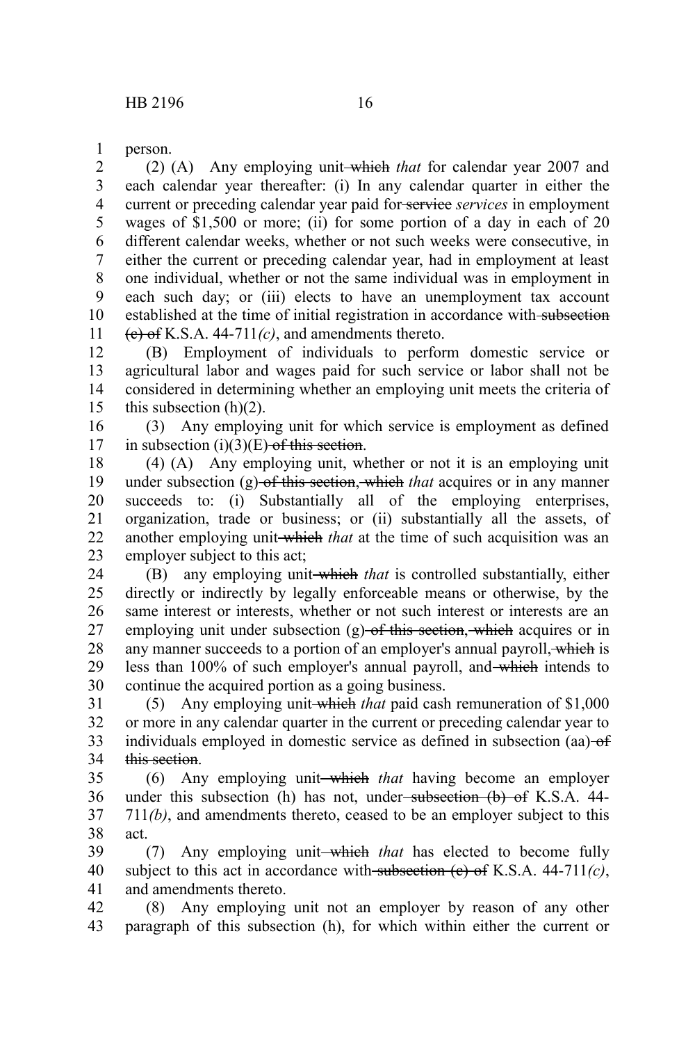person.

(2) (A) Any employing unit ~~which~~ *that* for calendar year 2007 and each calendar year thereafter: (i) In any calendar quarter in either the current or preceding calendar year paid for ~~service~~ *services* in employment wages of $1,500 or more; (ii) for some portion of a day in each of 20 different calendar weeks, whether or not such weeks were consecutive, in either the current or preceding calendar year, had in employment at least one individual, whether or not the same individual was in employment in each such day; or (iii) elects to have an unemployment tax account established at the time of initial registration in accordance with ~~subsection (c) of~~ K.S.A. 44-711*(c)*, and amendments thereto.

(B) Employment of individuals to perform domestic service or agricultural labor and wages paid for such service or labor shall not be considered in determining whether an employing unit meets the criteria of this subsection (h)(2).

(3) Any employing unit for which service is employment as defined in subsection (i)(3)(E) ~~of this section~~.

(4) (A) Any employing unit, whether or not it is an employing unit under subsection (g) ~~of this section~~, ~~which~~ *that* acquires or in any manner succeeds to: (i) Substantially all of the employing enterprises, organization, trade or business; or (ii) substantially all the assets, of another employing unit ~~which~~ *that* at the time of such acquisition was an employer subject to this act;

(B) any employing unit ~~which~~ *that* is controlled substantially, either directly or indirectly by legally enforceable means or otherwise, by the same interest or interests, whether or not such interest or interests are an employing unit under subsection (g) ~~of this section~~, ~~which~~ acquires or in any manner succeeds to a portion of an employer's annual payroll, ~~which~~ is less than 100% of such employer's annual payroll, and ~~which~~ intends to continue the acquired portion as a going business.

(5) Any employing unit ~~which~~ *that* paid cash remuneration of $1,000 or more in any calendar quarter in the current or preceding calendar year to individuals employed in domestic service as defined in subsection (aa) ~~of this section~~.

(6) Any employing unit ~~which~~ *that* having become an employer under this subsection (h) has not, under ~~subsection (b) of~~ K.S.A. 44-711*(b)*, and amendments thereto, ceased to be an employer subject to this act.

(7) Any employing unit ~~which~~ *that* has elected to become fully subject to this act in accordance with ~~subsection (c) of~~ K.S.A. 44-711*(c)*, and amendments thereto.

(8) Any employing unit not an employer by reason of any other paragraph of this subsection (h), for which within either the current or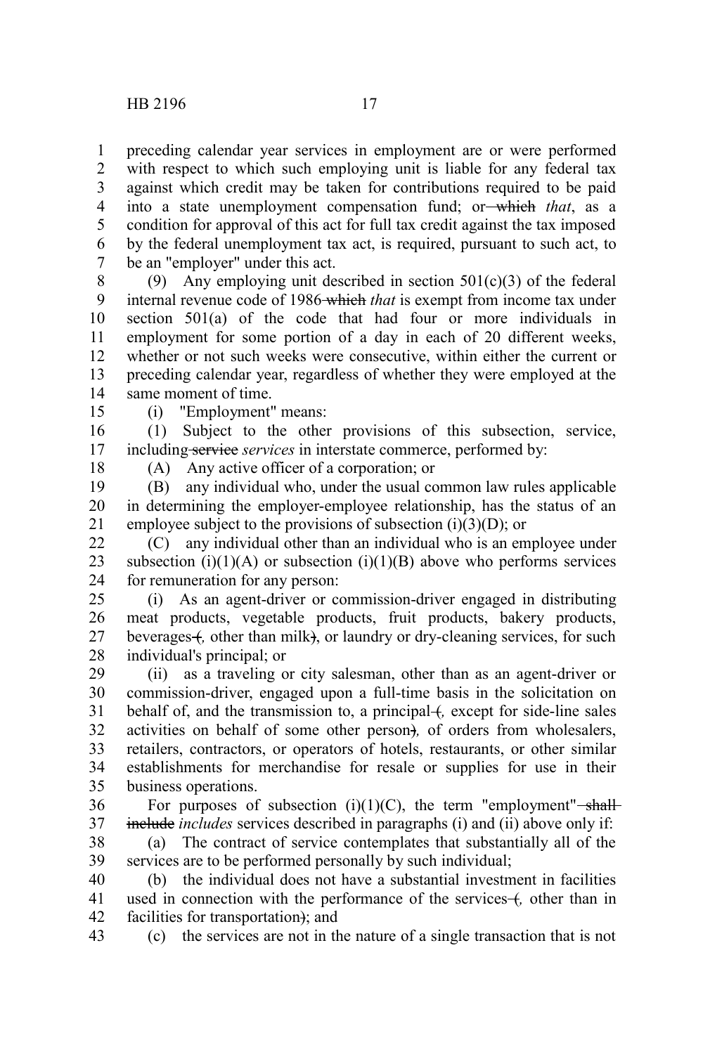preceding calendar year services in employment are or were performed with respect to which such employing unit is liable for any federal tax against which credit may be taken for contributions required to be paid into a state unemployment compensation fund; or ~~which~~ *that*, as a condition for approval of this act for full tax credit against the tax imposed by the federal unemployment tax act, is required, pursuant to such act, to be an "employer" under this act.

(9) Any employing unit described in section 501(c)(3) of the federal internal revenue code of 1986 ~~which~~ *that* is exempt from income tax under section 501(a) of the code that had four or more individuals in employment for some portion of a day in each of 20 different weeks, whether or not such weeks were consecutive, within either the current or preceding calendar year, regardless of whether they were employed at the same moment of time.

(i) "Employment" means:

(1) Subject to the other provisions of this subsection, service, including ~~service~~ *services* in interstate commerce, performed by:

(A) Any active officer of a corporation; or

(B) any individual who, under the usual common law rules applicable in determining the employer-employee relationship, has the status of an employee subject to the provisions of subsection (i)(3)(D); or

(C) any individual other than an individual who is an employee under subsection (i)(1)(A) or subsection (i)(1)(B) above who performs services for remuneration for any person:

(i) As an agent-driver or commission-driver engaged in distributing meat products, vegetable products, fruit products, bakery products, beverages ~~(~~*,* other than milk~~)~~, or laundry or dry-cleaning services, for such individual's principal; or

(ii) as a traveling or city salesman, other than as an agent-driver or commission-driver, engaged upon a full-time basis in the solicitation on behalf of, and the transmission to, a principal ~~(~~*,* except for side-line sales activities on behalf of some other person~~)~~*,* of orders from wholesalers, retailers, contractors, or operators of hotels, restaurants, or other similar establishments for merchandise for resale or supplies for use in their business operations.

For purposes of subsection (i)(1)(C), the term "employment" ~~shall include~~ *includes* services described in paragraphs (i) and (ii) above only if:

(a) The contract of service contemplates that substantially all of the services are to be performed personally by such individual;

(b) the individual does not have a substantial investment in facilities used in connection with the performance of the services ~~(~~*,* other than in facilities for transportation~~)~~; and

(c) the services are not in the nature of a single transaction that is not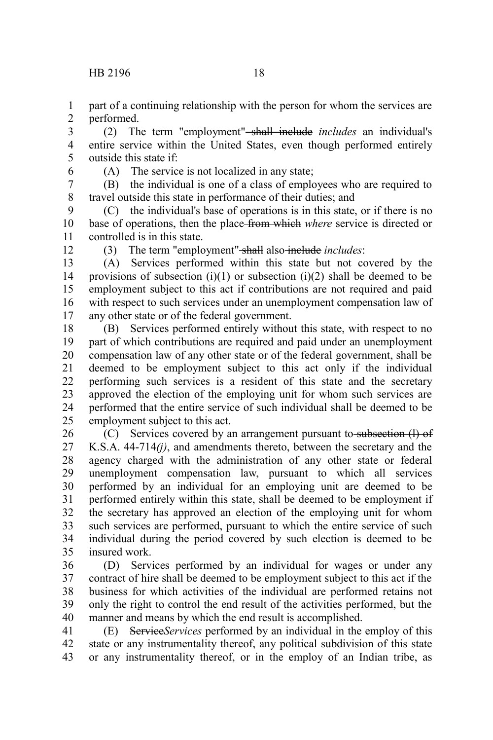part of a continuing relationship with the person for whom the services are performed.

(2) The term "employment" ~~shall include~~ *includes* an individual's entire service within the United States, even though performed entirely outside this state if:

(A) The service is not localized in any state;

(B) the individual is one of a class of employees who are required to travel outside this state in performance of their duties; and

(C) the individual's base of operations is in this state, or if there is no base of operations, then the place ~~from which~~ *where* service is directed or controlled is in this state.

(3) The term "employment" ~~shall~~ also ~~include~~ *includes*:

(A) Services performed within this state but not covered by the provisions of subsection (i)(1) or subsection (i)(2) shall be deemed to be employment subject to this act if contributions are not required and paid with respect to such services under an unemployment compensation law of any other state or of the federal government.

(B) Services performed entirely without this state, with respect to no part of which contributions are required and paid under an unemployment compensation law of any other state or of the federal government, shall be deemed to be employment subject to this act only if the individual performing such services is a resident of this state and the secretary approved the election of the employing unit for whom such services are performed that the entire service of such individual shall be deemed to be employment subject to this act.

(C) Services covered by an arrangement pursuant to ~~subsection (l) of~~ K.S.A. 44-714*(j)*, and amendments thereto, between the secretary and the agency charged with the administration of any other state or federal unemployment compensation law, pursuant to which all services performed by an individual for an employing unit are deemed to be performed entirely within this state, shall be deemed to be employment if the secretary has approved an election of the employing unit for whom such services are performed, pursuant to which the entire service of such individual during the period covered by such election is deemed to be insured work.

(D) Services performed by an individual for wages or under any contract of hire shall be deemed to be employment subject to this act if the business for which activities of the individual are performed retains not only the right to control the end result of the activities performed, but the manner and means by which the end result is accomplished.

(E) ~~Service~~*Services* performed by an individual in the employ of this state or any instrumentality thereof, any political subdivision of this state or any instrumentality thereof, or in the employ of an Indian tribe, as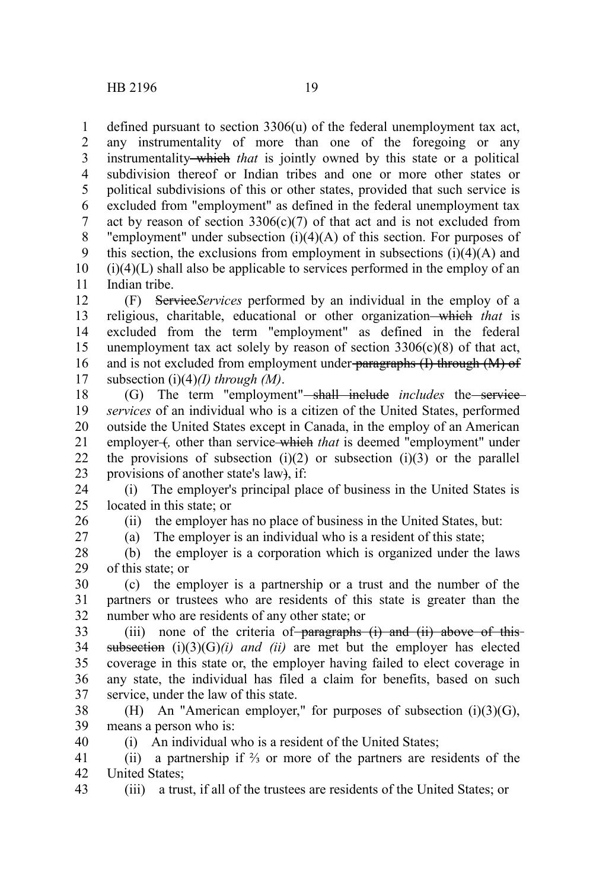defined pursuant to section 3306(u) of the federal unemployment tax act, any instrumentality of more than one of the foregoing or any instrumentality ~~which~~ *that* is jointly owned by this state or a political subdivision thereof or Indian tribes and one or more other states or political subdivisions of this or other states, provided that such service is excluded from "employment" as defined in the federal unemployment tax act by reason of section 3306(c)(7) of that act and is not excluded from "employment" under subsection (i)(4)(A) of this section. For purposes of this section, the exclusions from employment in subsections (i)(4)(A) and (i)(4)(L) shall also be applicable to services performed in the employ of an Indian tribe.

(F) ~~Service~~*Services* performed by an individual in the employ of a religious, charitable, educational or other organization ~~which~~ *that* is excluded from the term "employment" as defined in the federal unemployment tax act solely by reason of section 3306(c)(8) of that act, and is not excluded from employment under ~~paragraphs (I) through (M) of~~ subsection (i)(4)*(I) through (M)*.

(G) The term "employment" ~~shall include~~ *includes* the ~~service~~ *services* of an individual who is a citizen of the United States, performed outside the United States except in Canada, in the employ of an American employer ~~(~~*,* other than service ~~which~~ *that* is deemed "employment" under the provisions of subsection (i)(2) or subsection (i)(3) or the parallel provisions of another state's law~~)~~, if:

(i) The employer's principal place of business in the United States is located in this state; or

(ii) the employer has no place of business in the United States, but:

(a) The employer is an individual who is a resident of this state;

(b) the employer is a corporation which is organized under the laws of this state; or

(c) the employer is a partnership or a trust and the number of the partners or trustees who are residents of this state is greater than the number who are residents of any other state; or

(iii) none of the criteria of ~~paragraphs (i) and (ii) above of this subsection~~ (i)(3)(G)*(i) and (ii)* are met but the employer has elected coverage in this state or, the employer having failed to elect coverage in any state, the individual has filed a claim for benefits, based on such service, under the law of this state.

(H) An "American employer," for purposes of subsection (i)(3)(G), means a person who is:

(i) An individual who is a resident of the United States;

(ii) a partnership if ⅔ or more of the partners are residents of the United States;

(iii) a trust, if all of the trustees are residents of the United States; or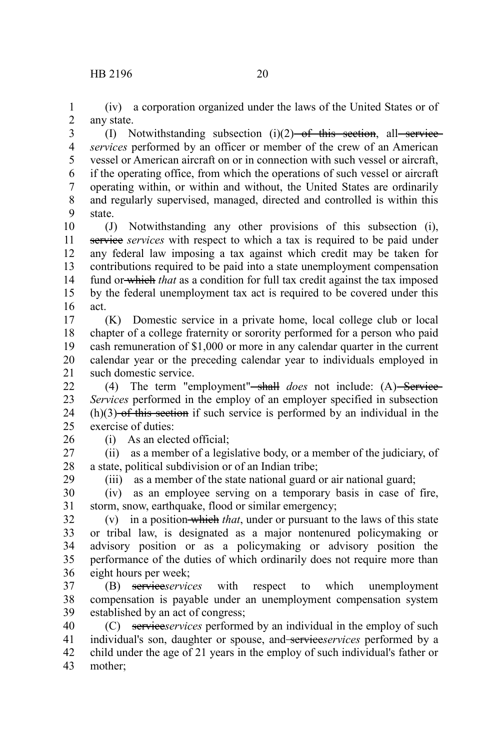(iv) a corporation organized under the laws of the United States or of any state.

(I) Notwithstanding subsection (i)(2) ~~of this section~~, all ~~service~~ *services* performed by an officer or member of the crew of an American vessel or American aircraft on or in connection with such vessel or aircraft, if the operating office, from which the operations of such vessel or aircraft operating within, or within and without, the United States are ordinarily and regularly supervised, managed, directed and controlled is within this state.

(J) Notwithstanding any other provisions of this subsection (i), ~~service~~ *services* with respect to which a tax is required to be paid under any federal law imposing a tax against which credit may be taken for contributions required to be paid into a state unemployment compensation fund or ~~which~~ *that* as a condition for full tax credit against the tax imposed by the federal unemployment tax act is required to be covered under this act.

(K) Domestic service in a private home, local college club or local chapter of a college fraternity or sorority performed for a person who paid cash remuneration of $1,000 or more in any calendar quarter in the current calendar year or the preceding calendar year to individuals employed in such domestic service.

(4) The term "employment" ~~shall~~ *does* not include: (A) ~~Service~~ *Services* performed in the employ of an employer specified in subsection (h)(3) ~~of this section~~ if such service is performed by an individual in the exercise of duties:

(i) As an elected official;

(ii) as a member of a legislative body, or a member of the judiciary, of a state, political subdivision or of an Indian tribe;

(iii) as a member of the state national guard or air national guard;

(iv) as an employee serving on a temporary basis in case of fire, storm, snow, earthquake, flood or similar emergency;

(v) in a position ~~which~~ *that*, under or pursuant to the laws of this state or tribal law, is designated as a major nontenured policymaking or advisory position or as a policymaking or advisory position the performance of the duties of which ordinarily does not require more than eight hours per week;

(B) ~~service~~*services* with respect to which unemployment compensation is payable under an unemployment compensation system established by an act of congress;

(C) ~~service~~*services* performed by an individual in the employ of such individual's son, daughter or spouse, and ~~service~~*services* performed by a child under the age of 21 years in the employ of such individual's father or mother;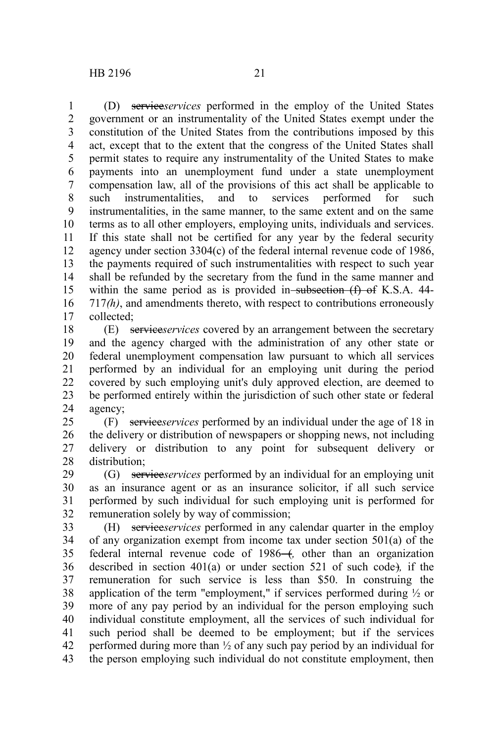(D) ~~service~~*services* performed in the employ of the United States government or an instrumentality of the United States exempt under the constitution of the United States from the contributions imposed by this act, except that to the extent that the congress of the United States shall permit states to require any instrumentality of the United States to make payments into an unemployment fund under a state unemployment compensation law, all of the provisions of this act shall be applicable to such instrumentalities, and to services performed for such instrumentalities, in the same manner, to the same extent and on the same terms as to all other employers, employing units, individuals and services. If this state shall not be certified for any year by the federal security agency under section 3304(c) of the federal internal revenue code of 1986, the payments required of such instrumentalities with respect to such year shall be refunded by the secretary from the fund in the same manner and within the same period as is provided in ~~subsection (f) of~~ K.S.A. 44-717*(h)*, and amendments thereto, with respect to contributions erroneously collected;

(E) ~~service~~*services* covered by an arrangement between the secretary and the agency charged with the administration of any other state or federal unemployment compensation law pursuant to which all services performed by an individual for an employing unit during the period covered by such employing unit's duly approved election, are deemed to be performed entirely within the jurisdiction of such other state or federal agency;

(F) ~~service~~*services* performed by an individual under the age of 18 in the delivery or distribution of newspapers or shopping news, not including delivery or distribution to any point for subsequent delivery or distribution;

(G) ~~service~~*services* performed by an individual for an employing unit as an insurance agent or as an insurance solicitor, if all such service performed by such individual for such employing unit is performed for remuneration solely by way of commission;

(H) ~~service~~*services* performed in any calendar quarter in the employ of any organization exempt from income tax under section 501(a) of the federal internal revenue code of 1986~~ (~~*,* other than an organization described in section 401(a) or under section 521 of such code~~)~~*,* if the remuneration for such service is less than $50. In construing the application of the term "employment," if services performed during ½ or more of any pay period by an individual for the person employing such individual constitute employment, all the services of such individual for such period shall be deemed to be employment; but if the services performed during more than ½ of any such pay period by an individual for the person employing such individual do not constitute employment, then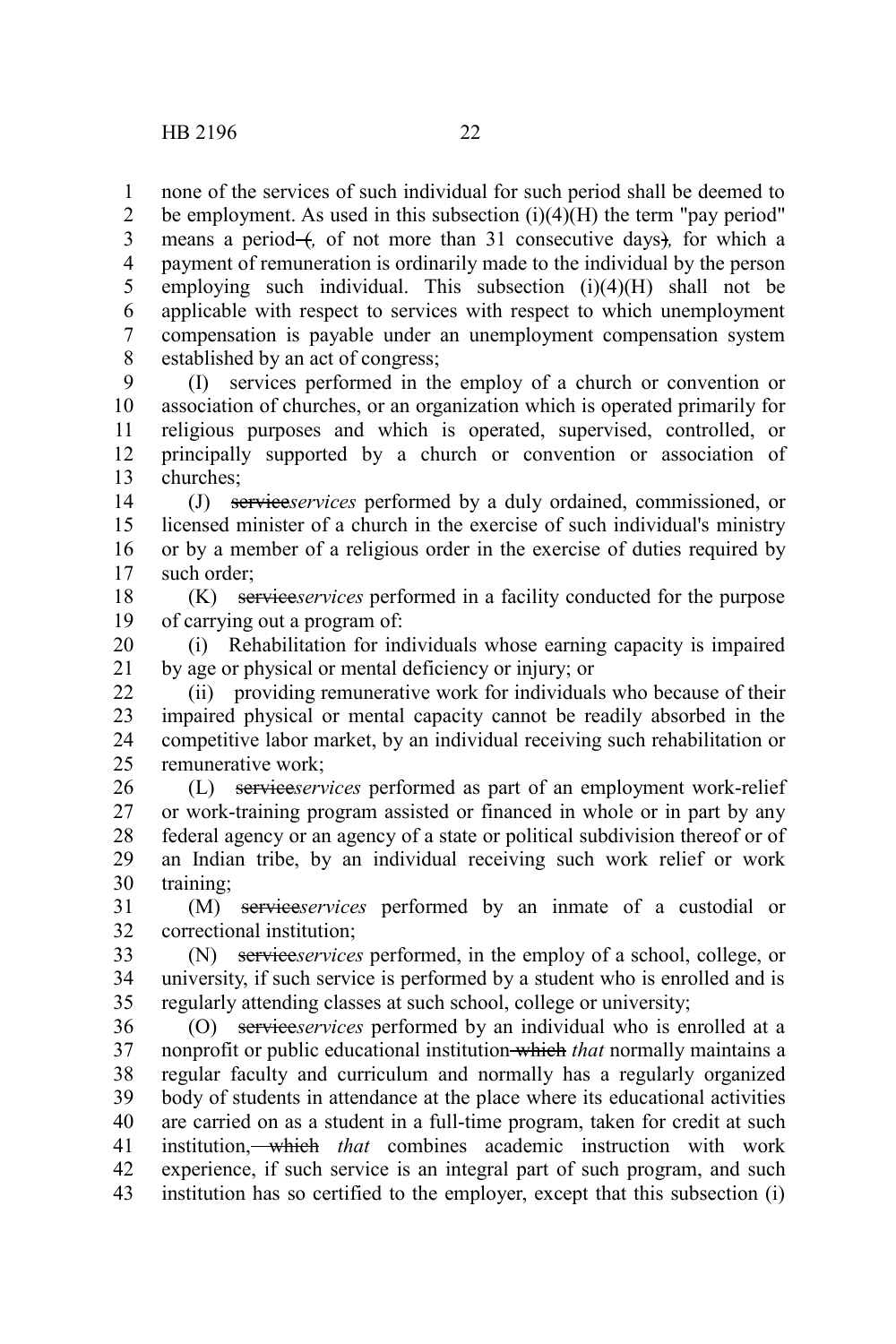none of the services of such individual for such period shall be deemed to be employment. As used in this subsection (i)(4)(H) the term "pay period" means a period ~~(~~*,* of not more than 31 consecutive days~~)~~*,* for which a payment of remuneration is ordinarily made to the individual by the person employing such individual. This subsection (i)(4)(H) shall not be applicable with respect to services with respect to which unemployment compensation is payable under an unemployment compensation system established by an act of congress;

(I) services performed in the employ of a church or convention or association of churches, or an organization which is operated primarily for religious purposes and which is operated, supervised, controlled, or principally supported by a church or convention or association of churches;

(J) ~~service~~*services* performed by a duly ordained, commissioned, or licensed minister of a church in the exercise of such individual's ministry or by a member of a religious order in the exercise of duties required by such order;

(K) ~~service~~*services* performed in a facility conducted for the purpose of carrying out a program of:

(i) Rehabilitation for individuals whose earning capacity is impaired by age or physical or mental deficiency or injury; or

(ii) providing remunerative work for individuals who because of their impaired physical or mental capacity cannot be readily absorbed in the competitive labor market, by an individual receiving such rehabilitation or remunerative work;

(L) ~~service~~*services* performed as part of an employment work-relief or work-training program assisted or financed in whole or in part by any federal agency or an agency of a state or political subdivision thereof or of an Indian tribe, by an individual receiving such work relief or work training;

(M) ~~service~~*services* performed by an inmate of a custodial or correctional institution;

(N) ~~service~~*services* performed, in the employ of a school, college, or university, if such service is performed by a student who is enrolled and is regularly attending classes at such school, college or university;

(O) ~~service~~*services* performed by an individual who is enrolled at a nonprofit or public educational institution ~~which~~ *that* normally maintains a regular faculty and curriculum and normally has a regularly organized body of students in attendance at the place where its educational activities are carried on as a student in a full-time program, taken for credit at such institution, ~~which~~ *that* combines academic instruction with work experience, if such service is an integral part of such program, and such institution has so certified to the employer, except that this subsection (i)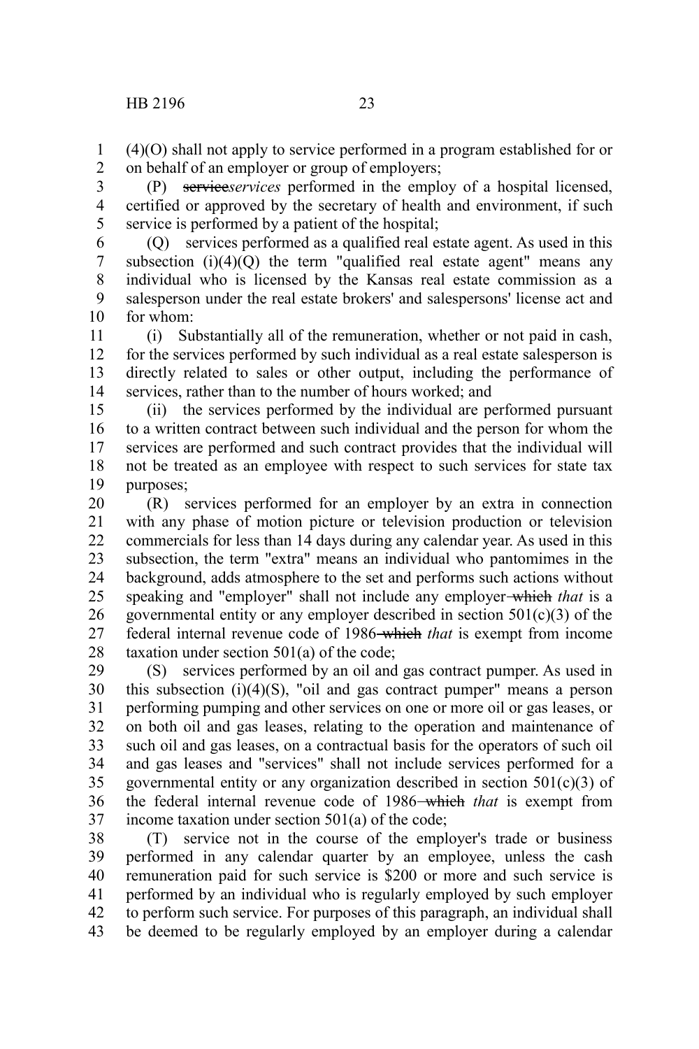(4)(O) shall not apply to service performed in a program established for or on behalf of an employer or group of employers;

(P) ~~service~~*services* performed in the employ of a hospital licensed, certified or approved by the secretary of health and environment, if such service is performed by a patient of the hospital;

(Q) services performed as a qualified real estate agent. As used in this subsection (i)(4)(Q) the term "qualified real estate agent" means any individual who is licensed by the Kansas real estate commission as a salesperson under the real estate brokers' and salespersons' license act and for whom:

(i) Substantially all of the remuneration, whether or not paid in cash, for the services performed by such individual as a real estate salesperson is directly related to sales or other output, including the performance of services, rather than to the number of hours worked; and

(ii) the services performed by the individual are performed pursuant to a written contract between such individual and the person for whom the services are performed and such contract provides that the individual will not be treated as an employee with respect to such services for state tax purposes;

(R) services performed for an employer by an extra in connection with any phase of motion picture or television production or television commercials for less than 14 days during any calendar year. As used in this subsection, the term "extra" means an individual who pantomimes in the background, adds atmosphere to the set and performs such actions without speaking and "employer" shall not include any employer ~~which~~ *that* is a governmental entity or any employer described in section 501(c)(3) of the federal internal revenue code of 1986 ~~which~~ *that* is exempt from income taxation under section 501(a) of the code;

(S) services performed by an oil and gas contract pumper. As used in this subsection (i)(4)(S), "oil and gas contract pumper" means a person performing pumping and other services on one or more oil or gas leases, or on both oil and gas leases, relating to the operation and maintenance of such oil and gas leases, on a contractual basis for the operators of such oil and gas leases and "services" shall not include services performed for a governmental entity or any organization described in section 501(c)(3) of the federal internal revenue code of 1986 ~~which~~ *that* is exempt from income taxation under section 501(a) of the code;

(T) service not in the course of the employer's trade or business performed in any calendar quarter by an employee, unless the cash remuneration paid for such service is $200 or more and such service is performed by an individual who is regularly employed by such employer to perform such service. For purposes of this paragraph, an individual shall be deemed to be regularly employed by an employer during a calendar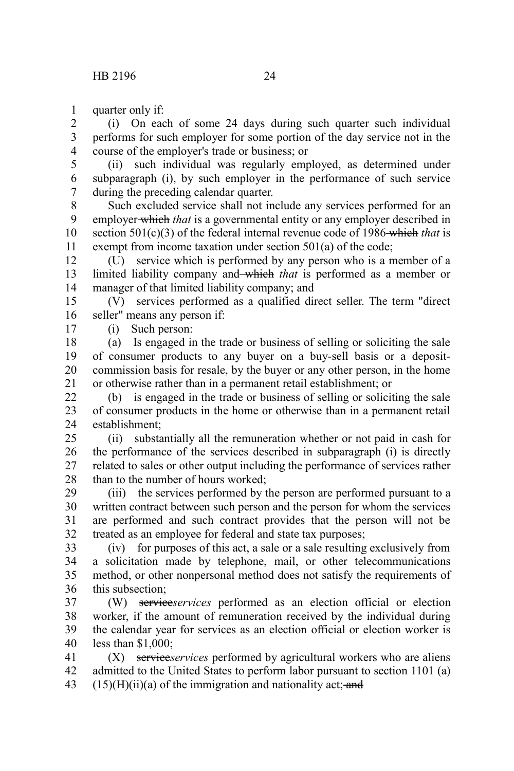quarter only if:

(i) On each of some 24 days during such quarter such individual performs for such employer for some portion of the day service not in the course of the employer's trade or business; or

(ii) such individual was regularly employed, as determined under subparagraph (i), by such employer in the performance of such service during the preceding calendar quarter.

Such excluded service shall not include any services performed for an employer ~~which~~ *that* is a governmental entity or any employer described in section 501(c)(3) of the federal internal revenue code of 1986 ~~which~~ *that* is exempt from income taxation under section 501(a) of the code;

(U) service which is performed by any person who is a member of a limited liability company and ~~which~~ *that* is performed as a member or manager of that limited liability company; and

(V) services performed as a qualified direct seller. The term "direct seller" means any person if:

(i) Such person:

(a) Is engaged in the trade or business of selling or soliciting the sale of consumer products to any buyer on a buy-sell basis or a deposit-commission basis for resale, by the buyer or any other person, in the home or otherwise rather than in a permanent retail establishment; or

(b) is engaged in the trade or business of selling or soliciting the sale of consumer products in the home or otherwise than in a permanent retail establishment;

(ii) substantially all the remuneration whether or not paid in cash for the performance of the services described in subparagraph (i) is directly related to sales or other output including the performance of services rather than to the number of hours worked;

(iii) the services performed by the person are performed pursuant to a written contract between such person and the person for whom the services are performed and such contract provides that the person will not be treated as an employee for federal and state tax purposes;

(iv) for purposes of this act, a sale or a sale resulting exclusively from a solicitation made by telephone, mail, or other telecommunications method, or other nonpersonal method does not satisfy the requirements of this subsection;

(W) ~~service~~*services* performed as an election official or election worker, if the amount of remuneration received by the individual during the calendar year for services as an election official or election worker is less than $1,000;

(X) ~~service~~*services* performed by agricultural workers who are aliens admitted to the United States to perform labor pursuant to section 1101 (a) (15)(H)(ii)(a) of the immigration and nationality act; ~~and~~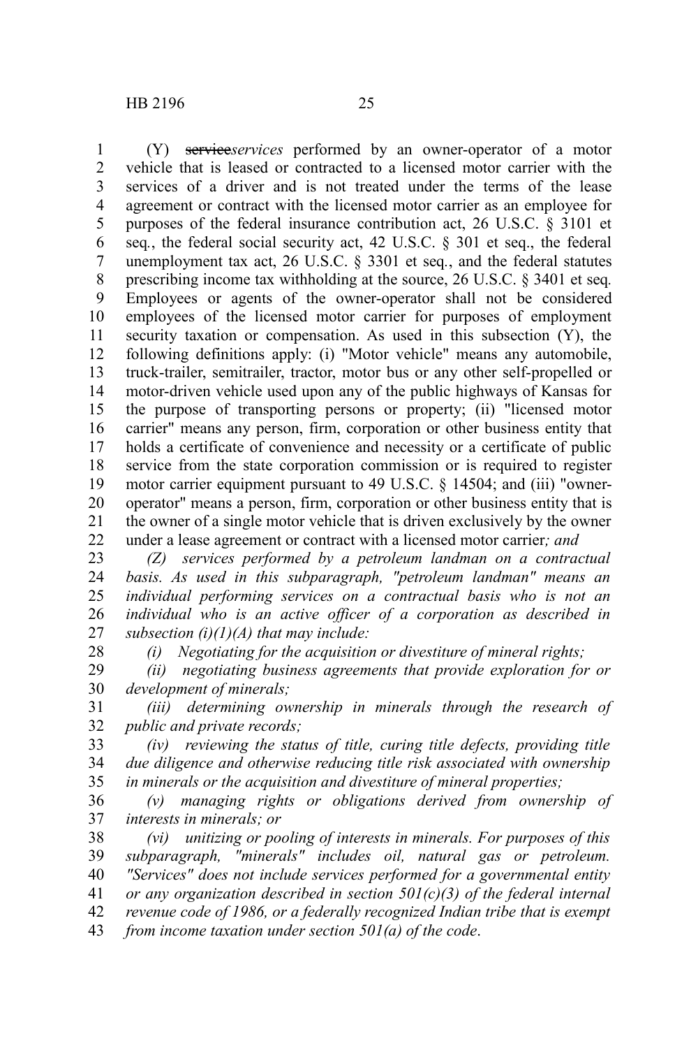(Y) ~~service~~*services* performed by an owner-operator of a motor vehicle that is leased or contracted to a licensed motor carrier with the services of a driver and is not treated under the terms of the lease agreement or contract with the licensed motor carrier as an employee for purposes of the federal insurance contribution act, 26 U.S.C. § 3101 et seq., the federal social security act, 42 U.S.C. § 301 et seq., the federal unemployment tax act, 26 U.S.C. § 3301 et seq., and the federal statutes prescribing income tax withholding at the source, 26 U.S.C. § 3401 et seq. Employees or agents of the owner-operator shall not be considered employees of the licensed motor carrier for purposes of employment security taxation or compensation. As used in this subsection (Y), the following definitions apply: (i) "Motor vehicle" means any automobile, truck-trailer, semitrailer, tractor, motor bus or any other self-propelled or motor-driven vehicle used upon any of the public highways of Kansas for the purpose of transporting persons or property; (ii) "licensed motor carrier" means any person, firm, corporation or other business entity that holds a certificate of convenience and necessity or a certificate of public service from the state corporation commission or is required to register motor carrier equipment pursuant to 49 U.S.C. § 14504; and (iii) "owner-operator" means a person, firm, corporation or other business entity that is the owner of a single motor vehicle that is driven exclusively by the owner under a lease agreement or contract with a licensed motor carrier*; and*

*(Z) services performed by a petroleum landman on a contractual basis. As used in this subparagraph, "petroleum landman" means an individual performing services on a contractual basis who is not an individual who is an active officer of a corporation as described in subsection (i)(1)(A) that may include:*

*(i) Negotiating for the acquisition or divestiture of mineral rights;*

*(ii) negotiating business agreements that provide exploration for or development of minerals;*

*(iii) determining ownership in minerals through the research of public and private records;*

*(iv) reviewing the status of title, curing title defects, providing title due diligence and otherwise reducing title risk associated with ownership in minerals or the acquisition and divestiture of mineral properties;*

*(v) managing rights or obligations derived from ownership of interests in minerals; or*

*(vi) unitizing or pooling of interests in minerals. For purposes of this subparagraph, "minerals" includes oil, natural gas or petroleum. "Services" does not include services performed for a governmental entity or any organization described in section 501(c)(3) of the federal internal revenue code of 1986, or a federally recognized Indian tribe that is exempt from income taxation under section 501(a) of the code*.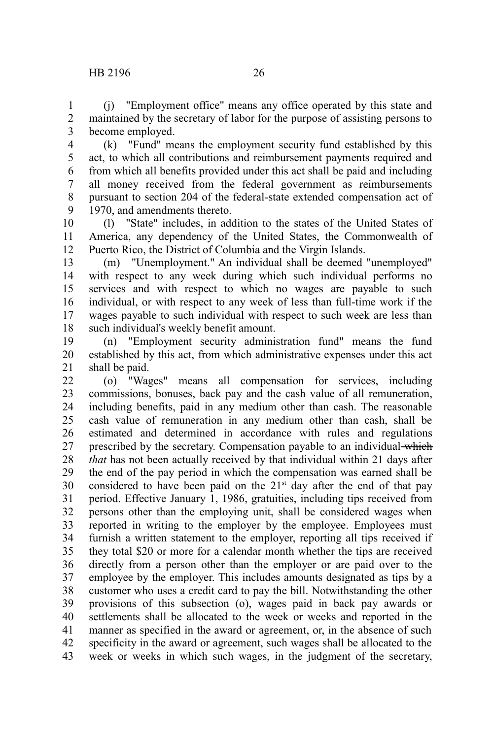(j) "Employment office" means any office operated by this state and maintained by the secretary of labor for the purpose of assisting persons to become employed.

(k) "Fund" means the employment security fund established by this act, to which all contributions and reimbursement payments required and from which all benefits provided under this act shall be paid and including all money received from the federal government as reimbursements pursuant to section 204 of the federal-state extended compensation act of 1970, and amendments thereto.

(l) "State" includes, in addition to the states of the United States of America, any dependency of the United States, the Commonwealth of Puerto Rico, the District of Columbia and the Virgin Islands.

(m) "Unemployment." An individual shall be deemed "unemployed" with respect to any week during which such individual performs no services and with respect to which no wages are payable to such individual, or with respect to any week of less than full-time work if the wages payable to such individual with respect to such week are less than such individual's weekly benefit amount.

(n) "Employment security administration fund" means the fund established by this act, from which administrative expenses under this act shall be paid.

(o) "Wages" means all compensation for services, including commissions, bonuses, back pay and the cash value of all remuneration, including benefits, paid in any medium other than cash. The reasonable cash value of remuneration in any medium other than cash, shall be estimated and determined in accordance with rules and regulations prescribed by the secretary. Compensation payable to an individual ~~which~~ *that* has not been actually received by that individual within 21 days after the end of the pay period in which the compensation was earned shall be considered to have been paid on the 21st day after the end of that pay period. Effective January 1, 1986, gratuities, including tips received from persons other than the employing unit, shall be considered wages when reported in writing to the employer by the employee. Employees must furnish a written statement to the employer, reporting all tips received if they total $20 or more for a calendar month whether the tips are received directly from a person other than the employer or are paid over to the employee by the employer. This includes amounts designated as tips by a customer who uses a credit card to pay the bill. Notwithstanding the other provisions of this subsection (o), wages paid in back pay awards or settlements shall be allocated to the week or weeks and reported in the manner as specified in the award or agreement, or, in the absence of such specificity in the award or agreement, such wages shall be allocated to the week or weeks in which such wages, in the judgment of the secretary,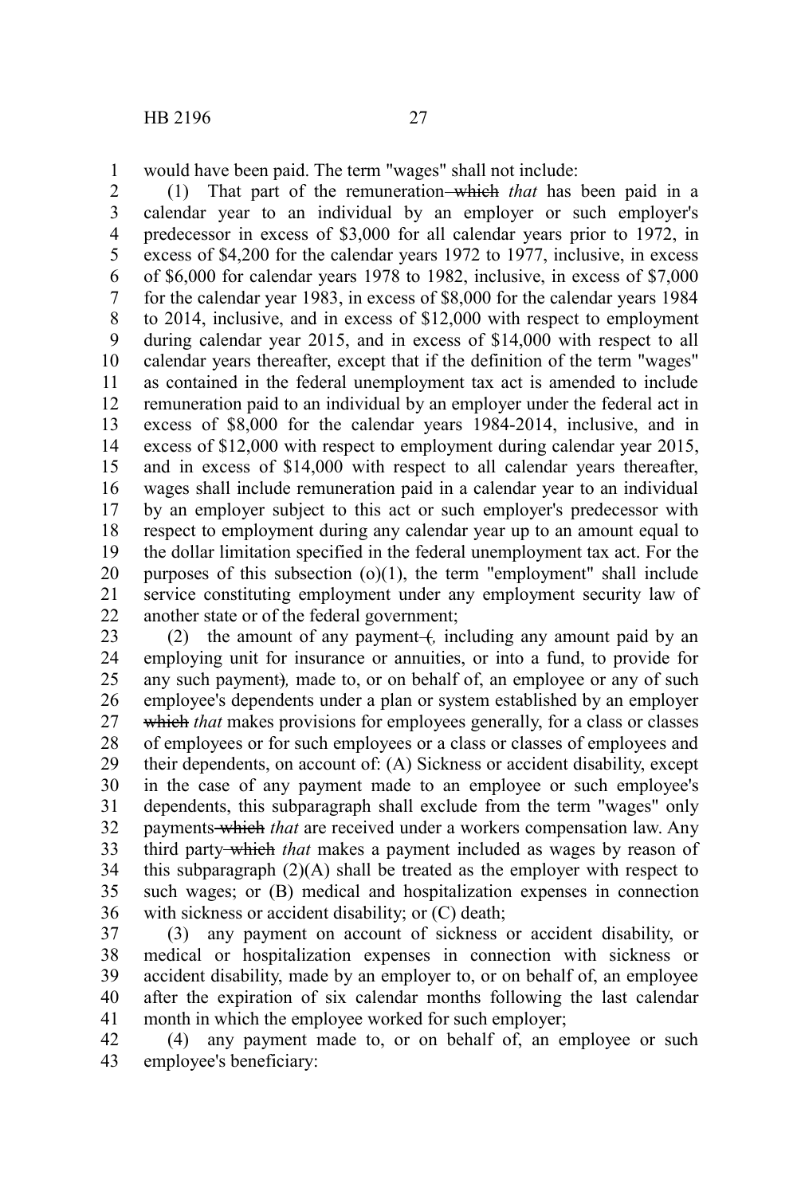would have been paid. The term "wages" shall not include:

(1) That part of the remuneration ~~which~~ *that* has been paid in a calendar year to an individual by an employer or such employer's predecessor in excess of $3,000 for all calendar years prior to 1972, in excess of $4,200 for the calendar years 1972 to 1977, inclusive, in excess of $6,000 for calendar years 1978 to 1982, inclusive, in excess of $7,000 for the calendar year 1983, in excess of $8,000 for the calendar years 1984 to 2014, inclusive, and in excess of $12,000 with respect to employment during calendar year 2015, and in excess of $14,000 with respect to all calendar years thereafter, except that if the definition of the term "wages" as contained in the federal unemployment tax act is amended to include remuneration paid to an individual by an employer under the federal act in excess of $8,000 for the calendar years 1984-2014, inclusive, and in excess of $12,000 with respect to employment during calendar year 2015, and in excess of $14,000 with respect to all calendar years thereafter, wages shall include remuneration paid in a calendar year to an individual by an employer subject to this act or such employer's predecessor with respect to employment during any calendar year up to an amount equal to the dollar limitation specified in the federal unemployment tax act. For the purposes of this subsection (o)(1), the term "employment" shall include service constituting employment under any employment security law of another state or of the federal government;

(2) the amount of any payment ~~(~~*,* including any amount paid by an employing unit for insurance or annuities, or into a fund, to provide for any such payment~~)~~*,* made to, or on behalf of, an employee or any of such employee's dependents under a plan or system established by an employer ~~which~~ *that* makes provisions for employees generally, for a class or classes of employees or for such employees or a class or classes of employees and their dependents, on account of: (A) Sickness or accident disability, except in the case of any payment made to an employee or such employee's dependents, this subparagraph shall exclude from the term "wages" only payments ~~which~~ *that* are received under a workers compensation law. Any third party ~~which~~ *that* makes a payment included as wages by reason of this subparagraph (2)(A) shall be treated as the employer with respect to such wages; or (B) medical and hospitalization expenses in connection with sickness or accident disability; or (C) death;

(3) any payment on account of sickness or accident disability, or medical or hospitalization expenses in connection with sickness or accident disability, made by an employer to, or on behalf of, an employee after the expiration of six calendar months following the last calendar month in which the employee worked for such employer;

(4) any payment made to, or on behalf of, an employee or such employee's beneficiary: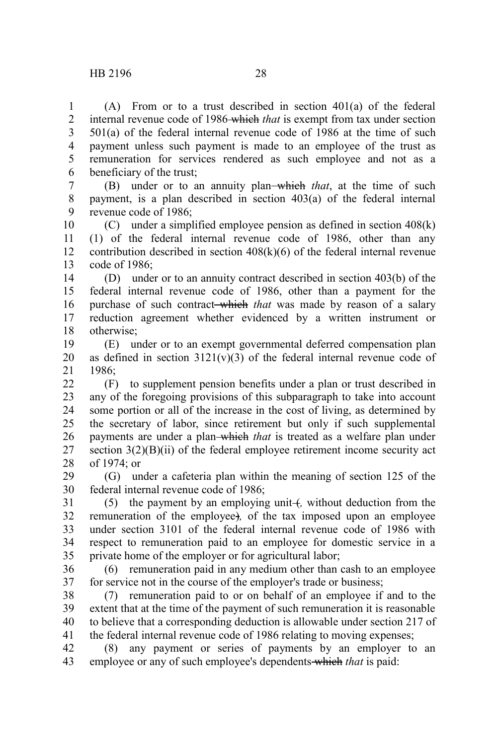(A) From or to a trust described in section 401(a) of the federal internal revenue code of 1986 ~~which~~ *that* is exempt from tax under section 501(a) of the federal internal revenue code of 1986 at the time of such payment unless such payment is made to an employee of the trust as remuneration for services rendered as such employee and not as a beneficiary of the trust;

(B) under or to an annuity plan ~~which~~ *that*, at the time of such payment, is a plan described in section 403(a) of the federal internal revenue code of 1986;

(C) under a simplified employee pension as defined in section 408(k)(1) of the federal internal revenue code of 1986, other than any contribution described in section 408(k)(6) of the federal internal revenue code of 1986;

(D) under or to an annuity contract described in section 403(b) of the federal internal revenue code of 1986, other than a payment for the purchase of such contract ~~which~~ *that* was made by reason of a salary reduction agreement whether evidenced by a written instrument or otherwise;

(E) under or to an exempt governmental deferred compensation plan as defined in section 3121(v)(3) of the federal internal revenue code of 1986;

(F) to supplement pension benefits under a plan or trust described in any of the foregoing provisions of this subparagraph to take into account some portion or all of the increase in the cost of living, as determined by the secretary of labor, since retirement but only if such supplemental payments are under a plan ~~which~~ *that* is treated as a welfare plan under section 3(2)(B)(ii) of the federal employee retirement income security act of 1974; or

(G) under a cafeteria plan within the meaning of section 125 of the federal internal revenue code of 1986;

(5) the payment by an employing unit ~~(~~*,* without deduction from the remuneration of the employee~~)~~*,* of the tax imposed upon an employee under section 3101 of the federal internal revenue code of 1986 with respect to remuneration paid to an employee for domestic service in a private home of the employer or for agricultural labor;

(6) remuneration paid in any medium other than cash to an employee for service not in the course of the employer's trade or business;

(7) remuneration paid to or on behalf of an employee if and to the extent that at the time of the payment of such remuneration it is reasonable to believe that a corresponding deduction is allowable under section 217 of the federal internal revenue code of 1986 relating to moving expenses;

(8) any payment or series of payments by an employer to an employee or any of such employee's dependents ~~which~~ *that* is paid: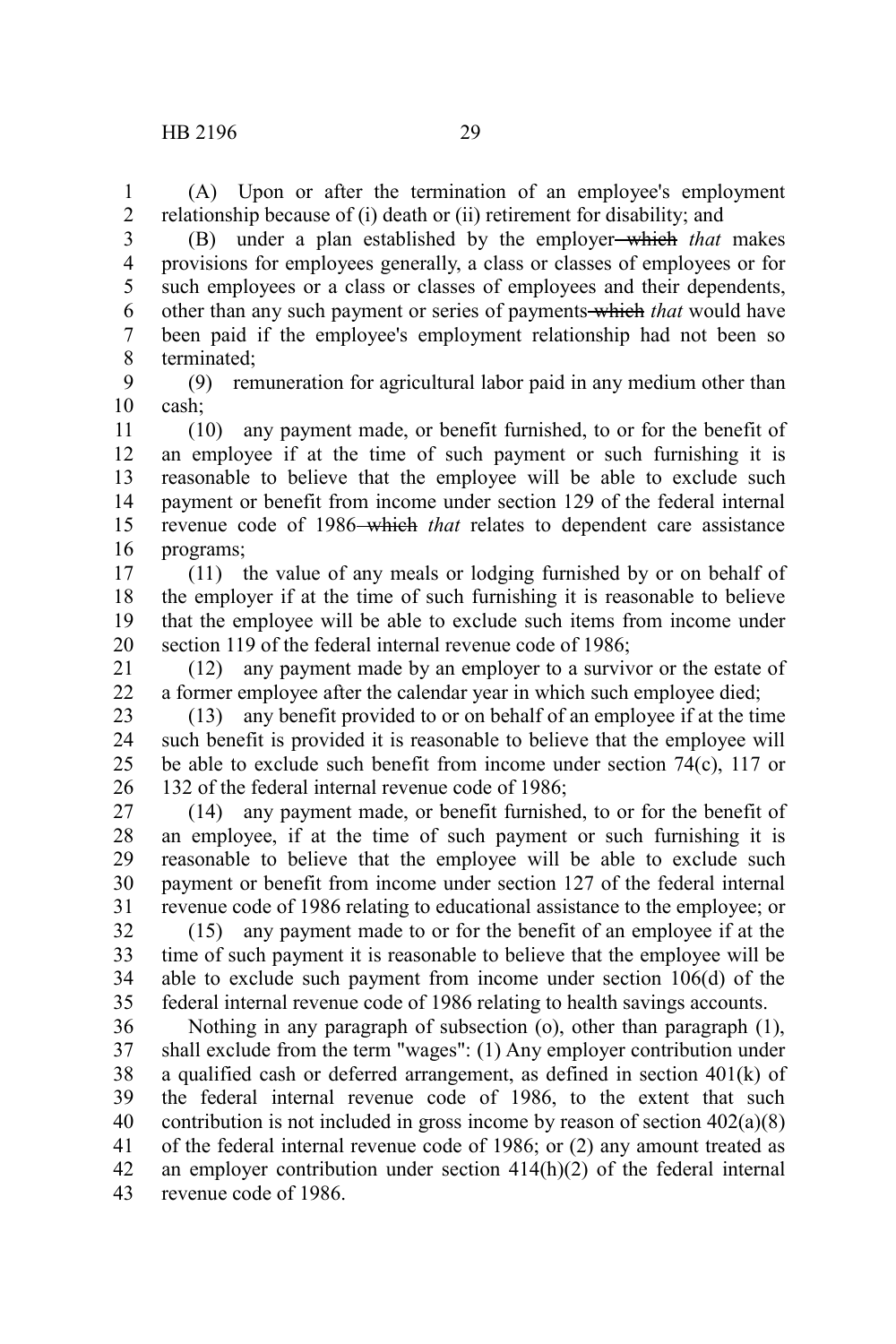(A) Upon or after the termination of an employee's employment relationship because of (i) death or (ii) retirement for disability; and

(B) under a plan established by the employer ~~which~~ *that* makes provisions for employees generally, a class or classes of employees or for such employees or a class or classes of employees and their dependents, other than any such payment or series of payments ~~which~~ *that* would have been paid if the employee's employment relationship had not been so terminated;

(9) remuneration for agricultural labor paid in any medium other than cash;

(10) any payment made, or benefit furnished, to or for the benefit of an employee if at the time of such payment or such furnishing it is reasonable to believe that the employee will be able to exclude such payment or benefit from income under section 129 of the federal internal revenue code of 1986 ~~which~~ *that* relates to dependent care assistance programs;

(11) the value of any meals or lodging furnished by or on behalf of the employer if at the time of such furnishing it is reasonable to believe that the employee will be able to exclude such items from income under section 119 of the federal internal revenue code of 1986;

(12) any payment made by an employer to a survivor or the estate of a former employee after the calendar year in which such employee died;

(13) any benefit provided to or on behalf of an employee if at the time such benefit is provided it is reasonable to believe that the employee will be able to exclude such benefit from income under section 74(c), 117 or 132 of the federal internal revenue code of 1986;

(14) any payment made, or benefit furnished, to or for the benefit of an employee, if at the time of such payment or such furnishing it is reasonable to believe that the employee will be able to exclude such payment or benefit from income under section 127 of the federal internal revenue code of 1986 relating to educational assistance to the employee; or

(15) any payment made to or for the benefit of an employee if at the time of such payment it is reasonable to believe that the employee will be able to exclude such payment from income under section 106(d) of the federal internal revenue code of 1986 relating to health savings accounts.

Nothing in any paragraph of subsection (o), other than paragraph (1), shall exclude from the term "wages": (1) Any employer contribution under a qualified cash or deferred arrangement, as defined in section 401(k) of the federal internal revenue code of 1986, to the extent that such contribution is not included in gross income by reason of section 402(a)(8) of the federal internal revenue code of 1986; or (2) any amount treated as an employer contribution under section 414(h)(2) of the federal internal revenue code of 1986.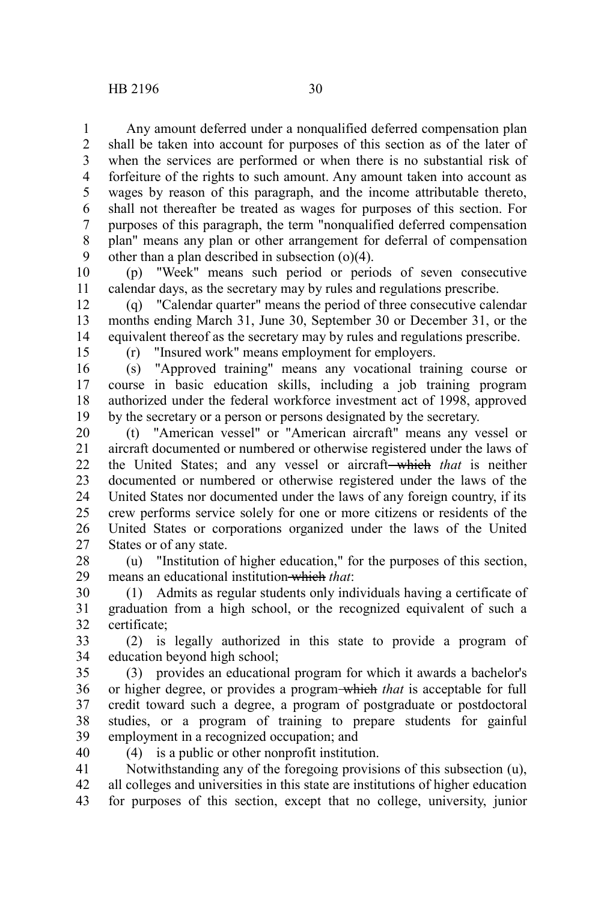Any amount deferred under a nonqualified deferred compensation plan shall be taken into account for purposes of this section as of the later of when the services are performed or when there is no substantial risk of forfeiture of the rights to such amount. Any amount taken into account as wages by reason of this paragraph, and the income attributable thereto, shall not thereafter be treated as wages for purposes of this section. For purposes of this paragraph, the term "nonqualified deferred compensation plan" means any plan or other arrangement for deferral of compensation other than a plan described in subsection (o)(4).

(p) "Week" means such period or periods of seven consecutive calendar days, as the secretary may by rules and regulations prescribe.

(q) "Calendar quarter" means the period of three consecutive calendar months ending March 31, June 30, September 30 or December 31, or the equivalent thereof as the secretary may by rules and regulations prescribe.

(r) "Insured work" means employment for employers.

(s) "Approved training" means any vocational training course or course in basic education skills, including a job training program authorized under the federal workforce investment act of 1998, approved by the secretary or a person or persons designated by the secretary.

(t) "American vessel" or "American aircraft" means any vessel or aircraft documented or numbered or otherwise registered under the laws of the United States; and any vessel or aircraft ~~which~~ *that* is neither documented or numbered or otherwise registered under the laws of the United States nor documented under the laws of any foreign country, if its crew performs service solely for one or more citizens or residents of the United States or corporations organized under the laws of the United States or of any state.

(u) "Institution of higher education," for the purposes of this section, means an educational institution ~~which~~ *that*:

(1) Admits as regular students only individuals having a certificate of graduation from a high school, or the recognized equivalent of such a certificate;

(2) is legally authorized in this state to provide a program of education beyond high school;

(3) provides an educational program for which it awards a bachelor's or higher degree, or provides a program ~~which~~ *that* is acceptable for full credit toward such a degree, a program of postgraduate or postdoctoral studies, or a program of training to prepare students for gainful employment in a recognized occupation; and

(4) is a public or other nonprofit institution.

Notwithstanding any of the foregoing provisions of this subsection (u), all colleges and universities in this state are institutions of higher education for purposes of this section, except that no college, university, junior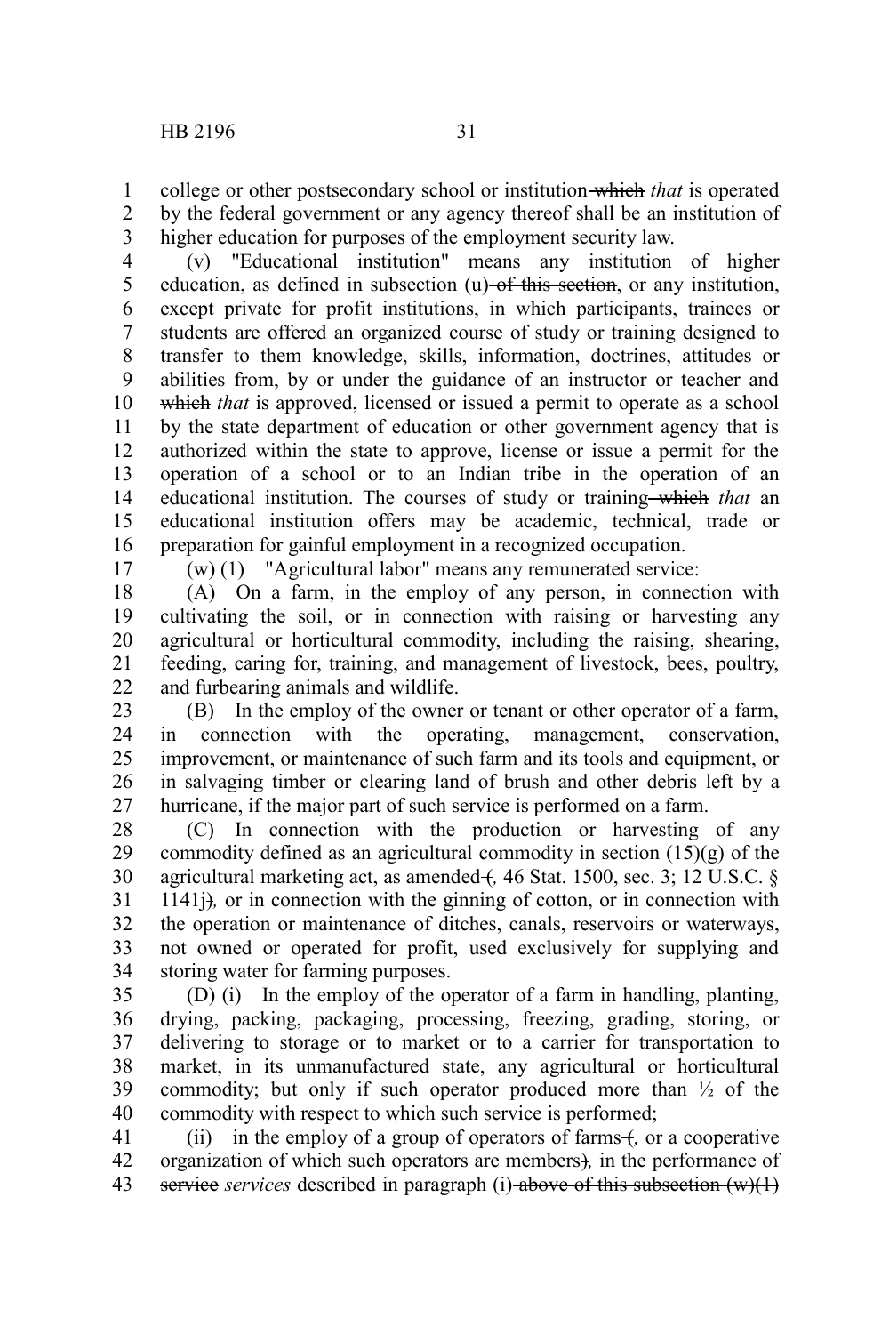college or other postsecondary school or institution ~~which~~ *that* is operated by the federal government or any agency thereof shall be an institution of higher education for purposes of the employment security law.

(v) "Educational institution" means any institution of higher education, as defined in subsection (u) ~~of this section~~, or any institution, except private for profit institutions, in which participants, trainees or students are offered an organized course of study or training designed to transfer to them knowledge, skills, information, doctrines, attitudes or abilities from, by or under the guidance of an instructor or teacher and ~~which~~ *that* is approved, licensed or issued a permit to operate as a school by the state department of education or other government agency that is authorized within the state to approve, license or issue a permit for the operation of a school or to an Indian tribe in the operation of an educational institution. The courses of study or training ~~which~~ *that* an educational institution offers may be academic, technical, trade or preparation for gainful employment in a recognized occupation.

(w) (1) "Agricultural labor" means any remunerated service:

(A) On a farm, in the employ of any person, in connection with cultivating the soil, or in connection with raising or harvesting any agricultural or horticultural commodity, including the raising, shearing, feeding, caring for, training, and management of livestock, bees, poultry, and furbearing animals and wildlife.

(B) In the employ of the owner or tenant or other operator of a farm, in connection with the operating, management, conservation, improvement, or maintenance of such farm and its tools and equipment, or in salvaging timber or clearing land of brush and other debris left by a hurricane, if the major part of such service is performed on a farm.

(C) In connection with the production or harvesting of any commodity defined as an agricultural commodity in section (15)(g) of the agricultural marketing act, as amended ~~(~~*,* 46 Stat. 1500, sec. 3; 12 U.S.C. § 1141j~~)~~*,* or in connection with the ginning of cotton, or in connection with the operation or maintenance of ditches, canals, reservoirs or waterways, not owned or operated for profit, used exclusively for supplying and storing water for farming purposes.

(D) (i) In the employ of the operator of a farm in handling, planting, drying, packing, packaging, processing, freezing, grading, storing, or delivering to storage or to market or to a carrier for transportation to market, in its unmanufactured state, any agricultural or horticultural commodity; but only if such operator produced more than ½ of the commodity with respect to which such service is performed;

(ii) in the employ of a group of operators of farms ~~(~~*,* or a cooperative organization of which such operators are members~~)~~*,* in the performance of ~~service~~ *services* described in paragraph (i) ~~above of this subsection (w)(1)~~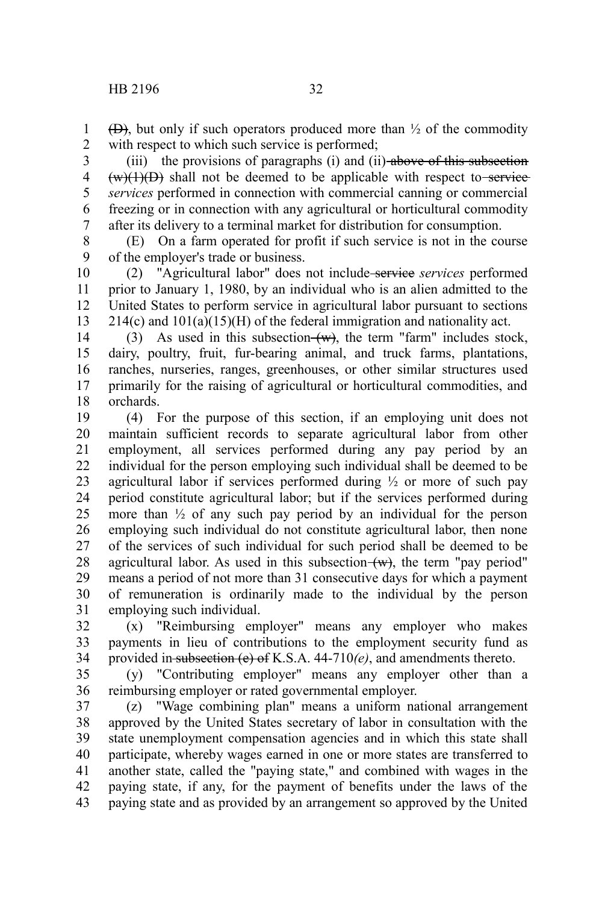(D), but only if such operators produced more than ½ of the commodity with respect to which such service is performed;

(iii) the provisions of paragraphs (i) and (ii) above of this subsection (w)(1)(D) shall not be deemed to be applicable with respect to service *services* performed in connection with commercial canning or commercial freezing or in connection with any agricultural or horticultural commodity after its delivery to a terminal market for distribution for consumption.

(E) On a farm operated for profit if such service is not in the course of the employer's trade or business.

(2) "Agricultural labor" does not include service *services* performed prior to January 1, 1980, by an individual who is an alien admitted to the United States to perform service in agricultural labor pursuant to sections 214(c) and 101(a)(15)(H) of the federal immigration and nationality act.

(3) As used in this subsection (w), the term "farm" includes stock, dairy, poultry, fruit, fur-bearing animal, and truck farms, plantations, ranches, nurseries, ranges, greenhouses, or other similar structures used primarily for the raising of agricultural or horticultural commodities, and orchards.

(4) For the purpose of this section, if an employing unit does not maintain sufficient records to separate agricultural labor from other employment, all services performed during any pay period by an individual for the person employing such individual shall be deemed to be agricultural labor if services performed during ½ or more of such pay period constitute agricultural labor; but if the services performed during more than ½ of any such pay period by an individual for the person employing such individual do not constitute agricultural labor, then none of the services of such individual for such period shall be deemed to be agricultural labor. As used in this subsection (w), the term "pay period" means a period of not more than 31 consecutive days for which a payment of remuneration is ordinarily made to the individual by the person employing such individual.

(x) "Reimbursing employer" means any employer who makes payments in lieu of contributions to the employment security fund as provided in subsection (e) of K.S.A. 44-710*(e)*, and amendments thereto.

(y) "Contributing employer" means any employer other than a reimbursing employer or rated governmental employer.

(z) "Wage combining plan" means a uniform national arrangement approved by the United States secretary of labor in consultation with the state unemployment compensation agencies and in which this state shall participate, whereby wages earned in one or more states are transferred to another state, called the "paying state," and combined with wages in the paying state, if any, for the payment of benefits under the laws of the paying state and as provided by an arrangement so approved by the United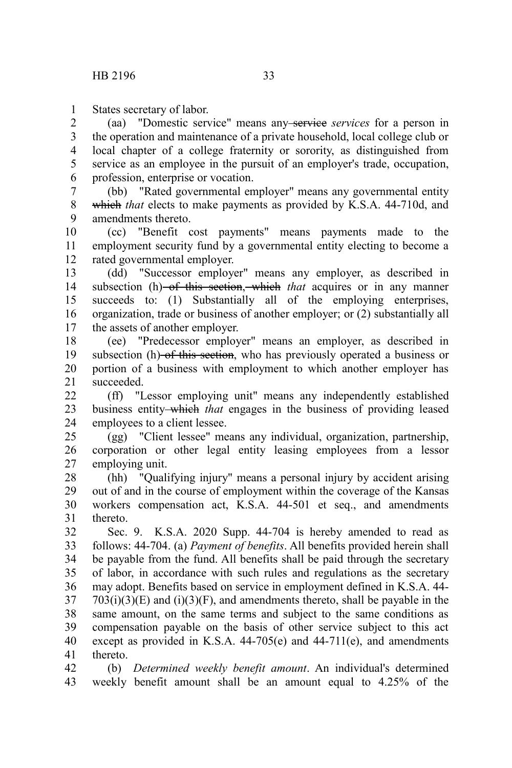States secretary of labor.

(aa) "Domestic service" means any ~~service~~ *services* for a person in the operation and maintenance of a private household, local college club or local chapter of a college fraternity or sorority, as distinguished from service as an employee in the pursuit of an employer's trade, occupation, profession, enterprise or vocation.

(bb) "Rated governmental employer" means any governmental entity ~~which~~ *that* elects to make payments as provided by K.S.A. 44-710d, and amendments thereto.

(cc) "Benefit cost payments" means payments made to the employment security fund by a governmental entity electing to become a rated governmental employer.

(dd) "Successor employer" means any employer, as described in subsection (h)~~ of this section,~~ ~~which~~ *that* acquires or in any manner succeeds to: (1) Substantially all of the employing enterprises, organization, trade or business of another employer; or (2) substantially all the assets of another employer.

(ee) "Predecessor employer" means an employer, as described in subsection (h)~~ of this section~~, who has previously operated a business or portion of a business with employment to which another employer has succeeded.

(ff) "Lessor employing unit" means any independently established business entity ~~which~~ *that* engages in the business of providing leased employees to a client lessee.

(gg) "Client lessee" means any individual, organization, partnership, corporation or other legal entity leasing employees from a lessor employing unit.

(hh) "Qualifying injury" means a personal injury by accident arising out of and in the course of employment within the coverage of the Kansas workers compensation act, K.S.A. 44-501 et seq., and amendments thereto.

Sec. 9. K.S.A. 2020 Supp. 44-704 is hereby amended to read as follows: 44-704. (a) *Payment of benefits*. All benefits provided herein shall be payable from the fund. All benefits shall be paid through the secretary of labor, in accordance with such rules and regulations as the secretary may adopt. Benefits based on service in employment defined in K.S.A. 44-703(i)(3)(E) and (i)(3)(F), and amendments thereto, shall be payable in the same amount, on the same terms and subject to the same conditions as compensation payable on the basis of other service subject to this act except as provided in K.S.A. 44-705(e) and 44-711(e), and amendments thereto.

(b) *Determined weekly benefit amount*. An individual's determined weekly benefit amount shall be an amount equal to 4.25% of the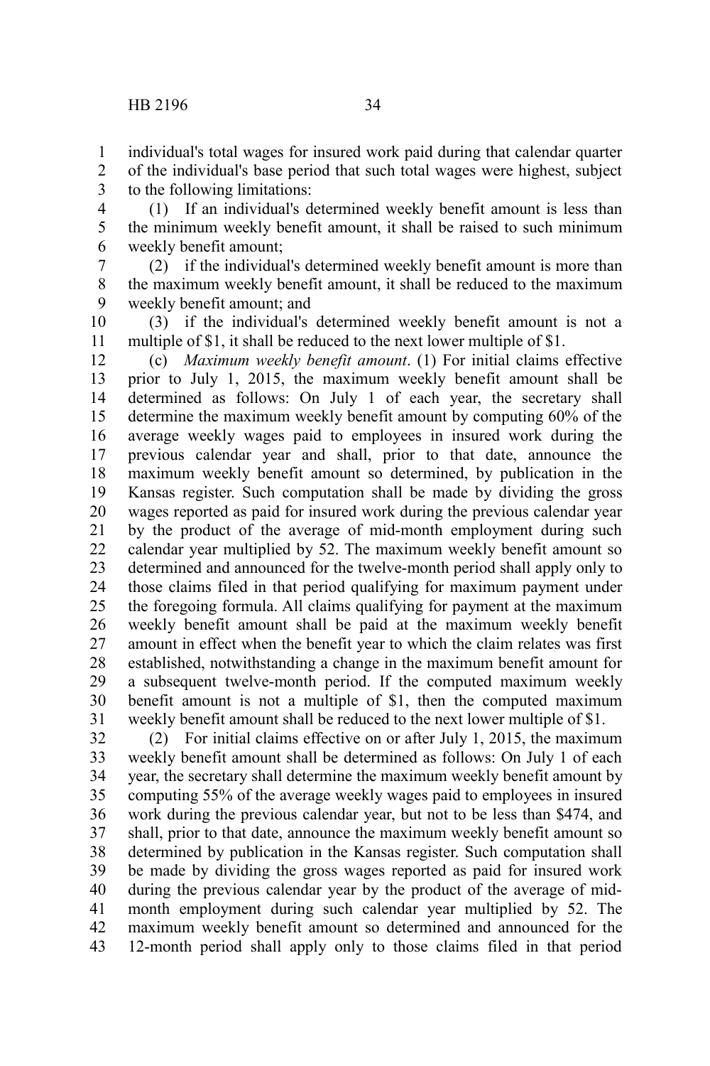individual's total wages for insured work paid during that calendar quarter of the individual's base period that such total wages were highest, subject to the following limitations:

(1) If an individual's determined weekly benefit amount is less than the minimum weekly benefit amount, it shall be raised to such minimum weekly benefit amount;

(2) if the individual's determined weekly benefit amount is more than the maximum weekly benefit amount, it shall be reduced to the maximum weekly benefit amount; and

(3) if the individual's determined weekly benefit amount is not a multiple of $1, it shall be reduced to the next lower multiple of $1.

(c) *Maximum weekly benefit amount*. (1) For initial claims effective prior to July 1, 2015, the maximum weekly benefit amount shall be determined as follows: On July 1 of each year, the secretary shall determine the maximum weekly benefit amount by computing 60% of the average weekly wages paid to employees in insured work during the previous calendar year and shall, prior to that date, announce the maximum weekly benefit amount so determined, by publication in the Kansas register. Such computation shall be made by dividing the gross wages reported as paid for insured work during the previous calendar year by the product of the average of mid-month employment during such calendar year multiplied by 52. The maximum weekly benefit amount so determined and announced for the twelve-month period shall apply only to those claims filed in that period qualifying for maximum payment under the foregoing formula. All claims qualifying for payment at the maximum weekly benefit amount shall be paid at the maximum weekly benefit amount in effect when the benefit year to which the claim relates was first established, notwithstanding a change in the maximum benefit amount for a subsequent twelve-month period. If the computed maximum weekly benefit amount is not a multiple of $1, then the computed maximum weekly benefit amount shall be reduced to the next lower multiple of $1.

(2) For initial claims effective on or after July 1, 2015, the maximum weekly benefit amount shall be determined as follows: On July 1 of each year, the secretary shall determine the maximum weekly benefit amount by computing 55% of the average weekly wages paid to employees in insured work during the previous calendar year, but not to be less than $474, and shall, prior to that date, announce the maximum weekly benefit amount so determined by publication in the Kansas register. Such computation shall be made by dividing the gross wages reported as paid for insured work during the previous calendar year by the product of the average of mid-month employment during such calendar year multiplied by 52. The maximum weekly benefit amount so determined and announced for the 12-month period shall apply only to those claims filed in that period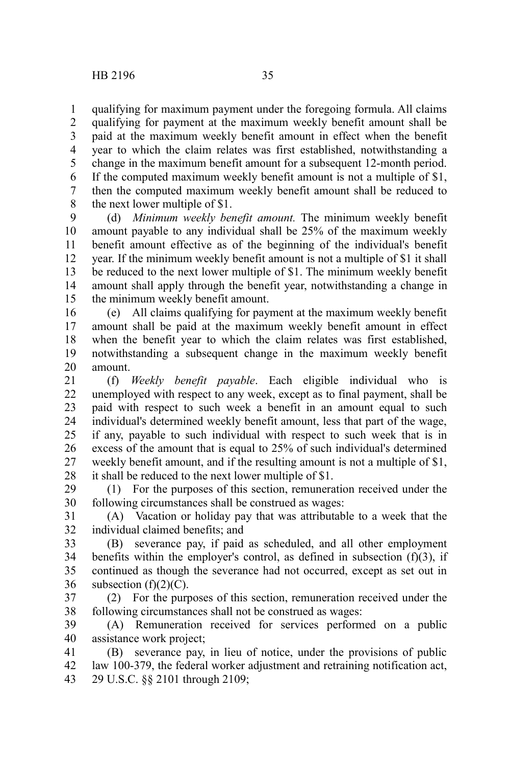qualifying for maximum payment under the foregoing formula. All claims qualifying for payment at the maximum weekly benefit amount shall be paid at the maximum weekly benefit amount in effect when the benefit year to which the claim relates was first established, notwithstanding a change in the maximum benefit amount for a subsequent 12-month period. If the computed maximum weekly benefit amount is not a multiple of $1, then the computed maximum weekly benefit amount shall be reduced to the next lower multiple of $1.

(d) *Minimum weekly benefit amount.* The minimum weekly benefit amount payable to any individual shall be 25% of the maximum weekly benefit amount effective as of the beginning of the individual's benefit year. If the minimum weekly benefit amount is not a multiple of $1 it shall be reduced to the next lower multiple of $1. The minimum weekly benefit amount shall apply through the benefit year, notwithstanding a change in the minimum weekly benefit amount.

(e) All claims qualifying for payment at the maximum weekly benefit amount shall be paid at the maximum weekly benefit amount in effect when the benefit year to which the claim relates was first established, notwithstanding a subsequent change in the maximum weekly benefit amount.

(f) *Weekly benefit payable*. Each eligible individual who is unemployed with respect to any week, except as to final payment, shall be paid with respect to such week a benefit in an amount equal to such individual's determined weekly benefit amount, less that part of the wage, if any, payable to such individual with respect to such week that is in excess of the amount that is equal to 25% of such individual's determined weekly benefit amount, and if the resulting amount is not a multiple of $1, it shall be reduced to the next lower multiple of $1.

(1) For the purposes of this section, remuneration received under the following circumstances shall be construed as wages:

(A) Vacation or holiday pay that was attributable to a week that the individual claimed benefits; and

(B) severance pay, if paid as scheduled, and all other employment benefits within the employer's control, as defined in subsection (f)(3), if continued as though the severance had not occurred, except as set out in subsection (f)(2)(C).

(2) For the purposes of this section, remuneration received under the following circumstances shall not be construed as wages:

(A) Remuneration received for services performed on a public assistance work project;

(B) severance pay, in lieu of notice, under the provisions of public law 100-379, the federal worker adjustment and retraining notification act, 29 U.S.C. §§ 2101 through 2109;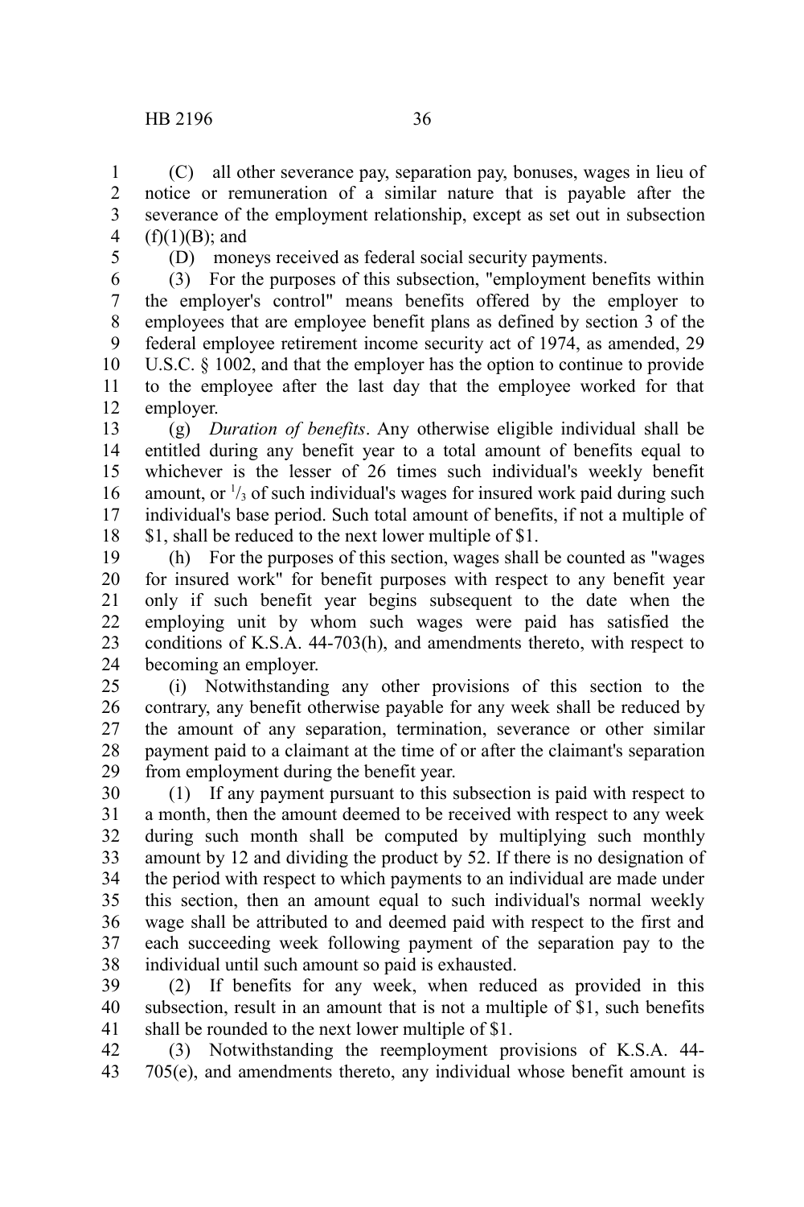(C) all other severance pay, separation pay, bonuses, wages in lieu of notice or remuneration of a similar nature that is payable after the severance of the employment relationship, except as set out in subsection (f)(1)(B); and

(D) moneys received as federal social security payments.

(3) For the purposes of this subsection, "employment benefits within the employer's control" means benefits offered by the employer to employees that are employee benefit plans as defined by section 3 of the federal employee retirement income security act of 1974, as amended, 29 U.S.C. § 1002, and that the employer has the option to continue to provide to the employee after the last day that the employee worked for that employer.

(g) *Duration of benefits*. Any otherwise eligible individual shall be entitled during any benefit year to a total amount of benefits equal to whichever is the lesser of 26 times such individual's weekly benefit amount, or $^1/_3$ of such individual's wages for insured work paid during such individual's base period. Such total amount of benefits, if not a multiple of $1, shall be reduced to the next lower multiple of $1.

(h) For the purposes of this section, wages shall be counted as "wages for insured work" for benefit purposes with respect to any benefit year only if such benefit year begins subsequent to the date when the employing unit by whom such wages were paid has satisfied the conditions of K.S.A. 44-703(h), and amendments thereto, with respect to becoming an employer.

(i) Notwithstanding any other provisions of this section to the contrary, any benefit otherwise payable for any week shall be reduced by the amount of any separation, termination, severance or other similar payment paid to a claimant at the time of or after the claimant's separation from employment during the benefit year.

(1) If any payment pursuant to this subsection is paid with respect to a month, then the amount deemed to be received with respect to any week during such month shall be computed by multiplying such monthly amount by 12 and dividing the product by 52. If there is no designation of the period with respect to which payments to an individual are made under this section, then an amount equal to such individual's normal weekly wage shall be attributed to and deemed paid with respect to the first and each succeeding week following payment of the separation pay to the individual until such amount so paid is exhausted.

(2) If benefits for any week, when reduced as provided in this subsection, result in an amount that is not a multiple of $1, such benefits shall be rounded to the next lower multiple of $1.

(3) Notwithstanding the reemployment provisions of K.S.A. 44-705(e), and amendments thereto, any individual whose benefit amount is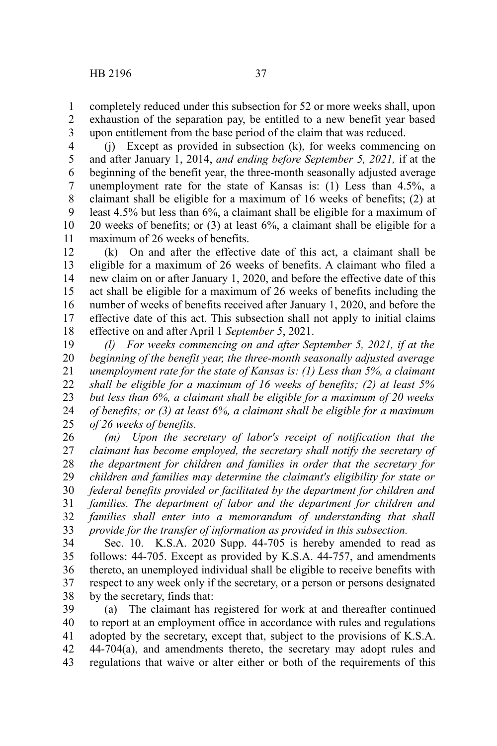completely reduced under this subsection for 52 or more weeks shall, upon exhaustion of the separation pay, be entitled to a new benefit year based upon entitlement from the base period of the claim that was reduced.

(j) Except as provided in subsection (k), for weeks commencing on and after January 1, 2014, *and ending before September 5, 2021,* if at the beginning of the benefit year, the three-month seasonally adjusted average unemployment rate for the state of Kansas is: (1) Less than 4.5%, a claimant shall be eligible for a maximum of 16 weeks of benefits; (2) at least 4.5% but less than 6%, a claimant shall be eligible for a maximum of 20 weeks of benefits; or (3) at least 6%, a claimant shall be eligible for a maximum of 26 weeks of benefits.

(k) On and after the effective date of this act, a claimant shall be eligible for a maximum of 26 weeks of benefits. A claimant who filed a new claim on or after January 1, 2020, and before the effective date of this act shall be eligible for a maximum of 26 weeks of benefits including the number of weeks of benefits received after January 1, 2020, and before the effective date of this act. This subsection shall not apply to initial claims effective on and after ~~April 1~~ *September 5*, 2021.

*(l) For weeks commencing on and after September 5, 2021, if at the beginning of the benefit year, the three-month seasonally adjusted average unemployment rate for the state of Kansas is: (1) Less than 5%, a claimant shall be eligible for a maximum of 16 weeks of benefits; (2) at least 5% but less than 6%, a claimant shall be eligible for a maximum of 20 weeks of benefits; or (3) at least 6%, a claimant shall be eligible for a maximum of 26 weeks of benefits.*

*(m) Upon the secretary of labor's receipt of notification that the claimant has become employed, the secretary shall notify the secretary of the department for children and families in order that the secretary for children and families may determine the claimant's eligibility for state or federal benefits provided or facilitated by the department for children and families. The department of labor and the department for children and families shall enter into a memorandum of understanding that shall provide for the transfer of information as provided in this subsection.*

Sec. 10. K.S.A. 2020 Supp. 44-705 is hereby amended to read as follows: 44-705. Except as provided by K.S.A. 44-757, and amendments thereto, an unemployed individual shall be eligible to receive benefits with respect to any week only if the secretary, or a person or persons designated by the secretary, finds that:

(a) The claimant has registered for work at and thereafter continued to report at an employment office in accordance with rules and regulations adopted by the secretary, except that, subject to the provisions of K.S.A. 44-704(a), and amendments thereto, the secretary may adopt rules and regulations that waive or alter either or both of the requirements of this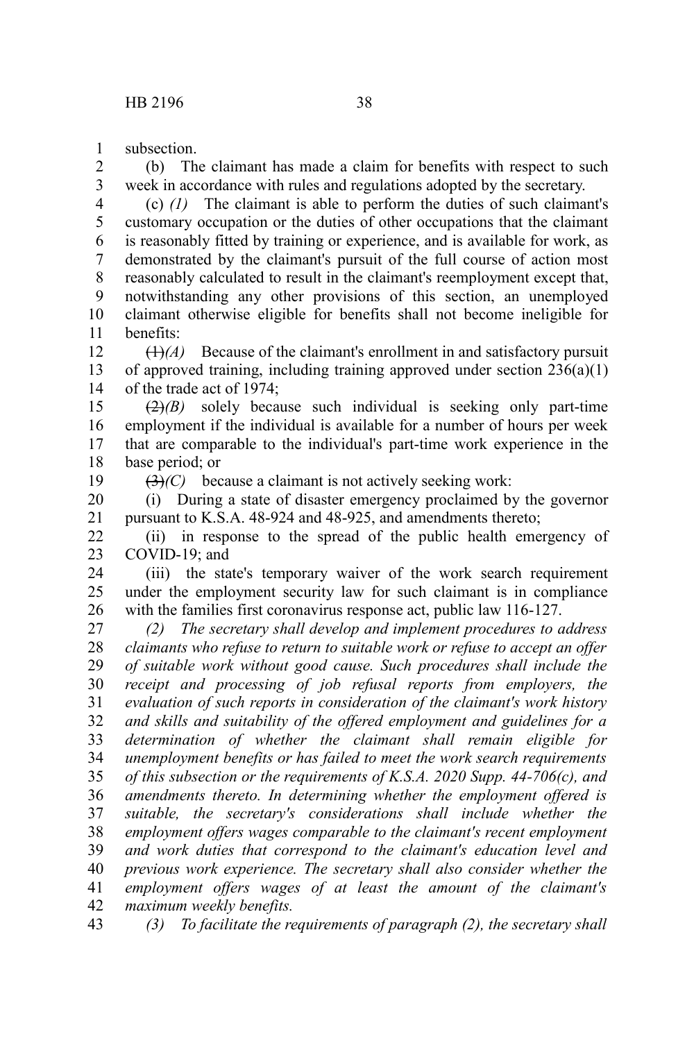subsection.

(b) The claimant has made a claim for benefits with respect to such week in accordance with rules and regulations adopted by the secretary.

(c) *(1)* The claimant is able to perform the duties of such claimant's customary occupation or the duties of other occupations that the claimant is reasonably fitted by training or experience, and is available for work, as demonstrated by the claimant's pursuit of the full course of action most reasonably calculated to result in the claimant's reemployment except that, notwithstanding any other provisions of this section, an unemployed claimant otherwise eligible for benefits shall not become ineligible for benefits:

~~(1)~~*(A)* Because of the claimant's enrollment in and satisfactory pursuit of approved training, including training approved under section 236(a)(1) of the trade act of 1974;

~~(2)~~*(B)* solely because such individual is seeking only part-time employment if the individual is available for a number of hours per week that are comparable to the individual's part-time work experience in the base period; or

~~(3)~~*(C)* because a claimant is not actively seeking work:

(i) During a state of disaster emergency proclaimed by the governor pursuant to K.S.A. 48-924 and 48-925, and amendments thereto;

(ii) in response to the spread of the public health emergency of COVID-19; and

(iii) the state's temporary waiver of the work search requirement under the employment security law for such claimant is in compliance with the families first coronavirus response act, public law 116-127.

*(2) The secretary shall develop and implement procedures to address claimants who refuse to return to suitable work or refuse to accept an offer of suitable work without good cause. Such procedures shall include the receipt and processing of job refusal reports from employers, the evaluation of such reports in consideration of the claimant's work history and skills and suitability of the offered employment and guidelines for a determination of whether the claimant shall remain eligible for unemployment benefits or has failed to meet the work search requirements of this subsection or the requirements of K.S.A. 2020 Supp. 44-706(c), and amendments thereto. In determining whether the employment offered is suitable, the secretary's considerations shall include whether the employment offers wages comparable to the claimant's recent employment and work duties that correspond to the claimant's education level and previous work experience. The secretary shall also consider whether the employment offers wages of at least the amount of the claimant's maximum weekly benefits.*

*(3) To facilitate the requirements of paragraph (2), the secretary shall*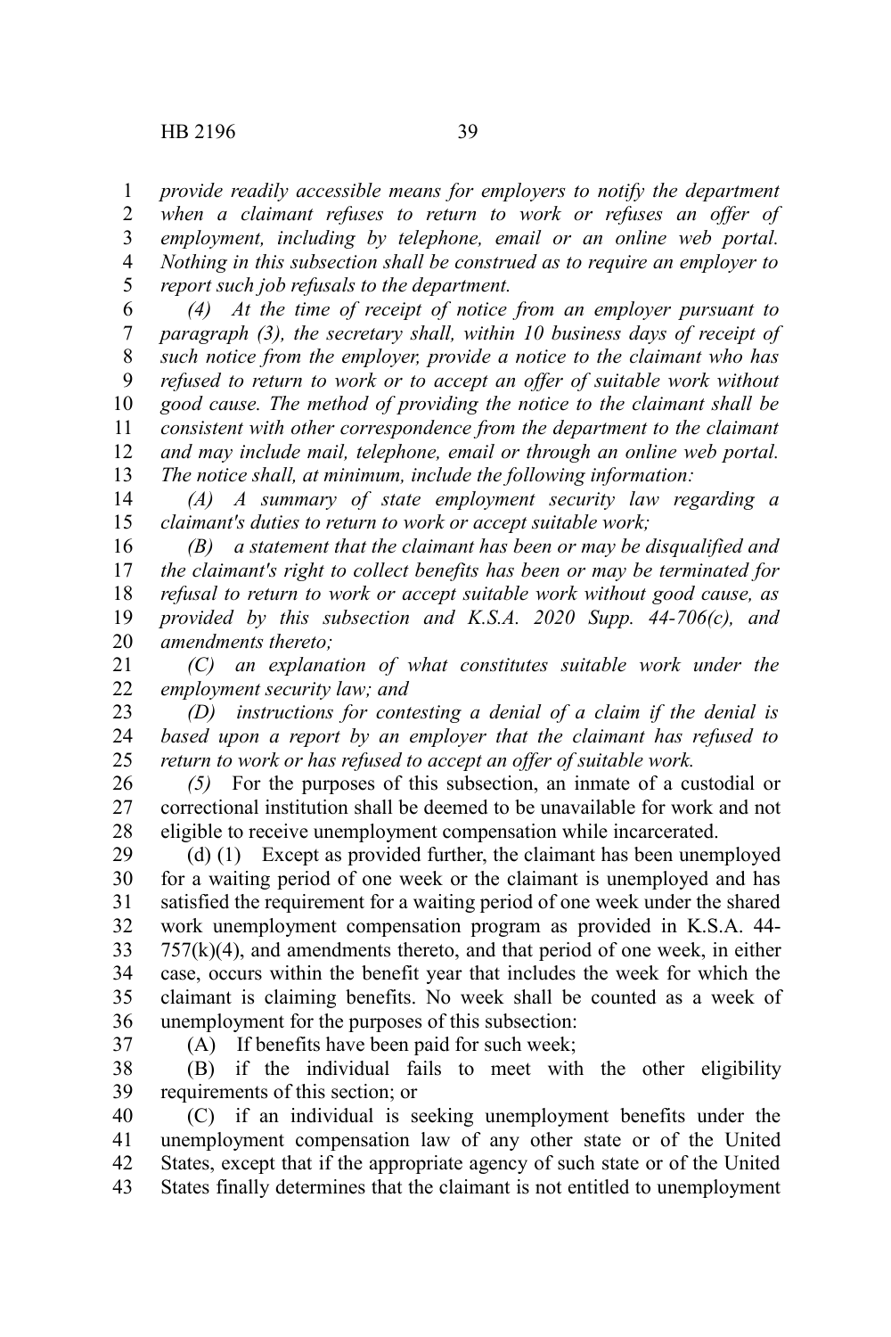*provide readily accessible means for employers to notify the department when a claimant refuses to return to work or refuses an offer of employment, including by telephone, email or an online web portal. Nothing in this subsection shall be construed as to require an employer to report such job refusals to the department.*

*(4) At the time of receipt of notice from an employer pursuant to paragraph (3), the secretary shall, within 10 business days of receipt of such notice from the employer, provide a notice to the claimant who has refused to return to work or to accept an offer of suitable work without good cause. The method of providing the notice to the claimant shall be consistent with other correspondence from the department to the claimant and may include mail, telephone, email or through an online web portal. The notice shall, at minimum, include the following information:*

*(A) A summary of state employment security law regarding a claimant's duties to return to work or accept suitable work;*

*(B) a statement that the claimant has been or may be disqualified and the claimant's right to collect benefits has been or may be terminated for refusal to return to work or accept suitable work without good cause, as provided by this subsection and K.S.A. 2020 Supp. 44-706(c), and amendments thereto;*

*(C) an explanation of what constitutes suitable work under the employment security law; and*

*(D) instructions for contesting a denial of a claim if the denial is based upon a report by an employer that the claimant has refused to return to work or has refused to accept an offer of suitable work.*

*(5)* For the purposes of this subsection, an inmate of a custodial or correctional institution shall be deemed to be unavailable for work and not eligible to receive unemployment compensation while incarcerated.

(d) (1) Except as provided further, the claimant has been unemployed for a waiting period of one week or the claimant is unemployed and has satisfied the requirement for a waiting period of one week under the shared work unemployment compensation program as provided in K.S.A. 44-757(k)(4), and amendments thereto, and that period of one week, in either case, occurs within the benefit year that includes the week for which the claimant is claiming benefits. No week shall be counted as a week of unemployment for the purposes of this subsection:

(A) If benefits have been paid for such week;

(B) if the individual fails to meet with the other eligibility requirements of this section; or

(C) if an individual is seeking unemployment benefits under the unemployment compensation law of any other state or of the United States, except that if the appropriate agency of such state or of the United States finally determines that the claimant is not entitled to unemployment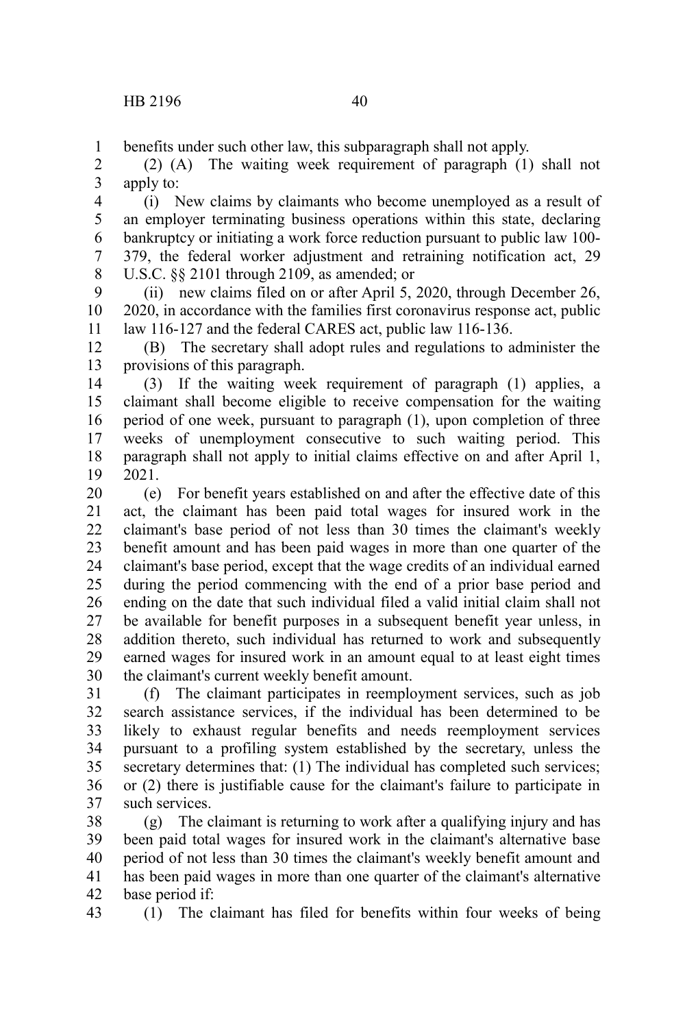benefits under such other law, this subparagraph shall not apply.

(2) (A) The waiting week requirement of paragraph (1) shall not apply to:

(i) New claims by claimants who become unemployed as a result of an employer terminating business operations within this state, declaring bankruptcy or initiating a work force reduction pursuant to public law 100-379, the federal worker adjustment and retraining notification act, 29 U.S.C. §§ 2101 through 2109, as amended; or

(ii) new claims filed on or after April 5, 2020, through December 26, 2020, in accordance with the families first coronavirus response act, public law 116-127 and the federal CARES act, public law 116-136.

(B) The secretary shall adopt rules and regulations to administer the provisions of this paragraph.

(3) If the waiting week requirement of paragraph (1) applies, a claimant shall become eligible to receive compensation for the waiting period of one week, pursuant to paragraph (1), upon completion of three weeks of unemployment consecutive to such waiting period. This paragraph shall not apply to initial claims effective on and after April 1, 2021.

(e) For benefit years established on and after the effective date of this act, the claimant has been paid total wages for insured work in the claimant's base period of not less than 30 times the claimant's weekly benefit amount and has been paid wages in more than one quarter of the claimant's base period, except that the wage credits of an individual earned during the period commencing with the end of a prior base period and ending on the date that such individual filed a valid initial claim shall not be available for benefit purposes in a subsequent benefit year unless, in addition thereto, such individual has returned to work and subsequently earned wages for insured work in an amount equal to at least eight times the claimant's current weekly benefit amount.

(f) The claimant participates in reemployment services, such as job search assistance services, if the individual has been determined to be likely to exhaust regular benefits and needs reemployment services pursuant to a profiling system established by the secretary, unless the secretary determines that: (1) The individual has completed such services; or (2) there is justifiable cause for the claimant's failure to participate in such services.

(g) The claimant is returning to work after a qualifying injury and has been paid total wages for insured work in the claimant's alternative base period of not less than 30 times the claimant's weekly benefit amount and has been paid wages in more than one quarter of the claimant's alternative base period if:

(1) The claimant has filed for benefits within four weeks of being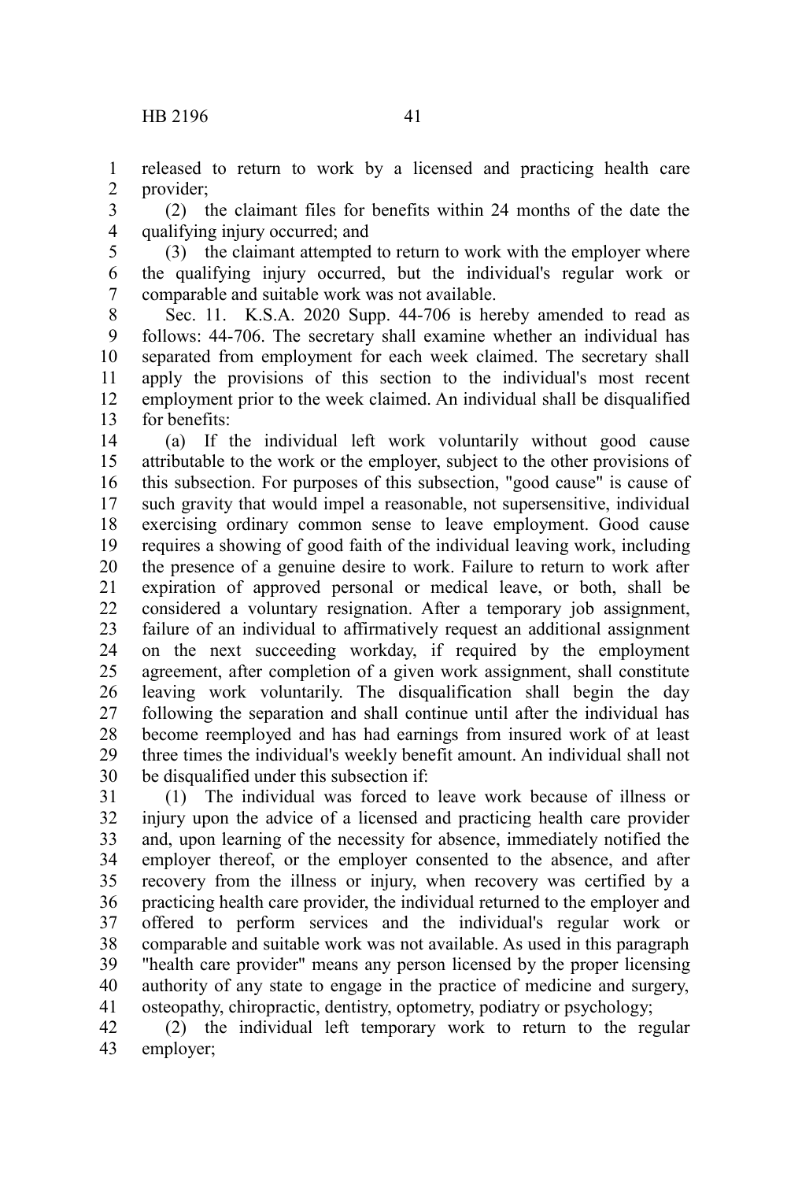released to return to work by a licensed and practicing health care provider;

(2) the claimant files for benefits within 24 months of the date the qualifying injury occurred; and

(3) the claimant attempted to return to work with the employer where the qualifying injury occurred, but the individual's regular work or comparable and suitable work was not available.

Sec. 11. K.S.A. 2020 Supp. 44-706 is hereby amended to read as follows: 44-706. The secretary shall examine whether an individual has separated from employment for each week claimed. The secretary shall apply the provisions of this section to the individual's most recent employment prior to the week claimed. An individual shall be disqualified for benefits:

(a) If the individual left work voluntarily without good cause attributable to the work or the employer, subject to the other provisions of this subsection. For purposes of this subsection, "good cause" is cause of such gravity that would impel a reasonable, not supersensitive, individual exercising ordinary common sense to leave employment. Good cause requires a showing of good faith of the individual leaving work, including the presence of a genuine desire to work. Failure to return to work after expiration of approved personal or medical leave, or both, shall be considered a voluntary resignation. After a temporary job assignment, failure of an individual to affirmatively request an additional assignment on the next succeeding workday, if required by the employment agreement, after completion of a given work assignment, shall constitute leaving work voluntarily. The disqualification shall begin the day following the separation and shall continue until after the individual has become reemployed and has had earnings from insured work of at least three times the individual's weekly benefit amount. An individual shall not be disqualified under this subsection if:

(1) The individual was forced to leave work because of illness or injury upon the advice of a licensed and practicing health care provider and, upon learning of the necessity for absence, immediately notified the employer thereof, or the employer consented to the absence, and after recovery from the illness or injury, when recovery was certified by a practicing health care provider, the individual returned to the employer and offered to perform services and the individual's regular work or comparable and suitable work was not available. As used in this paragraph "health care provider" means any person licensed by the proper licensing authority of any state to engage in the practice of medicine and surgery, osteopathy, chiropractic, dentistry, optometry, podiatry or psychology;

(2) the individual left temporary work to return to the regular employer;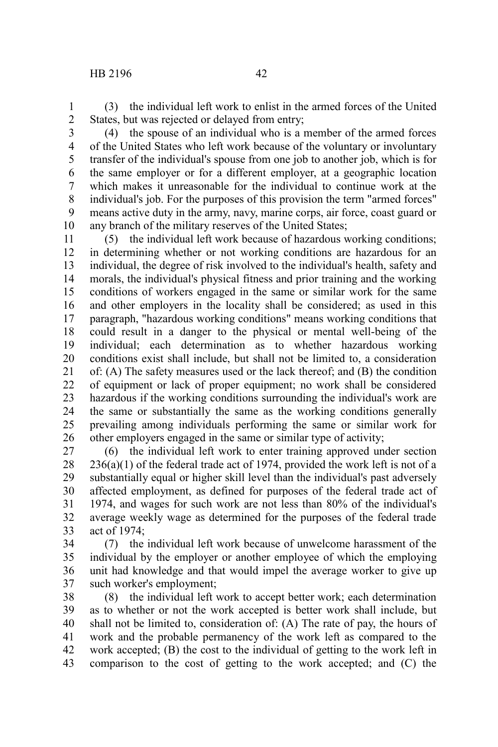(3) the individual left work to enlist in the armed forces of the United States, but was rejected or delayed from entry;

(4) the spouse of an individual who is a member of the armed forces of the United States who left work because of the voluntary or involuntary transfer of the individual's spouse from one job to another job, which is for the same employer or for a different employer, at a geographic location which makes it unreasonable for the individual to continue work at the individual's job. For the purposes of this provision the term "armed forces" means active duty in the army, navy, marine corps, air force, coast guard or any branch of the military reserves of the United States;

(5) the individual left work because of hazardous working conditions; in determining whether or not working conditions are hazardous for an individual, the degree of risk involved to the individual's health, safety and morals, the individual's physical fitness and prior training and the working conditions of workers engaged in the same or similar work for the same and other employers in the locality shall be considered; as used in this paragraph, "hazardous working conditions" means working conditions that could result in a danger to the physical or mental well-being of the individual; each determination as to whether hazardous working conditions exist shall include, but shall not be limited to, a consideration of: (A) The safety measures used or the lack thereof; and (B) the condition of equipment or lack of proper equipment; no work shall be considered hazardous if the working conditions surrounding the individual's work are the same or substantially the same as the working conditions generally prevailing among individuals performing the same or similar work for other employers engaged in the same or similar type of activity;

(6) the individual left work to enter training approved under section 236(a)(1) of the federal trade act of 1974, provided the work left is not of a substantially equal or higher skill level than the individual's past adversely affected employment, as defined for purposes of the federal trade act of 1974, and wages for such work are not less than 80% of the individual's average weekly wage as determined for the purposes of the federal trade act of 1974;

(7) the individual left work because of unwelcome harassment of the individual by the employer or another employee of which the employing unit had knowledge and that would impel the average worker to give up such worker's employment;

(8) the individual left work to accept better work; each determination as to whether or not the work accepted is better work shall include, but shall not be limited to, consideration of: (A) The rate of pay, the hours of work and the probable permanency of the work left as compared to the work accepted; (B) the cost to the individual of getting to the work left in comparison to the cost of getting to the work accepted; and (C) the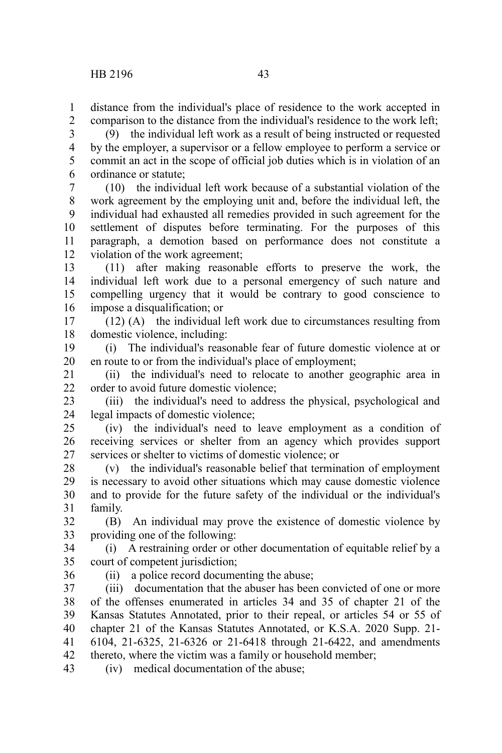distance from the individual's place of residence to the work accepted in comparison to the distance from the individual's residence to the work left;

(9) the individual left work as a result of being instructed or requested by the employer, a supervisor or a fellow employee to perform a service or commit an act in the scope of official job duties which is in violation of an ordinance or statute;

(10) the individual left work because of a substantial violation of the work agreement by the employing unit and, before the individual left, the individual had exhausted all remedies provided in such agreement for the settlement of disputes before terminating. For the purposes of this paragraph, a demotion based on performance does not constitute a violation of the work agreement;

(11) after making reasonable efforts to preserve the work, the individual left work due to a personal emergency of such nature and compelling urgency that it would be contrary to good conscience to impose a disqualification; or

(12) (A) the individual left work due to circumstances resulting from domestic violence, including:

(i) The individual's reasonable fear of future domestic violence at or en route to or from the individual's place of employment;

(ii) the individual's need to relocate to another geographic area in order to avoid future domestic violence;

(iii) the individual's need to address the physical, psychological and legal impacts of domestic violence;

(iv) the individual's need to leave employment as a condition of receiving services or shelter from an agency which provides support services or shelter to victims of domestic violence; or

(v) the individual's reasonable belief that termination of employment is necessary to avoid other situations which may cause domestic violence and to provide for the future safety of the individual or the individual's family.

(B) An individual may prove the existence of domestic violence by providing one of the following:

(i) A restraining order or other documentation of equitable relief by a court of competent jurisdiction;

(ii) a police record documenting the abuse;

(iii) documentation that the abuser has been convicted of one or more of the offenses enumerated in articles 34 and 35 of chapter 21 of the Kansas Statutes Annotated, prior to their repeal, or articles 54 or 55 of chapter 21 of the Kansas Statutes Annotated, or K.S.A. 2020 Supp. 21-6104, 21-6325, 21-6326 or 21-6418 through 21-6422, and amendments thereto, where the victim was a family or household member;

(iv) medical documentation of the abuse;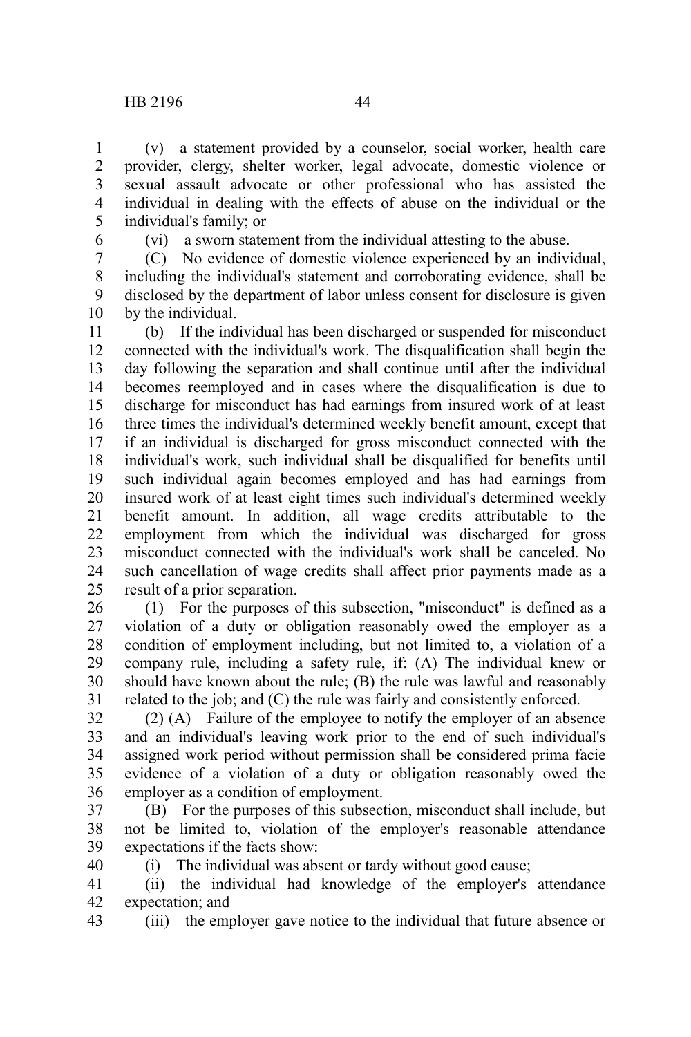(v) a statement provided by a counselor, social worker, health care provider, clergy, shelter worker, legal advocate, domestic violence or sexual assault advocate or other professional who has assisted the individual in dealing with the effects of abuse on the individual or the individual's family; or

(vi) a sworn statement from the individual attesting to the abuse.

(C) No evidence of domestic violence experienced by an individual, including the individual's statement and corroborating evidence, shall be disclosed by the department of labor unless consent for disclosure is given by the individual.

(b) If the individual has been discharged or suspended for misconduct connected with the individual's work. The disqualification shall begin the day following the separation and shall continue until after the individual becomes reemployed and in cases where the disqualification is due to discharge for misconduct has had earnings from insured work of at least three times the individual's determined weekly benefit amount, except that if an individual is discharged for gross misconduct connected with the individual's work, such individual shall be disqualified for benefits until such individual again becomes employed and has had earnings from insured work of at least eight times such individual's determined weekly benefit amount. In addition, all wage credits attributable to the employment from which the individual was discharged for gross misconduct connected with the individual's work shall be canceled. No such cancellation of wage credits shall affect prior payments made as a result of a prior separation.

(1) For the purposes of this subsection, "misconduct" is defined as a violation of a duty or obligation reasonably owed the employer as a condition of employment including, but not limited to, a violation of a company rule, including a safety rule, if: (A) The individual knew or should have known about the rule; (B) the rule was lawful and reasonably related to the job; and (C) the rule was fairly and consistently enforced.

(2) (A) Failure of the employee to notify the employer of an absence and an individual's leaving work prior to the end of such individual's assigned work period without permission shall be considered prima facie evidence of a violation of a duty or obligation reasonably owed the employer as a condition of employment.

(B) For the purposes of this subsection, misconduct shall include, but not be limited to, violation of the employer's reasonable attendance expectations if the facts show:

(i) The individual was absent or tardy without good cause;

(ii) the individual had knowledge of the employer's attendance expectation; and

(iii) the employer gave notice to the individual that future absence or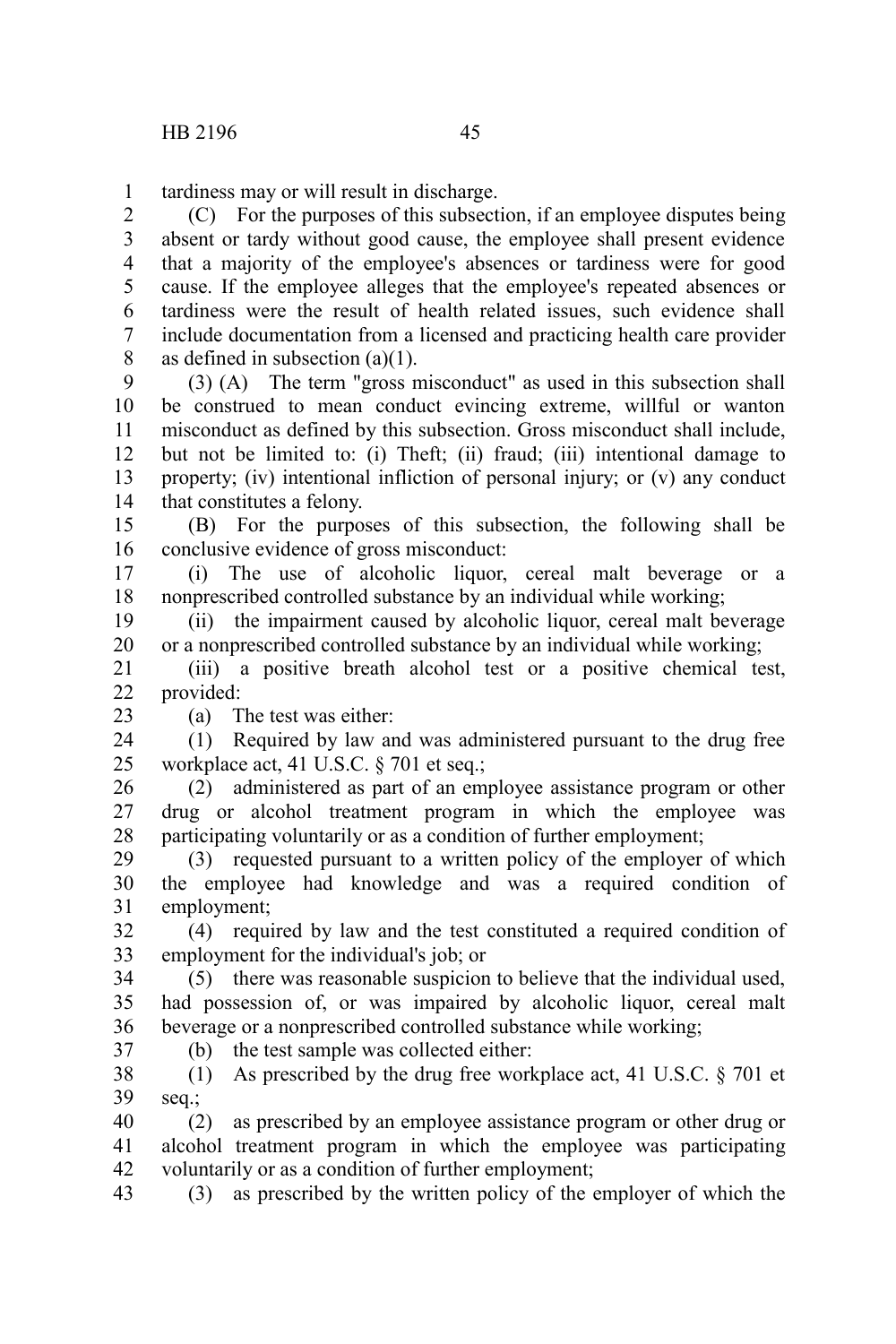tardiness may or will result in discharge.

(C) For the purposes of this subsection, if an employee disputes being absent or tardy without good cause, the employee shall present evidence that a majority of the employee's absences or tardiness were for good cause. If the employee alleges that the employee's repeated absences or tardiness were the result of health related issues, such evidence shall include documentation from a licensed and practicing health care provider as defined in subsection (a)(1).

(3) (A) The term "gross misconduct" as used in this subsection shall be construed to mean conduct evincing extreme, willful or wanton misconduct as defined by this subsection. Gross misconduct shall include, but not be limited to: (i) Theft; (ii) fraud; (iii) intentional damage to property; (iv) intentional infliction of personal injury; or (v) any conduct that constitutes a felony.

(B) For the purposes of this subsection, the following shall be conclusive evidence of gross misconduct:

(i) The use of alcoholic liquor, cereal malt beverage or a nonprescribed controlled substance by an individual while working;

(ii) the impairment caused by alcoholic liquor, cereal malt beverage or a nonprescribed controlled substance by an individual while working;

(iii) a positive breath alcohol test or a positive chemical test, provided:

(a) The test was either:

(1) Required by law and was administered pursuant to the drug free workplace act, 41 U.S.C. § 701 et seq.;

(2) administered as part of an employee assistance program or other drug or alcohol treatment program in which the employee was participating voluntarily or as a condition of further employment;

(3) requested pursuant to a written policy of the employer of which the employee had knowledge and was a required condition of employment;

(4) required by law and the test constituted a required condition of employment for the individual's job; or

(5) there was reasonable suspicion to believe that the individual used, had possession of, or was impaired by alcoholic liquor, cereal malt beverage or a nonprescribed controlled substance while working;

(b) the test sample was collected either:

(1) As prescribed by the drug free workplace act, 41 U.S.C. § 701 et seq.;

(2) as prescribed by an employee assistance program or other drug or alcohol treatment program in which the employee was participating voluntarily or as a condition of further employment;

(3) as prescribed by the written policy of the employer of which the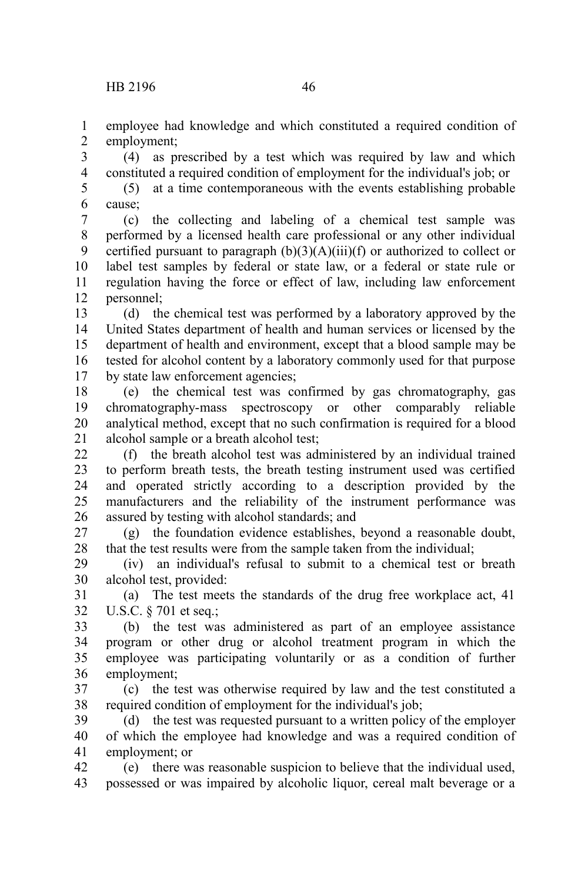employee had knowledge and which constituted a required condition of employment;

(4) as prescribed by a test which was required by law and which constituted a required condition of employment for the individual's job; or

(5) at a time contemporaneous with the events establishing probable cause;

(c) the collecting and labeling of a chemical test sample was performed by a licensed health care professional or any other individual certified pursuant to paragraph (b)(3)(A)(iii)(f) or authorized to collect or label test samples by federal or state law, or a federal or state rule or regulation having the force or effect of law, including law enforcement personnel;

(d) the chemical test was performed by a laboratory approved by the United States department of health and human services or licensed by the department of health and environment, except that a blood sample may be tested for alcohol content by a laboratory commonly used for that purpose by state law enforcement agencies;

(e) the chemical test was confirmed by gas chromatography, gas chromatography-mass spectroscopy or other comparably reliable analytical method, except that no such confirmation is required for a blood alcohol sample or a breath alcohol test;

(f) the breath alcohol test was administered by an individual trained to perform breath tests, the breath testing instrument used was certified and operated strictly according to a description provided by the manufacturers and the reliability of the instrument performance was assured by testing with alcohol standards; and

(g) the foundation evidence establishes, beyond a reasonable doubt, that the test results were from the sample taken from the individual;

(iv) an individual's refusal to submit to a chemical test or breath alcohol test, provided:

(a) The test meets the standards of the drug free workplace act, 41 U.S.C. § 701 et seq.;

(b) the test was administered as part of an employee assistance program or other drug or alcohol treatment program in which the employee was participating voluntarily or as a condition of further employment;

(c) the test was otherwise required by law and the test constituted a required condition of employment for the individual's job;

(d) the test was requested pursuant to a written policy of the employer of which the employee had knowledge and was a required condition of employment; or

(e) there was reasonable suspicion to believe that the individual used, possessed or was impaired by alcoholic liquor, cereal malt beverage or a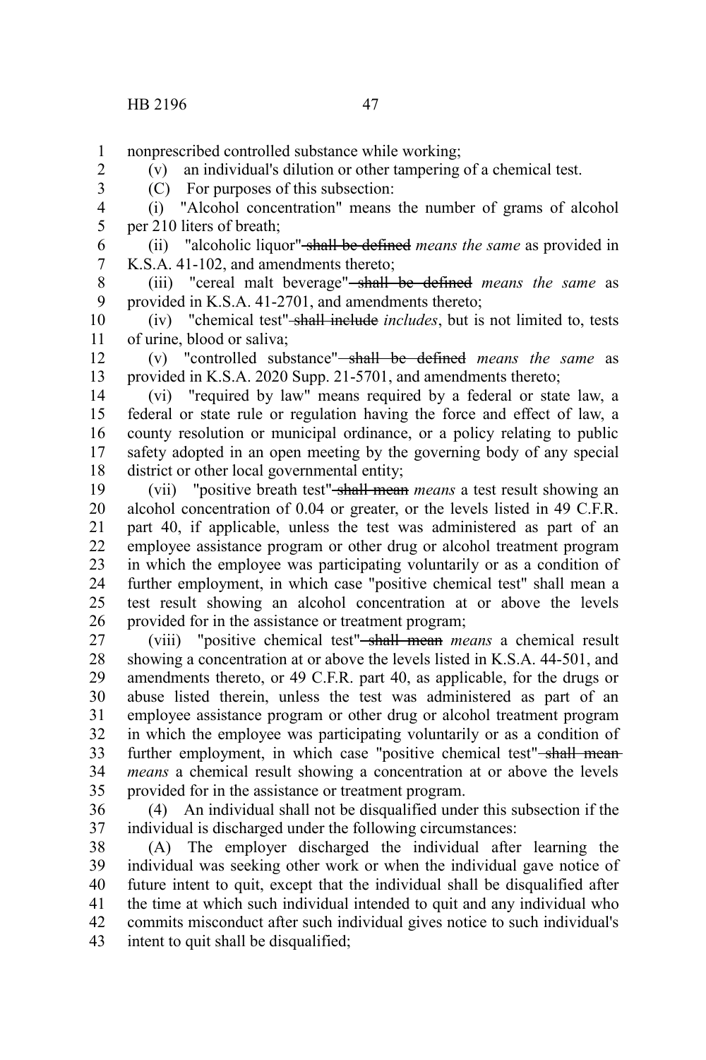nonprescribed controlled substance while working;

(v) an individual's dilution or other tampering of a chemical test.

(C) For purposes of this subsection:

(i) "Alcohol concentration" means the number of grams of alcohol per 210 liters of breath;

(ii) "alcoholic liquor" ~~shall be defined~~ *means the same* as provided in K.S.A. 41-102, and amendments thereto;

(iii) "cereal malt beverage" ~~shall be defined~~ *means the same* as provided in K.S.A. 41-2701, and amendments thereto;

(iv) "chemical test" ~~shall include~~ *includes*, but is not limited to, tests of urine, blood or saliva;

(v) "controlled substance" ~~shall be defined~~ *means the same* as provided in K.S.A. 2020 Supp. 21-5701, and amendments thereto;

(vi) "required by law" means required by a federal or state law, a federal or state rule or regulation having the force and effect of law, a county resolution or municipal ordinance, or a policy relating to public safety adopted in an open meeting by the governing body of any special district or other local governmental entity;

(vii) "positive breath test" ~~shall mean~~ *means* a test result showing an alcohol concentration of 0.04 or greater, or the levels listed in 49 C.F.R. part 40, if applicable, unless the test was administered as part of an employee assistance program or other drug or alcohol treatment program in which the employee was participating voluntarily or as a condition of further employment, in which case "positive chemical test" shall mean a test result showing an alcohol concentration at or above the levels provided for in the assistance or treatment program;

(viii) "positive chemical test" ~~shall mean~~ *means* a chemical result showing a concentration at or above the levels listed in K.S.A. 44-501, and amendments thereto, or 49 C.F.R. part 40, as applicable, for the drugs or abuse listed therein, unless the test was administered as part of an employee assistance program or other drug or alcohol treatment program in which the employee was participating voluntarily or as a condition of further employment, in which case "positive chemical test" ~~shall mean~~ *means* a chemical result showing a concentration at or above the levels provided for in the assistance or treatment program.

(4) An individual shall not be disqualified under this subsection if the individual is discharged under the following circumstances:

(A) The employer discharged the individual after learning the individual was seeking other work or when the individual gave notice of future intent to quit, except that the individual shall be disqualified after the time at which such individual intended to quit and any individual who commits misconduct after such individual gives notice to such individual's intent to quit shall be disqualified;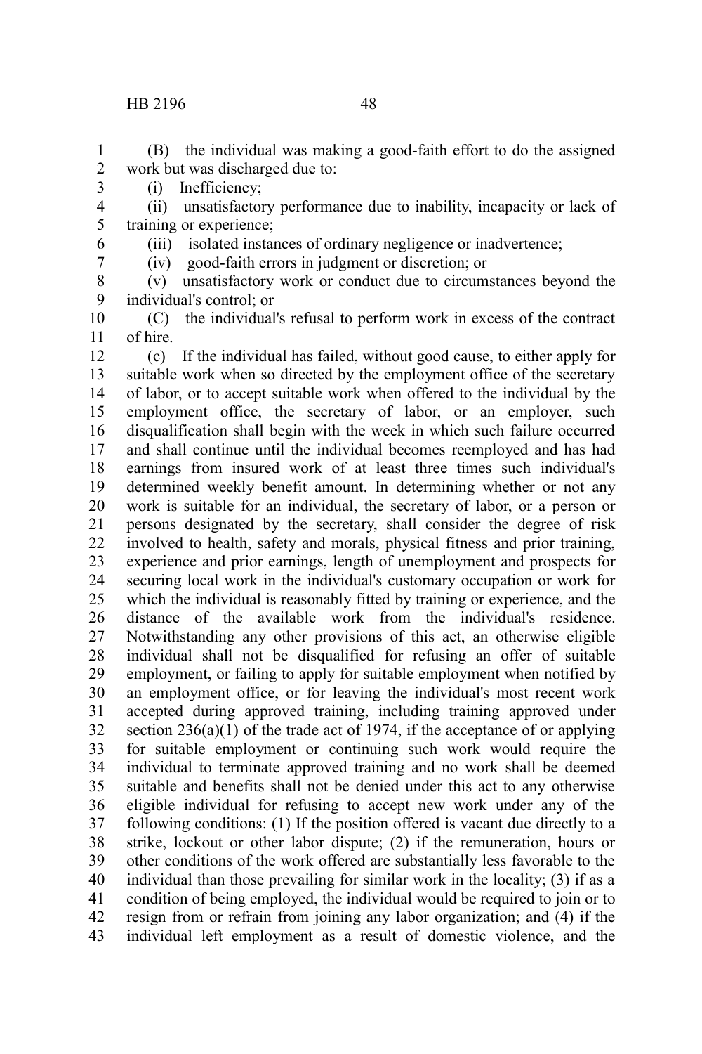(B) the individual was making a good-faith effort to do the assigned work but was discharged due to:

(i) Inefficiency;

(ii) unsatisfactory performance due to inability, incapacity or lack of training or experience;

(iii) isolated instances of ordinary negligence or inadvertence;

(iv) good-faith errors in judgment or discretion; or

(v) unsatisfactory work or conduct due to circumstances beyond the individual's control; or

(C) the individual's refusal to perform work in excess of the contract of hire.

(c) If the individual has failed, without good cause, to either apply for suitable work when so directed by the employment office of the secretary of labor, or to accept suitable work when offered to the individual by the employment office, the secretary of labor, or an employer, such disqualification shall begin with the week in which such failure occurred and shall continue until the individual becomes reemployed and has had earnings from insured work of at least three times such individual's determined weekly benefit amount. In determining whether or not any work is suitable for an individual, the secretary of labor, or a person or persons designated by the secretary, shall consider the degree of risk involved to health, safety and morals, physical fitness and prior training, experience and prior earnings, length of unemployment and prospects for securing local work in the individual's customary occupation or work for which the individual is reasonably fitted by training or experience, and the distance of the available work from the individual's residence. Notwithstanding any other provisions of this act, an otherwise eligible individual shall not be disqualified for refusing an offer of suitable employment, or failing to apply for suitable employment when notified by an employment office, or for leaving the individual's most recent work accepted during approved training, including training approved under section 236(a)(1) of the trade act of 1974, if the acceptance of or applying for suitable employment or continuing such work would require the individual to terminate approved training and no work shall be deemed suitable and benefits shall not be denied under this act to any otherwise eligible individual for refusing to accept new work under any of the following conditions: (1) If the position offered is vacant due directly to a strike, lockout or other labor dispute; (2) if the remuneration, hours or other conditions of the work offered are substantially less favorable to the individual than those prevailing for similar work in the locality; (3) if as a condition of being employed, the individual would be required to join or to resign from or refrain from joining any labor organization; and (4) if the individual left employment as a result of domestic violence, and the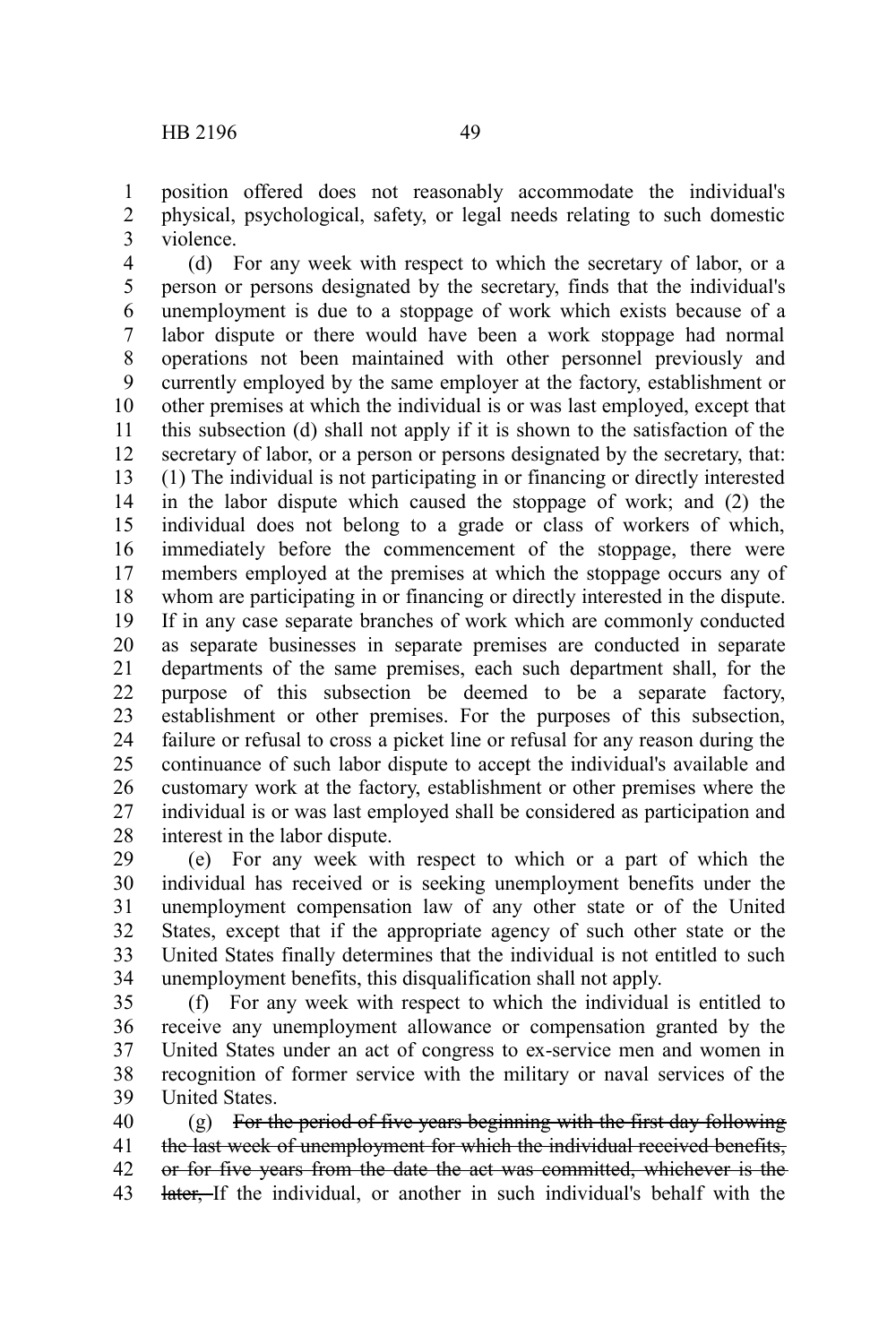position offered does not reasonably accommodate the individual's physical, psychological, safety, or legal needs relating to such domestic violence.

(d) For any week with respect to which the secretary of labor, or a person or persons designated by the secretary, finds that the individual's unemployment is due to a stoppage of work which exists because of a labor dispute or there would have been a work stoppage had normal operations not been maintained with other personnel previously and currently employed by the same employer at the factory, establishment or other premises at which the individual is or was last employed, except that this subsection (d) shall not apply if it is shown to the satisfaction of the secretary of labor, or a person or persons designated by the secretary, that: (1) The individual is not participating in or financing or directly interested in the labor dispute which caused the stoppage of work; and (2) the individual does not belong to a grade or class of workers of which, immediately before the commencement of the stoppage, there were members employed at the premises at which the stoppage occurs any of whom are participating in or financing or directly interested in the dispute. If in any case separate branches of work which are commonly conducted as separate businesses in separate premises are conducted in separate departments of the same premises, each such department shall, for the purpose of this subsection be deemed to be a separate factory, establishment or other premises. For the purposes of this subsection, failure or refusal to cross a picket line or refusal for any reason during the continuance of such labor dispute to accept the individual's available and customary work at the factory, establishment or other premises where the individual is or was last employed shall be considered as participation and interest in the labor dispute.

(e) For any week with respect to which or a part of which the individual has received or is seeking unemployment benefits under the unemployment compensation law of any other state or of the United States, except that if the appropriate agency of such other state or the United States finally determines that the individual is not entitled to such unemployment benefits, this disqualification shall not apply.

(f) For any week with respect to which the individual is entitled to receive any unemployment allowance or compensation granted by the United States under an act of congress to ex-service men and women in recognition of former service with the military or naval services of the United States.

(g) ~~For the period of five years beginning with the first day following the last week of unemployment for which the individual received benefits, or for five years from the date the act was committed, whichever is the later,~~ If the individual, or another in such individual's behalf with the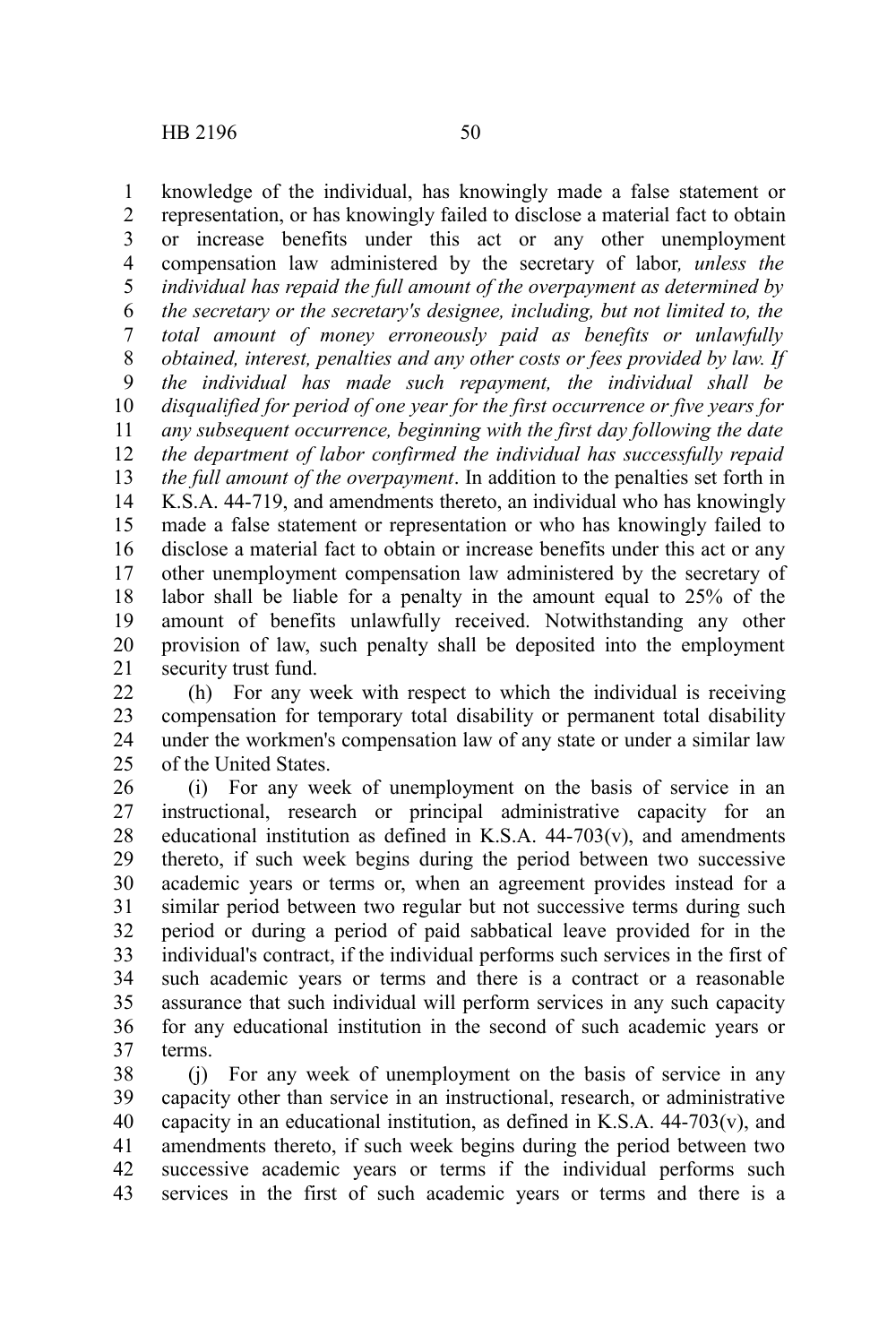knowledge of the individual, has knowingly made a false statement or representation, or has knowingly failed to disclose a material fact to obtain or increase benefits under this act or any other unemployment compensation law administered by the secretary of labor*, unless the individual has repaid the full amount of the overpayment as determined by the secretary or the secretary's designee, including, but not limited to, the total amount of money erroneously paid as benefits or unlawfully obtained, interest, penalties and any other costs or fees provided by law. If the individual has made such repayment, the individual shall be disqualified for period of one year for the first occurrence or five years for any subsequent occurrence, beginning with the first day following the date the department of labor confirmed the individual has successfully repaid the full amount of the overpayment*. In addition to the penalties set forth in K.S.A. 44-719, and amendments thereto, an individual who has knowingly made a false statement or representation or who has knowingly failed to disclose a material fact to obtain or increase benefits under this act or any other unemployment compensation law administered by the secretary of labor shall be liable for a penalty in the amount equal to 25% of the amount of benefits unlawfully received. Notwithstanding any other provision of law, such penalty shall be deposited into the employment security trust fund.

(h) For any week with respect to which the individual is receiving compensation for temporary total disability or permanent total disability under the workmen's compensation law of any state or under a similar law of the United States.

(i) For any week of unemployment on the basis of service in an instructional, research or principal administrative capacity for an educational institution as defined in K.S.A. 44-703(v), and amendments thereto, if such week begins during the period between two successive academic years or terms or, when an agreement provides instead for a similar period between two regular but not successive terms during such period or during a period of paid sabbatical leave provided for in the individual's contract, if the individual performs such services in the first of such academic years or terms and there is a contract or a reasonable assurance that such individual will perform services in any such capacity for any educational institution in the second of such academic years or terms.

(j) For any week of unemployment on the basis of service in any capacity other than service in an instructional, research, or administrative capacity in an educational institution, as defined in K.S.A. 44-703(v), and amendments thereto, if such week begins during the period between two successive academic years or terms if the individual performs such services in the first of such academic years or terms and there is a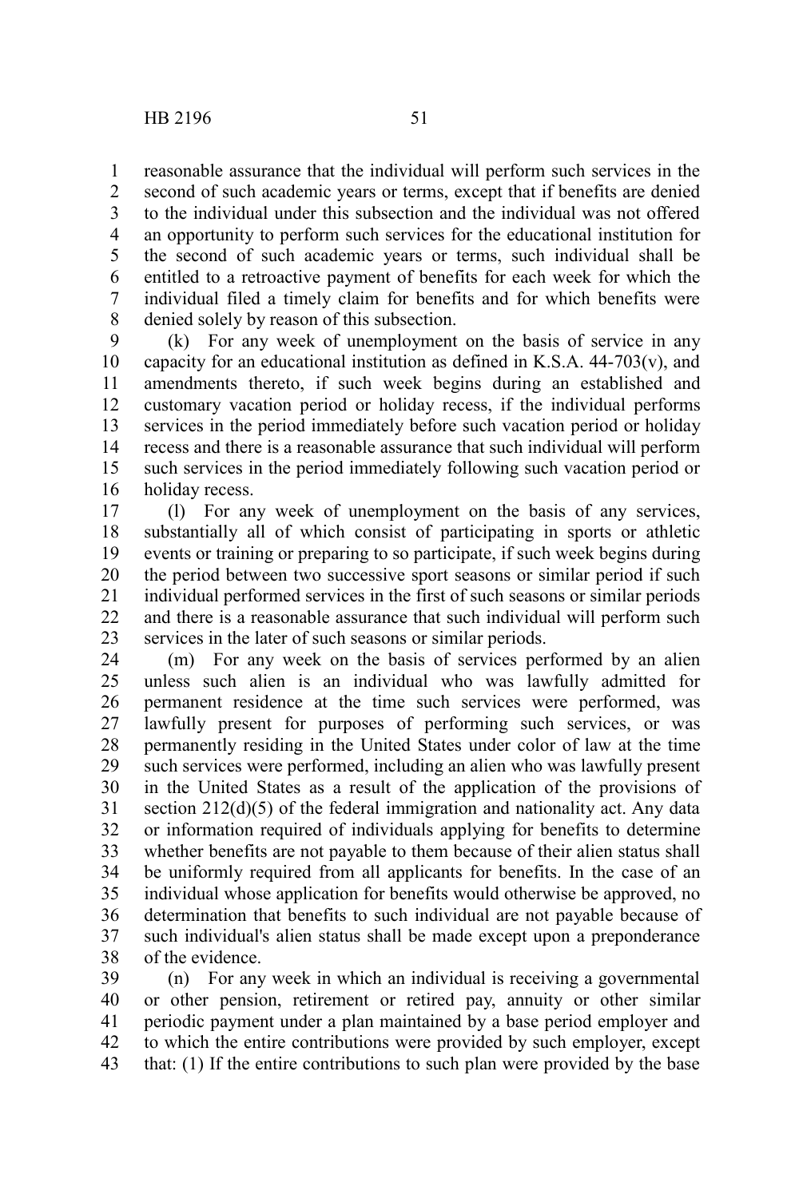reasonable assurance that the individual will perform such services in the second of such academic years or terms, except that if benefits are denied to the individual under this subsection and the individual was not offered an opportunity to perform such services for the educational institution for the second of such academic years or terms, such individual shall be entitled to a retroactive payment of benefits for each week for which the individual filed a timely claim for benefits and for which benefits were denied solely by reason of this subsection.

(k) For any week of unemployment on the basis of service in any capacity for an educational institution as defined in K.S.A. 44-703(v), and amendments thereto, if such week begins during an established and customary vacation period or holiday recess, if the individual performs services in the period immediately before such vacation period or holiday recess and there is a reasonable assurance that such individual will perform such services in the period immediately following such vacation period or holiday recess.

(l) For any week of unemployment on the basis of any services, substantially all of which consist of participating in sports or athletic events or training or preparing to so participate, if such week begins during the period between two successive sport seasons or similar period if such individual performed services in the first of such seasons or similar periods and there is a reasonable assurance that such individual will perform such services in the later of such seasons or similar periods.

(m) For any week on the basis of services performed by an alien unless such alien is an individual who was lawfully admitted for permanent residence at the time such services were performed, was lawfully present for purposes of performing such services, or was permanently residing in the United States under color of law at the time such services were performed, including an alien who was lawfully present in the United States as a result of the application of the provisions of section 212(d)(5) of the federal immigration and nationality act. Any data or information required of individuals applying for benefits to determine whether benefits are not payable to them because of their alien status shall be uniformly required from all applicants for benefits. In the case of an individual whose application for benefits would otherwise be approved, no determination that benefits to such individual are not payable because of such individual's alien status shall be made except upon a preponderance of the evidence.

(n) For any week in which an individual is receiving a governmental or other pension, retirement or retired pay, annuity or other similar periodic payment under a plan maintained by a base period employer and to which the entire contributions were provided by such employer, except that: (1) If the entire contributions to such plan were provided by the base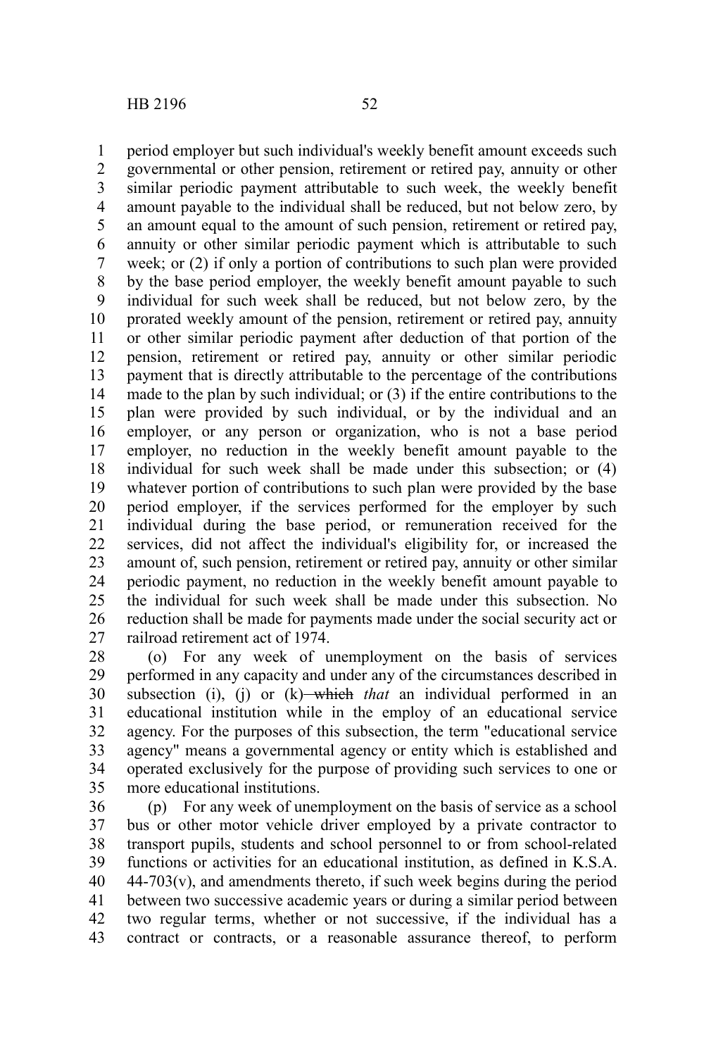period employer but such individual's weekly benefit amount exceeds such governmental or other pension, retirement or retired pay, annuity or other similar periodic payment attributable to such week, the weekly benefit amount payable to the individual shall be reduced, but not below zero, by an amount equal to the amount of such pension, retirement or retired pay, annuity or other similar periodic payment which is attributable to such week; or (2) if only a portion of contributions to such plan were provided by the base period employer, the weekly benefit amount payable to such individual for such week shall be reduced, but not below zero, by the prorated weekly amount of the pension, retirement or retired pay, annuity or other similar periodic payment after deduction of that portion of the pension, retirement or retired pay, annuity or other similar periodic payment that is directly attributable to the percentage of the contributions made to the plan by such individual; or (3) if the entire contributions to the plan were provided by such individual, or by the individual and an employer, or any person or organization, who is not a base period employer, no reduction in the weekly benefit amount payable to the individual for such week shall be made under this subsection; or (4) whatever portion of contributions to such plan were provided by the base period employer, if the services performed for the employer by such individual during the base period, or remuneration received for the services, did not affect the individual's eligibility for, or increased the amount of, such pension, retirement or retired pay, annuity or other similar periodic payment, no reduction in the weekly benefit amount payable to the individual for such week shall be made under this subsection. No reduction shall be made for payments made under the social security act or railroad retirement act of 1974.

(o) For any week of unemployment on the basis of services performed in any capacity and under any of the circumstances described in subsection (i), (j) or (k) ~~which~~ *that* an individual performed in an educational institution while in the employ of an educational service agency. For the purposes of this subsection, the term "educational service agency" means a governmental agency or entity which is established and operated exclusively for the purpose of providing such services to one or more educational institutions.

(p) For any week of unemployment on the basis of service as a school bus or other motor vehicle driver employed by a private contractor to transport pupils, students and school personnel to or from school-related functions or activities for an educational institution, as defined in K.S.A. 44-703(v), and amendments thereto, if such week begins during the period between two successive academic years or during a similar period between two regular terms, whether or not successive, if the individual has a contract or contracts, or a reasonable assurance thereof, to perform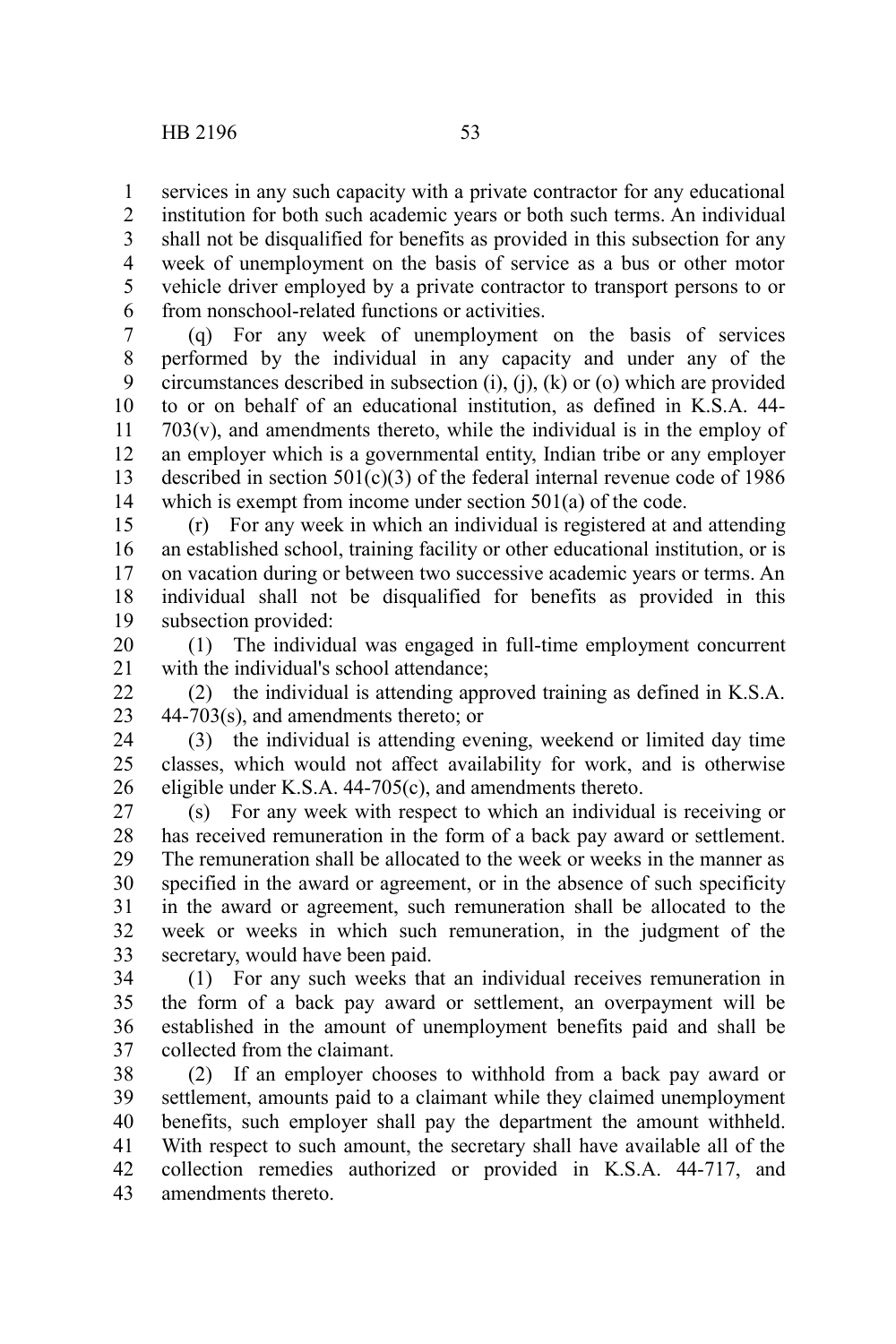services in any such capacity with a private contractor for any educational institution for both such academic years or both such terms. An individual shall not be disqualified for benefits as provided in this subsection for any week of unemployment on the basis of service as a bus or other motor vehicle driver employed by a private contractor to transport persons to or from nonschool-related functions or activities.

(q) For any week of unemployment on the basis of services performed by the individual in any capacity and under any of the circumstances described in subsection (i), (j), (k) or (o) which are provided to or on behalf of an educational institution, as defined in K.S.A. 44-703(v), and amendments thereto, while the individual is in the employ of an employer which is a governmental entity, Indian tribe or any employer described in section 501(c)(3) of the federal internal revenue code of 1986 which is exempt from income under section 501(a) of the code.

(r) For any week in which an individual is registered at and attending an established school, training facility or other educational institution, or is on vacation during or between two successive academic years or terms. An individual shall not be disqualified for benefits as provided in this subsection provided:

(1) The individual was engaged in full-time employment concurrent with the individual's school attendance;

(2) the individual is attending approved training as defined in K.S.A. 44-703(s), and amendments thereto; or

(3) the individual is attending evening, weekend or limited day time classes, which would not affect availability for work, and is otherwise eligible under K.S.A. 44-705(c), and amendments thereto.

(s) For any week with respect to which an individual is receiving or has received remuneration in the form of a back pay award or settlement. The remuneration shall be allocated to the week or weeks in the manner as specified in the award or agreement, or in the absence of such specificity in the award or agreement, such remuneration shall be allocated to the week or weeks in which such remuneration, in the judgment of the secretary, would have been paid.

(1) For any such weeks that an individual receives remuneration in the form of a back pay award or settlement, an overpayment will be established in the amount of unemployment benefits paid and shall be collected from the claimant.

(2) If an employer chooses to withhold from a back pay award or settlement, amounts paid to a claimant while they claimed unemployment benefits, such employer shall pay the department the amount withheld. With respect to such amount, the secretary shall have available all of the collection remedies authorized or provided in K.S.A. 44-717, and amendments thereto.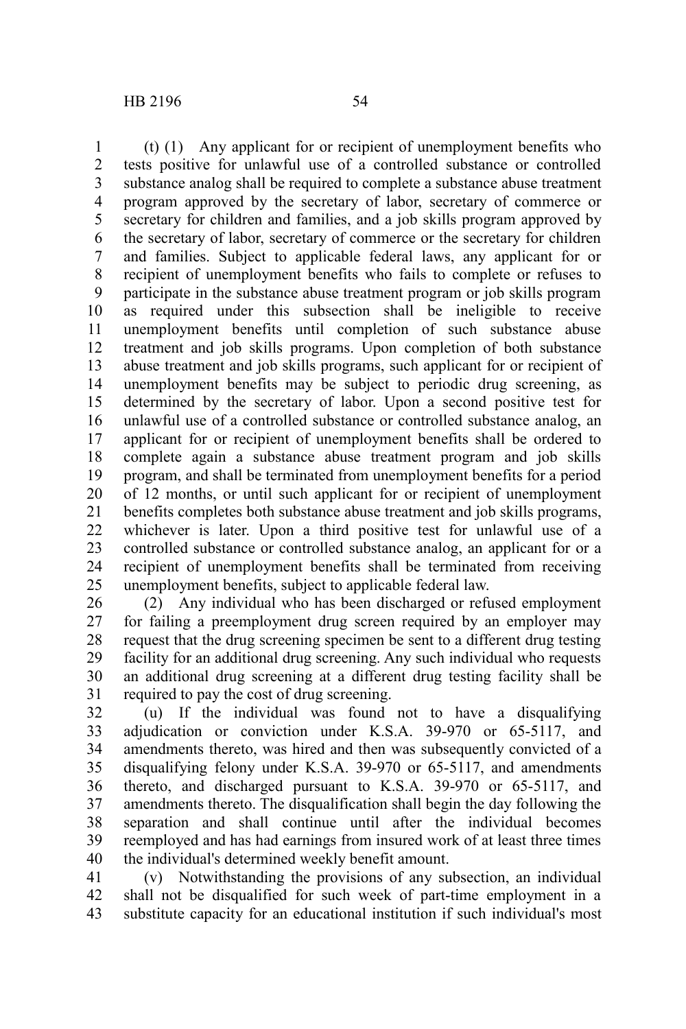(t) (1) Any applicant for or recipient of unemployment benefits who tests positive for unlawful use of a controlled substance or controlled substance analog shall be required to complete a substance abuse treatment program approved by the secretary of labor, secretary of commerce or secretary for children and families, and a job skills program approved by the secretary of labor, secretary of commerce or the secretary for children and families. Subject to applicable federal laws, any applicant for or recipient of unemployment benefits who fails to complete or refuses to participate in the substance abuse treatment program or job skills program as required under this subsection shall be ineligible to receive unemployment benefits until completion of such substance abuse treatment and job skills programs. Upon completion of both substance abuse treatment and job skills programs, such applicant for or recipient of unemployment benefits may be subject to periodic drug screening, as determined by the secretary of labor. Upon a second positive test for unlawful use of a controlled substance or controlled substance analog, an applicant for or recipient of unemployment benefits shall be ordered to complete again a substance abuse treatment program and job skills program, and shall be terminated from unemployment benefits for a period of 12 months, or until such applicant for or recipient of unemployment benefits completes both substance abuse treatment and job skills programs, whichever is later. Upon a third positive test for unlawful use of a controlled substance or controlled substance analog, an applicant for or a recipient of unemployment benefits shall be terminated from receiving unemployment benefits, subject to applicable federal law.

(2) Any individual who has been discharged or refused employment for failing a preemployment drug screen required by an employer may request that the drug screening specimen be sent to a different drug testing facility for an additional drug screening. Any such individual who requests an additional drug screening at a different drug testing facility shall be required to pay the cost of drug screening.

(u) If the individual was found not to have a disqualifying adjudication or conviction under K.S.A. 39-970 or 65-5117, and amendments thereto, was hired and then was subsequently convicted of a disqualifying felony under K.S.A. 39-970 or 65-5117, and amendments thereto, and discharged pursuant to K.S.A. 39-970 or 65-5117, and amendments thereto. The disqualification shall begin the day following the separation and shall continue until after the individual becomes reemployed and has had earnings from insured work of at least three times the individual's determined weekly benefit amount.

(v) Notwithstanding the provisions of any subsection, an individual shall not be disqualified for such week of part-time employment in a substitute capacity for an educational institution if such individual's most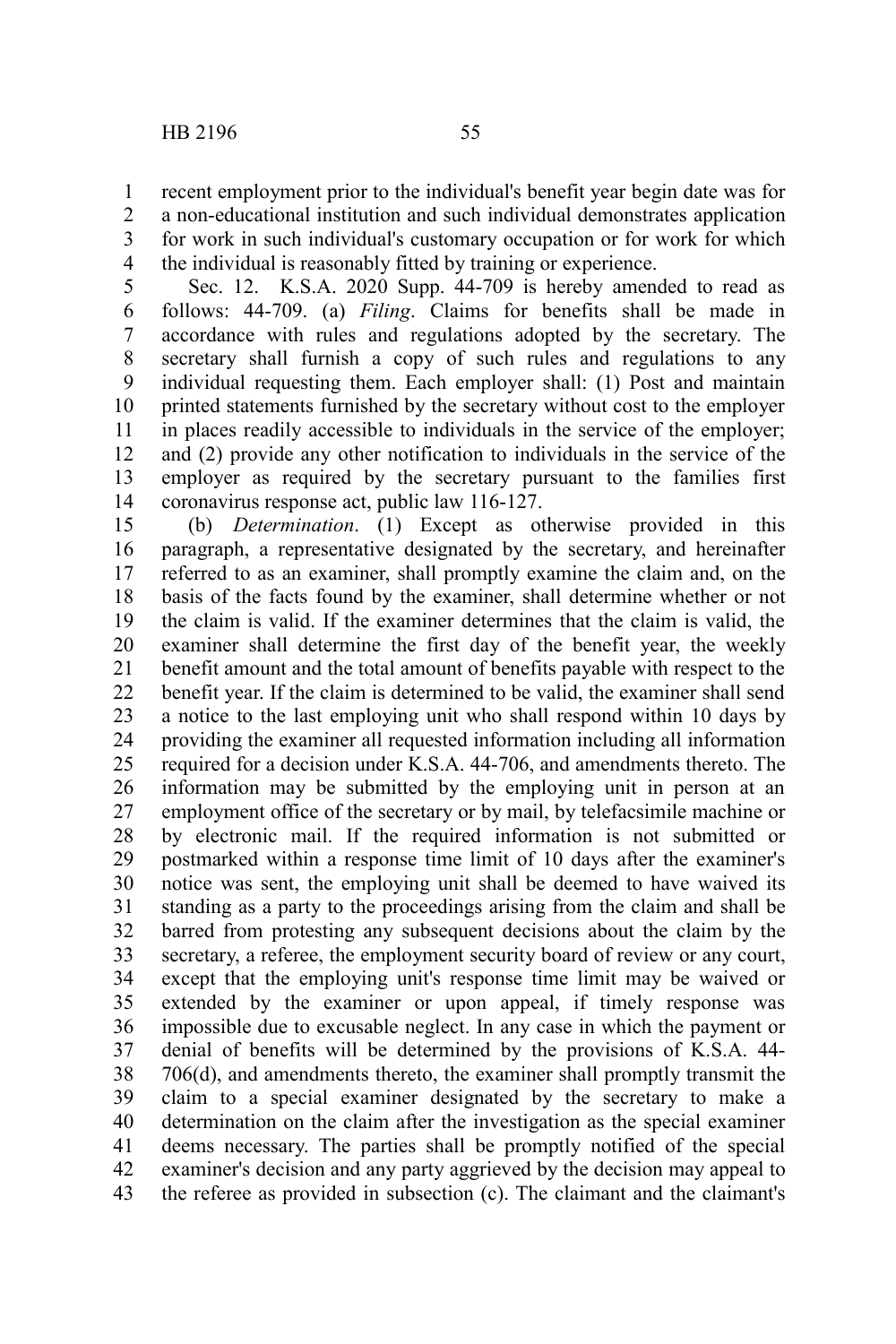recent employment prior to the individual's benefit year begin date was for a non-educational institution and such individual demonstrates application for work in such individual's customary occupation or for work for which the individual is reasonably fitted by training or experience.

Sec. 12. K.S.A. 2020 Supp. 44-709 is hereby amended to read as follows: 44-709. (a) *Filing*. Claims for benefits shall be made in accordance with rules and regulations adopted by the secretary. The secretary shall furnish a copy of such rules and regulations to any individual requesting them. Each employer shall: (1) Post and maintain printed statements furnished by the secretary without cost to the employer in places readily accessible to individuals in the service of the employer; and (2) provide any other notification to individuals in the service of the employer as required by the secretary pursuant to the families first coronavirus response act, public law 116-127.

(b) *Determination*. (1) Except as otherwise provided in this paragraph, a representative designated by the secretary, and hereinafter referred to as an examiner, shall promptly examine the claim and, on the basis of the facts found by the examiner, shall determine whether or not the claim is valid. If the examiner determines that the claim is valid, the examiner shall determine the first day of the benefit year, the weekly benefit amount and the total amount of benefits payable with respect to the benefit year. If the claim is determined to be valid, the examiner shall send a notice to the last employing unit who shall respond within 10 days by providing the examiner all requested information including all information required for a decision under K.S.A. 44-706, and amendments thereto. The information may be submitted by the employing unit in person at an employment office of the secretary or by mail, by telefacsimile machine or by electronic mail. If the required information is not submitted or postmarked within a response time limit of 10 days after the examiner's notice was sent, the employing unit shall be deemed to have waived its standing as a party to the proceedings arising from the claim and shall be barred from protesting any subsequent decisions about the claim by the secretary, a referee, the employment security board of review or any court, except that the employing unit's response time limit may be waived or extended by the examiner or upon appeal, if timely response was impossible due to excusable neglect. In any case in which the payment or denial of benefits will be determined by the provisions of K.S.A. 44-706(d), and amendments thereto, the examiner shall promptly transmit the claim to a special examiner designated by the secretary to make a determination on the claim after the investigation as the special examiner deems necessary. The parties shall be promptly notified of the special examiner's decision and any party aggrieved by the decision may appeal to the referee as provided in subsection (c). The claimant and the claimant's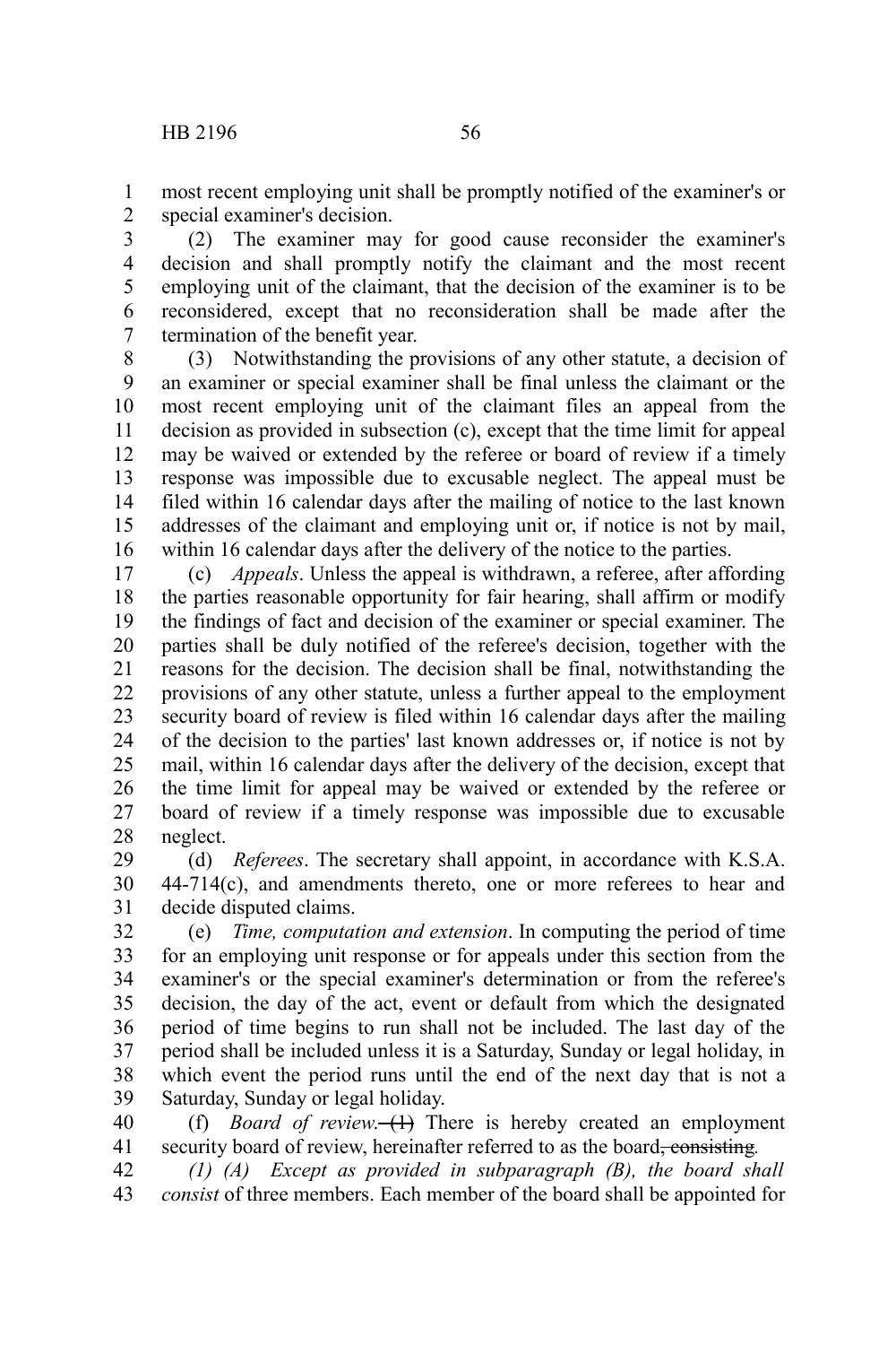most recent employing unit shall be promptly notified of the examiner's or special examiner's decision.

(2) The examiner may for good cause reconsider the examiner's decision and shall promptly notify the claimant and the most recent employing unit of the claimant, that the decision of the examiner is to be reconsidered, except that no reconsideration shall be made after the termination of the benefit year.

(3) Notwithstanding the provisions of any other statute, a decision of an examiner or special examiner shall be final unless the claimant or the most recent employing unit of the claimant files an appeal from the decision as provided in subsection (c), except that the time limit for appeal may be waived or extended by the referee or board of review if a timely response was impossible due to excusable neglect. The appeal must be filed within 16 calendar days after the mailing of notice to the last known addresses of the claimant and employing unit or, if notice is not by mail, within 16 calendar days after the delivery of the notice to the parties.

(c) *Appeals*. Unless the appeal is withdrawn, a referee, after affording the parties reasonable opportunity for fair hearing, shall affirm or modify the findings of fact and decision of the examiner or special examiner. The parties shall be duly notified of the referee's decision, together with the reasons for the decision. The decision shall be final, notwithstanding the provisions of any other statute, unless a further appeal to the employment security board of review is filed within 16 calendar days after the mailing of the decision to the parties' last known addresses or, if notice is not by mail, within 16 calendar days after the delivery of the decision, except that the time limit for appeal may be waived or extended by the referee or board of review if a timely response was impossible due to excusable neglect.

(d) *Referees*. The secretary shall appoint, in accordance with K.S.A. 44-714(c), and amendments thereto, one or more referees to hear and decide disputed claims.

(e) *Time, computation and extension*. In computing the period of time for an employing unit response or for appeals under this section from the examiner's or the special examiner's determination or from the referee's decision, the day of the act, event or default from which the designated period of time begins to run shall not be included. The last day of the period shall be included unless it is a Saturday, Sunday or legal holiday, in which event the period runs until the end of the next day that is not a Saturday, Sunday or legal holiday.

(f) *Board of review*. ~~(1)~~ There is hereby created an employment security board of review, hereinafter referred to as the board~~, consisting~~*.*

*(1) (A) Except as provided in subparagraph (B), the board shall consist* of three members. Each member of the board shall be appointed for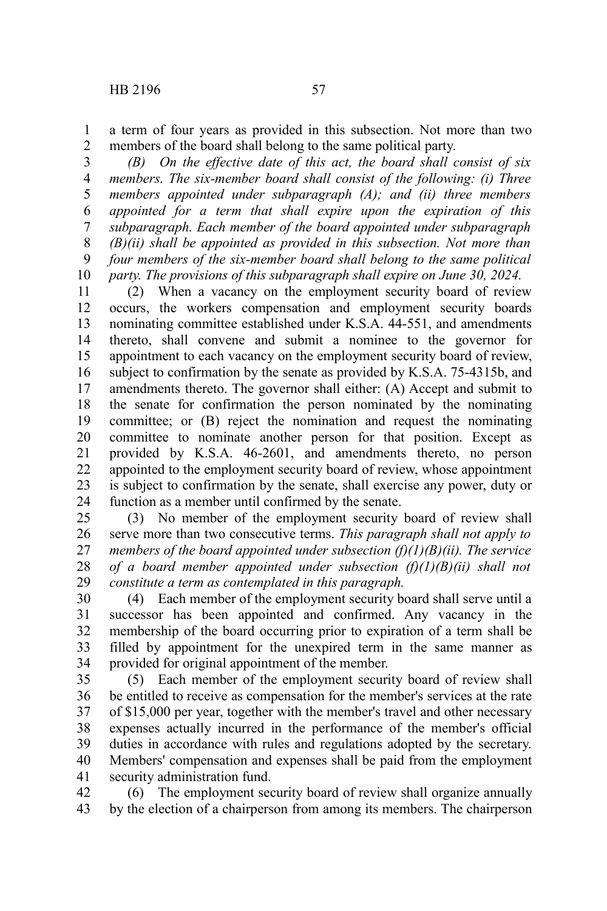a term of four years as provided in this subsection. Not more than two members of the board shall belong to the same political party.

*(B) On the effective date of this act, the board shall consist of six members. The six-member board shall consist of the following: (i) Three members appointed under subparagraph (A); and (ii) three members appointed for a term that shall expire upon the expiration of this subparagraph. Each member of the board appointed under subparagraph (B)(ii) shall be appointed as provided in this subsection. Not more than four members of the six-member board shall belong to the same political party. The provisions of this subparagraph shall expire on June 30, 2024.*

(2) When a vacancy on the employment security board of review occurs, the workers compensation and employment security boards nominating committee established under K.S.A. 44-551, and amendments thereto, shall convene and submit a nominee to the governor for appointment to each vacancy on the employment security board of review, subject to confirmation by the senate as provided by K.S.A. 75-4315b, and amendments thereto. The governor shall either: (A) Accept and submit to the senate for confirmation the person nominated by the nominating committee; or (B) reject the nomination and request the nominating committee to nominate another person for that position. Except as provided by K.S.A. 46-2601, and amendments thereto, no person appointed to the employment security board of review, whose appointment is subject to confirmation by the senate, shall exercise any power, duty or function as a member until confirmed by the senate.

(3) No member of the employment security board of review shall serve more than two consecutive terms. *This paragraph shall not apply to members of the board appointed under subsection (f)(1)(B)(ii). The service of a board member appointed under subsection (f)(1)(B)(ii) shall not constitute a term as contemplated in this paragraph.*

(4) Each member of the employment security board shall serve until a successor has been appointed and confirmed. Any vacancy in the membership of the board occurring prior to expiration of a term shall be filled by appointment for the unexpired term in the same manner as provided for original appointment of the member.

(5) Each member of the employment security board of review shall be entitled to receive as compensation for the member's services at the rate of $15,000 per year, together with the member's travel and other necessary expenses actually incurred in the performance of the member's official duties in accordance with rules and regulations adopted by the secretary. Members' compensation and expenses shall be paid from the employment security administration fund.

(6) The employment security board of review shall organize annually by the election of a chairperson from among its members. The chairperson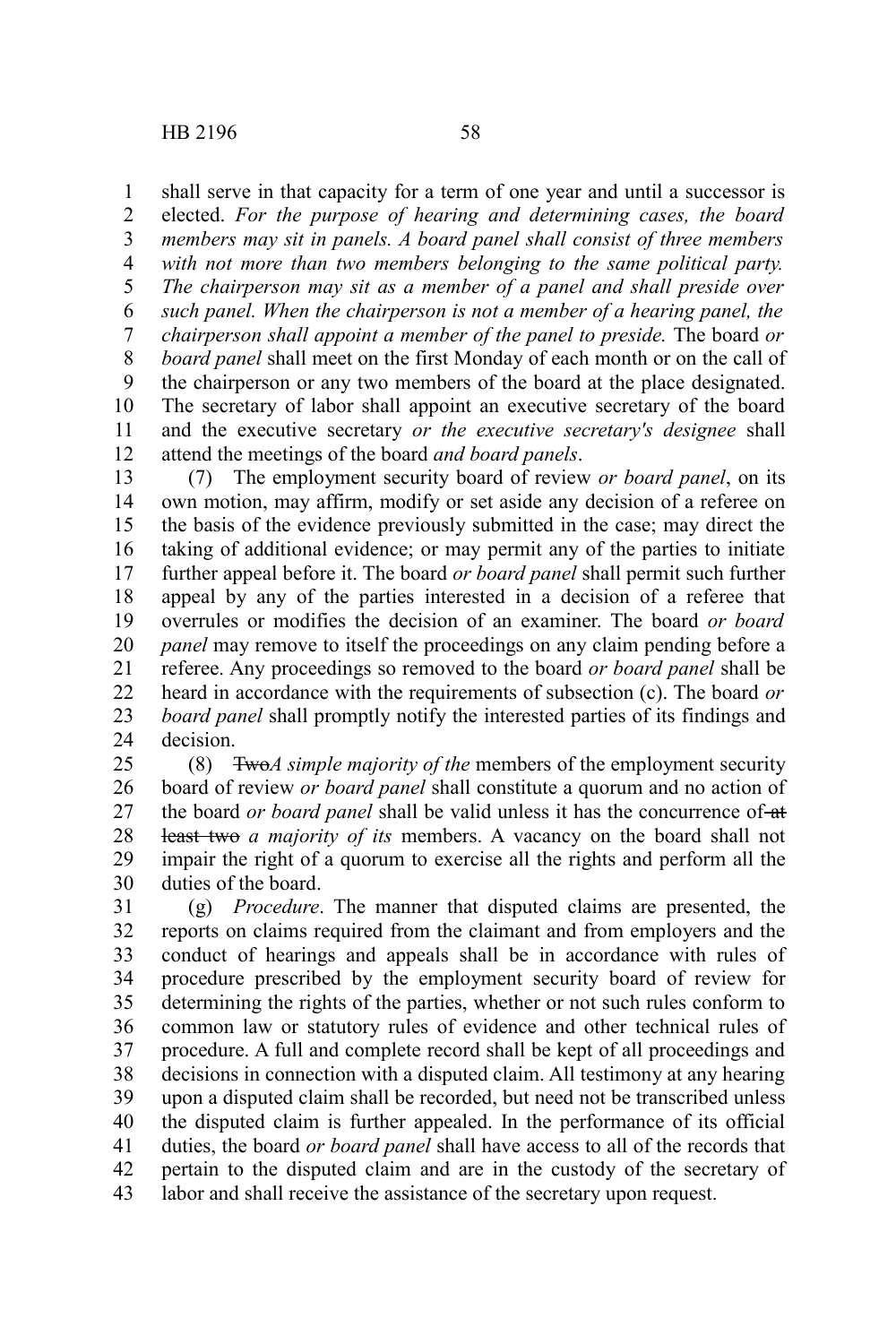shall serve in that capacity for a term of one year and until a successor is elected. *For the purpose of hearing and determining cases, the board members may sit in panels. A board panel shall consist of three members with not more than two members belonging to the same political party. The chairperson may sit as a member of a panel and shall preside over such panel. When the chairperson is not a member of a hearing panel, the chairperson shall appoint a member of the panel to preside.* The board *or board panel* shall meet on the first Monday of each month or on the call of the chairperson or any two members of the board at the place designated. The secretary of labor shall appoint an executive secretary of the board and the executive secretary *or the executive secretary's designee* shall attend the meetings of the board *and board panels*.

(7) The employment security board of review *or board panel*, on its own motion, may affirm, modify or set aside any decision of a referee on the basis of the evidence previously submitted in the case; may direct the taking of additional evidence; or may permit any of the parties to initiate further appeal before it. The board *or board panel* shall permit such further appeal by any of the parties interested in a decision of a referee that overrules or modifies the decision of an examiner. The board *or board panel* may remove to itself the proceedings on any claim pending before a referee. Any proceedings so removed to the board *or board panel* shall be heard in accordance with the requirements of subsection (c). The board *or board panel* shall promptly notify the interested parties of its findings and decision.

(8) ~~Two~~*A simple majority of the* members of the employment security board of review *or board panel* shall constitute a quorum and no action of the board *or board panel* shall be valid unless it has the concurrence of ~~at least two~~ *a majority of its* members. A vacancy on the board shall not impair the right of a quorum to exercise all the rights and perform all the duties of the board.

(g) *Procedure*. The manner that disputed claims are presented, the reports on claims required from the claimant and from employers and the conduct of hearings and appeals shall be in accordance with rules of procedure prescribed by the employment security board of review for determining the rights of the parties, whether or not such rules conform to common law or statutory rules of evidence and other technical rules of procedure. A full and complete record shall be kept of all proceedings and decisions in connection with a disputed claim. All testimony at any hearing upon a disputed claim shall be recorded, but need not be transcribed unless the disputed claim is further appealed. In the performance of its official duties, the board *or board panel* shall have access to all of the records that pertain to the disputed claim and are in the custody of the secretary of labor and shall receive the assistance of the secretary upon request.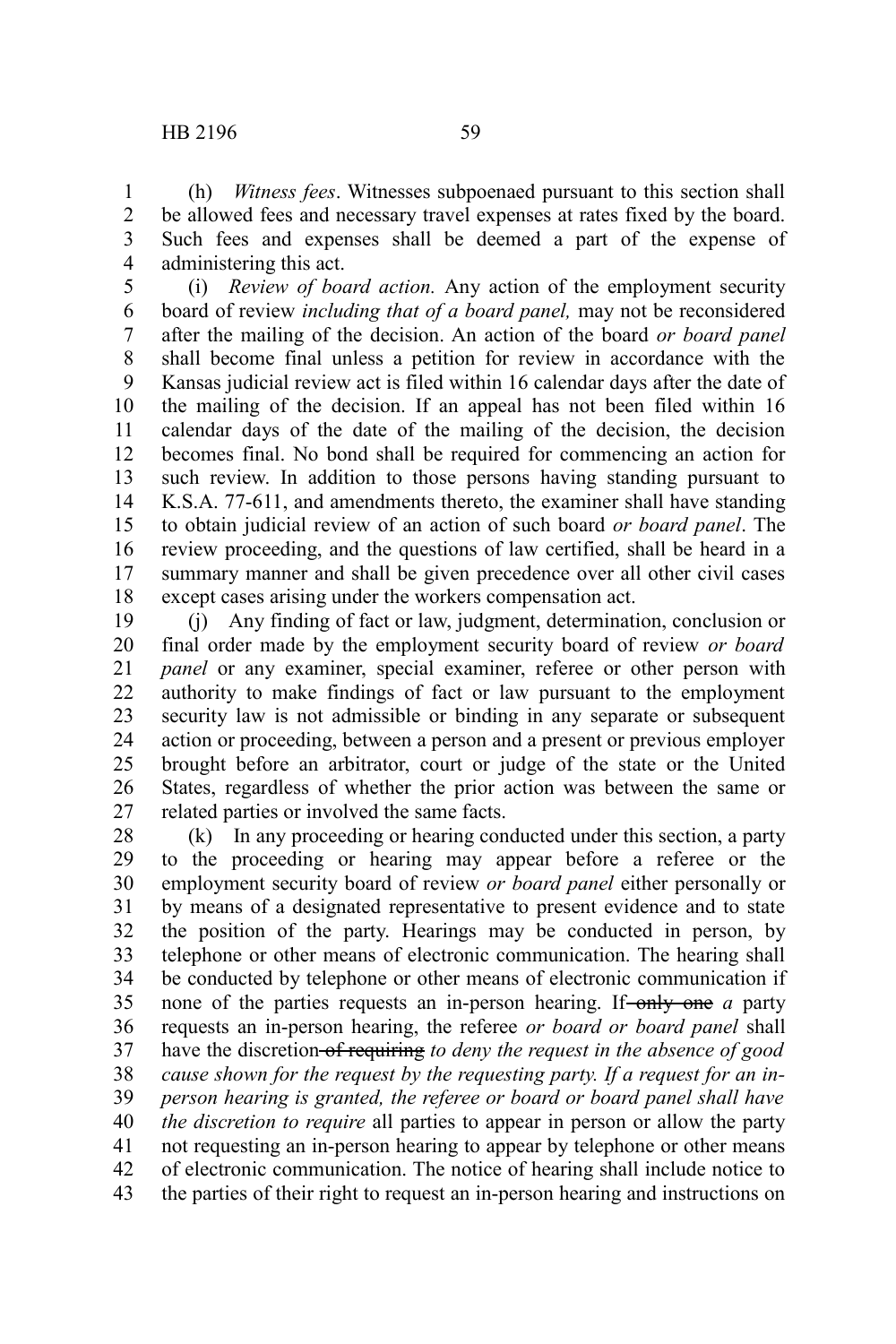(h) *Witness fees*. Witnesses subpoenaed pursuant to this section shall be allowed fees and necessary travel expenses at rates fixed by the board. Such fees and expenses shall be deemed a part of the expense of administering this act.

(i) *Review of board action.* Any action of the employment security board of review *including that of a board panel,* may not be reconsidered after the mailing of the decision. An action of the board *or board panel* shall become final unless a petition for review in accordance with the Kansas judicial review act is filed within 16 calendar days after the date of the mailing of the decision. If an appeal has not been filed within 16 calendar days of the date of the mailing of the decision, the decision becomes final. No bond shall be required for commencing an action for such review. In addition to those persons having standing pursuant to K.S.A. 77-611, and amendments thereto, the examiner shall have standing to obtain judicial review of an action of such board *or board panel*. The review proceeding, and the questions of law certified, shall be heard in a summary manner and shall be given precedence over all other civil cases except cases arising under the workers compensation act.

(j) Any finding of fact or law, judgment, determination, conclusion or final order made by the employment security board of review *or board panel* or any examiner, special examiner, referee or other person with authority to make findings of fact or law pursuant to the employment security law is not admissible or binding in any separate or subsequent action or proceeding, between a person and a present or previous employer brought before an arbitrator, court or judge of the state or the United States, regardless of whether the prior action was between the same or related parties or involved the same facts.

(k) In any proceeding or hearing conducted under this section, a party to the proceeding or hearing may appear before a referee or the employment security board of review *or board panel* either personally or by means of a designated representative to present evidence and to state the position of the party. Hearings may be conducted in person, by telephone or other means of electronic communication. The hearing shall be conducted by telephone or other means of electronic communication if none of the parties requests an in-person hearing. If ~~only one~~ *a* party requests an in-person hearing, the referee *or board or board panel* shall have the discretion ~~of requiring~~ *to deny the request in the absence of good cause shown for the request by the requesting party. If a request for an in-person hearing is granted, the referee or board or board panel shall have the discretion to require* all parties to appear in person or allow the party not requesting an in-person hearing to appear by telephone or other means of electronic communication. The notice of hearing shall include notice to the parties of their right to request an in-person hearing and instructions on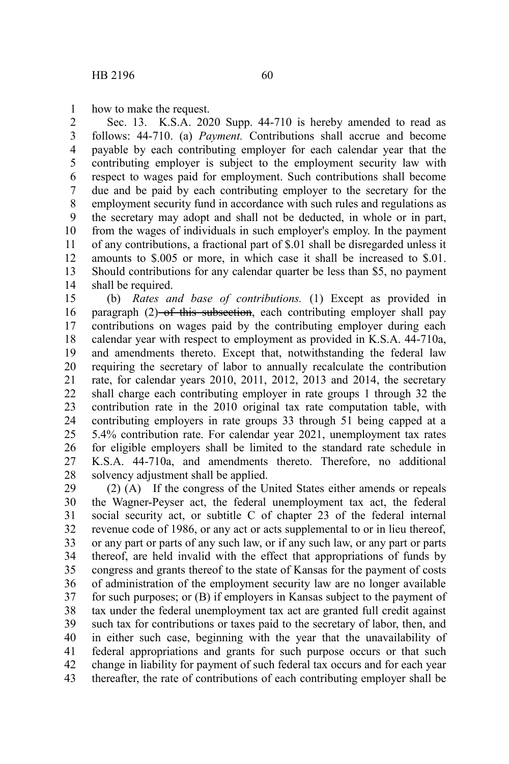how to make the request.

Sec. 13. K.S.A. 2020 Supp. 44-710 is hereby amended to read as follows: 44-710. (a) *Payment.* Contributions shall accrue and become payable by each contributing employer for each calendar year that the contributing employer is subject to the employment security law with respect to wages paid for employment. Such contributions shall become due and be paid by each contributing employer to the secretary for the employment security fund in accordance with such rules and regulations as the secretary may adopt and shall not be deducted, in whole or in part, from the wages of individuals in such employer's employ. In the payment of any contributions, a fractional part of $.01 shall be disregarded unless it amounts to $.005 or more, in which case it shall be increased to $.01. Should contributions for any calendar quarter be less than $5, no payment shall be required.

(b) *Rates and base of contributions.* (1) Except as provided in paragraph (2) ~~of this subsection~~, each contributing employer shall pay contributions on wages paid by the contributing employer during each calendar year with respect to employment as provided in K.S.A. 44-710a, and amendments thereto. Except that, notwithstanding the federal law requiring the secretary of labor to annually recalculate the contribution rate, for calendar years 2010, 2011, 2012, 2013 and 2014, the secretary shall charge each contributing employer in rate groups 1 through 32 the contribution rate in the 2010 original tax rate computation table, with contributing employers in rate groups 33 through 51 being capped at a 5.4% contribution rate. For calendar year 2021, unemployment tax rates for eligible employers shall be limited to the standard rate schedule in K.S.A. 44-710a, and amendments thereto. Therefore, no additional solvency adjustment shall be applied.

(2) (A) If the congress of the United States either amends or repeals the Wagner-Peyser act, the federal unemployment tax act, the federal social security act, or subtitle C of chapter 23 of the federal internal revenue code of 1986, or any act or acts supplemental to or in lieu thereof, or any part or parts of any such law, or if any such law, or any part or parts thereof, are held invalid with the effect that appropriations of funds by congress and grants thereof to the state of Kansas for the payment of costs of administration of the employment security law are no longer available for such purposes; or (B) if employers in Kansas subject to the payment of tax under the federal unemployment tax act are granted full credit against such tax for contributions or taxes paid to the secretary of labor, then, and in either such case, beginning with the year that the unavailability of federal appropriations and grants for such purpose occurs or that such change in liability for payment of such federal tax occurs and for each year thereafter, the rate of contributions of each contributing employer shall be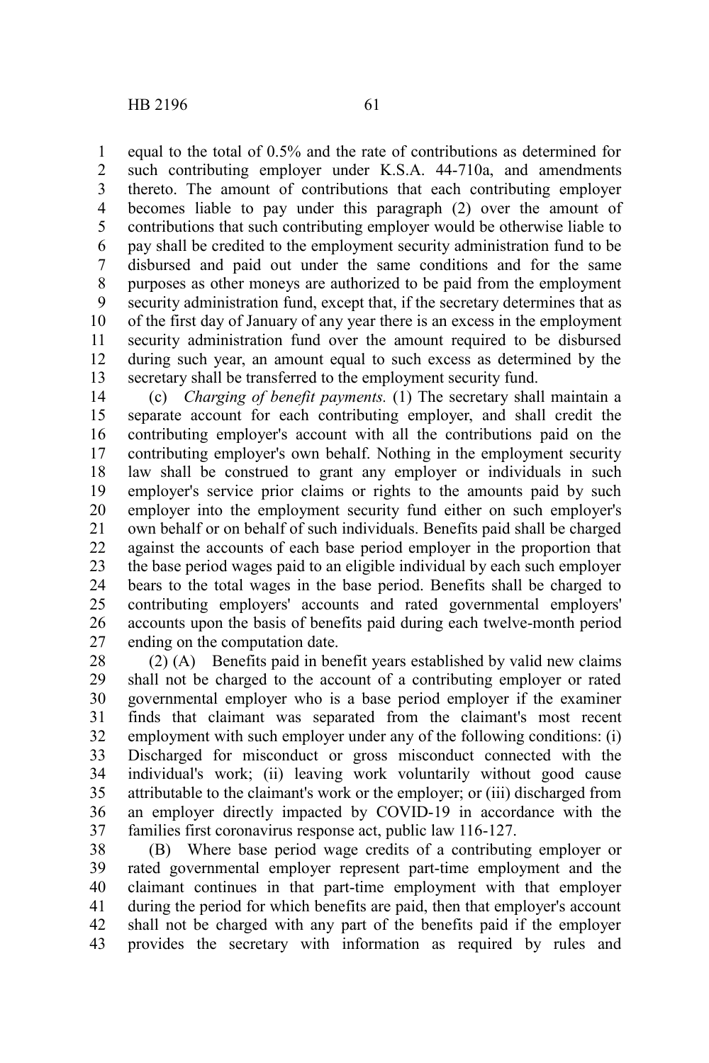equal to the total of 0.5% and the rate of contributions as determined for such contributing employer under K.S.A. 44-710a, and amendments thereto. The amount of contributions that each contributing employer becomes liable to pay under this paragraph (2) over the amount of contributions that such contributing employer would be otherwise liable to pay shall be credited to the employment security administration fund to be disbursed and paid out under the same conditions and for the same purposes as other moneys are authorized to be paid from the employment security administration fund, except that, if the secretary determines that as of the first day of January of any year there is an excess in the employment security administration fund over the amount required to be disbursed during such year, an amount equal to such excess as determined by the secretary shall be transferred to the employment security fund.

(c) *Charging of benefit payments.* (1) The secretary shall maintain a separate account for each contributing employer, and shall credit the contributing employer's account with all the contributions paid on the contributing employer's own behalf. Nothing in the employment security law shall be construed to grant any employer or individuals in such employer's service prior claims or rights to the amounts paid by such employer into the employment security fund either on such employer's own behalf or on behalf of such individuals. Benefits paid shall be charged against the accounts of each base period employer in the proportion that the base period wages paid to an eligible individual by each such employer bears to the total wages in the base period. Benefits shall be charged to contributing employers' accounts and rated governmental employers' accounts upon the basis of benefits paid during each twelve-month period ending on the computation date.

(2) (A) Benefits paid in benefit years established by valid new claims shall not be charged to the account of a contributing employer or rated governmental employer who is a base period employer if the examiner finds that claimant was separated from the claimant's most recent employment with such employer under any of the following conditions: (i) Discharged for misconduct or gross misconduct connected with the individual's work; (ii) leaving work voluntarily without good cause attributable to the claimant's work or the employer; or (iii) discharged from an employer directly impacted by COVID-19 in accordance with the families first coronavirus response act, public law 116-127.

(B) Where base period wage credits of a contributing employer or rated governmental employer represent part-time employment and the claimant continues in that part-time employment with that employer during the period for which benefits are paid, then that employer's account shall not be charged with any part of the benefits paid if the employer provides the secretary with information as required by rules and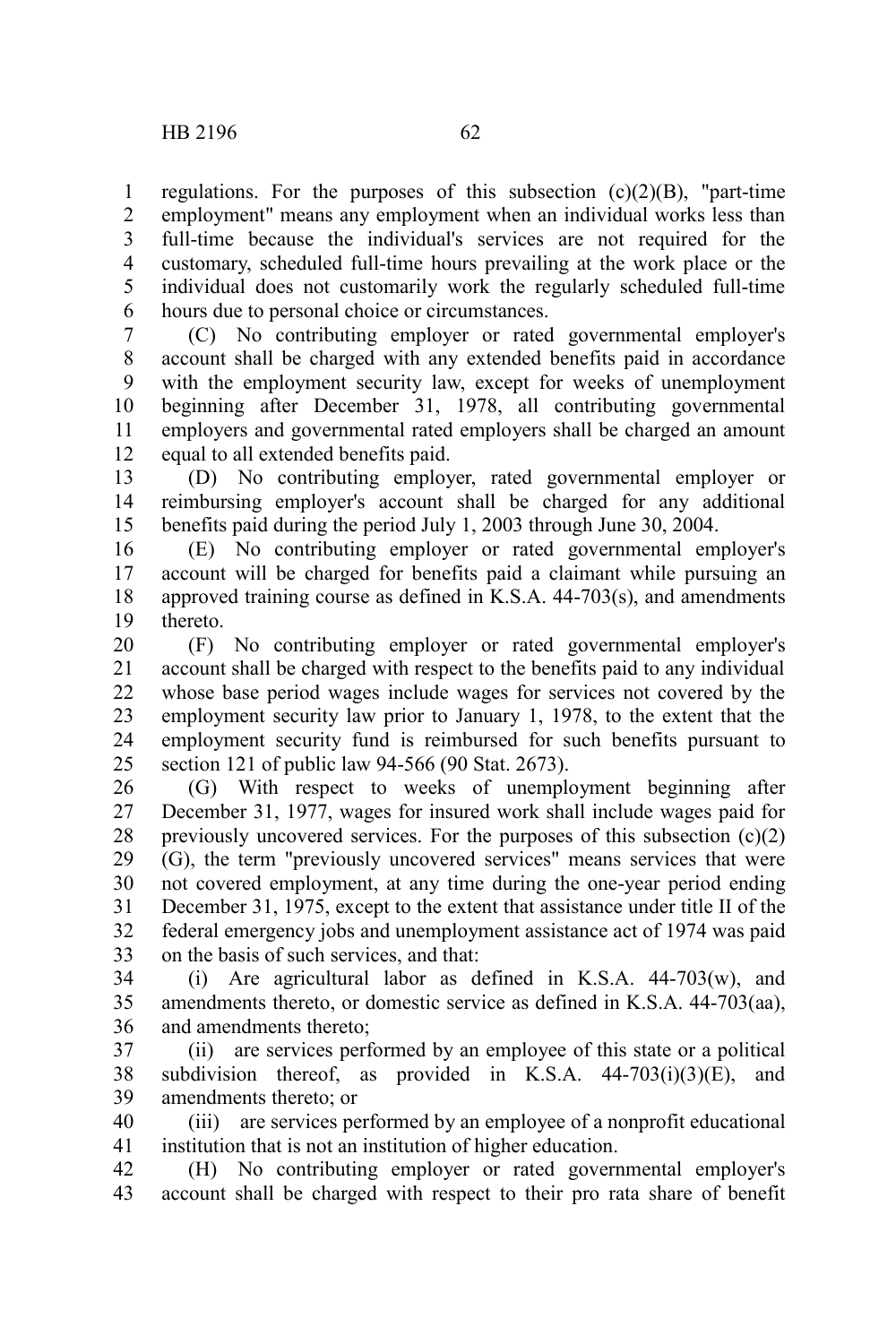regulations. For the purposes of this subsection (c)(2)(B), "part-time employment" means any employment when an individual works less than full-time because the individual's services are not required for the customary, scheduled full-time hours prevailing at the work place or the individual does not customarily work the regularly scheduled full-time hours due to personal choice or circumstances.

(C) No contributing employer or rated governmental employer's account shall be charged with any extended benefits paid in accordance with the employment security law, except for weeks of unemployment beginning after December 31, 1978, all contributing governmental employers and governmental rated employers shall be charged an amount equal to all extended benefits paid.

(D) No contributing employer, rated governmental employer or reimbursing employer's account shall be charged for any additional benefits paid during the period July 1, 2003 through June 30, 2004.

(E) No contributing employer or rated governmental employer's account will be charged for benefits paid a claimant while pursuing an approved training course as defined in K.S.A. 44-703(s), and amendments thereto.

(F) No contributing employer or rated governmental employer's account shall be charged with respect to the benefits paid to any individual whose base period wages include wages for services not covered by the employment security law prior to January 1, 1978, to the extent that the employment security fund is reimbursed for such benefits pursuant to section 121 of public law 94-566 (90 Stat. 2673).

(G) With respect to weeks of unemployment beginning after December 31, 1977, wages for insured work shall include wages paid for previously uncovered services. For the purposes of this subsection (c)(2)(G), the term "previously uncovered services" means services that were not covered employment, at any time during the one-year period ending December 31, 1975, except to the extent that assistance under title II of the federal emergency jobs and unemployment assistance act of 1974 was paid on the basis of such services, and that:

(i) Are agricultural labor as defined in K.S.A. 44-703(w), and amendments thereto, or domestic service as defined in K.S.A. 44-703(aa), and amendments thereto;

(ii) are services performed by an employee of this state or a political subdivision thereof, as provided in K.S.A. 44-703(i)(3)(E), and amendments thereto; or

(iii) are services performed by an employee of a nonprofit educational institution that is not an institution of higher education.

(H) No contributing employer or rated governmental employer's account shall be charged with respect to their pro rata share of benefit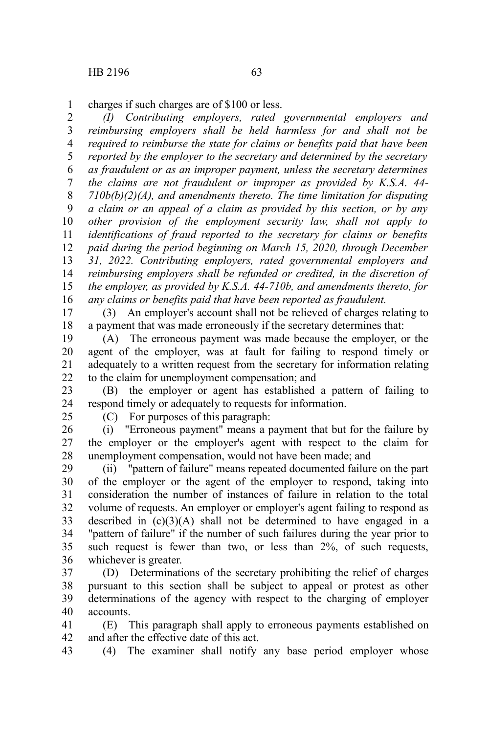charges if such charges are of $100 or less.

*(I) Contributing employers, rated governmental employers and reimbursing employers shall be held harmless for and shall not be required to reimburse the state for claims or benefits paid that have been reported by the employer to the secretary and determined by the secretary as fraudulent or as an improper payment, unless the secretary determines the claims are not fraudulent or improper as provided by K.S.A. 44-710b(b)(2)(A), and amendments thereto. The time limitation for disputing a claim or an appeal of a claim as provided by this section, or by any other provision of the employment security law, shall not apply to identifications of fraud reported to the secretary for claims or benefits paid during the period beginning on March 15, 2020, through December 31, 2022. Contributing employers, rated governmental employers and reimbursing employers shall be refunded or credited, in the discretion of the employer, as provided by K.S.A. 44-710b, and amendments thereto, for any claims or benefits paid that have been reported as fraudulent.*

(3) An employer's account shall not be relieved of charges relating to a payment that was made erroneously if the secretary determines that:

(A) The erroneous payment was made because the employer, or the agent of the employer, was at fault for failing to respond timely or adequately to a written request from the secretary for information relating to the claim for unemployment compensation; and

(B) the employer or agent has established a pattern of failing to respond timely or adequately to requests for information.

(C) For purposes of this paragraph:

(i) "Erroneous payment" means a payment that but for the failure by the employer or the employer's agent with respect to the claim for unemployment compensation, would not have been made; and

(ii) "pattern of failure" means repeated documented failure on the part of the employer or the agent of the employer to respond, taking into consideration the number of instances of failure in relation to the total volume of requests. An employer or employer's agent failing to respond as described in (c)(3)(A) shall not be determined to have engaged in a "pattern of failure" if the number of such failures during the year prior to such request is fewer than two, or less than 2%, of such requests, whichever is greater.

(D) Determinations of the secretary prohibiting the relief of charges pursuant to this section shall be subject to appeal or protest as other determinations of the agency with respect to the charging of employer accounts.

(E) This paragraph shall apply to erroneous payments established on and after the effective date of this act.

(4) The examiner shall notify any base period employer whose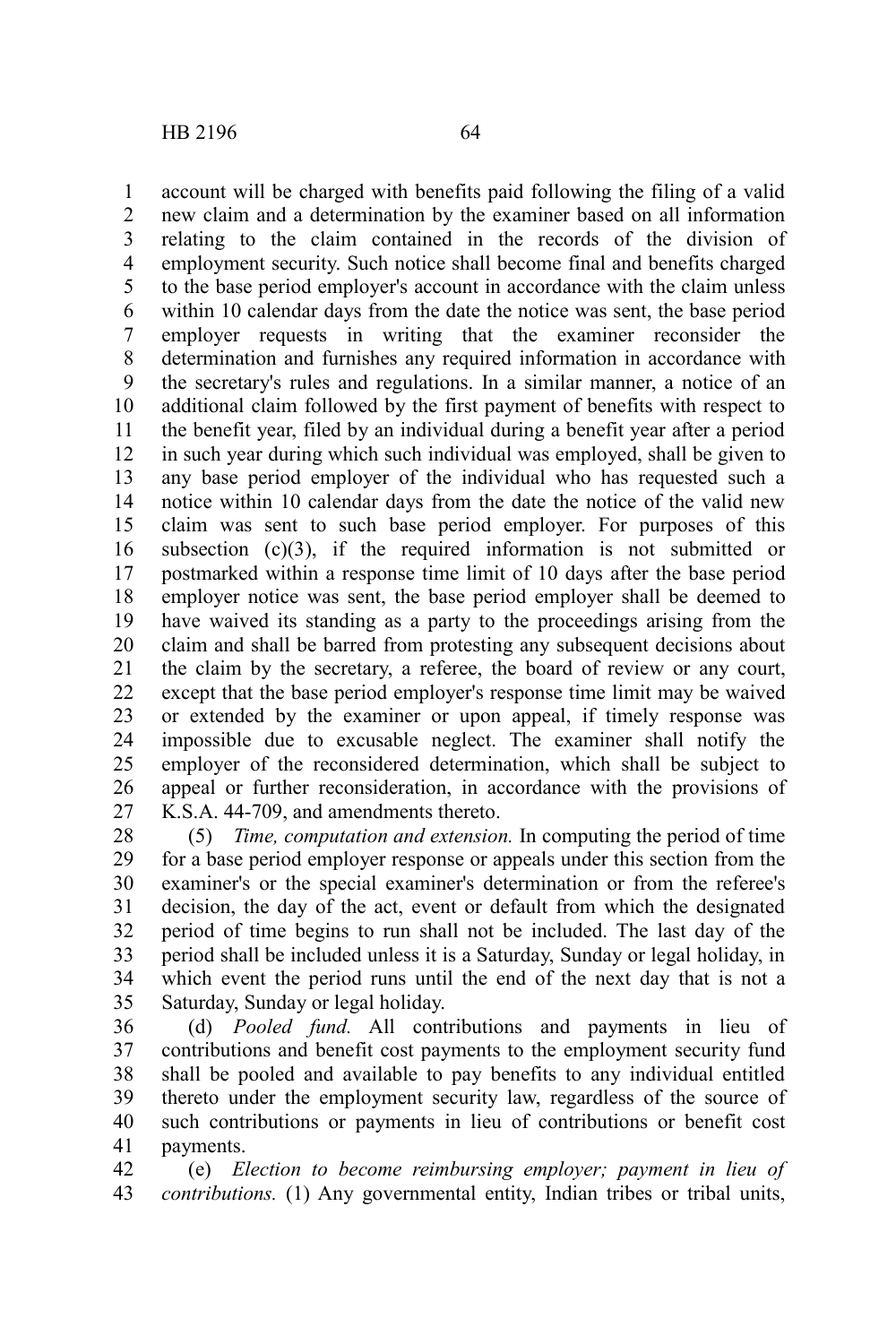account will be charged with benefits paid following the filing of a valid new claim and a determination by the examiner based on all information relating to the claim contained in the records of the division of employment security. Such notice shall become final and benefits charged to the base period employer's account in accordance with the claim unless within 10 calendar days from the date the notice was sent, the base period employer requests in writing that the examiner reconsider the determination and furnishes any required information in accordance with the secretary's rules and regulations. In a similar manner, a notice of an additional claim followed by the first payment of benefits with respect to the benefit year, filed by an individual during a benefit year after a period in such year during which such individual was employed, shall be given to any base period employer of the individual who has requested such a notice within 10 calendar days from the date the notice of the valid new claim was sent to such base period employer. For purposes of this subsection (c)(3), if the required information is not submitted or postmarked within a response time limit of 10 days after the base period employer notice was sent, the base period employer shall be deemed to have waived its standing as a party to the proceedings arising from the claim and shall be barred from protesting any subsequent decisions about the claim by the secretary, a referee, the board of review or any court, except that the base period employer's response time limit may be waived or extended by the examiner or upon appeal, if timely response was impossible due to excusable neglect. The examiner shall notify the employer of the reconsidered determination, which shall be subject to appeal or further reconsideration, in accordance with the provisions of K.S.A. 44-709, and amendments thereto.

(5) *Time, computation and extension.* In computing the period of time for a base period employer response or appeals under this section from the examiner's or the special examiner's determination or from the referee's decision, the day of the act, event or default from which the designated period of time begins to run shall not be included. The last day of the period shall be included unless it is a Saturday, Sunday or legal holiday, in which event the period runs until the end of the next day that is not a Saturday, Sunday or legal holiday.

(d) *Pooled fund.* All contributions and payments in lieu of contributions and benefit cost payments to the employment security fund shall be pooled and available to pay benefits to any individual entitled thereto under the employment security law, regardless of the source of such contributions or payments in lieu of contributions or benefit cost payments.

(e) *Election to become reimbursing employer; payment in lieu of contributions.* (1) Any governmental entity, Indian tribes or tribal units,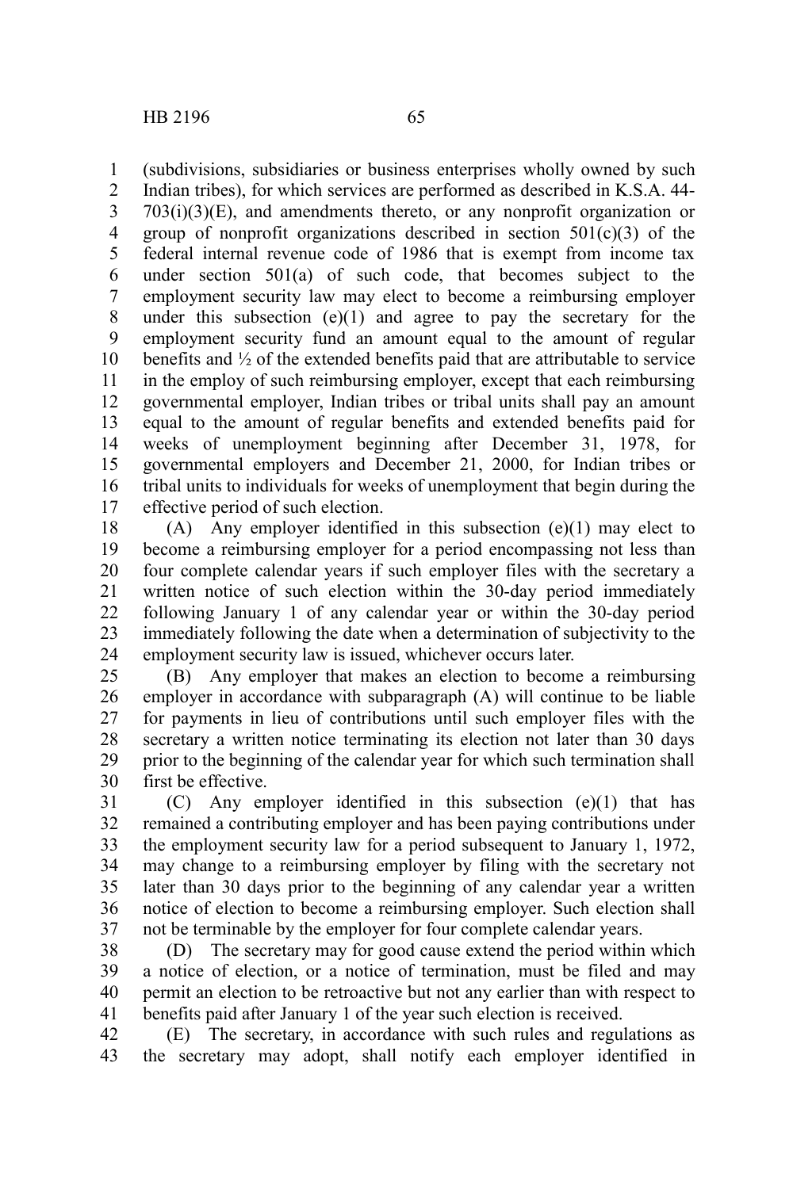(subdivisions, subsidiaries or business enterprises wholly owned by such Indian tribes), for which services are performed as described in K.S.A. 44-703(i)(3)(E), and amendments thereto, or any nonprofit organization or group of nonprofit organizations described in section 501(c)(3) of the federal internal revenue code of 1986 that is exempt from income tax under section 501(a) of such code, that becomes subject to the employment security law may elect to become a reimbursing employer under this subsection (e)(1) and agree to pay the secretary for the employment security fund an amount equal to the amount of regular benefits and ½ of the extended benefits paid that are attributable to service in the employ of such reimbursing employer, except that each reimbursing governmental employer, Indian tribes or tribal units shall pay an amount equal to the amount of regular benefits and extended benefits paid for weeks of unemployment beginning after December 31, 1978, for governmental employers and December 21, 2000, for Indian tribes or tribal units to individuals for weeks of unemployment that begin during the effective period of such election.

(A) Any employer identified in this subsection (e)(1) may elect to become a reimbursing employer for a period encompassing not less than four complete calendar years if such employer files with the secretary a written notice of such election within the 30-day period immediately following January 1 of any calendar year or within the 30-day period immediately following the date when a determination of subjectivity to the employment security law is issued, whichever occurs later.

(B) Any employer that makes an election to become a reimbursing employer in accordance with subparagraph (A) will continue to be liable for payments in lieu of contributions until such employer files with the secretary a written notice terminating its election not later than 30 days prior to the beginning of the calendar year for which such termination shall first be effective.

(C) Any employer identified in this subsection (e)(1) that has remained a contributing employer and has been paying contributions under the employment security law for a period subsequent to January 1, 1972, may change to a reimbursing employer by filing with the secretary not later than 30 days prior to the beginning of any calendar year a written notice of election to become a reimbursing employer. Such election shall not be terminable by the employer for four complete calendar years.

(D) The secretary may for good cause extend the period within which a notice of election, or a notice of termination, must be filed and may permit an election to be retroactive but not any earlier than with respect to benefits paid after January 1 of the year such election is received.

(E) The secretary, in accordance with such rules and regulations as the secretary may adopt, shall notify each employer identified in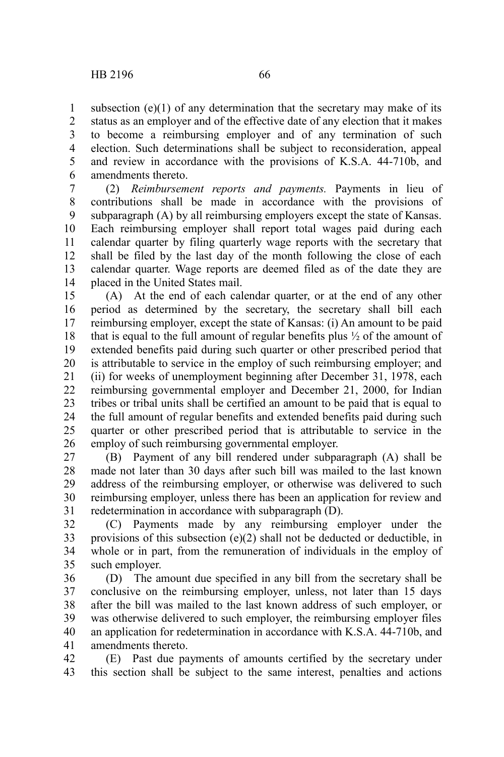subsection (e)(1) of any determination that the secretary may make of its status as an employer and of the effective date of any election that it makes to become a reimbursing employer and of any termination of such election. Such determinations shall be subject to reconsideration, appeal and review in accordance with the provisions of K.S.A. 44-710b, and amendments thereto.

(2) *Reimbursement reports and payments.* Payments in lieu of contributions shall be made in accordance with the provisions of subparagraph (A) by all reimbursing employers except the state of Kansas. Each reimbursing employer shall report total wages paid during each calendar quarter by filing quarterly wage reports with the secretary that shall be filed by the last day of the month following the close of each calendar quarter. Wage reports are deemed filed as of the date they are placed in the United States mail.

(A) At the end of each calendar quarter, or at the end of any other period as determined by the secretary, the secretary shall bill each reimbursing employer, except the state of Kansas: (i) An amount to be paid that is equal to the full amount of regular benefits plus ½ of the amount of extended benefits paid during such quarter or other prescribed period that is attributable to service in the employ of such reimbursing employer; and (ii) for weeks of unemployment beginning after December 31, 1978, each reimbursing governmental employer and December 21, 2000, for Indian tribes or tribal units shall be certified an amount to be paid that is equal to the full amount of regular benefits and extended benefits paid during such quarter or other prescribed period that is attributable to service in the employ of such reimbursing governmental employer.

(B) Payment of any bill rendered under subparagraph (A) shall be made not later than 30 days after such bill was mailed to the last known address of the reimbursing employer, or otherwise was delivered to such reimbursing employer, unless there has been an application for review and redetermination in accordance with subparagraph (D).

(C) Payments made by any reimbursing employer under the provisions of this subsection (e)(2) shall not be deducted or deductible, in whole or in part, from the remuneration of individuals in the employ of such employer.

(D) The amount due specified in any bill from the secretary shall be conclusive on the reimbursing employer, unless, not later than 15 days after the bill was mailed to the last known address of such employer, or was otherwise delivered to such employer, the reimbursing employer files an application for redetermination in accordance with K.S.A. 44-710b, and amendments thereto.

(E) Past due payments of amounts certified by the secretary under this section shall be subject to the same interest, penalties and actions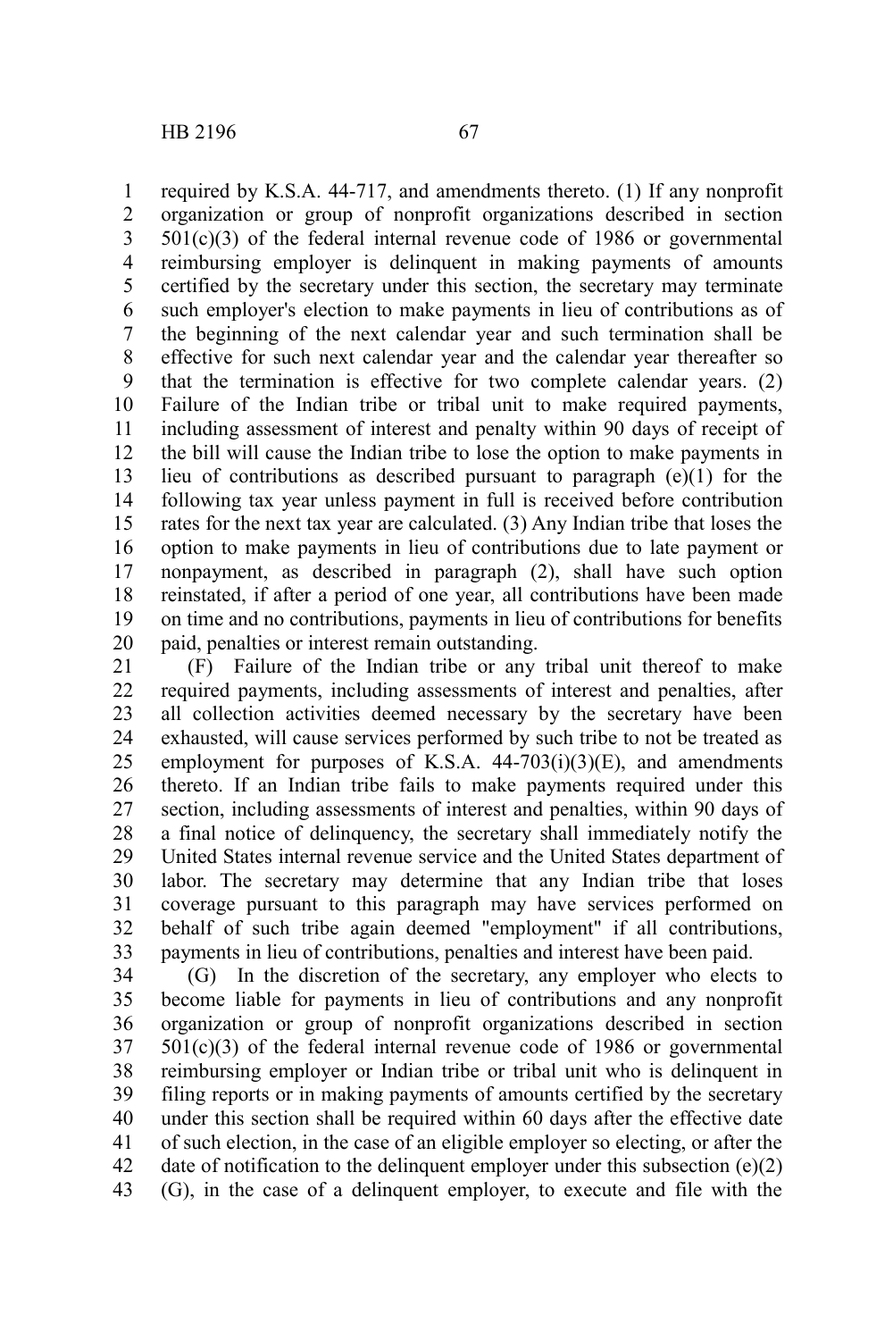required by K.S.A. 44-717, and amendments thereto. (1) If any nonprofit organization or group of nonprofit organizations described in section 501(c)(3) of the federal internal revenue code of 1986 or governmental reimbursing employer is delinquent in making payments of amounts certified by the secretary under this section, the secretary may terminate such employer's election to make payments in lieu of contributions as of the beginning of the next calendar year and such termination shall be effective for such next calendar year and the calendar year thereafter so that the termination is effective for two complete calendar years. (2) Failure of the Indian tribe or tribal unit to make required payments, including assessment of interest and penalty within 90 days of receipt of the bill will cause the Indian tribe to lose the option to make payments in lieu of contributions as described pursuant to paragraph (e)(1) for the following tax year unless payment in full is received before contribution rates for the next tax year are calculated. (3) Any Indian tribe that loses the option to make payments in lieu of contributions due to late payment or nonpayment, as described in paragraph (2), shall have such option reinstated, if after a period of one year, all contributions have been made on time and no contributions, payments in lieu of contributions for benefits paid, penalties or interest remain outstanding.

(F) Failure of the Indian tribe or any tribal unit thereof to make required payments, including assessments of interest and penalties, after all collection activities deemed necessary by the secretary have been exhausted, will cause services performed by such tribe to not be treated as employment for purposes of K.S.A. 44-703(i)(3)(E), and amendments thereto. If an Indian tribe fails to make payments required under this section, including assessments of interest and penalties, within 90 days of a final notice of delinquency, the secretary shall immediately notify the United States internal revenue service and the United States department of labor. The secretary may determine that any Indian tribe that loses coverage pursuant to this paragraph may have services performed on behalf of such tribe again deemed "employment" if all contributions, payments in lieu of contributions, penalties and interest have been paid.

(G) In the discretion of the secretary, any employer who elects to become liable for payments in lieu of contributions and any nonprofit organization or group of nonprofit organizations described in section 501(c)(3) of the federal internal revenue code of 1986 or governmental reimbursing employer or Indian tribe or tribal unit who is delinquent in filing reports or in making payments of amounts certified by the secretary under this section shall be required within 60 days after the effective date of such election, in the case of an eligible employer so electing, or after the date of notification to the delinquent employer under this subsection (e)(2)(G), in the case of a delinquent employer, to execute and file with the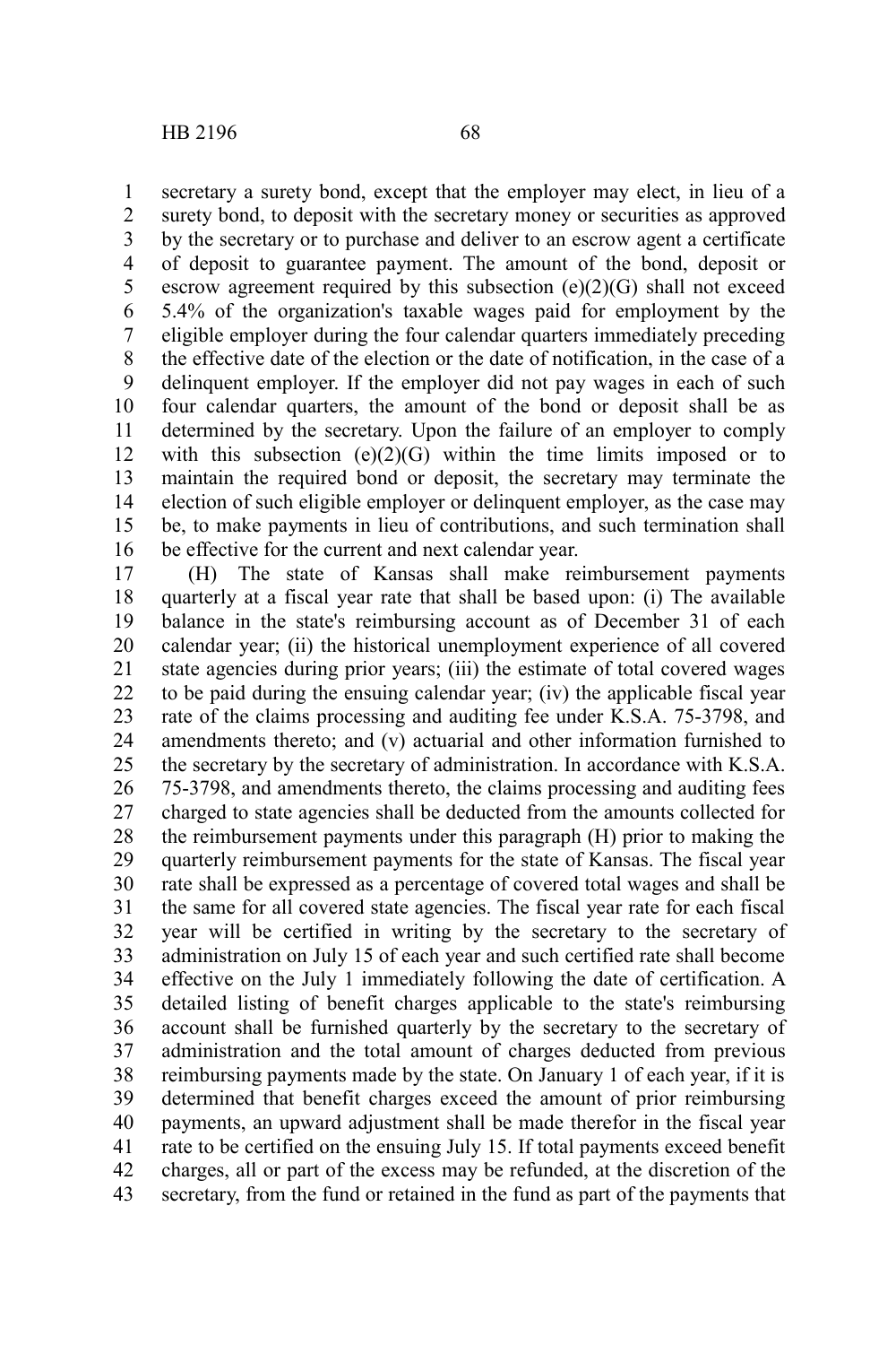secretary a surety bond, except that the employer may elect, in lieu of a surety bond, to deposit with the secretary money or securities as approved by the secretary or to purchase and deliver to an escrow agent a certificate of deposit to guarantee payment. The amount of the bond, deposit or escrow agreement required by this subsection (e)(2)(G) shall not exceed 5.4% of the organization's taxable wages paid for employment by the eligible employer during the four calendar quarters immediately preceding the effective date of the election or the date of notification, in the case of a delinquent employer. If the employer did not pay wages in each of such four calendar quarters, the amount of the bond or deposit shall be as determined by the secretary. Upon the failure of an employer to comply with this subsection (e)(2)(G) within the time limits imposed or to maintain the required bond or deposit, the secretary may terminate the election of such eligible employer or delinquent employer, as the case may be, to make payments in lieu of contributions, and such termination shall be effective for the current and next calendar year.

(H) The state of Kansas shall make reimbursement payments quarterly at a fiscal year rate that shall be based upon: (i) The available balance in the state's reimbursing account as of December 31 of each calendar year; (ii) the historical unemployment experience of all covered state agencies during prior years; (iii) the estimate of total covered wages to be paid during the ensuing calendar year; (iv) the applicable fiscal year rate of the claims processing and auditing fee under K.S.A. 75-3798, and amendments thereto; and (v) actuarial and other information furnished to the secretary by the secretary of administration. In accordance with K.S.A. 75-3798, and amendments thereto, the claims processing and auditing fees charged to state agencies shall be deducted from the amounts collected for the reimbursement payments under this paragraph (H) prior to making the quarterly reimbursement payments for the state of Kansas. The fiscal year rate shall be expressed as a percentage of covered total wages and shall be the same for all covered state agencies. The fiscal year rate for each fiscal year will be certified in writing by the secretary to the secretary of administration on July 15 of each year and such certified rate shall become effective on the July 1 immediately following the date of certification. A detailed listing of benefit charges applicable to the state's reimbursing account shall be furnished quarterly by the secretary to the secretary of administration and the total amount of charges deducted from previous reimbursing payments made by the state. On January 1 of each year, if it is determined that benefit charges exceed the amount of prior reimbursing payments, an upward adjustment shall be made therefor in the fiscal year rate to be certified on the ensuing July 15. If total payments exceed benefit charges, all or part of the excess may be refunded, at the discretion of the secretary, from the fund or retained in the fund as part of the payments that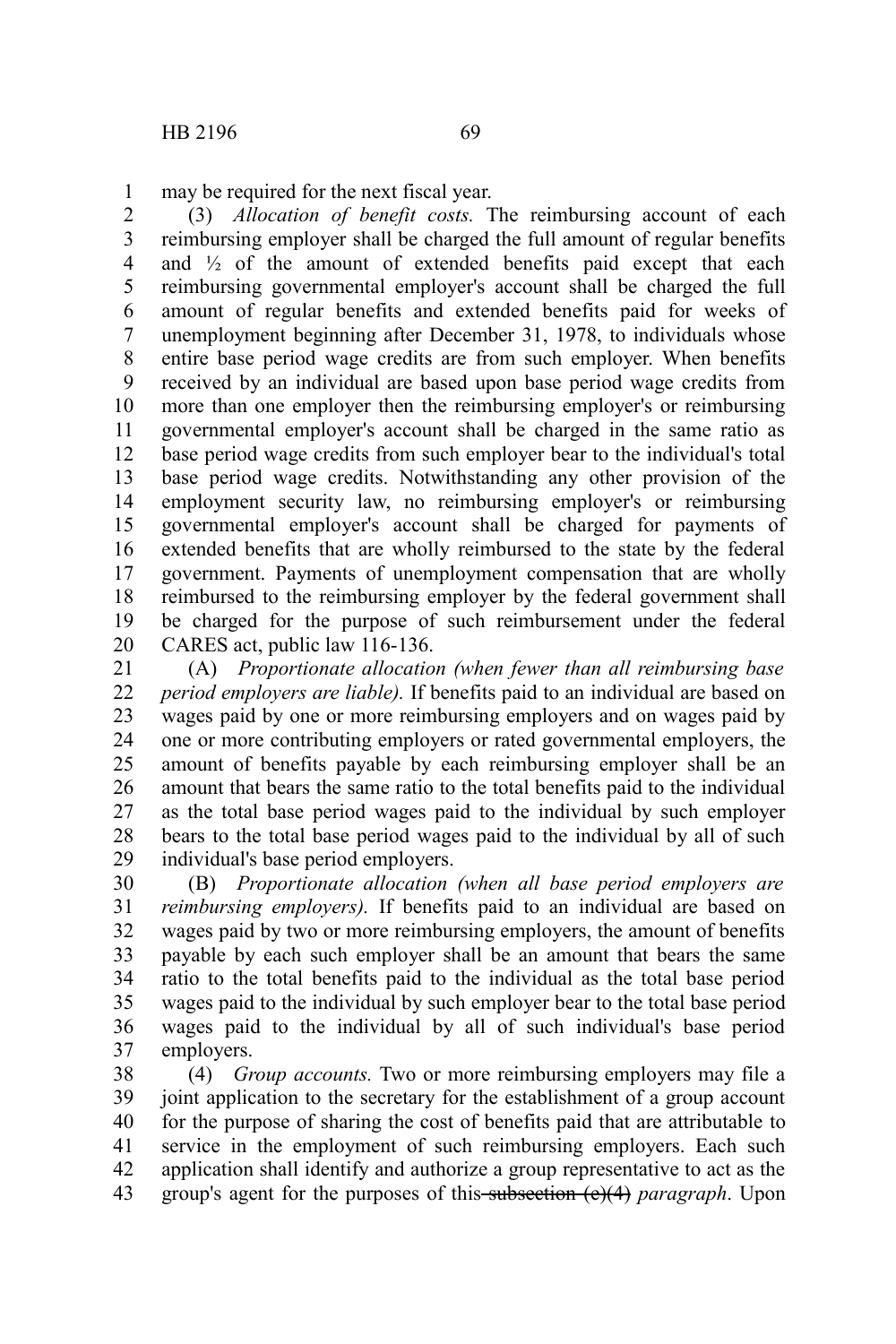may be required for the next fiscal year.

(3) *Allocation of benefit costs.* The reimbursing account of each reimbursing employer shall be charged the full amount of regular benefits and ½ of the amount of extended benefits paid except that each reimbursing governmental employer's account shall be charged the full amount of regular benefits and extended benefits paid for weeks of unemployment beginning after December 31, 1978, to individuals whose entire base period wage credits are from such employer. When benefits received by an individual are based upon base period wage credits from more than one employer then the reimbursing employer's or reimbursing governmental employer's account shall be charged in the same ratio as base period wage credits from such employer bear to the individual's total base period wage credits. Notwithstanding any other provision of the employment security law, no reimbursing employer's or reimbursing governmental employer's account shall be charged for payments of extended benefits that are wholly reimbursed to the state by the federal government. Payments of unemployment compensation that are wholly reimbursed to the reimbursing employer by the federal government shall be charged for the purpose of such reimbursement under the federal CARES act, public law 116-136.

(A) *Proportionate allocation (when fewer than all reimbursing base period employers are liable).* If benefits paid to an individual are based on wages paid by one or more reimbursing employers and on wages paid by one or more contributing employers or rated governmental employers, the amount of benefits payable by each reimbursing employer shall be an amount that bears the same ratio to the total benefits paid to the individual as the total base period wages paid to the individual by such employer bears to the total base period wages paid to the individual by all of such individual's base period employers.

(B) *Proportionate allocation (when all base period employers are reimbursing employers).* If benefits paid to an individual are based on wages paid by two or more reimbursing employers, the amount of benefits payable by each such employer shall be an amount that bears the same ratio to the total benefits paid to the individual as the total base period wages paid to the individual by such employer bear to the total base period wages paid to the individual by all of such individual's base period employers.

(4) *Group accounts.* Two or more reimbursing employers may file a joint application to the secretary for the establishment of a group account for the purpose of sharing the cost of benefits paid that are attributable to service in the employment of such reimbursing employers. Each such application shall identify and authorize a group representative to act as the group's agent for the purposes of this ~~subsection (e)(4)~~ *paragraph*. Upon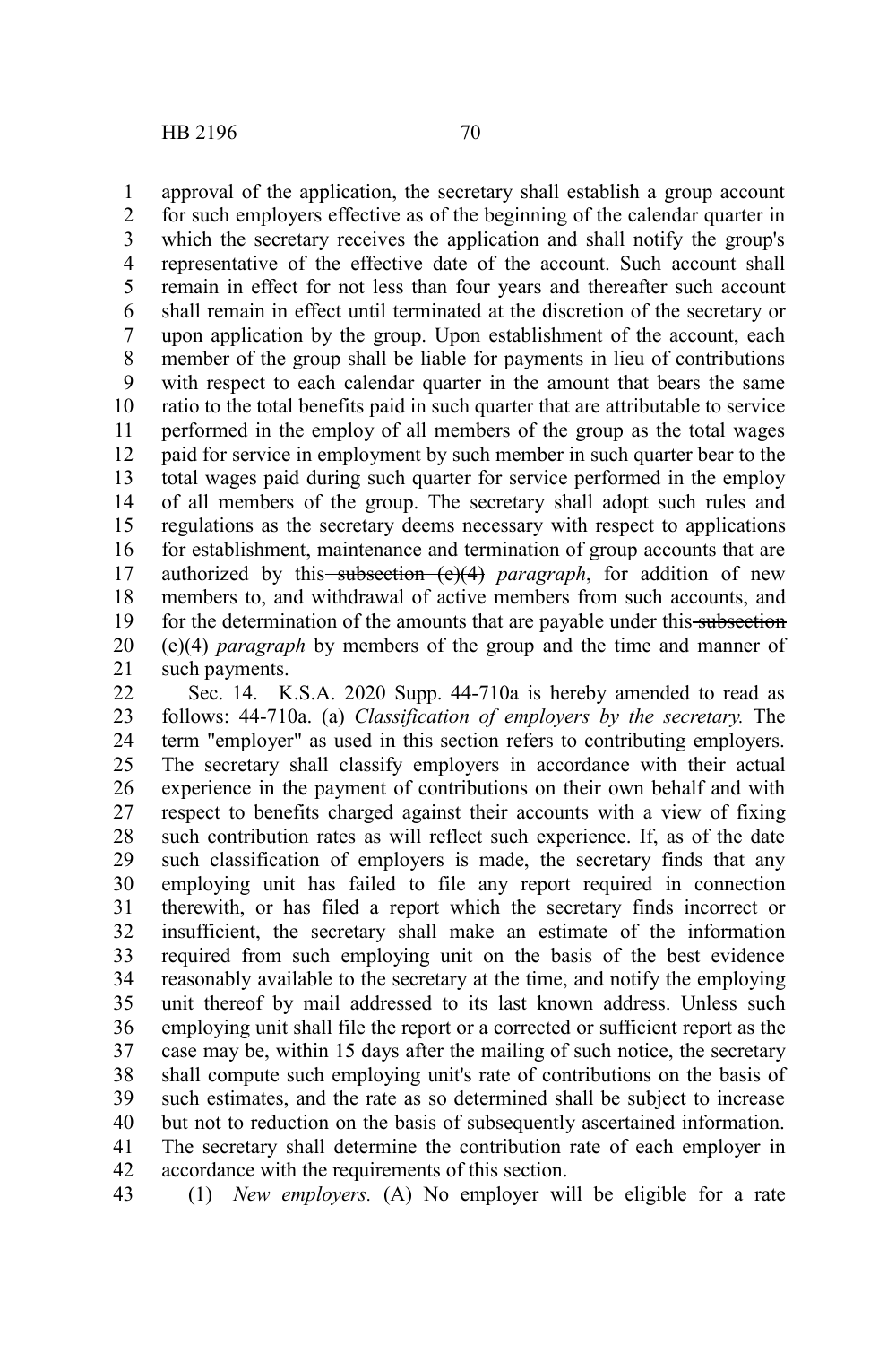approval of the application, the secretary shall establish a group account for such employers effective as of the beginning of the calendar quarter in which the secretary receives the application and shall notify the group's representative of the effective date of the account. Such account shall remain in effect for not less than four years and thereafter such account shall remain in effect until terminated at the discretion of the secretary or upon application by the group. Upon establishment of the account, each member of the group shall be liable for payments in lieu of contributions with respect to each calendar quarter in the amount that bears the same ratio to the total benefits paid in such quarter that are attributable to service performed in the employ of all members of the group as the total wages paid for service in employment by such member in such quarter bear to the total wages paid during such quarter for service performed in the employ of all members of the group. The secretary shall adopt such rules and regulations as the secretary deems necessary with respect to applications for establishment, maintenance and termination of group accounts that are authorized by this ~~subsection (e)(4)~~ *paragraph*, for addition of new members to, and withdrawal of active members from such accounts, and for the determination of the amounts that are payable under this ~~subsection (e)(4)~~ *paragraph* by members of the group and the time and manner of such payments.

Sec. 14. K.S.A. 2020 Supp. 44-710a is hereby amended to read as follows: 44-710a. (a) *Classification of employers by the secretary.* The term "employer" as used in this section refers to contributing employers. The secretary shall classify employers in accordance with their actual experience in the payment of contributions on their own behalf and with respect to benefits charged against their accounts with a view of fixing such contribution rates as will reflect such experience. If, as of the date such classification of employers is made, the secretary finds that any employing unit has failed to file any report required in connection therewith, or has filed a report which the secretary finds incorrect or insufficient, the secretary shall make an estimate of the information required from such employing unit on the basis of the best evidence reasonably available to the secretary at the time, and notify the employing unit thereof by mail addressed to its last known address. Unless such employing unit shall file the report or a corrected or sufficient report as the case may be, within 15 days after the mailing of such notice, the secretary shall compute such employing unit's rate of contributions on the basis of such estimates, and the rate as so determined shall be subject to increase but not to reduction on the basis of subsequently ascertained information. The secretary shall determine the contribution rate of each employer in accordance with the requirements of this section.

(1) *New employers.* (A) No employer will be eligible for a rate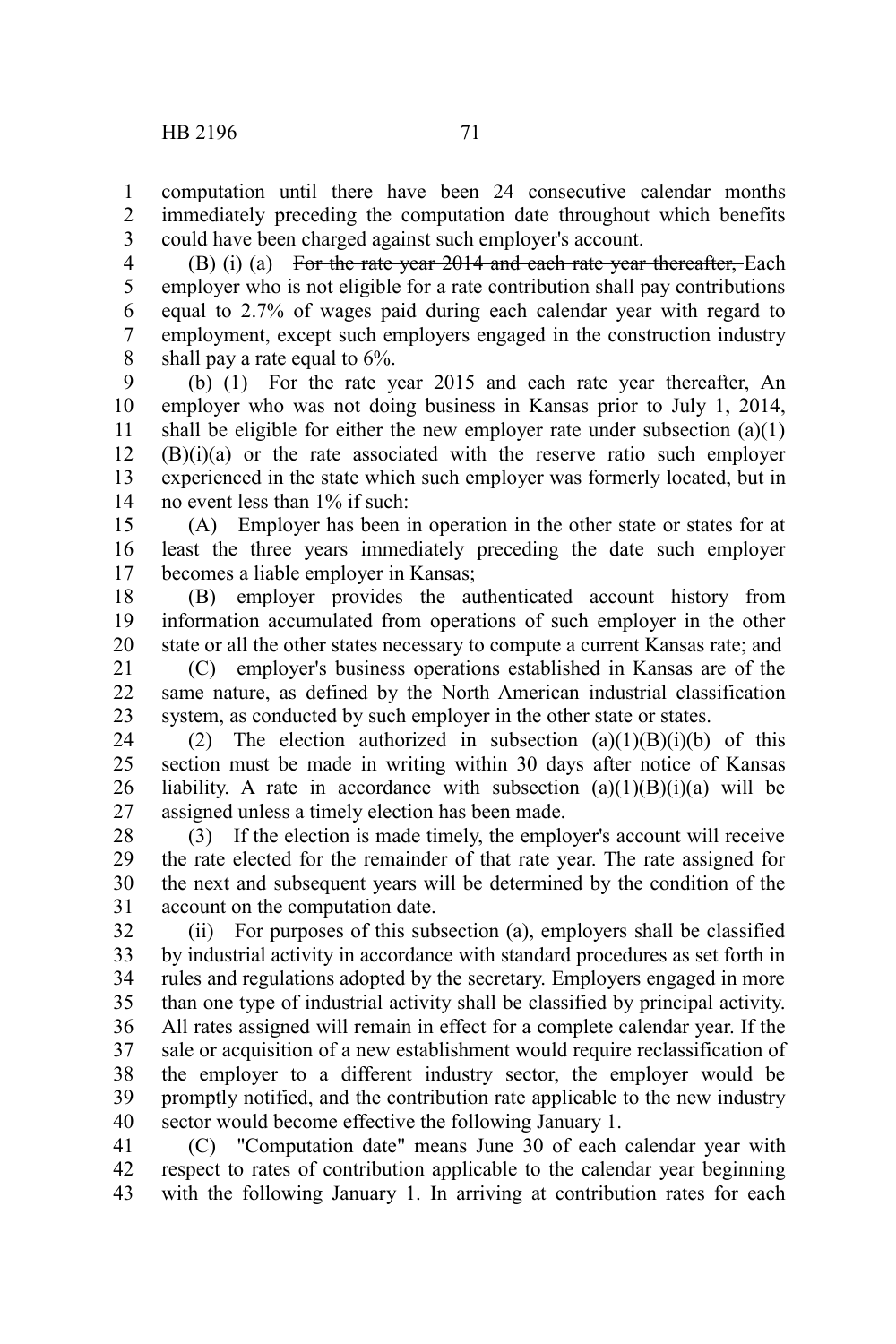computation until there have been 24 consecutive calendar months immediately preceding the computation date throughout which benefits could have been charged against such employer's account.

(B) (i) (a) ~~For the rate year 2014 and each rate year thereafter,~~ Each employer who is not eligible for a rate contribution shall pay contributions equal to 2.7% of wages paid during each calendar year with regard to employment, except such employers engaged in the construction industry shall pay a rate equal to 6%.

(b) (1) ~~For the rate year 2015 and each rate year thereafter,~~ An employer who was not doing business in Kansas prior to July 1, 2014, shall be eligible for either the new employer rate under subsection (a)(1)(B)(i)(a) or the rate associated with the reserve ratio such employer experienced in the state which such employer was formerly located, but in no event less than 1% if such:

(A) Employer has been in operation in the other state or states for at least the three years immediately preceding the date such employer becomes a liable employer in Kansas;

(B) employer provides the authenticated account history from information accumulated from operations of such employer in the other state or all the other states necessary to compute a current Kansas rate; and

(C) employer's business operations established in Kansas are of the same nature, as defined by the North American industrial classification system, as conducted by such employer in the other state or states.

(2) The election authorized in subsection (a)(1)(B)(i)(b) of this section must be made in writing within 30 days after notice of Kansas liability. A rate in accordance with subsection (a)(1)(B)(i)(a) will be assigned unless a timely election has been made.

(3) If the election is made timely, the employer's account will receive the rate elected for the remainder of that rate year. The rate assigned for the next and subsequent years will be determined by the condition of the account on the computation date.

(ii) For purposes of this subsection (a), employers shall be classified by industrial activity in accordance with standard procedures as set forth in rules and regulations adopted by the secretary. Employers engaged in more than one type of industrial activity shall be classified by principal activity. All rates assigned will remain in effect for a complete calendar year. If the sale or acquisition of a new establishment would require reclassification of the employer to a different industry sector, the employer would be promptly notified, and the contribution rate applicable to the new industry sector would become effective the following January 1.

(C) "Computation date" means June 30 of each calendar year with respect to rates of contribution applicable to the calendar year beginning with the following January 1. In arriving at contribution rates for each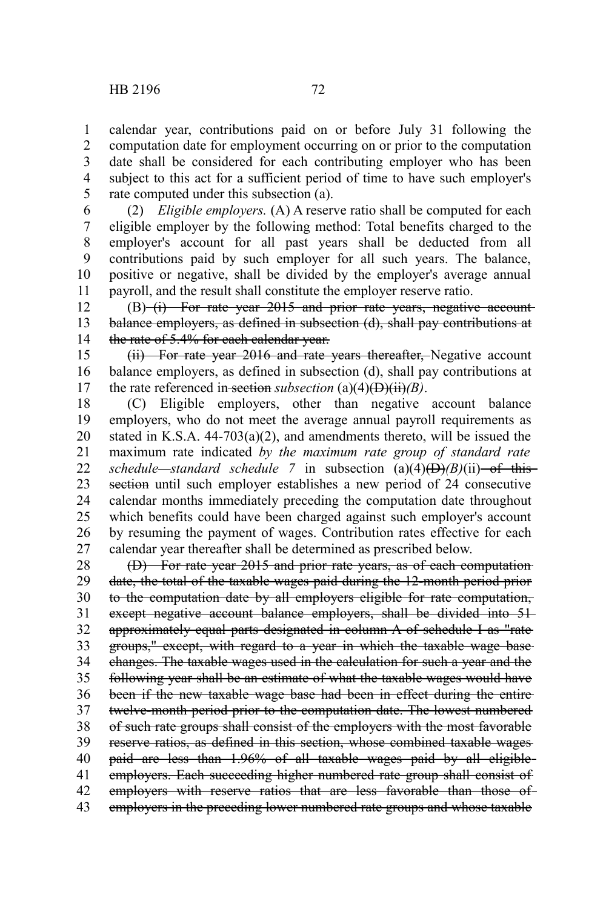calendar year, contributions paid on or before July 31 following the computation date for employment occurring on or prior to the computation date shall be considered for each contributing employer who has been subject to this act for a sufficient period of time to have such employer's rate computed under this subsection (a).

(2) *Eligible employers.* (A) A reserve ratio shall be computed for each eligible employer by the following method: Total benefits charged to the employer's account for all past years shall be deducted from all contributions paid by such employer for all such years. The balance, positive or negative, shall be divided by the employer's average annual payroll, and the result shall constitute the employer reserve ratio.

(B) ~~(i) For rate year 2015 and prior rate years, negative account balance employers, as defined in subsection (d), shall pay contributions at the rate of 5.4% for each calendar year.~~

~~(ii) For rate year 2016 and rate years thereafter,~~ Negative account balance employers, as defined in subsection (d), shall pay contributions at the rate referenced in ~~section~~ *subsection* (a)(4)~~(D)(ii)~~*(B)*.

(C) Eligible employers, other than negative account balance employers, who do not meet the average annual payroll requirements as stated in K.S.A. 44-703(a)(2), and amendments thereto, will be issued the maximum rate indicated *by the maximum rate group of standard rate schedule—standard schedule 7* in subsection (a)(4)~~(D)~~*(B)*(ii) ~~of this section~~ until such employer establishes a new period of 24 consecutive calendar months immediately preceding the computation date throughout which benefits could have been charged against such employer's account by resuming the payment of wages. Contribution rates effective for each calendar year thereafter shall be determined as prescribed below.

~~(D) For rate year 2015 and prior rate years, as of each computation date, the total of the taxable wages paid during the 12-month period prior to the computation date by all employers eligible for rate computation, except negative account balance employers, shall be divided into 51 approximately equal parts designated in column A of schedule I as "rate groups," except, with regard to a year in which the taxable wage base changes. The taxable wages used in the calculation for such a year and the following year shall be an estimate of what the taxable wages would have been if the new taxable wage base had been in effect during the entire twelve-month period prior to the computation date. The lowest numbered of such rate groups shall consist of the employers with the most favorable reserve ratios, as defined in this section, whose combined taxable wages paid are less than 1.96% of all taxable wages paid by all eligible employers. Each succeeding higher numbered rate group shall consist of employers with reserve ratios that are less favorable than those of employers in the preceding lower numbered rate groups and whose taxable~~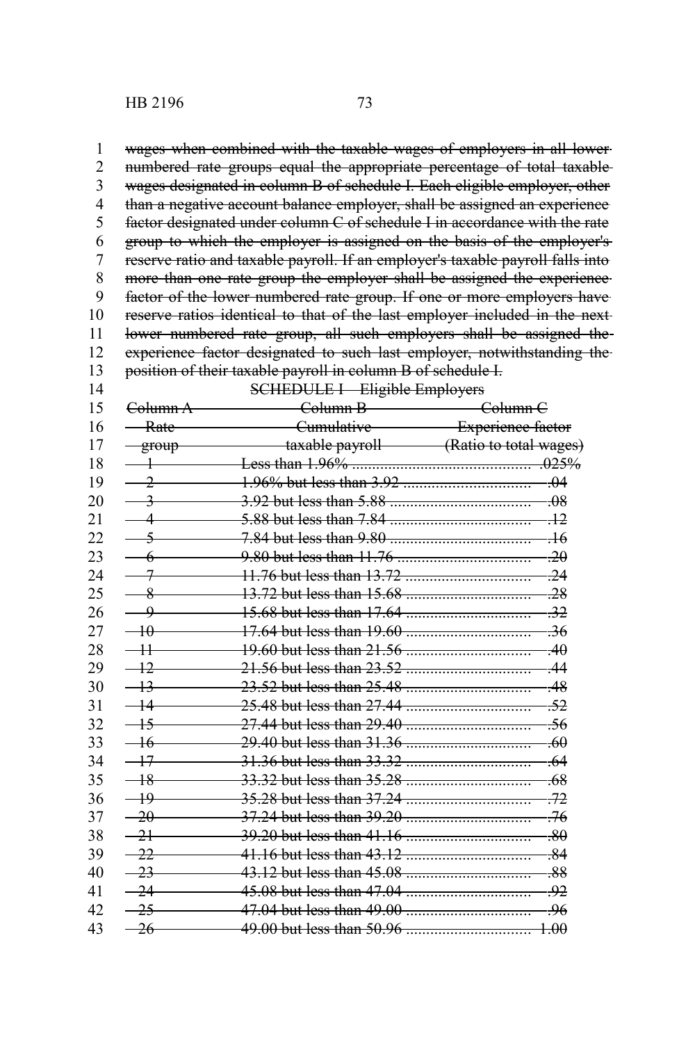~~wages when combined with the taxable wages of employers in all lower numbered rate groups equal the appropriate percentage of total taxable wages designated in column B of schedule I. Each eligible employer, other than a negative account balance employer, shall be assigned an experience factor designated under column C of schedule I in accordance with the rate group to which the employer is assigned on the basis of the employer's reserve ratio and taxable payroll. If an employer's taxable payroll falls into more than one rate group the employer shall be assigned the experience factor of the lower numbered rate group. If one or more employers have reserve ratios identical to that of the last employer included in the next lower numbered rate group, all such employers shall be assigned the experience factor designated to such last employer, notwithstanding the position of their taxable payroll in column B of schedule I.~~

~~SCHEDULE I—Eligible Employers~~

| ~~Column A Rate group~~ | ~~Column B Cumulative taxable payroll~~ | ~~Column C Experience factor (Ratio to total wages)~~ |
|---|---|---|
| ~~1~~ | ~~Less than 1.96%~~ | ~~.025%~~ |
| ~~2~~ | ~~1.96% but less than 3.92~~ | ~~.04~~ |
| ~~3~~ | ~~3.92 but less than 5.88~~ | ~~.08~~ |
| ~~4~~ | ~~5.88 but less than 7.84~~ | ~~.12~~ |
| ~~5~~ | ~~7.84 but less than 9.80~~ | ~~.16~~ |
| ~~6~~ | ~~9.80 but less than 11.76~~ | ~~.20~~ |
| ~~7~~ | ~~11.76 but less than 13.72~~ | ~~.24~~ |
| ~~8~~ | ~~13.72 but less than 15.68~~ | ~~.28~~ |
| ~~9~~ | ~~15.68 but less than 17.64~~ | ~~.32~~ |
| ~~10~~ | ~~17.64 but less than 19.60~~ | ~~.36~~ |
| ~~11~~ | ~~19.60 but less than 21.56~~ | ~~.40~~ |
| ~~12~~ | ~~21.56 but less than 23.52~~ | ~~.44~~ |
| ~~13~~ | ~~23.52 but less than 25.48~~ | ~~.48~~ |
| ~~14~~ | ~~25.48 but less than 27.44~~ | ~~.52~~ |
| ~~15~~ | ~~27.44 but less than 29.40~~ | ~~.56~~ |
| ~~16~~ | ~~29.40 but less than 31.36~~ | ~~.60~~ |
| ~~17~~ | ~~31.36 but less than 33.32~~ | ~~.64~~ |
| ~~18~~ | ~~33.32 but less than 35.28~~ | ~~.68~~ |
| ~~19~~ | ~~35.28 but less than 37.24~~ | ~~.72~~ |
| ~~20~~ | ~~37.24 but less than 39.20~~ | ~~.76~~ |
| ~~21~~ | ~~39.20 but less than 41.16~~ | ~~.80~~ |
| ~~22~~ | ~~41.16 but less than 43.12~~ | ~~.84~~ |
| ~~23~~ | ~~43.12 but less than 45.08~~ | ~~.88~~ |
| ~~24~~ | ~~45.08 but less than 47.04~~ | ~~.92~~ |
| ~~25~~ | ~~47.04 but less than 49.00~~ | ~~.96~~ |
| ~~26~~ | ~~49.00 but less than 50.96~~ | ~~1.00~~ |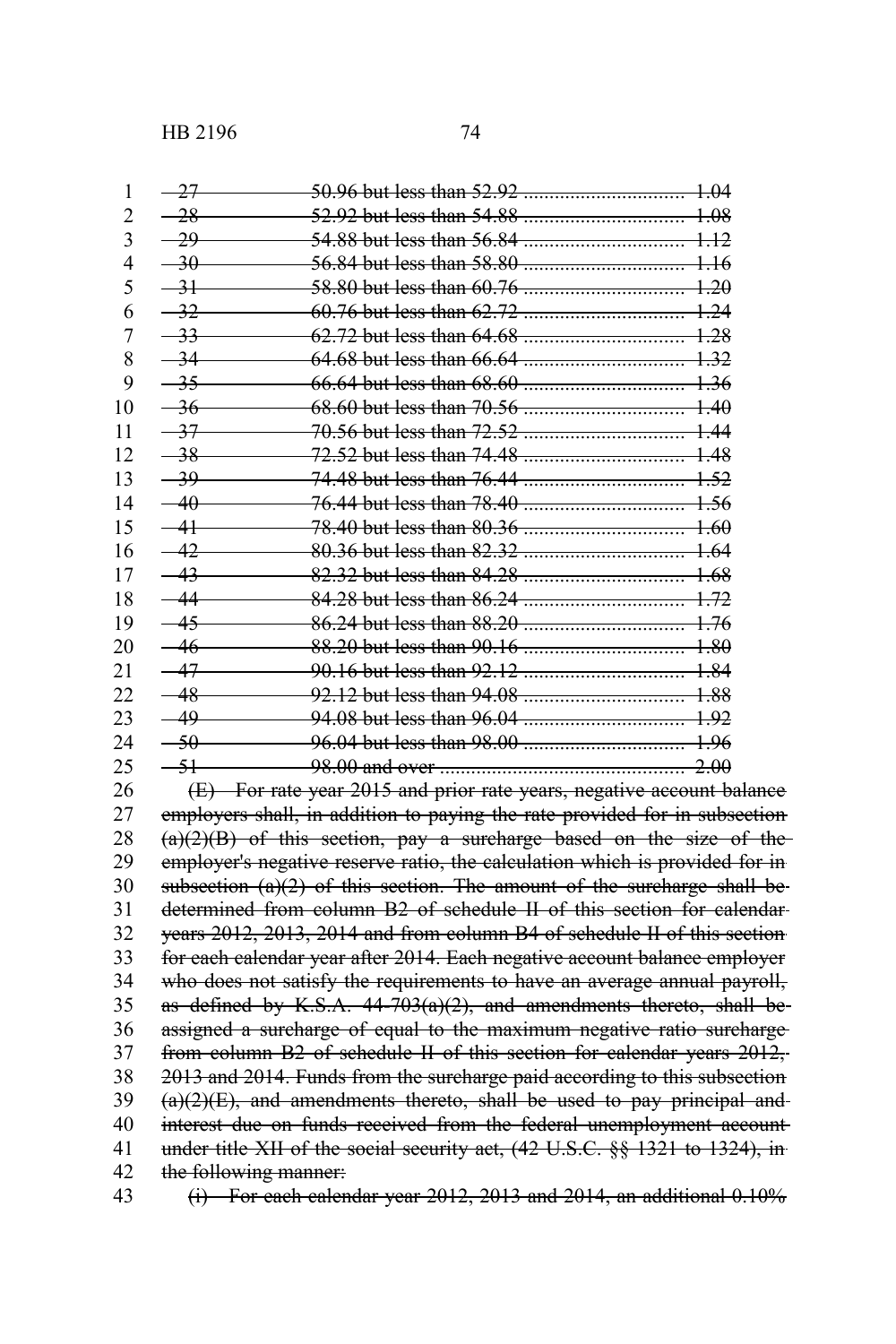| | | |
|---|---|---|
| ~~27~~ | ~~50.96 but less than 52.92~~ | ~~1.04~~ |
| ~~28~~ | ~~52.92 but less than 54.88~~ | ~~1.08~~ |
| ~~29~~ | ~~54.88 but less than 56.84~~ | ~~1.12~~ |
| ~~30~~ | ~~56.84 but less than 58.80~~ | ~~1.16~~ |
| ~~31~~ | ~~58.80 but less than 60.76~~ | ~~1.20~~ |
| ~~32~~ | ~~60.76 but less than 62.72~~ | ~~1.24~~ |
| ~~33~~ | ~~62.72 but less than 64.68~~ | ~~1.28~~ |
| ~~34~~ | ~~64.68 but less than 66.64~~ | ~~1.32~~ |
| ~~35~~ | ~~66.64 but less than 68.60~~ | ~~1.36~~ |
| ~~36~~ | ~~68.60 but less than 70.56~~ | ~~1.40~~ |
| ~~37~~ | ~~70.56 but less than 72.52~~ | ~~1.44~~ |
| ~~38~~ | ~~72.52 but less than 74.48~~ | ~~1.48~~ |
| ~~39~~ | ~~74.48 but less than 76.44~~ | ~~1.52~~ |
| ~~40~~ | ~~76.44 but less than 78.40~~ | ~~1.56~~ |
| ~~41~~ | ~~78.40 but less than 80.36~~ | ~~1.60~~ |
| ~~42~~ | ~~80.36 but less than 82.32~~ | ~~1.64~~ |
| ~~43~~ | ~~82.32 but less than 84.28~~ | ~~1.68~~ |
| ~~44~~ | ~~84.28 but less than 86.24~~ | ~~1.72~~ |
| ~~45~~ | ~~86.24 but less than 88.20~~ | ~~1.76~~ |
| ~~46~~ | ~~88.20 but less than 90.16~~ | ~~1.80~~ |
| ~~47~~ | ~~90.16 but less than 92.12~~ | ~~1.84~~ |
| ~~48~~ | ~~92.12 but less than 94.08~~ | ~~1.88~~ |
| ~~49~~ | ~~94.08 but less than 96.04~~ | ~~1.92~~ |
| ~~50~~ | ~~96.04 but less than 98.00~~ | ~~1.96~~ |
| ~~51~~ | ~~98.00 and over~~ | ~~2.00~~ |

~~(E) For rate year 2015 and prior rate years, negative account balance employers shall, in addition to paying the rate provided for in subsection (a)(2)(B) of this section, pay a surcharge based on the size of the employer's negative reserve ratio, the calculation which is provided for in subsection (a)(2) of this section. The amount of the surcharge shall be determined from column B2 of schedule II of this section for calendar years 2012, 2013, 2014 and from column B4 of schedule II of this section for each calendar year after 2014. Each negative account balance employer who does not satisfy the requirements to have an average annual payroll, as defined by K.S.A. 44-703(a)(2), and amendments thereto, shall be assigned a surcharge of equal to the maximum negative ratio surcharge from column B2 of schedule II of this section for calendar years 2012, 2013 and 2014. Funds from the surcharge paid according to this subsection (a)(2)(E), and amendments thereto, shall be used to pay principal and interest due on funds received from the federal unemployment account under title XII of the social security act, (42 U.S.C. §§ 1321 to 1324), in the following manner:~~

~~(i) For each calendar year 2012, 2013 and 2014, an additional 0.10%~~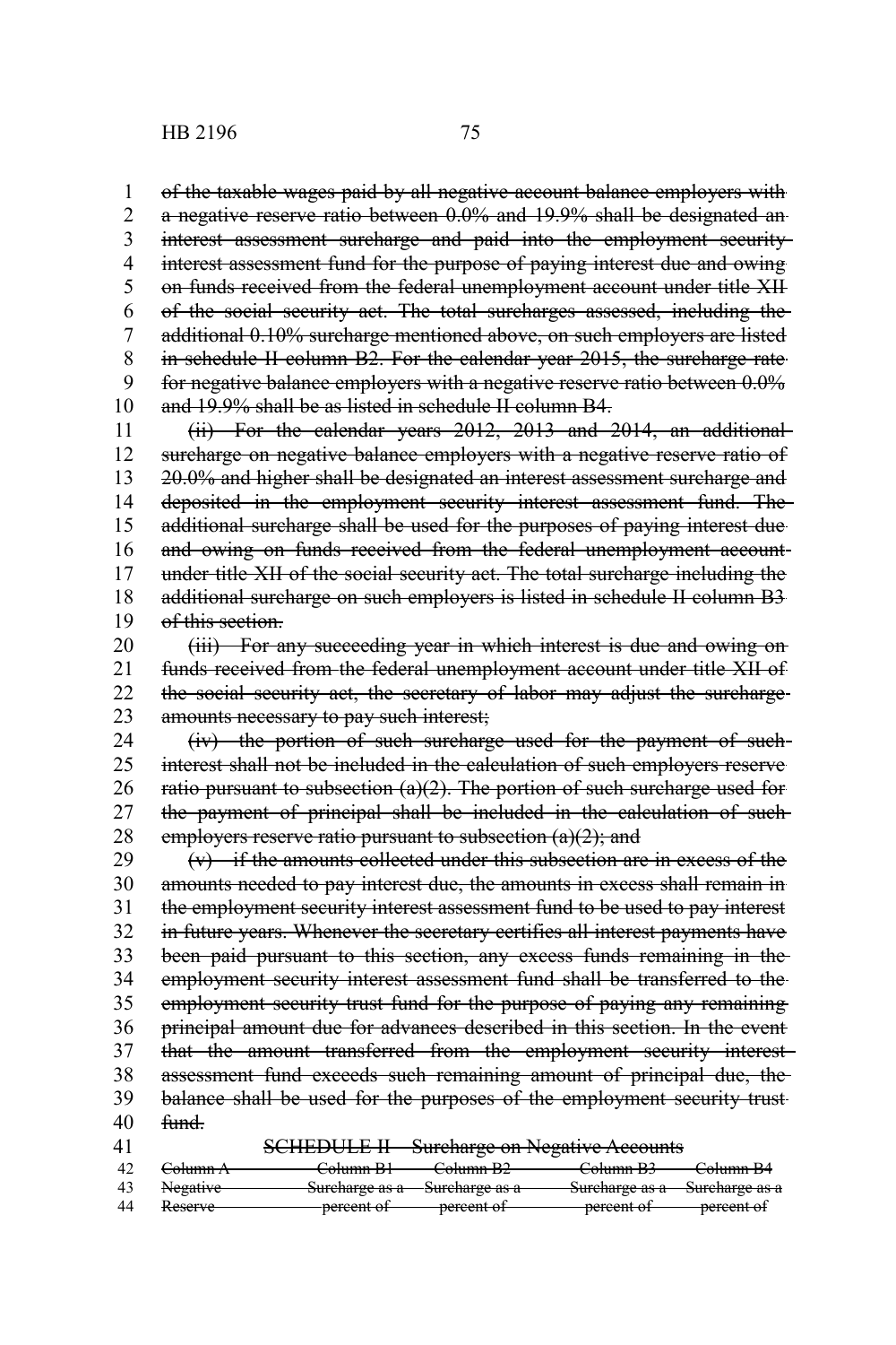~~of the taxable wages paid by all negative account balance employers with a negative reserve ratio between 0.0% and 19.9% shall be designated an interest assessment surcharge and paid into the employment security interest assessment fund for the purpose of paying interest due and owing on funds received from the federal unemployment account under title XII of the social security act. The total surcharges assessed, including the additional 0.10% surcharge mentioned above, on such employers are listed in schedule II column B2. For the calendar year 2015, the surcharge rate for negative balance employers with a negative reserve ratio between 0.0% and 19.9% shall be as listed in schedule II column B4.~~

~~(ii) For the calendar years 2012, 2013 and 2014, an additional surcharge on negative balance employers with a negative reserve ratio of 20.0% and higher shall be designated an interest assessment surcharge and deposited in the employment security interest assessment fund. The additional surcharge shall be used for the purposes of paying interest due and owing on funds received from the federal unemployment account under title XII of the social security act. The total surcharge including the additional surcharge on such employers is listed in schedule II column B3 of this section.~~

~~(iii) For any succeeding year in which interest is due and owing on funds received from the federal unemployment account under title XII of the social security act, the secretary of labor may adjust the surcharge amounts necessary to pay such interest;~~

~~(iv) the portion of such surcharge used for the payment of such interest shall not be included in the calculation of such employers reserve ratio pursuant to subsection (a)(2). The portion of such surcharge used for the payment of principal shall be included in the calculation of such employers reserve ratio pursuant to subsection (a)(2); and~~

~~(v) if the amounts collected under this subsection are in excess of the amounts needed to pay interest due, the amounts in excess shall remain in the employment security interest assessment fund to be used to pay interest in future years. Whenever the secretary certifies all interest payments have been paid pursuant to this section, any excess funds remaining in the employment security interest assessment fund shall be transferred to the employment security trust fund for the purpose of paying any remaining principal amount due for advances described in this section. In the event that the amount transferred from the employment security interest assessment fund exceeds such remaining amount of principal due, the balance shall be used for the purposes of the employment security trust fund.~~

~~SCHEDULE II—Surcharge on Negative Accounts~~

| ~~Column A~~ | ~~Column B1~~ | ~~Column B2~~ | ~~Column B3~~ | ~~Column B4~~ |
|---|---|---|---|---|
| ~~Negative~~ | ~~Surcharge as a~~ | ~~Surcharge as a~~ | ~~Surcharge as a~~ | ~~Surcharge as a~~ |
| ~~Reserve~~ | ~~percent of~~ | ~~percent of~~ | ~~percent of~~ | ~~percent of~~ |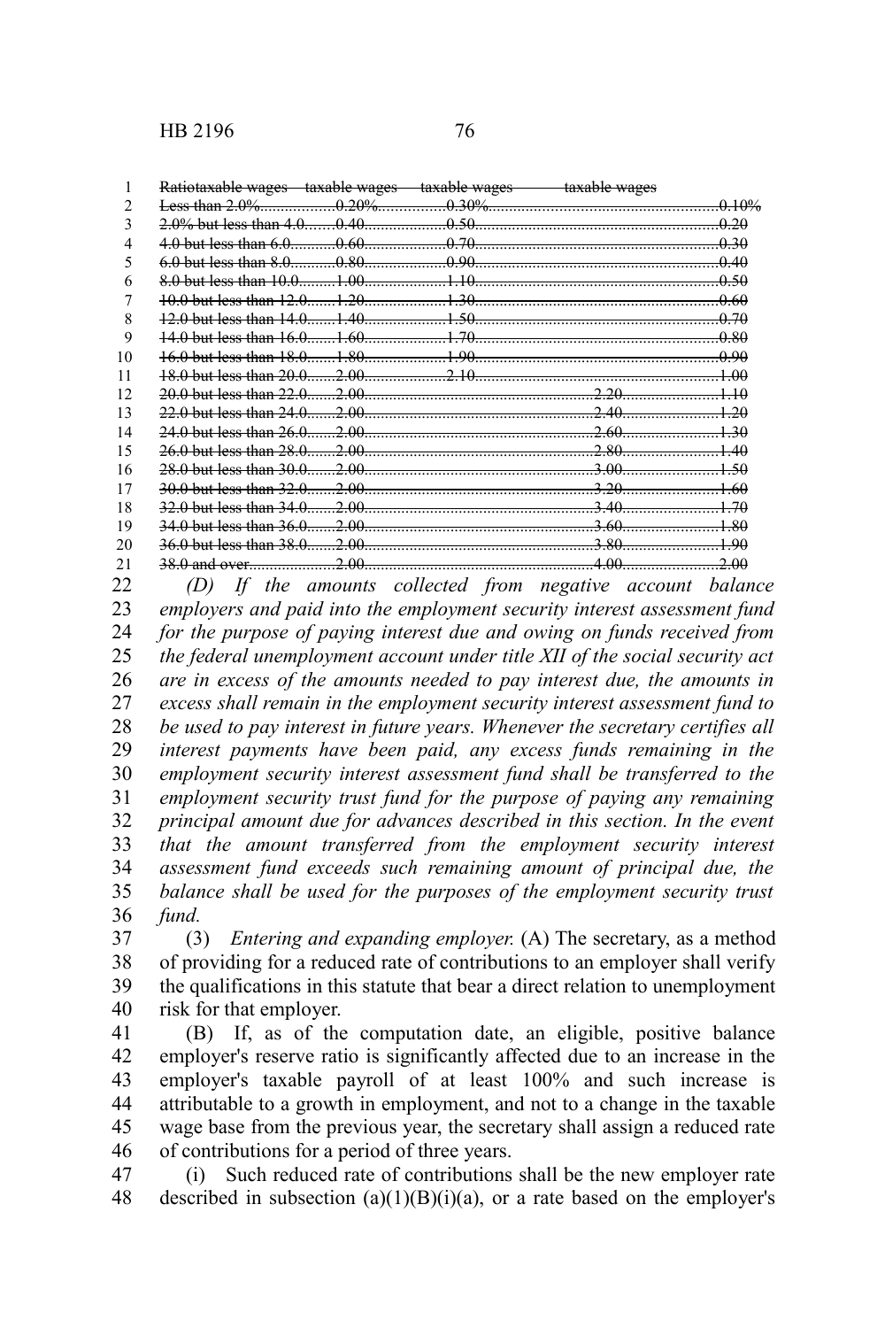~~Ratiotaxable wages taxable wages taxable wages taxable wages~~

| | | | |
|---|---|---|---|
| ~~Less than 2.0%~~ | ~~0.20%~~ | ~~0.30%~~ | ~~0.10%~~ |
| ~~2.0% but less than 4.0~~ | ~~0.40~~ | ~~0.50~~ | ~~0.20~~ |
| ~~4.0 but less than 6.0~~ | ~~0.60~~ | ~~0.70~~ | ~~0.30~~ |
| ~~6.0 but less than 8.0~~ | ~~0.80~~ | ~~0.90~~ | ~~0.40~~ |
| ~~8.0 but less than 10.0~~ | ~~1.00~~ | ~~1.10~~ | ~~0.50~~ |
| ~~10.0 but less than 12.0~~ | ~~1.20~~ | ~~1.30~~ | ~~0.60~~ |
| ~~12.0 but less than 14.0~~ | ~~1.40~~ | ~~1.50~~ | ~~0.70~~ |
| ~~14.0 but less than 16.0~~ | ~~1.60~~ | ~~1.70~~ | ~~0.80~~ |
| ~~16.0 but less than 18.0~~ | ~~1.80~~ | ~~1.90~~ | ~~0.90~~ |
| ~~18.0 but less than 20.0~~ | ~~2.00~~ | ~~2.10~~ | ~~1.00~~ |
| ~~20.0 but less than 22.0~~ | ~~2.00~~ | ~~2.20~~ | ~~1.10~~ |
| ~~22.0 but less than 24.0~~ | ~~2.00~~ | ~~2.40~~ | ~~1.20~~ |
| ~~24.0 but less than 26.0~~ | ~~2.00~~ | ~~2.60~~ | ~~1.30~~ |
| ~~26.0 but less than 28.0~~ | ~~2.00~~ | ~~2.80~~ | ~~1.40~~ |
| ~~28.0 but less than 30.0~~ | ~~2.00~~ | ~~3.00~~ | ~~1.50~~ |
| ~~30.0 but less than 32.0~~ | ~~2.00~~ | ~~3.20~~ | ~~1.60~~ |
| ~~32.0 but less than 34.0~~ | ~~2.00~~ | ~~3.40~~ | ~~1.70~~ |
| ~~34.0 but less than 36.0~~ | ~~2.00~~ | ~~3.60~~ | ~~1.80~~ |
| ~~36.0 but less than 38.0~~ | ~~2.00~~ | ~~3.80~~ | ~~1.90~~ |
| ~~38.0 and over~~ | ~~2.00~~ | ~~4.00~~ | ~~2.00~~ |

*(D) If the amounts collected from negative account balance employers and paid into the employment security interest assessment fund for the purpose of paying interest due and owing on funds received from the federal unemployment account under title XII of the social security act are in excess of the amounts needed to pay interest due, the amounts in excess shall remain in the employment security interest assessment fund to be used to pay interest in future years. Whenever the secretary certifies all interest payments have been paid, any excess funds remaining in the employment security interest assessment fund shall be transferred to the employment security trust fund for the purpose of paying any remaining principal amount due for advances described in this section. In the event that the amount transferred from the employment security interest assessment fund exceeds such remaining amount of principal due, the balance shall be used for the purposes of the employment security trust fund.*

(3) *Entering and expanding employer.* (A) The secretary, as a method of providing for a reduced rate of contributions to an employer shall verify the qualifications in this statute that bear a direct relation to unemployment risk for that employer.

(B) If, as of the computation date, an eligible, positive balance employer's reserve ratio is significantly affected due to an increase in the employer's taxable payroll of at least 100% and such increase is attributable to a growth in employment, and not to a change in the taxable wage base from the previous year, the secretary shall assign a reduced rate of contributions for a period of three years.

(i) Such reduced rate of contributions shall be the new employer rate described in subsection (a)(1)(B)(i)(a), or a rate based on the employer's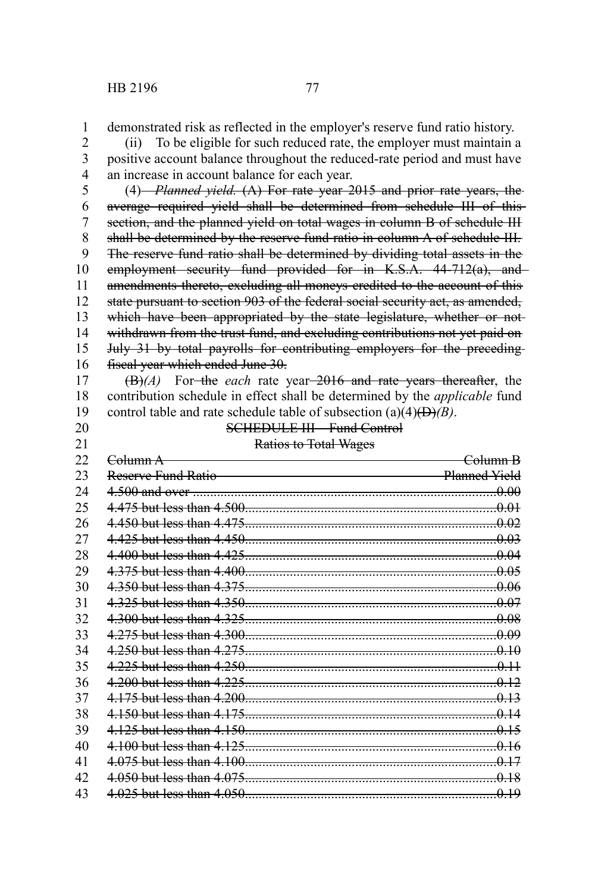demonstrated risk as reflected in the employer's reserve fund ratio history.

(ii) To be eligible for such reduced rate, the employer must maintain a positive account balance throughout the reduced-rate period and must have an increase in account balance for each year.

(4) ~~*Planned yield.* (A) For rate year 2015 and prior rate years, the average required yield shall be determined from schedule III of this section, and the planned yield on total wages in column B of schedule III shall be determined by the reserve fund ratio in column A of schedule III. The reserve fund ratio shall be determined by dividing total assets in the employment security fund provided for in K.S.A. 44-712(a), and amendments thereto, excluding all moneys credited to the account of this state pursuant to section 903 of the federal social security act, as amended, which have been appropriated by the state legislature, whether or not withdrawn from the trust fund, and excluding contributions not yet paid on July 31 by total payrolls for contributing employers for the preceding fiscal year which ended June 30.~~

~~(B)~~*(A)* For ~~the~~ *each* rate year ~~2016 and rate years thereafter~~, the contribution schedule in effect shall be determined by the *applicable* fund control table and rate schedule table of subsection (a)(4)~~(D)~~*(B)*.

~~SCHEDULE III—Fund Control Ratios to Total Wages~~

| ~~Column A Reserve Fund Ratio~~ | ~~Column B Planned Yield~~ |
|---|---|
| ~~4.500 and over~~ | ~~0.00~~ |
| ~~4.475 but less than 4.500~~ | ~~0.01~~ |
| ~~4.450 but less than 4.475~~ | ~~0.02~~ |
| ~~4.425 but less than 4.450~~ | ~~0.03~~ |
| ~~4.400 but less than 4.425~~ | ~~0.04~~ |
| ~~4.375 but less than 4.400~~ | ~~0.05~~ |
| ~~4.350 but less than 4.375~~ | ~~0.06~~ |
| ~~4.325 but less than 4.350~~ | ~~0.07~~ |
| ~~4.300 but less than 4.325~~ | ~~0.08~~ |
| ~~4.275 but less than 4.300~~ | ~~0.09~~ |
| ~~4.250 but less than 4.275~~ | ~~0.10~~ |
| ~~4.225 but less than 4.250~~ | ~~0.11~~ |
| ~~4.200 but less than 4.225~~ | ~~0.12~~ |
| ~~4.175 but less than 4.200~~ | ~~0.13~~ |
| ~~4.150 but less than 4.175~~ | ~~0.14~~ |
| ~~4.125 but less than 4.150~~ | ~~0.15~~ |
| ~~4.100 but less than 4.125~~ | ~~0.16~~ |
| ~~4.075 but less than 4.100~~ | ~~0.17~~ |
| ~~4.050 but less than 4.075~~ | ~~0.18~~ |
| ~~4.025 but less than 4.050~~ | ~~0.19~~ |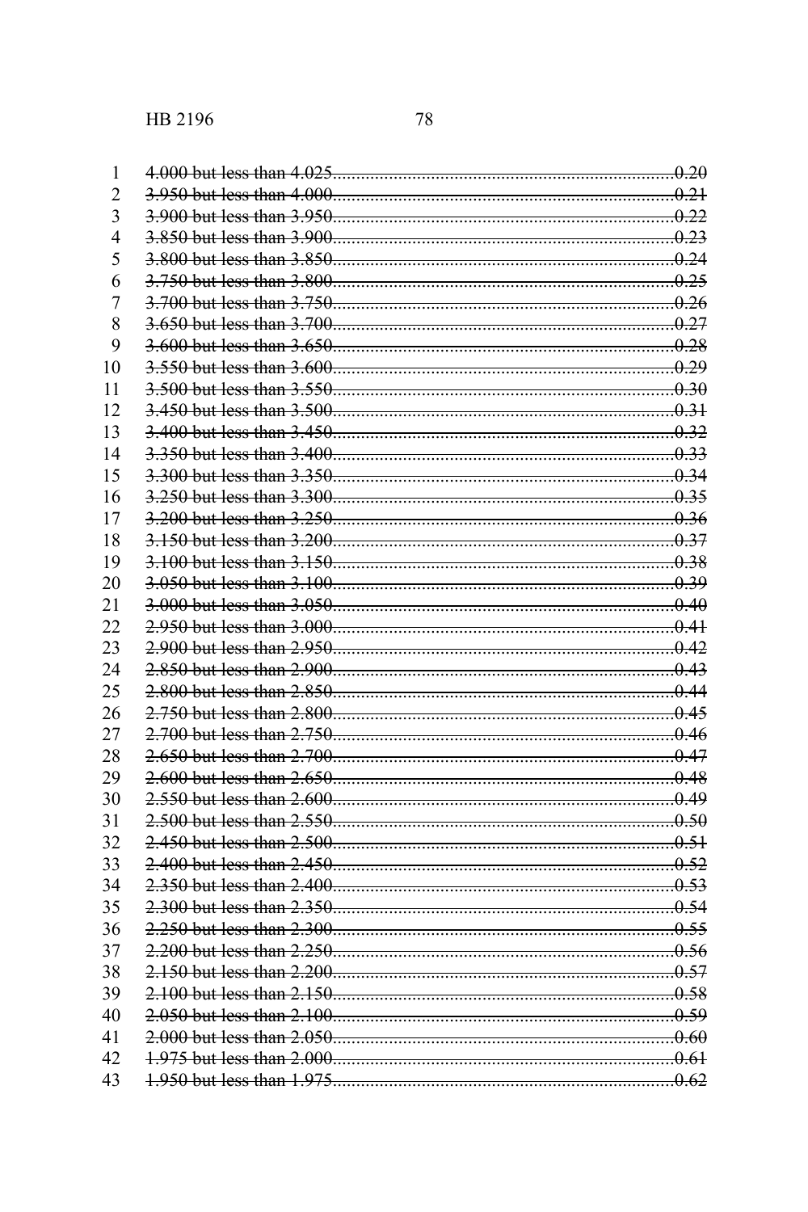~~4.000 but less than 4.025..........................................................................0.20~~
~~3.950 but less than 4.000..........................................................................0.21~~
~~3.900 but less than 3.950..........................................................................0.22~~
~~3.850 but less than 3.900..........................................................................0.23~~
~~3.800 but less than 3.850..........................................................................0.24~~
~~3.750 but less than 3.800..........................................................................0.25~~
~~3.700 but less than 3.750..........................................................................0.26~~
~~3.650 but less than 3.700..........................................................................0.27~~
~~3.600 but less than 3.650..........................................................................0.28~~
~~3.550 but less than 3.600..........................................................................0.29~~
~~3.500 but less than 3.550..........................................................................0.30~~
~~3.450 but less than 3.500..........................................................................0.31~~
~~3.400 but less than 3.450..........................................................................0.32~~
~~3.350 but less than 3.400..........................................................................0.33~~
~~3.300 but less than 3.350..........................................................................0.34~~
~~3.250 but less than 3.300..........................................................................0.35~~
~~3.200 but less than 3.250..........................................................................0.36~~
~~3.150 but less than 3.200..........................................................................0.37~~
~~3.100 but less than 3.150..........................................................................0.38~~
~~3.050 but less than 3.100..........................................................................0.39~~
~~3.000 but less than 3.050..........................................................................0.40~~
~~2.950 but less than 3.000..........................................................................0.41~~
~~2.900 but less than 2.950..........................................................................0.42~~
~~2.850 but less than 2.900..........................................................................0.43~~
~~2.800 but less than 2.850..........................................................................0.44~~
~~2.750 but less than 2.800..........................................................................0.45~~
~~2.700 but less than 2.750..........................................................................0.46~~
~~2.650 but less than 2.700..........................................................................0.47~~
~~2.600 but less than 2.650..........................................................................0.48~~
~~2.550 but less than 2.600..........................................................................0.49~~
~~2.500 but less than 2.550..........................................................................0.50~~
~~2.450 but less than 2.500..........................................................................0.51~~
~~2.400 but less than 2.450..........................................................................0.52~~
~~2.350 but less than 2.400..........................................................................0.53~~
~~2.300 but less than 2.350..........................................................................0.54~~
~~2.250 but less than 2.300..........................................................................0.55~~
~~2.200 but less than 2.250..........................................................................0.56~~
~~2.150 but less than 2.200..........................................................................0.57~~
~~2.100 but less than 2.150..........................................................................0.58~~
~~2.050 but less than 2.100..........................................................................0.59~~
~~2.000 but less than 2.050..........................................................................0.60~~
~~1.975 but less than 2.000..........................................................................0.61~~
~~1.950 but less than 1.975..........................................................................0.62~~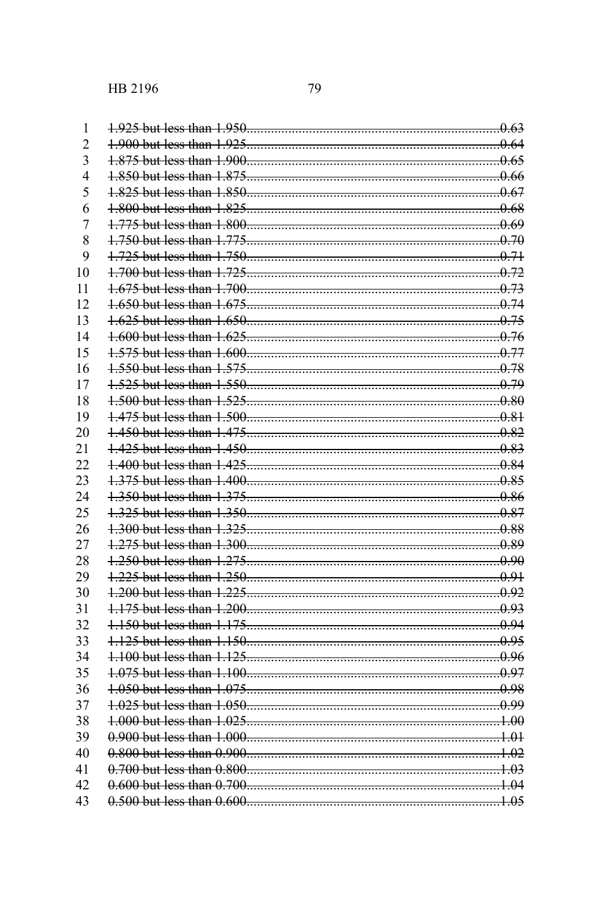~~1.925 but less than 1.950..........................................................................0.63~~
~~1.900 but less than 1.925..........................................................................0.64~~
~~1.875 but less than 1.900..........................................................................0.65~~
~~1.850 but less than 1.875..........................................................................0.66~~
~~1.825 but less than 1.850..........................................................................0.67~~
~~1.800 but less than 1.825..........................................................................0.68~~
~~1.775 but less than 1.800..........................................................................0.69~~
~~1.750 but less than 1.775..........................................................................0.70~~
~~1.725 but less than 1.750..........................................................................0.71~~
~~1.700 but less than 1.725..........................................................................0.72~~
~~1.675 but less than 1.700..........................................................................0.73~~
~~1.650 but less than 1.675..........................................................................0.74~~
~~1.625 but less than 1.650..........................................................................0.75~~
~~1.600 but less than 1.625..........................................................................0.76~~
~~1.575 but less than 1.600..........................................................................0.77~~
~~1.550 but less than 1.575..........................................................................0.78~~
~~1.525 but less than 1.550..........................................................................0.79~~
~~1.500 but less than 1.525..........................................................................0.80~~
~~1.475 but less than 1.500..........................................................................0.81~~
~~1.450 but less than 1.475..........................................................................0.82~~
~~1.425 but less than 1.450..........................................................................0.83~~
~~1.400 but less than 1.425..........................................................................0.84~~
~~1.375 but less than 1.400..........................................................................0.85~~
~~1.350 but less than 1.375..........................................................................0.86~~
~~1.325 but less than 1.350..........................................................................0.87~~
~~1.300 but less than 1.325..........................................................................0.88~~
~~1.275 but less than 1.300..........................................................................0.89~~
~~1.250 but less than 1.275..........................................................................0.90~~
~~1.225 but less than 1.250..........................................................................0.91~~
~~1.200 but less than 1.225..........................................................................0.92~~
~~1.175 but less than 1.200..........................................................................0.93~~
~~1.150 but less than 1.175..........................................................................0.94~~
~~1.125 but less than 1.150..........................................................................0.95~~
~~1.100 but less than 1.125..........................................................................0.96~~
~~1.075 but less than 1.100..........................................................................0.97~~
~~1.050 but less than 1.075..........................................................................0.98~~
~~1.025 but less than 1.050..........................................................................0.99~~
~~1.000 but less than 1.025..........................................................................1.00~~
~~0.900 but less than 1.000..........................................................................1.01~~
~~0.800 but less than 0.900..........................................................................1.02~~
~~0.700 but less than 0.800..........................................................................1.03~~
~~0.600 but less than 0.700..........................................................................1.04~~
~~0.500 but less than 0.600..........................................................................1.05~~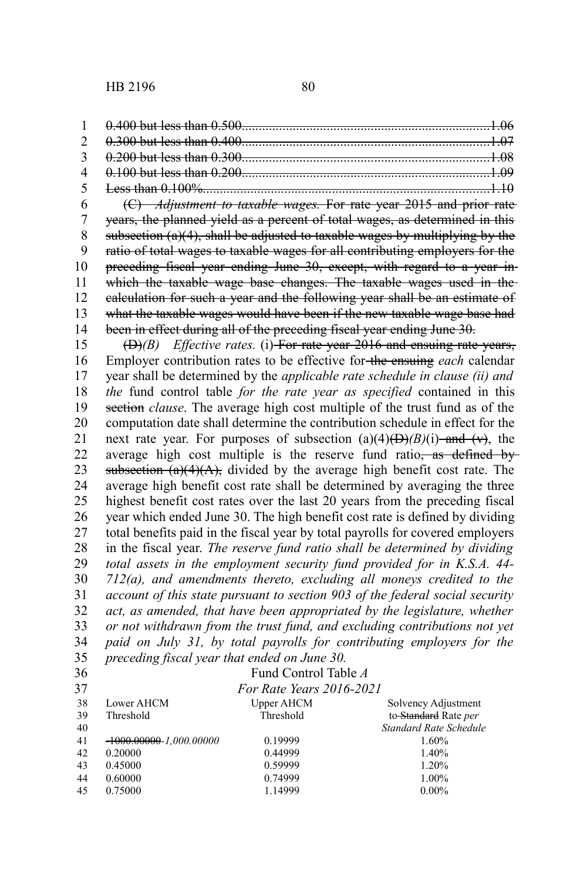~~0.400 but less than 0.500..........................................................................1.06~~
~~0.300 but less than 0.400..........................................................................1.07~~
~~0.200 but less than 0.300..........................................................................1.08~~
~~0.100 but less than 0.200..........................................................................1.09~~
~~Less than 0.100%.....................................................................................1.10~~

~~(C) *Adjustment to taxable wages.* For rate year 2015 and prior rate years, the planned yield as a percent of total wages, as determined in this subsection (a)(4), shall be adjusted to taxable wages by multiplying by the ratio of total wages to taxable wages for all contributing employers for the preceding fiscal year ending June 30, except, with regard to a year in which the taxable wage base changes. The taxable wages used in the calculation for such a year and the following year shall be an estimate of what the taxable wages would have been if the new taxable wage base had been in effect during all of the preceding fiscal year ending June 30.~~

~~(D)~~*(B)* *Effective rates.* (i) ~~For rate year 2016 and ensuing rate years,~~ Employer contribution rates to be effective for ~~the ensuing~~ *each* calendar year shall be determined by the *applicable rate schedule in clause (ii) and the* fund control table *for the rate year as specified* contained in this ~~section~~ *clause*. The average high cost multiple of the trust fund as of the computation date shall determine the contribution schedule in effect for the next rate year. For purposes of subsection (a)(4)~~(D)~~*(B)*(i) ~~and (v)~~, the average high cost multiple is the reserve fund ratio~~, as defined by subsection (a)(4)(A),~~ divided by the average high benefit cost rate. The average high benefit cost rate shall be determined by averaging the three highest benefit cost rates over the last 20 years from the preceding fiscal year which ended June 30. The high benefit cost rate is defined by dividing total benefits paid in the fiscal year by total payrolls for covered employers in the fiscal year. *The reserve fund ratio shall be determined by dividing total assets in the employment security fund provided for in K.S.A. 44-712(a), and amendments thereto, excluding all moneys credited to the account of this state pursuant to section 903 of the federal social security act, as amended, that have been appropriated by the legislature, whether or not withdrawn from the trust fund, and excluding contributions not yet paid on July 31, by total payrolls for contributing employers for the preceding fiscal year that ended on June 30.*

Fund Control Table *A*
*For Rate Years 2016-2021*

| Lower AHCM Threshold | Upper AHCM Threshold | Solvency Adjustment to ~~Standard~~ Rate *per Standard Rate Schedule* |
|---|---|---|
| ~~-1000.00000~~ *-1,000.00000* | 0.19999 | 1.60% |
| 0.20000 | 0.44999 | 1.40% |
| 0.45000 | 0.59999 | 1.20% |
| 0.60000 | 0.74999 | 1.00% |
| 0.75000 | 1.14999 | 0.00% |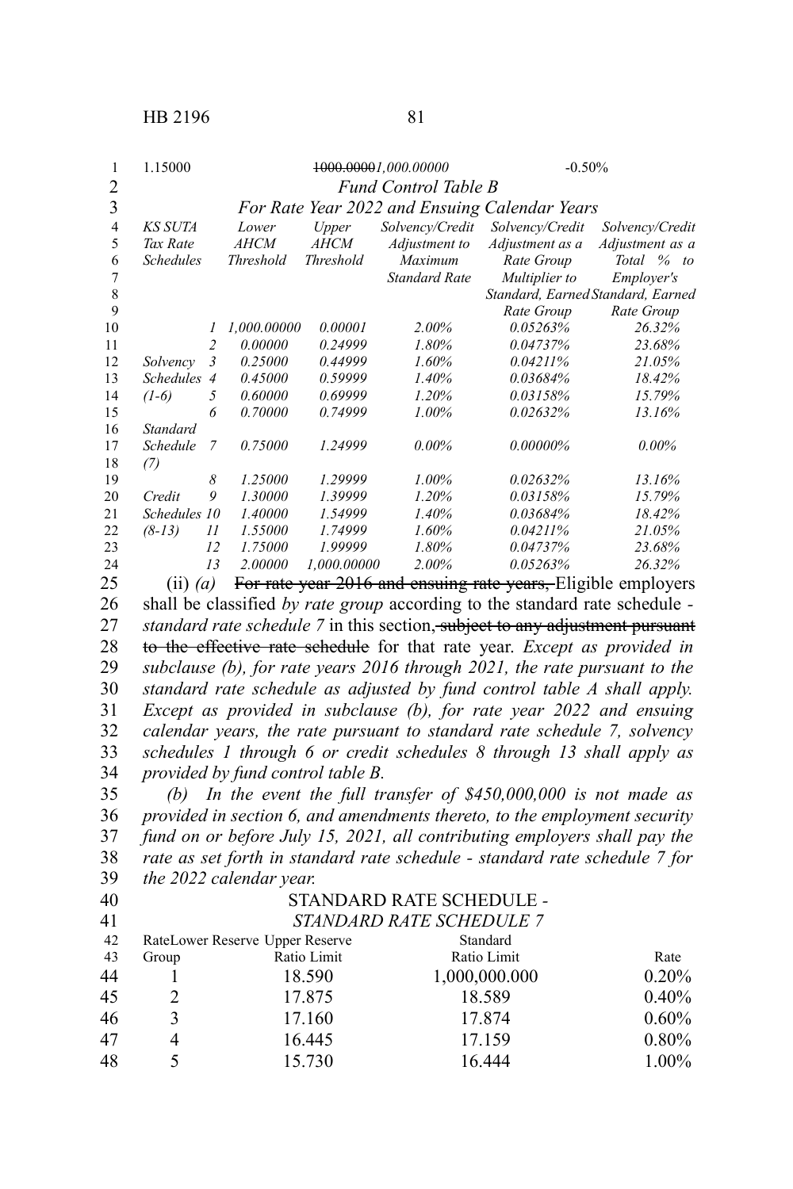1.15000 ~~1000.0000~~*1,000.00000* -0.50%

*Fund Control Table B*

*For Rate Year 2022 and Ensuing Calendar Years*

| *KS SUTA Tax Rate Schedules* | | *Lower AHCM Threshold* | *Upper AHCM Threshold* | *Solvency/Credit Adjustment to Maximum Standard Rate* | *Solvency/Credit Adjustment as a Rate Group Multiplier to Standard, Earned Rate Group* | *Solvency/Credit Adjustment as a Total % to Employer's Standard, Earned Rate Group* |
|---|---|---|---|---|---|---|
| | *1* | *1,000.00000* | *0.00001* | *2.00%* | *0.05263%* | *26.32%* |
| | *2* | *0.00000* | *0.24999* | *1.80%* | *0.04737%* | *23.68%* |
| *Solvency* | *3* | *0.25000* | *0.44999* | *1.60%* | *0.04211%* | *21.05%* |
| *Schedules* | *4* | *0.45000* | *0.59999* | *1.40%* | *0.03684%* | *18.42%* |
| *(1-6)* | *5* | *0.60000* | *0.69999* | *1.20%* | *0.03158%* | *15.79%* |
| | *6* | *0.70000* | *0.74999* | *1.00%* | *0.02632%* | *13.16%* |
| *Standard Schedule (7)* | *7* | *0.75000* | *1.24999* | *0.00%* | *0.00000%* | *0.00%* |
| | *8* | *1.25000* | *1.29999* | *1.00%* | *0.02632%* | *13.16%* |
| *Credit* | *9* | *1.30000* | *1.39999* | *1.20%* | *0.03158%* | *15.79%* |
| *Schedules* | *10* | *1.40000* | *1.54999* | *1.40%* | *0.03684%* | *18.42%* |
| *(8-13)* | *11* | *1.55000* | *1.74999* | *1.60%* | *0.04211%* | *21.05%* |
| | *12* | *1.75000* | *1.99999* | *1.80%* | *0.04737%* | *23.68%* |
| | *13* | *2.00000* | *1,000.00000* | *2.00%* | *0.05263%* | *26.32%* |

(ii) *(a)* ~~For rate year 2016 and ensuing rate years,~~ Eligible employers shall be classified *by rate group* according to the standard rate schedule - *standard rate schedule 7* in this section~~, subject to any adjustment pursuant to the effective rate schedule~~ for that rate year. *Except as provided in subclause (b), for rate years 2016 through 2021, the rate pursuant to the standard rate schedule as adjusted by fund control table A shall apply. Except as provided in subclause (b), for rate year 2022 and ensuing calendar years, the rate pursuant to standard rate schedule 7, solvency schedules 1 through 6 or credit schedules 8 through 13 shall apply as provided by fund control table B.*

*(b) In the event the full transfer of $450,000,000 is not made as provided in section 6, and amendments thereto, to the employment security fund on or before July 15, 2021, all contributing employers shall pay the rate as set forth in standard rate schedule - standard rate schedule 7 for the 2022 calendar year.*

STANDARD RATE SCHEDULE -

*STANDARD RATE SCHEDULE 7*

| Rate Group | Lower Reserve Ratio Limit | Upper Reserve Standard Ratio Limit | Rate |
|---|---|---|---|
| 1 | 18.590 | 1,000,000.000 | 0.20% |
| 2 | 17.875 | 18.589 | 0.40% |
| 3 | 17.160 | 17.874 | 0.60% |
| 4 | 16.445 | 17.159 | 0.80% |
| 5 | 15.730 | 16.444 | 1.00% |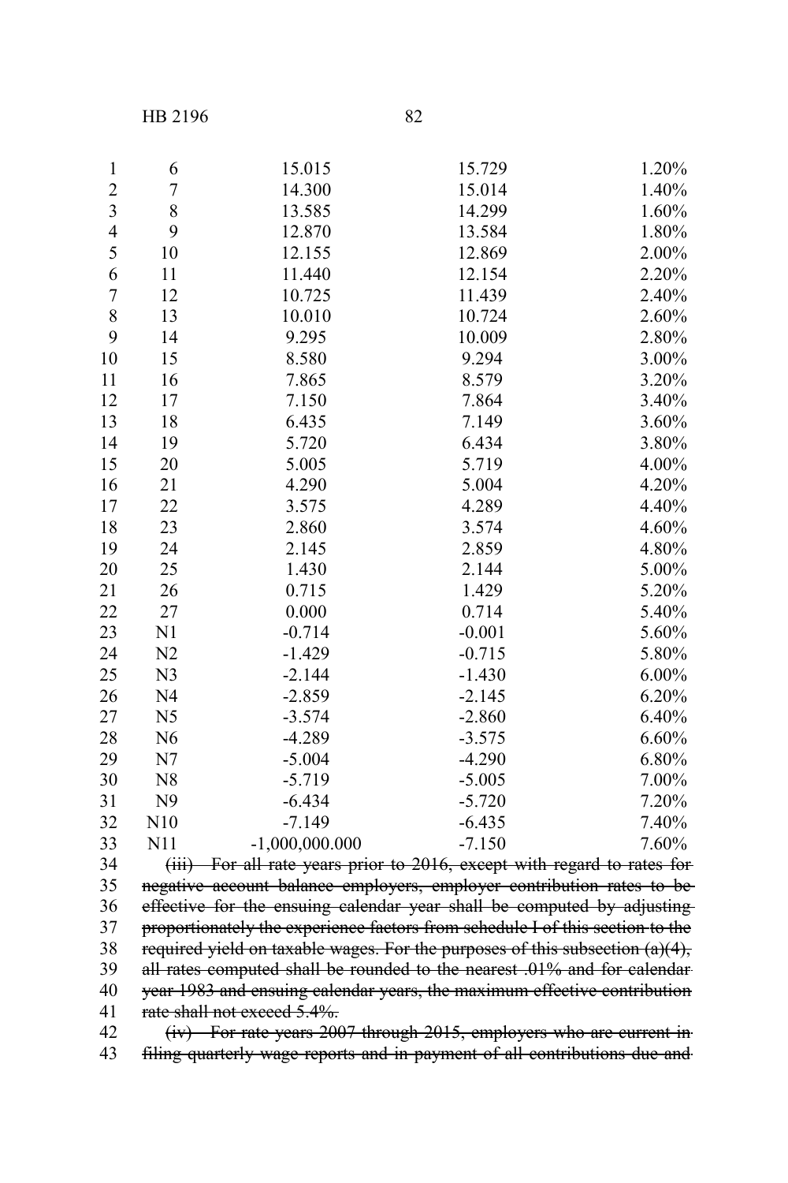| | | | |
|---|---|---|---|
| 6 | 15.015 | 15.729 | 1.20% |
| 7 | 14.300 | 15.014 | 1.40% |
| 8 | 13.585 | 14.299 | 1.60% |
| 9 | 12.870 | 13.584 | 1.80% |
| 10 | 12.155 | 12.869 | 2.00% |
| 11 | 11.440 | 12.154 | 2.20% |
| 12 | 10.725 | 11.439 | 2.40% |
| 13 | 10.010 | 10.724 | 2.60% |
| 14 | 9.295 | 10.009 | 2.80% |
| 15 | 8.580 | 9.294 | 3.00% |
| 16 | 7.865 | 8.579 | 3.20% |
| 17 | 7.150 | 7.864 | 3.40% |
| 18 | 6.435 | 7.149 | 3.60% |
| 19 | 5.720 | 6.434 | 3.80% |
| 20 | 5.005 | 5.719 | 4.00% |
| 21 | 4.290 | 5.004 | 4.20% |
| 22 | 3.575 | 4.289 | 4.40% |
| 23 | 2.860 | 3.574 | 4.60% |
| 24 | 2.145 | 2.859 | 4.80% |
| 25 | 1.430 | 2.144 | 5.00% |
| 26 | 0.715 | 1.429 | 5.20% |
| 27 | 0.000 | 0.714 | 5.40% |
| N1 | -0.714 | -0.001 | 5.60% |
| N2 | -1.429 | -0.715 | 5.80% |
| N3 | -2.144 | -1.430 | 6.00% |
| N4 | -2.859 | -2.145 | 6.20% |
| N5 | -3.574 | -2.860 | 6.40% |
| N6 | -4.289 | -3.575 | 6.60% |
| N7 | -5.004 | -4.290 | 6.80% |
| N8 | -5.719 | -5.005 | 7.00% |
| N9 | -6.434 | -5.720 | 7.20% |
| N10 | -7.149 | -6.435 | 7.40% |
| N11 | -1,000,000.000 | -7.150 | 7.60% |

~~(iii) For all rate years prior to 2016, except with regard to rates for negative account balance employers, employer contribution rates to be effective for the ensuing calendar year shall be computed by adjusting proportionately the experience factors from schedule I of this section to the required yield on taxable wages. For the purposes of this subsection (a)(4), all rates computed shall be rounded to the nearest .01% and for calendar year 1983 and ensuing calendar years, the maximum effective contribution rate shall not exceed 5.4%.~~

~~(iv) For rate years 2007 through 2015, employers who are current in filing quarterly wage reports and in payment of all contributions due and~~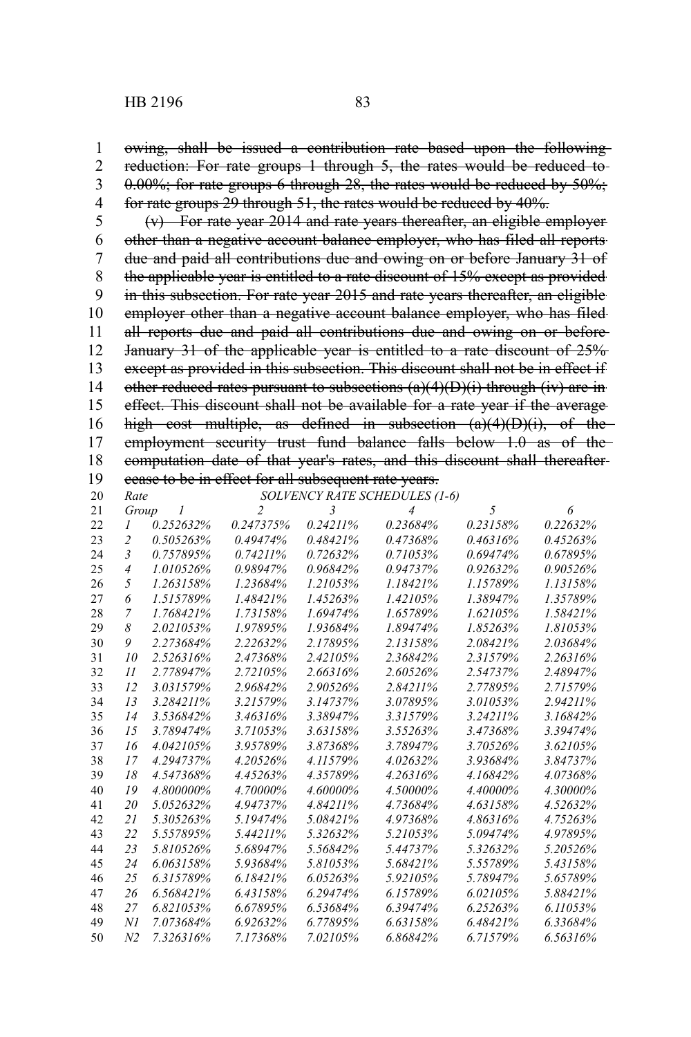~~owing, shall be issued a contribution rate based upon the following reduction: For rate groups 1 through 5, the rates would be reduced to 0.00%; for rate groups 6 through 28, the rates would be reduced by 50%; for rate groups 29 through 51, the rates would be reduced by 40%.~~

~~(v) For rate year 2014 and rate years thereafter, an eligible employer other than a negative account balance employer, who has filed all reports due and paid all contributions due and owing on or before January 31 of the applicable year is entitled to a rate discount of 15% except as provided in this subsection. For rate year 2015 and rate years thereafter, an eligible employer other than a negative account balance employer, who has filed all reports due and paid all contributions due and owing on or before January 31 of the applicable year is entitled to a rate discount of 25% except as provided in this subsection. This discount shall not be in effect if other reduced rates pursuant to subsections (a)(4)(D)(i) through (iv) are in effect. This discount shall not be available for a rate year if the average high cost multiple, as defined in subsection (a)(4)(D)(i), of the employment security trust fund balance falls below 1.0 as of the computation date of that year's rates, and this discount shall thereafter cease to be in effect for all subsequent rate years.~~

| *Rate Group* | *SOLVENCY RATE SCHEDULES (1-6)* | | | | | |
|---|---|---|---|---|---|---|
| | *1* | *2* | *3* | *4* | *5* | *6* |
| *1* | *0.252632%* | *0.247375%* | *0.24211%* | *0.23684%* | *0.23158%* | *0.22632%* |
| *2* | *0.505263%* | *0.49474%* | *0.48421%* | *0.47368%* | *0.46316%* | *0.45263%* |
| *3* | *0.757895%* | *0.74211%* | *0.72632%* | *0.71053%* | *0.69474%* | *0.67895%* |
| *4* | *1.010526%* | *0.98947%* | *0.96842%* | *0.94737%* | *0.92632%* | *0.90526%* |
| *5* | *1.263158%* | *1.23684%* | *1.21053%* | *1.18421%* | *1.15789%* | *1.13158%* |
| *6* | *1.515789%* | *1.48421%* | *1.45263%* | *1.42105%* | *1.38947%* | *1.35789%* |
| *7* | *1.768421%* | *1.73158%* | *1.69474%* | *1.65789%* | *1.62105%* | *1.58421%* |
| *8* | *2.021053%* | *1.97895%* | *1.93684%* | *1.89474%* | *1.85263%* | *1.81053%* |
| *9* | *2.273684%* | *2.22632%* | *2.17895%* | *2.13158%* | *2.08421%* | *2.03684%* |
| *10* | *2.526316%* | *2.47368%* | *2.42105%* | *2.36842%* | *2.31579%* | *2.26316%* |
| *11* | *2.778947%* | *2.72105%* | *2.66316%* | *2.60526%* | *2.54737%* | *2.48947%* |
| *12* | *3.031579%* | *2.96842%* | *2.90526%* | *2.84211%* | *2.77895%* | *2.71579%* |
| *13* | *3.284211%* | *3.21579%* | *3.14737%* | *3.07895%* | *3.01053%* | *2.94211%* |
| *14* | *3.536842%* | *3.46316%* | *3.38947%* | *3.31579%* | *3.24211%* | *3.16842%* |
| *15* | *3.789474%* | *3.71053%* | *3.63158%* | *3.55263%* | *3.47368%* | *3.39474%* |
| *16* | *4.042105%* | *3.95789%* | *3.87368%* | *3.78947%* | *3.70526%* | *3.62105%* |
| *17* | *4.294737%* | *4.20526%* | *4.11579%* | *4.02632%* | *3.93684%* | *3.84737%* |
| *18* | *4.547368%* | *4.45263%* | *4.35789%* | *4.26316%* | *4.16842%* | *4.07368%* |
| *19* | *4.800000%* | *4.70000%* | *4.60000%* | *4.50000%* | *4.40000%* | *4.30000%* |
| *20* | *5.052632%* | *4.94737%* | *4.84211%* | *4.73684%* | *4.63158%* | *4.52632%* |
| *21* | *5.305263%* | *5.19474%* | *5.08421%* | *4.97368%* | *4.86316%* | *4.75263%* |
| *22* | *5.557895%* | *5.44211%* | *5.32632%* | *5.21053%* | *5.09474%* | *4.97895%* |
| *23* | *5.810526%* | *5.68947%* | *5.56842%* | *5.44737%* | *5.32632%* | *5.20526%* |
| *24* | *6.063158%* | *5.93684%* | *5.81053%* | *5.68421%* | *5.55789%* | *5.43158%* |
| *25* | *6.315789%* | *6.18421%* | *6.05263%* | *5.92105%* | *5.78947%* | *5.65789%* |
| *26* | *6.568421%* | *6.43158%* | *6.29474%* | *6.15789%* | *6.02105%* | *5.88421%* |
| *27* | *6.821053%* | *6.67895%* | *6.53684%* | *6.39474%* | *6.25263%* | *6.11053%* |
| *N1* | *7.073684%* | *6.92632%* | *6.77895%* | *6.63158%* | *6.48421%* | *6.33684%* |
| *N2* | *7.326316%* | *7.17368%* | *7.02105%* | *6.86842%* | *6.71579%* | *6.56316%* |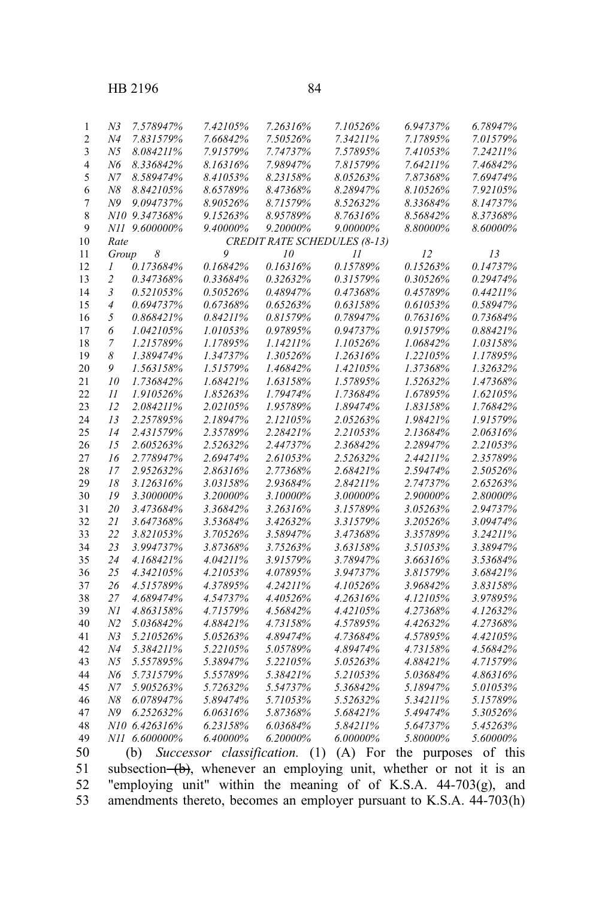| | | | | | | |
|---|---|---|---|---|---|---|
| *N3* | *7.578947%* | *7.42105%* | *7.26316%* | *7.10526%* | *6.94737%* | *6.78947%* |
| *N4* | *7.831579%* | *7.66842%* | *7.50526%* | *7.34211%* | *7.17895%* | *7.01579%* |
| *N5* | *8.084211%* | *7.91579%* | *7.74737%* | *7.57895%* | *7.41053%* | *7.24211%* |
| *N6* | *8.336842%* | *8.16316%* | *7.98947%* | *7.81579%* | *7.64211%* | *7.46842%* |
| *N7* | *8.589474%* | *8.41053%* | *8.23158%* | *8.05263%* | *7.87368%* | *7.69474%* |
| *N8* | *8.842105%* | *8.65789%* | *8.47368%* | *8.28947%* | *8.10526%* | *7.92105%* |
| *N9* | *9.094737%* | *8.90526%* | *8.71579%* | *8.52632%* | *8.33684%* | *8.14737%* |
| *N10* | *9.347368%* | *9.15263%* | *8.95789%* | *8.76316%* | *8.56842%* | *8.37368%* |
| *N11* | *9.600000%* | *9.40000%* | *9.20000%* | *9.00000%* | *8.80000%* | *8.60000%* |

| *Rate* | *CREDIT RATE SCHEDULES (8-13)* | | | | | |
|---|---|---|---|---|---|---|
| *Group* | *8* | *9* | *10* | *11* | *12* | *13* |
| *1* | *0.173684%* | *0.16842%* | *0.16316%* | *0.15789%* | *0.15263%* | *0.14737%* |
| *2* | *0.347368%* | *0.33684%* | *0.32632%* | *0.31579%* | *0.30526%* | *0.29474%* |
| *3* | *0.521053%* | *0.50526%* | *0.48947%* | *0.47368%* | *0.45789%* | *0.44211%* |
| *4* | *0.694737%* | *0.67368%* | *0.65263%* | *0.63158%* | *0.61053%* | *0.58947%* |
| *5* | *0.868421%* | *0.84211%* | *0.81579%* | *0.78947%* | *0.76316%* | *0.73684%* |
| *6* | *1.042105%* | *1.01053%* | *0.97895%* | *0.94737%* | *0.91579%* | *0.88421%* |
| *7* | *1.215789%* | *1.17895%* | *1.14211%* | *1.10526%* | *1.06842%* | *1.03158%* |
| *8* | *1.389474%* | *1.34737%* | *1.30526%* | *1.26316%* | *1.22105%* | *1.17895%* |
| *9* | *1.563158%* | *1.51579%* | *1.46842%* | *1.42105%* | *1.37368%* | *1.32632%* |
| *10* | *1.736842%* | *1.68421%* | *1.63158%* | *1.57895%* | *1.52632%* | *1.47368%* |
| *11* | *1.910526%* | *1.85263%* | *1.79474%* | *1.73684%* | *1.67895%* | *1.62105%* |
| *12* | *2.084211%* | *2.02105%* | *1.95789%* | *1.89474%* | *1.83158%* | *1.76842%* |
| *13* | *2.257895%* | *2.18947%* | *2.12105%* | *2.05263%* | *1.98421%* | *1.91579%* |
| *14* | *2.431579%* | *2.35789%* | *2.28421%* | *2.21053%* | *2.13684%* | *2.06316%* |
| *15* | *2.605263%* | *2.52632%* | *2.44737%* | *2.36842%* | *2.28947%* | *2.21053%* |
| *16* | *2.778947%* | *2.69474%* | *2.61053%* | *2.52632%* | *2.44211%* | *2.35789%* |
| *17* | *2.952632%* | *2.86316%* | *2.77368%* | *2.68421%* | *2.59474%* | *2.50526%* |
| *18* | *3.126316%* | *3.03158%* | *2.93684%* | *2.84211%* | *2.74737%* | *2.65263%* |
| *19* | *3.300000%* | *3.20000%* | *3.10000%* | *3.00000%* | *2.90000%* | *2.80000%* |
| *20* | *3.473684%* | *3.36842%* | *3.26316%* | *3.15789%* | *3.05263%* | *2.94737%* |
| *21* | *3.647368%* | *3.53684%* | *3.42632%* | *3.31579%* | *3.20526%* | *3.09474%* |
| *22* | *3.821053%* | *3.70526%* | *3.58947%* | *3.47368%* | *3.35789%* | *3.24211%* |
| *23* | *3.994737%* | *3.87368%* | *3.75263%* | *3.63158%* | *3.51053%* | *3.38947%* |
| *24* | *4.168421%* | *4.04211%* | *3.91579%* | *3.78947%* | *3.66316%* | *3.53684%* |
| *25* | *4.342105%* | *4.21053%* | *4.07895%* | *3.94737%* | *3.81579%* | *3.68421%* |
| *26* | *4.515789%* | *4.37895%* | *4.24211%* | *4.10526%* | *3.96842%* | *3.83158%* |
| *27* | *4.689474%* | *4.54737%* | *4.40526%* | *4.26316%* | *4.12105%* | *3.97895%* |
| *N1* | *4.863158%* | *4.71579%* | *4.56842%* | *4.42105%* | *4.27368%* | *4.12632%* |
| *N2* | *5.036842%* | *4.88421%* | *4.73158%* | *4.57895%* | *4.42632%* | *4.27368%* |
| *N3* | *5.210526%* | *5.05263%* | *4.89474%* | *4.73684%* | *4.57895%* | *4.42105%* |
| *N4* | *5.384211%* | *5.22105%* | *5.05789%* | *4.89474%* | *4.73158%* | *4.56842%* |
| *N5* | *5.557895%* | *5.38947%* | *5.22105%* | *5.05263%* | *4.88421%* | *4.71579%* |
| *N6* | *5.731579%* | *5.55789%* | *5.38421%* | *5.21053%* | *5.03684%* | *4.86316%* |
| *N7* | *5.905263%* | *5.72632%* | *5.54737%* | *5.36842%* | *5.18947%* | *5.01053%* |
| *N8* | *6.078947%* | *5.89474%* | *5.71053%* | *5.52632%* | *5.34211%* | *5.15789%* |
| *N9* | *6.252632%* | *6.06316%* | *5.87368%* | *5.68421%* | *5.49474%* | *5.30526%* |
| *N10* | *6.426316%* | *6.23158%* | *6.03684%* | *5.84211%* | *5.64737%* | *5.45263%* |
| *N11* | *6.600000%* | *6.40000%* | *6.20000%* | *6.00000%* | *5.80000%* | *5.60000%* |

(b) *Successor classification.* (1) (A) For the purposes of this subsection ~~(b)~~, whenever an employing unit, whether or not it is an "employing unit" within the meaning of of K.S.A. 44-703(g), and amendments thereto, becomes an employer pursuant to K.S.A. 44-703(h)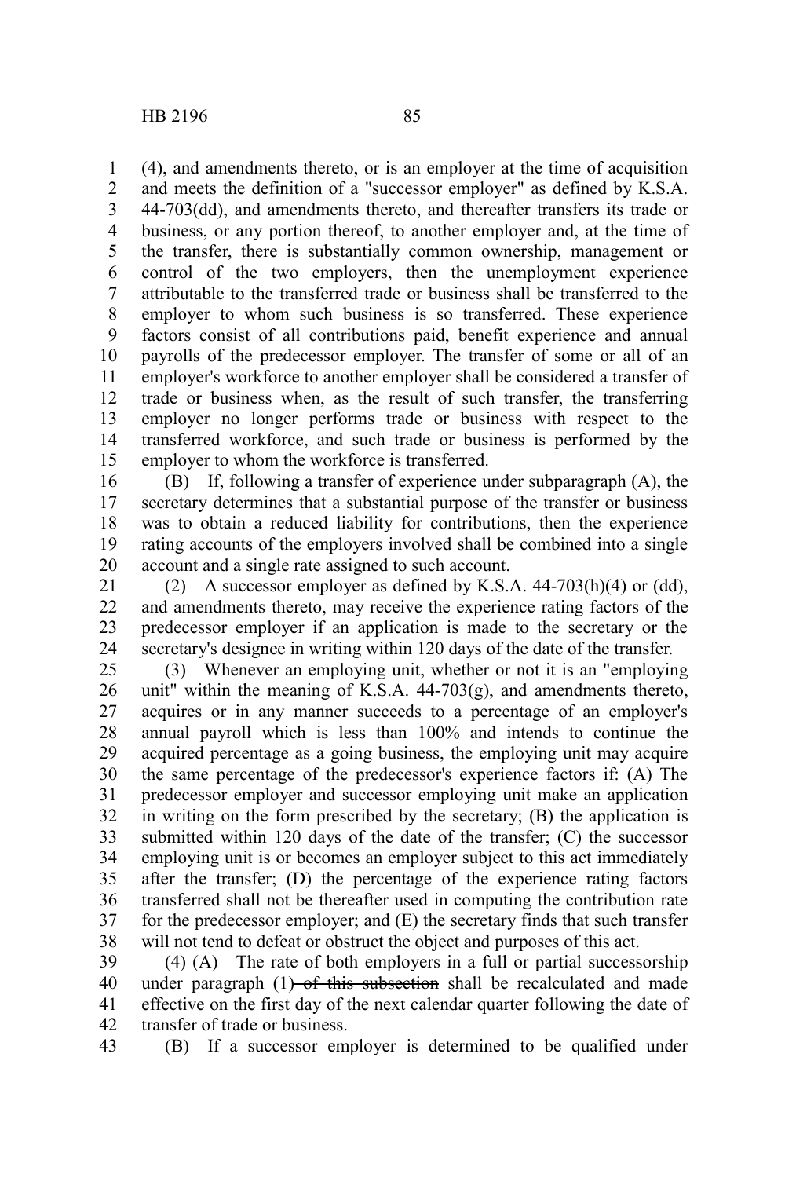(4), and amendments thereto, or is an employer at the time of acquisition and meets the definition of a "successor employer" as defined by K.S.A. 44-703(dd), and amendments thereto, and thereafter transfers its trade or business, or any portion thereof, to another employer and, at the time of the transfer, there is substantially common ownership, management or control of the two employers, then the unemployment experience attributable to the transferred trade or business shall be transferred to the employer to whom such business is so transferred. These experience factors consist of all contributions paid, benefit experience and annual payrolls of the predecessor employer. The transfer of some or all of an employer's workforce to another employer shall be considered a transfer of trade or business when, as the result of such transfer, the transferring employer no longer performs trade or business with respect to the transferred workforce, and such trade or business is performed by the employer to whom the workforce is transferred.

(B) If, following a transfer of experience under subparagraph (A), the secretary determines that a substantial purpose of the transfer or business was to obtain a reduced liability for contributions, then the experience rating accounts of the employers involved shall be combined into a single account and a single rate assigned to such account.

(2) A successor employer as defined by K.S.A. 44-703(h)(4) or (dd), and amendments thereto, may receive the experience rating factors of the predecessor employer if an application is made to the secretary or the secretary's designee in writing within 120 days of the date of the transfer.

(3) Whenever an employing unit, whether or not it is an "employing unit" within the meaning of K.S.A. 44-703(g), and amendments thereto, acquires or in any manner succeeds to a percentage of an employer's annual payroll which is less than 100% and intends to continue the acquired percentage as a going business, the employing unit may acquire the same percentage of the predecessor's experience factors if: (A) The predecessor employer and successor employing unit make an application in writing on the form prescribed by the secretary; (B) the application is submitted within 120 days of the date of the transfer; (C) the successor employing unit is or becomes an employer subject to this act immediately after the transfer; (D) the percentage of the experience rating factors transferred shall not be thereafter used in computing the contribution rate for the predecessor employer; and (E) the secretary finds that such transfer will not tend to defeat or obstruct the object and purposes of this act.

(4) (A) The rate of both employers in a full or partial successorship under paragraph (1) ~~of this subsection~~ shall be recalculated and made effective on the first day of the next calendar quarter following the date of transfer of trade or business.

(B) If a successor employer is determined to be qualified under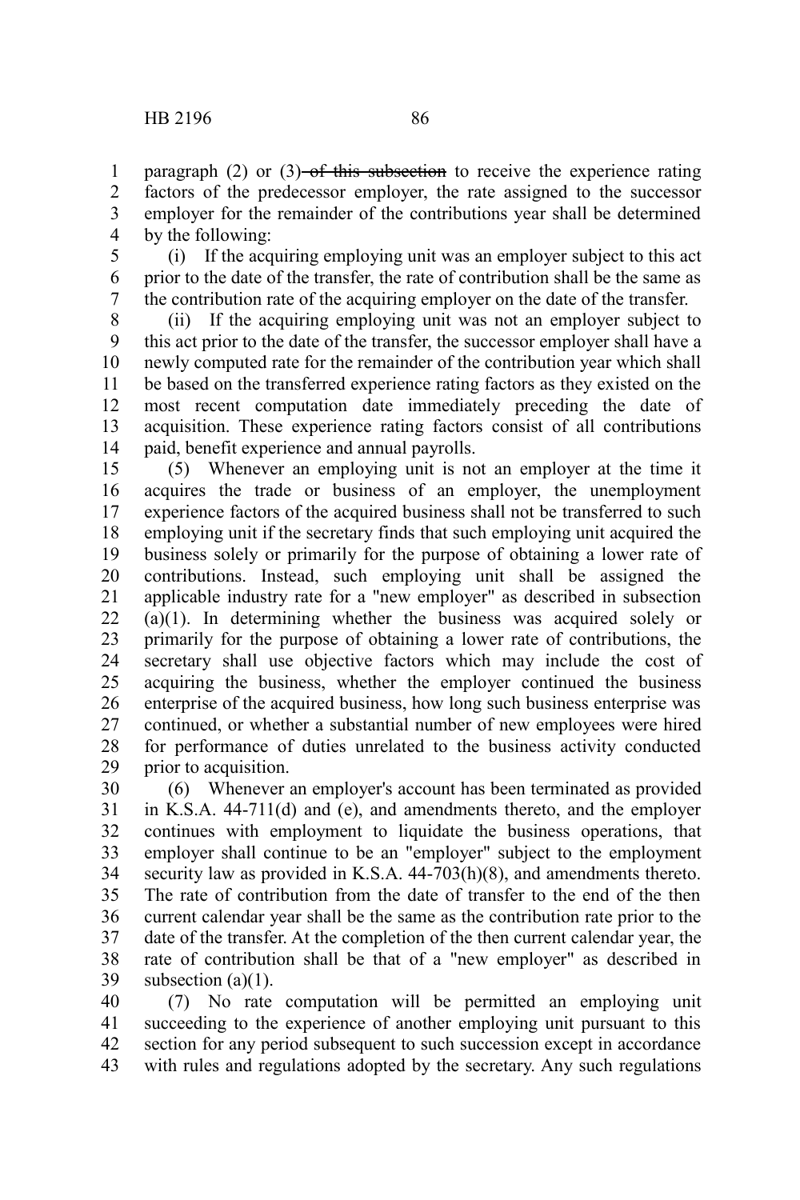paragraph (2) or (3) ~~of this subsection~~ to receive the experience rating factors of the predecessor employer, the rate assigned to the successor employer for the remainder of the contributions year shall be determined by the following:

(i) If the acquiring employing unit was an employer subject to this act prior to the date of the transfer, the rate of contribution shall be the same as the contribution rate of the acquiring employer on the date of the transfer.

(ii) If the acquiring employing unit was not an employer subject to this act prior to the date of the transfer, the successor employer shall have a newly computed rate for the remainder of the contribution year which shall be based on the transferred experience rating factors as they existed on the most recent computation date immediately preceding the date of acquisition. These experience rating factors consist of all contributions paid, benefit experience and annual payrolls.

(5) Whenever an employing unit is not an employer at the time it acquires the trade or business of an employer, the unemployment experience factors of the acquired business shall not be transferred to such employing unit if the secretary finds that such employing unit acquired the business solely or primarily for the purpose of obtaining a lower rate of contributions. Instead, such employing unit shall be assigned the applicable industry rate for a "new employer" as described in subsection (a)(1). In determining whether the business was acquired solely or primarily for the purpose of obtaining a lower rate of contributions, the secretary shall use objective factors which may include the cost of acquiring the business, whether the employer continued the business enterprise of the acquired business, how long such business enterprise was continued, or whether a substantial number of new employees were hired for performance of duties unrelated to the business activity conducted prior to acquisition.

(6) Whenever an employer's account has been terminated as provided in K.S.A. 44-711(d) and (e), and amendments thereto, and the employer continues with employment to liquidate the business operations, that employer shall continue to be an "employer" subject to the employment security law as provided in K.S.A. 44-703(h)(8), and amendments thereto. The rate of contribution from the date of transfer to the end of the then current calendar year shall be the same as the contribution rate prior to the date of the transfer. At the completion of the then current calendar year, the rate of contribution shall be that of a "new employer" as described in subsection (a)(1).

(7) No rate computation will be permitted an employing unit succeeding to the experience of another employing unit pursuant to this section for any period subsequent to such succession except in accordance with rules and regulations adopted by the secretary. Any such regulations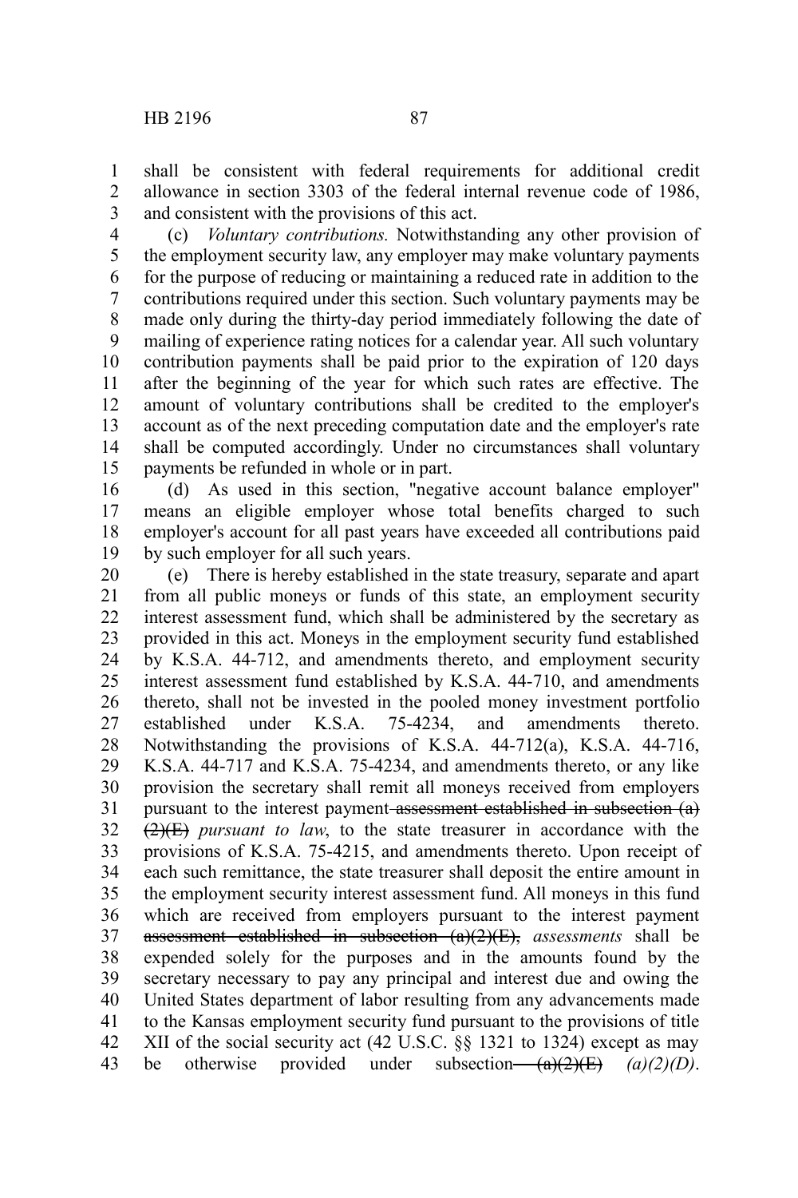shall be consistent with federal requirements for additional credit allowance in section 3303 of the federal internal revenue code of 1986, and consistent with the provisions of this act.

(c) *Voluntary contributions.* Notwithstanding any other provision of the employment security law, any employer may make voluntary payments for the purpose of reducing or maintaining a reduced rate in addition to the contributions required under this section. Such voluntary payments may be made only during the thirty-day period immediately following the date of mailing of experience rating notices for a calendar year. All such voluntary contribution payments shall be paid prior to the expiration of 120 days after the beginning of the year for which such rates are effective. The amount of voluntary contributions shall be credited to the employer's account as of the next preceding computation date and the employer's rate shall be computed accordingly. Under no circumstances shall voluntary payments be refunded in whole or in part.

(d) As used in this section, "negative account balance employer" means an eligible employer whose total benefits charged to such employer's account for all past years have exceeded all contributions paid by such employer for all such years.

(e) There is hereby established in the state treasury, separate and apart from all public moneys or funds of this state, an employment security interest assessment fund, which shall be administered by the secretary as provided in this act. Moneys in the employment security fund established by K.S.A. 44-712, and amendments thereto, and employment security interest assessment fund established by K.S.A. 44-710, and amendments thereto, shall not be invested in the pooled money investment portfolio established under K.S.A. 75-4234, and amendments thereto. Notwithstanding the provisions of K.S.A. 44-712(a), K.S.A. 44-716, K.S.A. 44-717 and K.S.A. 75-4234, and amendments thereto, or any like provision the secretary shall remit all moneys received from employers pursuant to the interest payment ~~assessment established in subsection (a)(2)(E)~~ *pursuant to law*, to the state treasurer in accordance with the provisions of K.S.A. 75-4215, and amendments thereto. Upon receipt of each such remittance, the state treasurer shall deposit the entire amount in the employment security interest assessment fund. All moneys in this fund which are received from employers pursuant to the interest payment ~~assessment established in subsection (a)(2)(E),~~ *assessments* shall be expended solely for the purposes and in the amounts found by the secretary necessary to pay any principal and interest due and owing the United States department of labor resulting from any advancements made to the Kansas employment security fund pursuant to the provisions of title XII of the social security act (42 U.S.C. §§ 1321 to 1324) except as may be otherwise provided under subsection ~~(a)(2)(E)~~ *(a)(2)(D)*.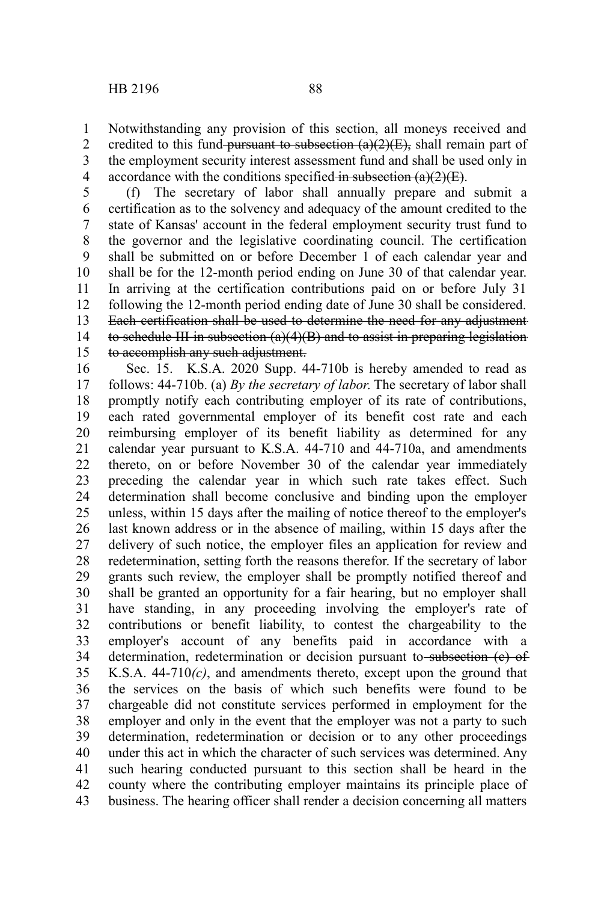Notwithstanding any provision of this section, all moneys received and credited to this fund ~~pursuant to subsection (a)(2)(E),~~ shall remain part of the employment security interest assessment fund and shall be used only in accordance with the conditions specified ~~in subsection (a)(2)(E)~~.

(f) The secretary of labor shall annually prepare and submit a certification as to the solvency and adequacy of the amount credited to the state of Kansas' account in the federal employment security trust fund to the governor and the legislative coordinating council. The certification shall be submitted on or before December 1 of each calendar year and shall be for the 12-month period ending on June 30 of that calendar year. In arriving at the certification contributions paid on or before July 31 following the 12-month period ending date of June 30 shall be considered. ~~Each certification shall be used to determine the need for any adjustment to schedule III in subsection (a)(4)(B) and to assist in preparing legislation to accomplish any such adjustment.~~

Sec. 15. K.S.A. 2020 Supp. 44-710b is hereby amended to read as follows: 44-710b. (a) *By the secretary of labor.* The secretary of labor shall promptly notify each contributing employer of its rate of contributions, each rated governmental employer of its benefit cost rate and each reimbursing employer of its benefit liability as determined for any calendar year pursuant to K.S.A. 44-710 and 44-710a, and amendments thereto, on or before November 30 of the calendar year immediately preceding the calendar year in which such rate takes effect. Such determination shall become conclusive and binding upon the employer unless, within 15 days after the mailing of notice thereof to the employer's last known address or in the absence of mailing, within 15 days after the delivery of such notice, the employer files an application for review and redetermination, setting forth the reasons therefor. If the secretary of labor grants such review, the employer shall be promptly notified thereof and shall be granted an opportunity for a fair hearing, but no employer shall have standing, in any proceeding involving the employer's rate of contributions or benefit liability, to contest the chargeability to the employer's account of any benefits paid in accordance with a determination, redetermination or decision pursuant to ~~subsection (c) of~~ K.S.A. 44-710*(c)*, and amendments thereto, except upon the ground that the services on the basis of which such benefits were found to be chargeable did not constitute services performed in employment for the employer and only in the event that the employer was not a party to such determination, redetermination or decision or to any other proceedings under this act in which the character of such services was determined. Any such hearing conducted pursuant to this section shall be heard in the county where the contributing employer maintains its principle place of business. The hearing officer shall render a decision concerning all matters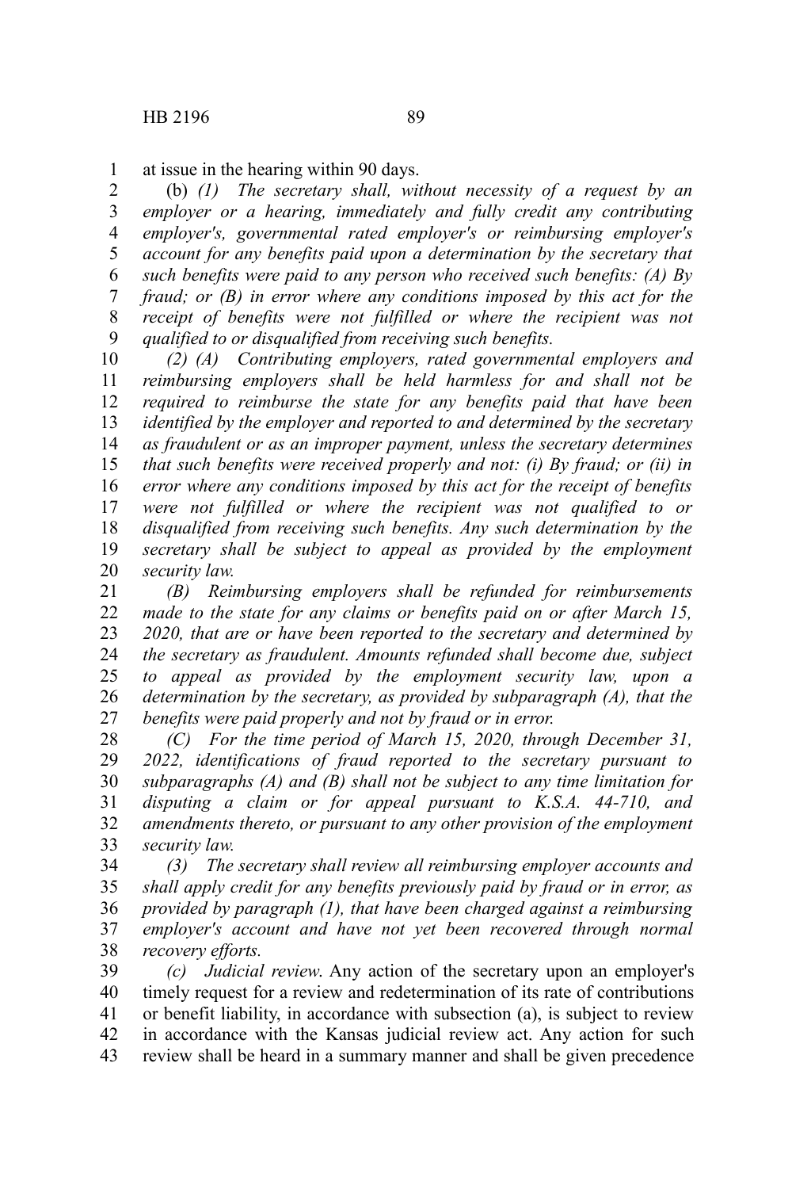at issue in the hearing within 90 days.

(b) *(1) The secretary shall, without necessity of a request by an employer or a hearing, immediately and fully credit any contributing employer's, governmental rated employer's or reimbursing employer's account for any benefits paid upon a determination by the secretary that such benefits were paid to any person who received such benefits: (A) By fraud; or (B) in error where any conditions imposed by this act for the receipt of benefits were not fulfilled or where the recipient was not qualified to or disqualified from receiving such benefits.*

*(2) (A) Contributing employers, rated governmental employers and reimbursing employers shall be held harmless for and shall not be required to reimburse the state for any benefits paid that have been identified by the employer and reported to and determined by the secretary as fraudulent or as an improper payment, unless the secretary determines that such benefits were received properly and not: (i) By fraud; or (ii) in error where any conditions imposed by this act for the receipt of benefits were not fulfilled or where the recipient was not qualified to or disqualified from receiving such benefits. Any such determination by the secretary shall be subject to appeal as provided by the employment security law.*

*(B) Reimbursing employers shall be refunded for reimbursements made to the state for any claims or benefits paid on or after March 15, 2020, that are or have been reported to the secretary and determined by the secretary as fraudulent. Amounts refunded shall become due, subject to appeal as provided by the employment security law, upon a determination by the secretary, as provided by subparagraph (A), that the benefits were paid properly and not by fraud or in error.*

*(C) For the time period of March 15, 2020, through December 31, 2022, identifications of fraud reported to the secretary pursuant to subparagraphs (A) and (B) shall not be subject to any time limitation for disputing a claim or for appeal pursuant to K.S.A. 44-710, and amendments thereto, or pursuant to any other provision of the employment security law.*

*(3) The secretary shall review all reimbursing employer accounts and shall apply credit for any benefits previously paid by fraud or in error, as provided by paragraph (1), that have been charged against a reimbursing employer's account and have not yet been recovered through normal recovery efforts.*

*(c) Judicial review.* Any action of the secretary upon an employer's timely request for a review and redetermination of its rate of contributions or benefit liability, in accordance with subsection (a), is subject to review in accordance with the Kansas judicial review act. Any action for such review shall be heard in a summary manner and shall be given precedence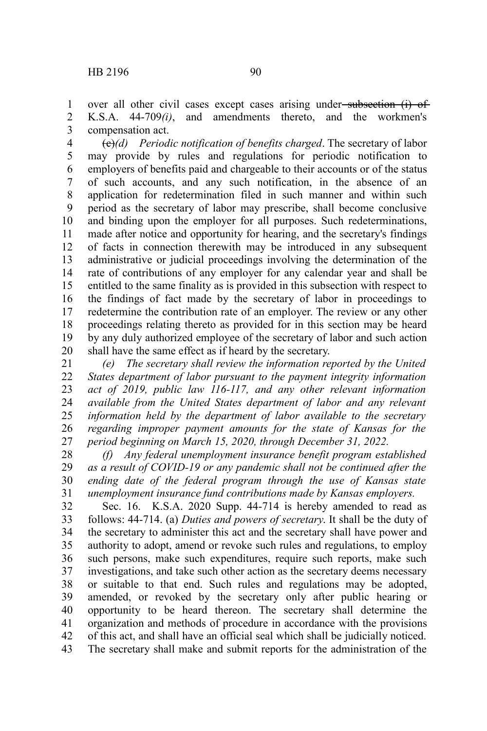over all other civil cases except cases arising under ~~subsection (i) of~~ K.S.A. 44-709*(i)*, and amendments thereto, and the workmen's compensation act.

~~(c)~~*(d) Periodic notification of benefits charged*. The secretary of labor may provide by rules and regulations for periodic notification to employers of benefits paid and chargeable to their accounts or of the status of such accounts, and any such notification, in the absence of an application for redetermination filed in such manner and within such period as the secretary of labor may prescribe, shall become conclusive and binding upon the employer for all purposes. Such redeterminations, made after notice and opportunity for hearing, and the secretary's findings of facts in connection therewith may be introduced in any subsequent administrative or judicial proceedings involving the determination of the rate of contributions of any employer for any calendar year and shall be entitled to the same finality as is provided in this subsection with respect to the findings of fact made by the secretary of labor in proceedings to redetermine the contribution rate of an employer. The review or any other proceedings relating thereto as provided for in this section may be heard by any duly authorized employee of the secretary of labor and such action shall have the same effect as if heard by the secretary.

*(e) The secretary shall review the information reported by the United States department of labor pursuant to the payment integrity information act of 2019, public law 116-117, and any other relevant information available from the United States department of labor and any relevant information held by the department of labor available to the secretary regarding improper payment amounts for the state of Kansas for the period beginning on March 15, 2020, through December 31, 2022.*

*(f) Any federal unemployment insurance benefit program established as a result of COVID-19 or any pandemic shall not be continued after the ending date of the federal program through the use of Kansas state unemployment insurance fund contributions made by Kansas employers.*

Sec. 16. K.S.A. 2020 Supp. 44-714 is hereby amended to read as follows: 44-714. (a) *Duties and powers of secretary*. It shall be the duty of the secretary to administer this act and the secretary shall have power and authority to adopt, amend or revoke such rules and regulations, to employ such persons, make such expenditures, require such reports, make such investigations, and take such other action as the secretary deems necessary or suitable to that end. Such rules and regulations may be adopted, amended, or revoked by the secretary only after public hearing or opportunity to be heard thereon. The secretary shall determine the organization and methods of procedure in accordance with the provisions of this act, and shall have an official seal which shall be judicially noticed. The secretary shall make and submit reports for the administration of the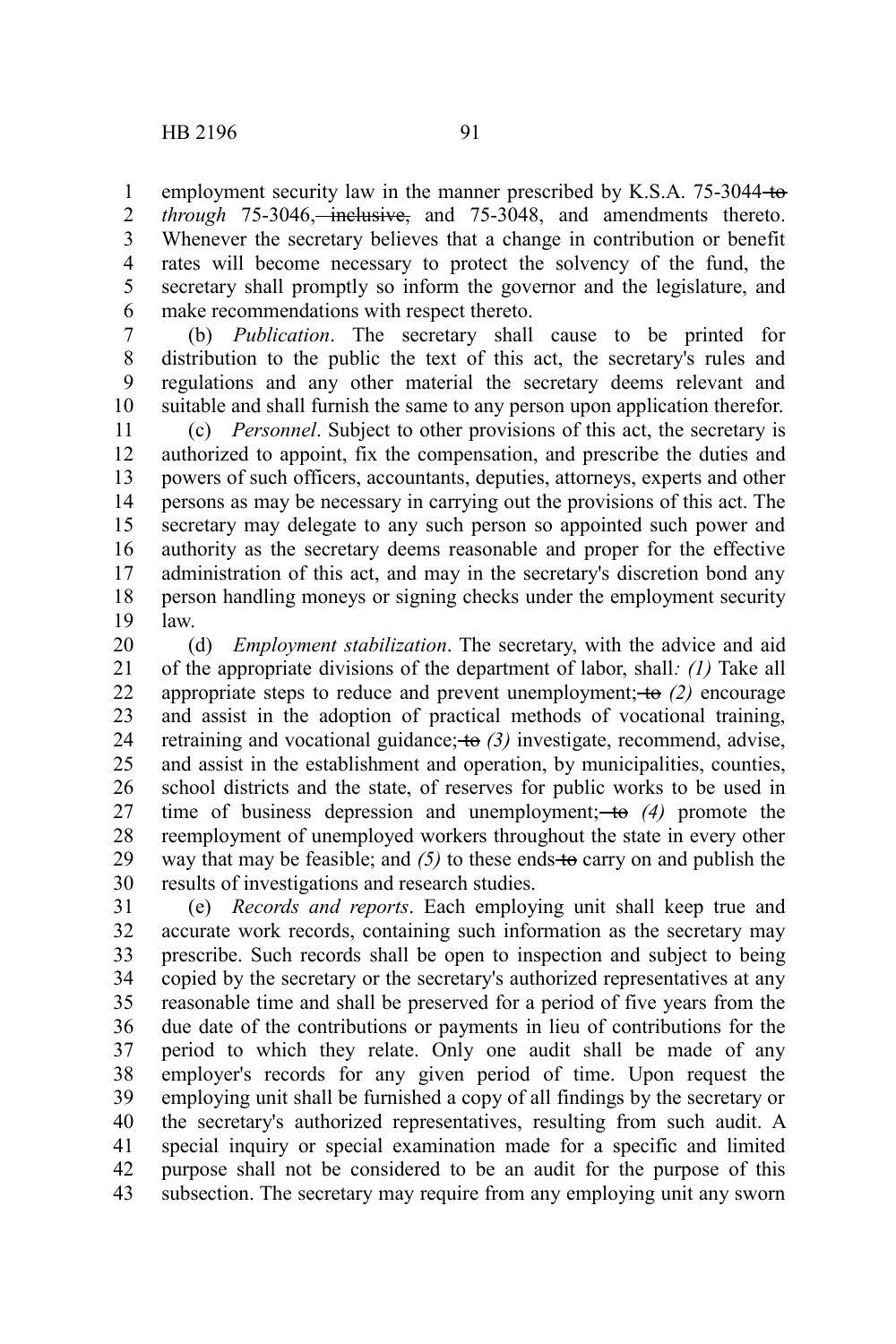employment security law in the manner prescribed by K.S.A. 75-3044 ~~to~~ *through* 75-3046, ~~inclusive,~~ and 75-3048, and amendments thereto. Whenever the secretary believes that a change in contribution or benefit rates will become necessary to protect the solvency of the fund, the secretary shall promptly so inform the governor and the legislature, and make recommendations with respect thereto.

(b) *Publication*. The secretary shall cause to be printed for distribution to the public the text of this act, the secretary's rules and regulations and any other material the secretary deems relevant and suitable and shall furnish the same to any person upon application therefor.

(c) *Personnel*. Subject to other provisions of this act, the secretary is authorized to appoint, fix the compensation, and prescribe the duties and powers of such officers, accountants, deputies, attorneys, experts and other persons as may be necessary in carrying out the provisions of this act. The secretary may delegate to any such person so appointed such power and authority as the secretary deems reasonable and proper for the effective administration of this act, and may in the secretary's discretion bond any person handling moneys or signing checks under the employment security law.

(d) *Employment stabilization*. The secretary, with the advice and aid of the appropriate divisions of the department of labor, shall*: (1)* Take all appropriate steps to reduce and prevent unemployment; ~~to~~ *(2)* encourage and assist in the adoption of practical methods of vocational training, retraining and vocational guidance; ~~to~~ *(3)* investigate, recommend, advise, and assist in the establishment and operation, by municipalities, counties, school districts and the state, of reserves for public works to be used in time of business depression and unemployment; ~~to~~ *(4)* promote the reemployment of unemployed workers throughout the state in every other way that may be feasible; and *(5)* to these ends ~~to~~ carry on and publish the results of investigations and research studies.

(e) *Records and reports*. Each employing unit shall keep true and accurate work records, containing such information as the secretary may prescribe. Such records shall be open to inspection and subject to being copied by the secretary or the secretary's authorized representatives at any reasonable time and shall be preserved for a period of five years from the due date of the contributions or payments in lieu of contributions for the period to which they relate. Only one audit shall be made of any employer's records for any given period of time. Upon request the employing unit shall be furnished a copy of all findings by the secretary or the secretary's authorized representatives, resulting from such audit. A special inquiry or special examination made for a specific and limited purpose shall not be considered to be an audit for the purpose of this subsection. The secretary may require from any employing unit any sworn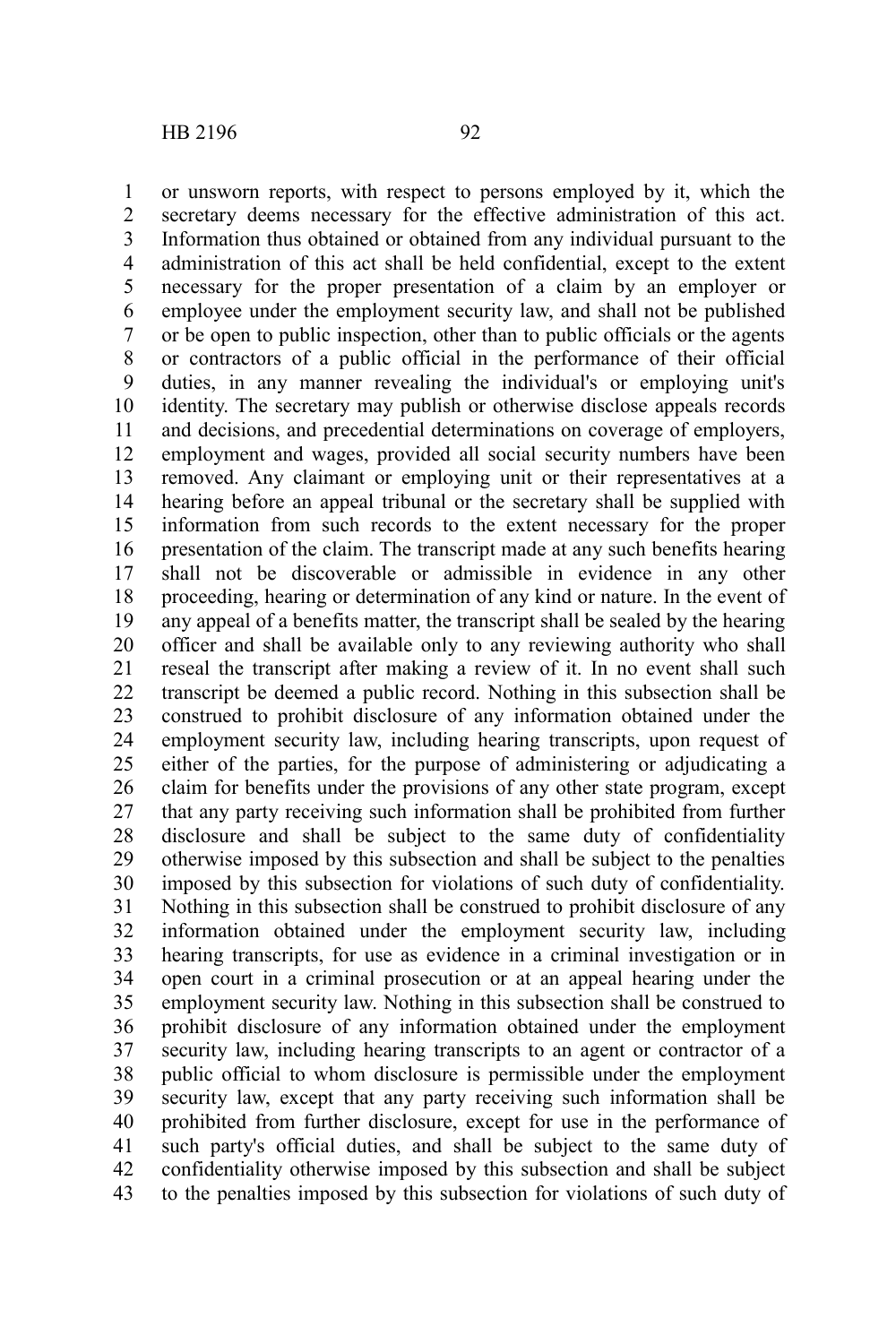or unsworn reports, with respect to persons employed by it, which the secretary deems necessary for the effective administration of this act. Information thus obtained or obtained from any individual pursuant to the administration of this act shall be held confidential, except to the extent necessary for the proper presentation of a claim by an employer or employee under the employment security law, and shall not be published or be open to public inspection, other than to public officials or the agents or contractors of a public official in the performance of their official duties, in any manner revealing the individual's or employing unit's identity. The secretary may publish or otherwise disclose appeals records and decisions, and precedential determinations on coverage of employers, employment and wages, provided all social security numbers have been removed. Any claimant or employing unit or their representatives at a hearing before an appeal tribunal or the secretary shall be supplied with information from such records to the extent necessary for the proper presentation of the claim. The transcript made at any such benefits hearing shall not be discoverable or admissible in evidence in any other proceeding, hearing or determination of any kind or nature. In the event of any appeal of a benefits matter, the transcript shall be sealed by the hearing officer and shall be available only to any reviewing authority who shall reseal the transcript after making a review of it. In no event shall such transcript be deemed a public record. Nothing in this subsection shall be construed to prohibit disclosure of any information obtained under the employment security law, including hearing transcripts, upon request of either of the parties, for the purpose of administering or adjudicating a claim for benefits under the provisions of any other state program, except that any party receiving such information shall be prohibited from further disclosure and shall be subject to the same duty of confidentiality otherwise imposed by this subsection and shall be subject to the penalties imposed by this subsection for violations of such duty of confidentiality. Nothing in this subsection shall be construed to prohibit disclosure of any information obtained under the employment security law, including hearing transcripts, for use as evidence in a criminal investigation or in open court in a criminal prosecution or at an appeal hearing under the employment security law. Nothing in this subsection shall be construed to prohibit disclosure of any information obtained under the employment security law, including hearing transcripts to an agent or contractor of a public official to whom disclosure is permissible under the employment security law, except that any party receiving such information shall be prohibited from further disclosure, except for use in the performance of such party's official duties, and shall be subject to the same duty of confidentiality otherwise imposed by this subsection and shall be subject to the penalties imposed by this subsection for violations of such duty of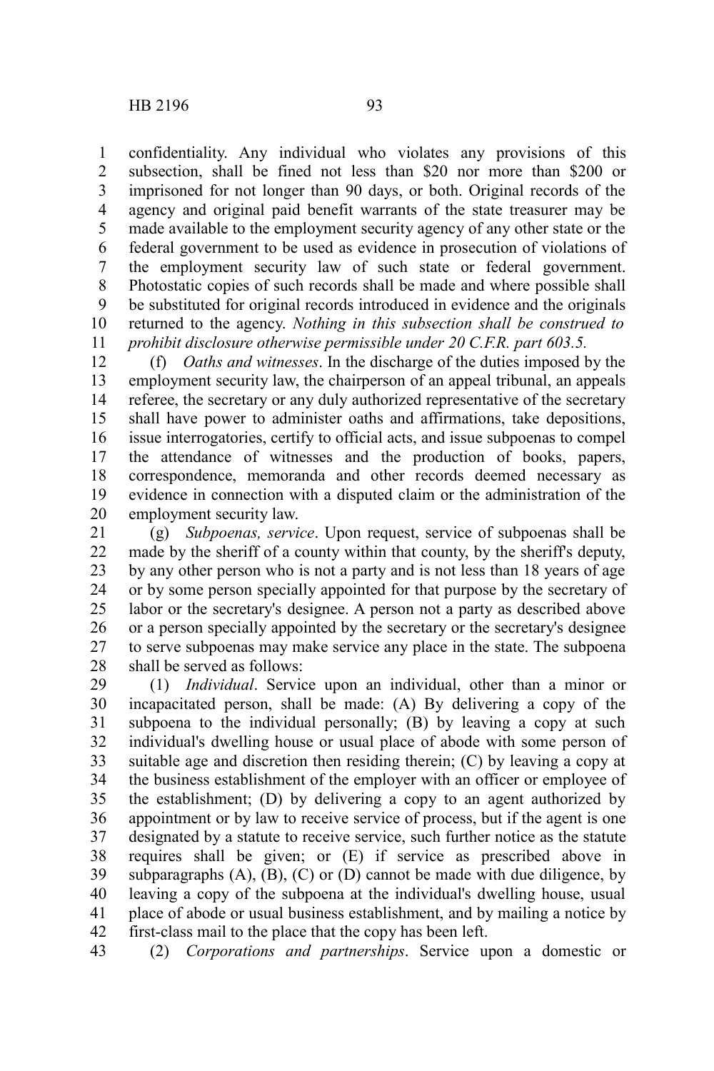confidentiality. Any individual who violates any provisions of this subsection, shall be fined not less than $20 nor more than $200 or imprisoned for not longer than 90 days, or both. Original records of the agency and original paid benefit warrants of the state treasurer may be made available to the employment security agency of any other state or the federal government to be used as evidence in prosecution of violations of the employment security law of such state or federal government. Photostatic copies of such records shall be made and where possible shall be substituted for original records introduced in evidence and the originals returned to the agency. *Nothing in this subsection shall be construed to prohibit disclosure otherwise permissible under 20 C.F.R. part 603.5.*

(f) *Oaths and witnesses*. In the discharge of the duties imposed by the employment security law, the chairperson of an appeal tribunal, an appeals referee, the secretary or any duly authorized representative of the secretary shall have power to administer oaths and affirmations, take depositions, issue interrogatories, certify to official acts, and issue subpoenas to compel the attendance of witnesses and the production of books, papers, correspondence, memoranda and other records deemed necessary as evidence in connection with a disputed claim or the administration of the employment security law.

(g) *Subpoenas, service*. Upon request, service of subpoenas shall be made by the sheriff of a county within that county, by the sheriff's deputy, by any other person who is not a party and is not less than 18 years of age or by some person specially appointed for that purpose by the secretary of labor or the secretary's designee. A person not a party as described above or a person specially appointed by the secretary or the secretary's designee to serve subpoenas may make service any place in the state. The subpoena shall be served as follows:

(1) *Individual*. Service upon an individual, other than a minor or incapacitated person, shall be made: (A) By delivering a copy of the subpoena to the individual personally; (B) by leaving a copy at such individual's dwelling house or usual place of abode with some person of suitable age and discretion then residing therein; (C) by leaving a copy at the business establishment of the employer with an officer or employee of the establishment; (D) by delivering a copy to an agent authorized by appointment or by law to receive service of process, but if the agent is one designated by a statute to receive service, such further notice as the statute requires shall be given; or (E) if service as prescribed above in subparagraphs (A), (B), (C) or (D) cannot be made with due diligence, by leaving a copy of the subpoena at the individual's dwelling house, usual place of abode or usual business establishment, and by mailing a notice by first-class mail to the place that the copy has been left.

(2) *Corporations and partnerships*. Service upon a domestic or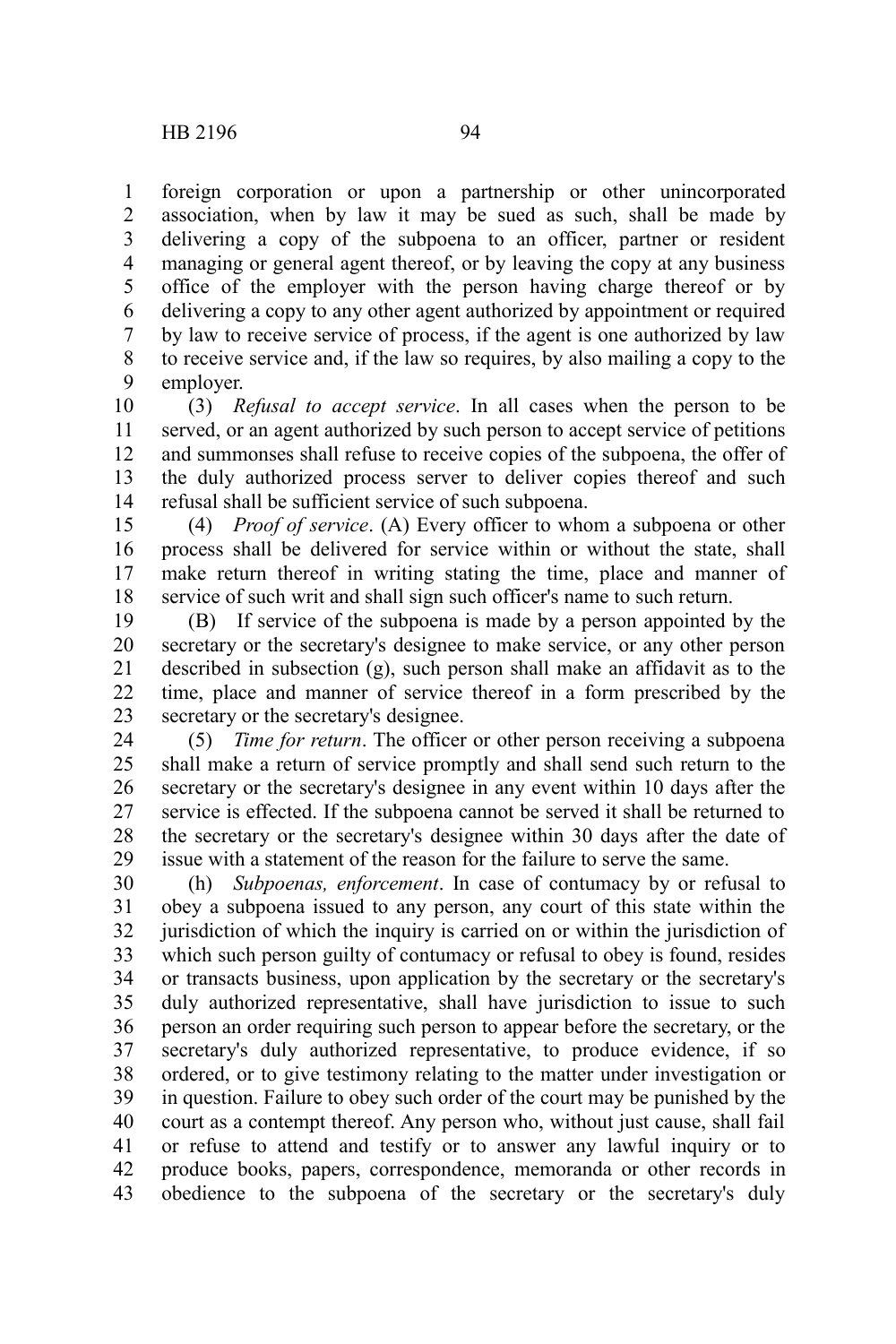foreign corporation or upon a partnership or other unincorporated association, when by law it may be sued as such, shall be made by delivering a copy of the subpoena to an officer, partner or resident managing or general agent thereof, or by leaving the copy at any business office of the employer with the person having charge thereof or by delivering a copy to any other agent authorized by appointment or required by law to receive service of process, if the agent is one authorized by law to receive service and, if the law so requires, by also mailing a copy to the employer.

(3) *Refusal to accept service*. In all cases when the person to be served, or an agent authorized by such person to accept service of petitions and summonses shall refuse to receive copies of the subpoena, the offer of the duly authorized process server to deliver copies thereof and such refusal shall be sufficient service of such subpoena.

(4) *Proof of service*. (A) Every officer to whom a subpoena or other process shall be delivered for service within or without the state, shall make return thereof in writing stating the time, place and manner of service of such writ and shall sign such officer's name to such return.

(B) If service of the subpoena is made by a person appointed by the secretary or the secretary's designee to make service, or any other person described in subsection (g), such person shall make an affidavit as to the time, place and manner of service thereof in a form prescribed by the secretary or the secretary's designee.

(5) *Time for return*. The officer or other person receiving a subpoena shall make a return of service promptly and shall send such return to the secretary or the secretary's designee in any event within 10 days after the service is effected. If the subpoena cannot be served it shall be returned to the secretary or the secretary's designee within 30 days after the date of issue with a statement of the reason for the failure to serve the same.

(h) *Subpoenas, enforcement*. In case of contumacy by or refusal to obey a subpoena issued to any person, any court of this state within the jurisdiction of which the inquiry is carried on or within the jurisdiction of which such person guilty of contumacy or refusal to obey is found, resides or transacts business, upon application by the secretary or the secretary's duly authorized representative, shall have jurisdiction to issue to such person an order requiring such person to appear before the secretary, or the secretary's duly authorized representative, to produce evidence, if so ordered, or to give testimony relating to the matter under investigation or in question. Failure to obey such order of the court may be punished by the court as a contempt thereof. Any person who, without just cause, shall fail or refuse to attend and testify or to answer any lawful inquiry or to produce books, papers, correspondence, memoranda or other records in obedience to the subpoena of the secretary or the secretary's duly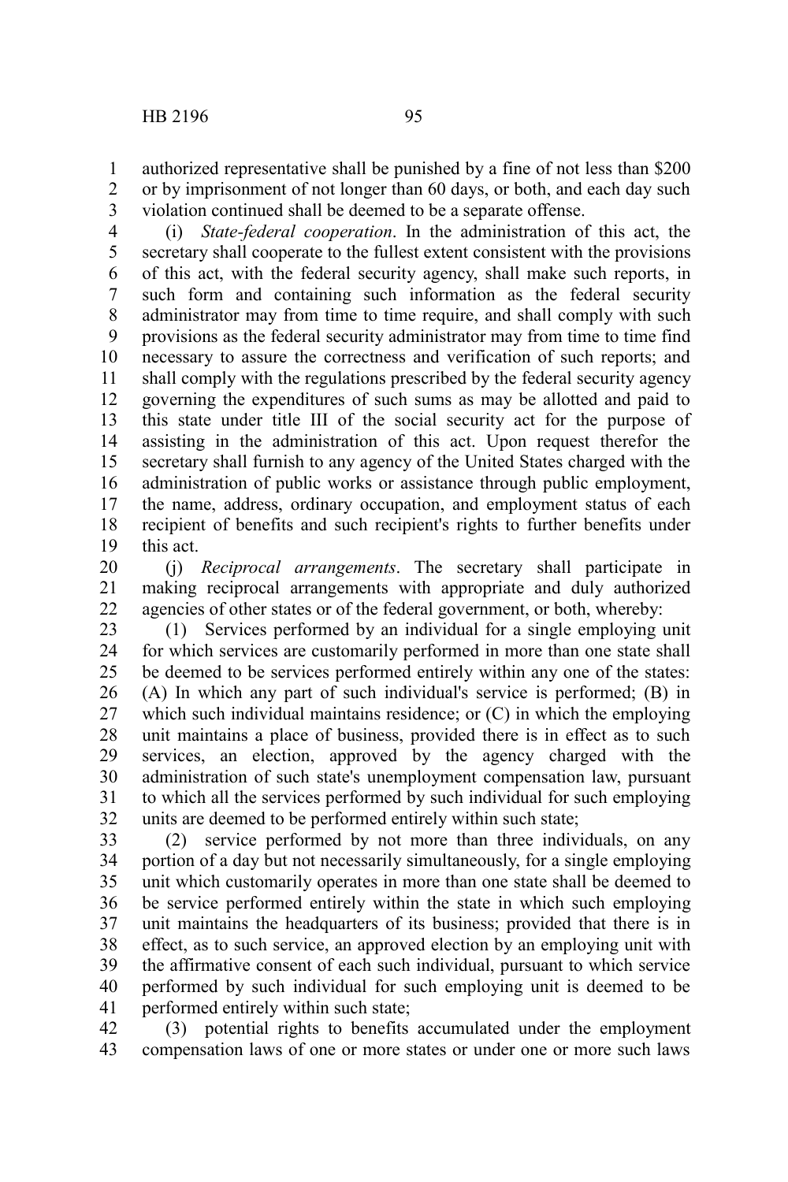authorized representative shall be punished by a fine of not less than $200 or by imprisonment of not longer than 60 days, or both, and each day such violation continued shall be deemed to be a separate offense.

(i) *State-federal cooperation*. In the administration of this act, the secretary shall cooperate to the fullest extent consistent with the provisions of this act, with the federal security agency, shall make such reports, in such form and containing such information as the federal security administrator may from time to time require, and shall comply with such provisions as the federal security administrator may from time to time find necessary to assure the correctness and verification of such reports; and shall comply with the regulations prescribed by the federal security agency governing the expenditures of such sums as may be allotted and paid to this state under title III of the social security act for the purpose of assisting in the administration of this act. Upon request therefor the secretary shall furnish to any agency of the United States charged with the administration of public works or assistance through public employment, the name, address, ordinary occupation, and employment status of each recipient of benefits and such recipient's rights to further benefits under this act.

(j) *Reciprocal arrangements*. The secretary shall participate in making reciprocal arrangements with appropriate and duly authorized agencies of other states or of the federal government, or both, whereby:

(1) Services performed by an individual for a single employing unit for which services are customarily performed in more than one state shall be deemed to be services performed entirely within any one of the states: (A) In which any part of such individual's service is performed; (B) in which such individual maintains residence; or (C) in which the employing unit maintains a place of business, provided there is in effect as to such services, an election, approved by the agency charged with the administration of such state's unemployment compensation law, pursuant to which all the services performed by such individual for such employing units are deemed to be performed entirely within such state;

(2) service performed by not more than three individuals, on any portion of a day but not necessarily simultaneously, for a single employing unit which customarily operates in more than one state shall be deemed to be service performed entirely within the state in which such employing unit maintains the headquarters of its business; provided that there is in effect, as to such service, an approved election by an employing unit with the affirmative consent of each such individual, pursuant to which service performed by such individual for such employing unit is deemed to be performed entirely within such state;

(3) potential rights to benefits accumulated under the employment compensation laws of one or more states or under one or more such laws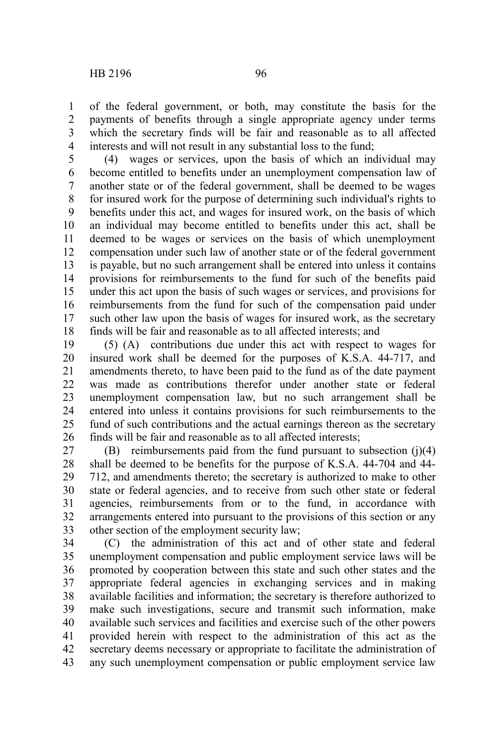of the federal government, or both, may constitute the basis for the payments of benefits through a single appropriate agency under terms which the secretary finds will be fair and reasonable as to all affected interests and will not result in any substantial loss to the fund;

(4) wages or services, upon the basis of which an individual may become entitled to benefits under an unemployment compensation law of another state or of the federal government, shall be deemed to be wages for insured work for the purpose of determining such individual's rights to benefits under this act, and wages for insured work, on the basis of which an individual may become entitled to benefits under this act, shall be deemed to be wages or services on the basis of which unemployment compensation under such law of another state or of the federal government is payable, but no such arrangement shall be entered into unless it contains provisions for reimbursements to the fund for such of the benefits paid under this act upon the basis of such wages or services, and provisions for reimbursements from the fund for such of the compensation paid under such other law upon the basis of wages for insured work, as the secretary finds will be fair and reasonable as to all affected interests; and

(5) (A) contributions due under this act with respect to wages for insured work shall be deemed for the purposes of K.S.A. 44-717, and amendments thereto, to have been paid to the fund as of the date payment was made as contributions therefor under another state or federal unemployment compensation law, but no such arrangement shall be entered into unless it contains provisions for such reimbursements to the fund of such contributions and the actual earnings thereon as the secretary finds will be fair and reasonable as to all affected interests;

(B) reimbursements paid from the fund pursuant to subsection (j)(4) shall be deemed to be benefits for the purpose of K.S.A. 44-704 and 44-712, and amendments thereto; the secretary is authorized to make to other state or federal agencies, and to receive from such other state or federal agencies, reimbursements from or to the fund, in accordance with arrangements entered into pursuant to the provisions of this section or any other section of the employment security law;

(C) the administration of this act and of other state and federal unemployment compensation and public employment service laws will be promoted by cooperation between this state and such other states and the appropriate federal agencies in exchanging services and in making available facilities and information; the secretary is therefore authorized to make such investigations, secure and transmit such information, make available such services and facilities and exercise such of the other powers provided herein with respect to the administration of this act as the secretary deems necessary or appropriate to facilitate the administration of any such unemployment compensation or public employment service law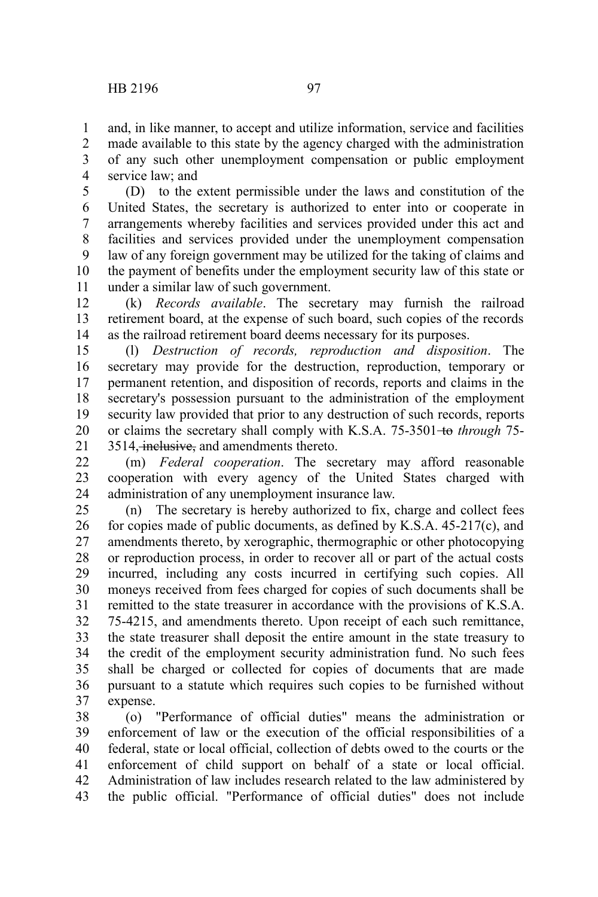and, in like manner, to accept and utilize information, service and facilities made available to this state by the agency charged with the administration of any such other unemployment compensation or public employment service law; and

(D) to the extent permissible under the laws and constitution of the United States, the secretary is authorized to enter into or cooperate in arrangements whereby facilities and services provided under this act and facilities and services provided under the unemployment compensation law of any foreign government may be utilized for the taking of claims and the payment of benefits under the employment security law of this state or under a similar law of such government.

(k) *Records available*. The secretary may furnish the railroad retirement board, at the expense of such board, such copies of the records as the railroad retirement board deems necessary for its purposes.

(l) *Destruction of records, reproduction and disposition*. The secretary may provide for the destruction, reproduction, temporary or permanent retention, and disposition of records, reports and claims in the secretary's possession pursuant to the administration of the employment security law provided that prior to any destruction of such records, reports or claims the secretary shall comply with K.S.A. 75-3501 ~~to~~ *through* 75-3514~~, inclusive,~~ and amendments thereto.

(m) *Federal cooperation*. The secretary may afford reasonable cooperation with every agency of the United States charged with administration of any unemployment insurance law.

(n) The secretary is hereby authorized to fix, charge and collect fees for copies made of public documents, as defined by K.S.A. 45-217(c), and amendments thereto, by xerographic, thermographic or other photocopying or reproduction process, in order to recover all or part of the actual costs incurred, including any costs incurred in certifying such copies. All moneys received from fees charged for copies of such documents shall be remitted to the state treasurer in accordance with the provisions of K.S.A. 75-4215, and amendments thereto. Upon receipt of each such remittance, the state treasurer shall deposit the entire amount in the state treasury to the credit of the employment security administration fund. No such fees shall be charged or collected for copies of documents that are made pursuant to a statute which requires such copies to be furnished without expense.

(o) "Performance of official duties" means the administration or enforcement of law or the execution of the official responsibilities of a federal, state or local official, collection of debts owed to the courts or the enforcement of child support on behalf of a state or local official. Administration of law includes research related to the law administered by the public official. "Performance of official duties" does not include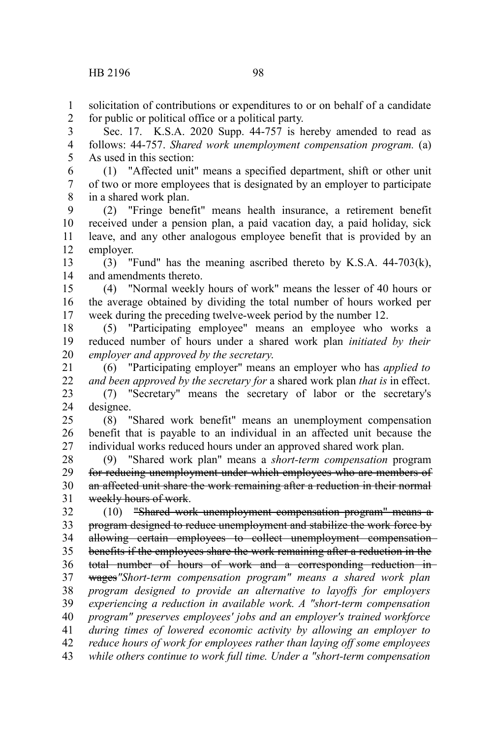solicitation of contributions or expenditures to or on behalf of a candidate for public or political office or a political party.

Sec. 17. K.S.A. 2020 Supp. 44-757 is hereby amended to read as follows: 44-757. *Shared work unemployment compensation program.* (a) As used in this section:

(1) "Affected unit" means a specified department, shift or other unit of two or more employees that is designated by an employer to participate in a shared work plan.

(2) "Fringe benefit" means health insurance, a retirement benefit received under a pension plan, a paid vacation day, a paid holiday, sick leave, and any other analogous employee benefit that is provided by an employer.

(3) "Fund" has the meaning ascribed thereto by K.S.A. 44-703(k), and amendments thereto.

(4) "Normal weekly hours of work" means the lesser of 40 hours or the average obtained by dividing the total number of hours worked per week during the preceding twelve-week period by the number 12.

(5) "Participating employee" means an employee who works a reduced number of hours under a shared work plan *initiated by their employer and approved by the secretary*.

(6) "Participating employer" means an employer who has *applied to and been approved by the secretary for* a shared work plan *that is* in effect.

(7) "Secretary" means the secretary of labor or the secretary's designee.

(8) "Shared work benefit" means an unemployment compensation benefit that is payable to an individual in an affected unit because the individual works reduced hours under an approved shared work plan.

(9) "Shared work plan" means a *short-term compensation* program ~~for reducing unemployment under which employees who are members of an affected unit share the work remaining after a reduction in their normal weekly hours of work~~.

(10) ~~"Shared work unemployment compensation program" means a program designed to reduce unemployment and stabilize the work force by allowing certain employees to collect unemployment compensation benefits if the employees share the work remaining after a reduction in the total number of hours of work and a corresponding reduction in wages~~*"Short-term compensation program" means a shared work plan program designed to provide an alternative to layoffs for employers experiencing a reduction in available work. A "short-term compensation program" preserves employees' jobs and an employer's trained workforce during times of lowered economic activity by allowing an employer to reduce hours of work for employees rather than laying off some employees while others continue to work full time. Under a "short-term compensation*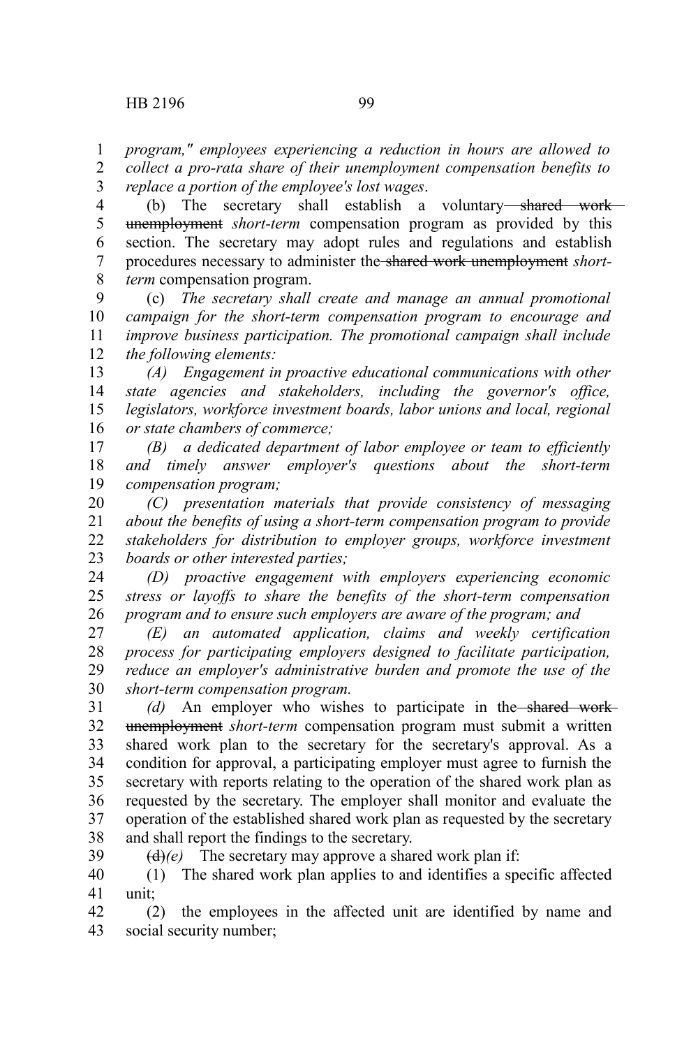*program," employees experiencing a reduction in hours are allowed to collect a pro-rata share of their unemployment compensation benefits to replace a portion of the employee's lost wages*.

(b) The secretary shall establish a voluntary ~~shared work unemployment~~ *short-term* compensation program as provided by this section. The secretary may adopt rules and regulations and establish procedures necessary to administer the ~~shared work unemployment~~ *short-term* compensation program.

(c) *The secretary shall create and manage an annual promotional campaign for the short-term compensation program to encourage and improve business participation. The promotional campaign shall include the following elements:*

*(A) Engagement in proactive educational communications with other state agencies and stakeholders, including the governor's office, legislators, workforce investment boards, labor unions and local, regional or state chambers of commerce;*

*(B) a dedicated department of labor employee or team to efficiently and timely answer employer's questions about the short-term compensation program;*

*(C) presentation materials that provide consistency of messaging about the benefits of using a short-term compensation program to provide stakeholders for distribution to employer groups, workforce investment boards or other interested parties;*

*(D) proactive engagement with employers experiencing economic stress or layoffs to share the benefits of the short-term compensation program and to ensure such employers are aware of the program; and*

*(E) an automated application, claims and weekly certification process for participating employers designed to facilitate participation, reduce an employer's administrative burden and promote the use of the short-term compensation program.*

*(d)* An employer who wishes to participate in the ~~shared work unemployment~~ *short-term* compensation program must submit a written shared work plan to the secretary for the secretary's approval. As a condition for approval, a participating employer must agree to furnish the secretary with reports relating to the operation of the shared work plan as requested by the secretary. The employer shall monitor and evaluate the operation of the established shared work plan as requested by the secretary and shall report the findings to the secretary.

~~(d)~~*(e)* The secretary may approve a shared work plan if:

(1) The shared work plan applies to and identifies a specific affected unit;

(2) the employees in the affected unit are identified by name and social security number;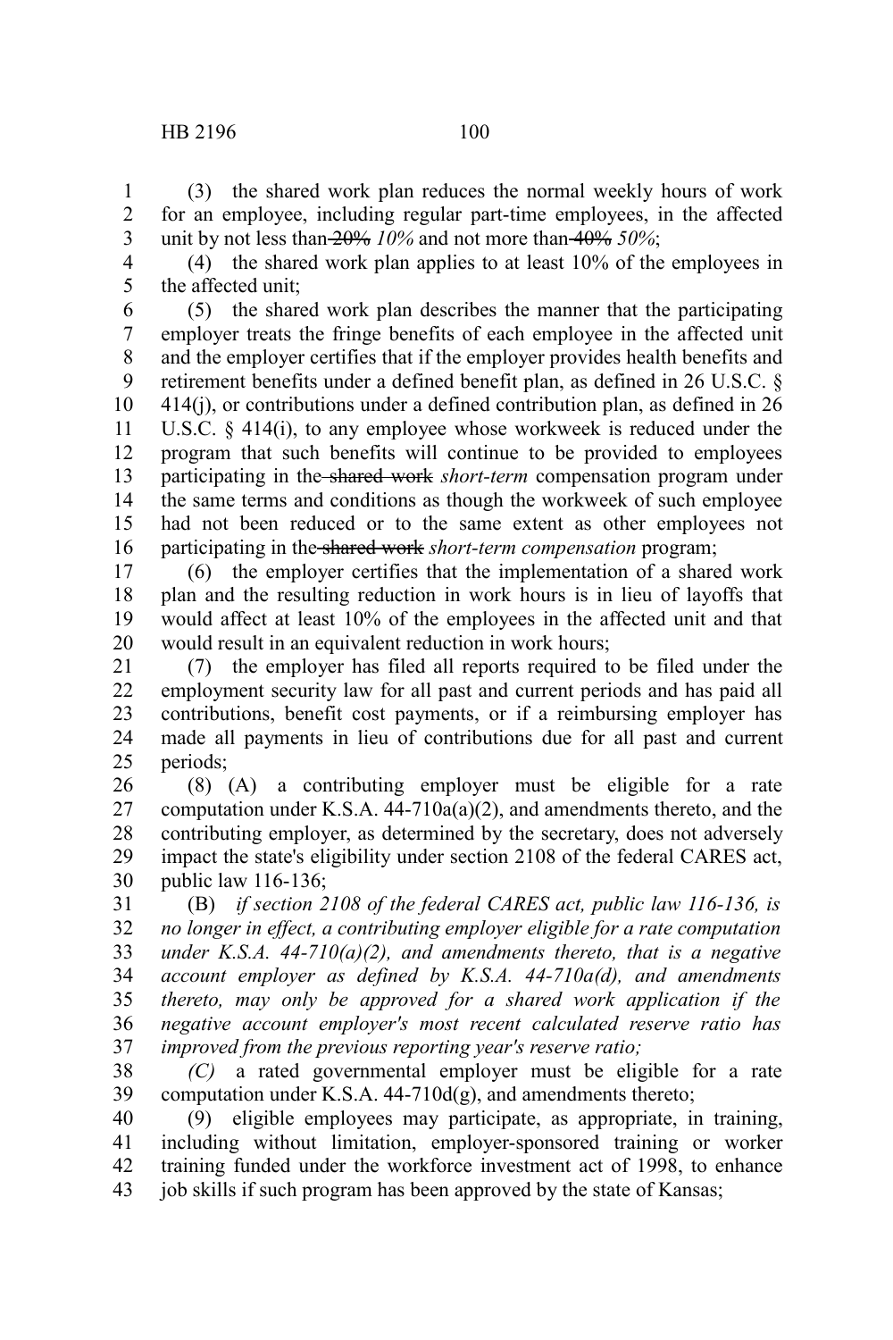(3) the shared work plan reduces the normal weekly hours of work for an employee, including regular part-time employees, in the affected unit by not less than ~~20%~~ *10%* and not more than ~~40%~~ *50%*;

(4) the shared work plan applies to at least 10% of the employees in the affected unit;

(5) the shared work plan describes the manner that the participating employer treats the fringe benefits of each employee in the affected unit and the employer certifies that if the employer provides health benefits and retirement benefits under a defined benefit plan, as defined in 26 U.S.C. § 414(j), or contributions under a defined contribution plan, as defined in 26 U.S.C. § 414(i), to any employee whose workweek is reduced under the program that such benefits will continue to be provided to employees participating in the ~~shared work~~ *short-term* compensation program under the same terms and conditions as though the workweek of such employee had not been reduced or to the same extent as other employees not participating in the ~~shared work~~ *short-term compensation* program;

(6) the employer certifies that the implementation of a shared work plan and the resulting reduction in work hours is in lieu of layoffs that would affect at least 10% of the employees in the affected unit and that would result in an equivalent reduction in work hours;

(7) the employer has filed all reports required to be filed under the employment security law for all past and current periods and has paid all contributions, benefit cost payments, or if a reimbursing employer has made all payments in lieu of contributions due for all past and current periods;

(8) (A) a contributing employer must be eligible for a rate computation under K.S.A. 44-710a(a)(2), and amendments thereto, and the contributing employer, as determined by the secretary, does not adversely impact the state's eligibility under section 2108 of the federal CARES act, public law 116-136;

(B) *if section 2108 of the federal CARES act, public law 116-136, is no longer in effect, a contributing employer eligible for a rate computation under K.S.A. 44-710(a)(2), and amendments thereto, that is a negative account employer as defined by K.S.A. 44-710a(d), and amendments thereto, may only be approved for a shared work application if the negative account employer's most recent calculated reserve ratio has improved from the previous reporting year's reserve ratio;*

*(C)* a rated governmental employer must be eligible for a rate computation under K.S.A. 44-710d(g), and amendments thereto;

(9) eligible employees may participate, as appropriate, in training, including without limitation, employer-sponsored training or worker training funded under the workforce investment act of 1998, to enhance job skills if such program has been approved by the state of Kansas;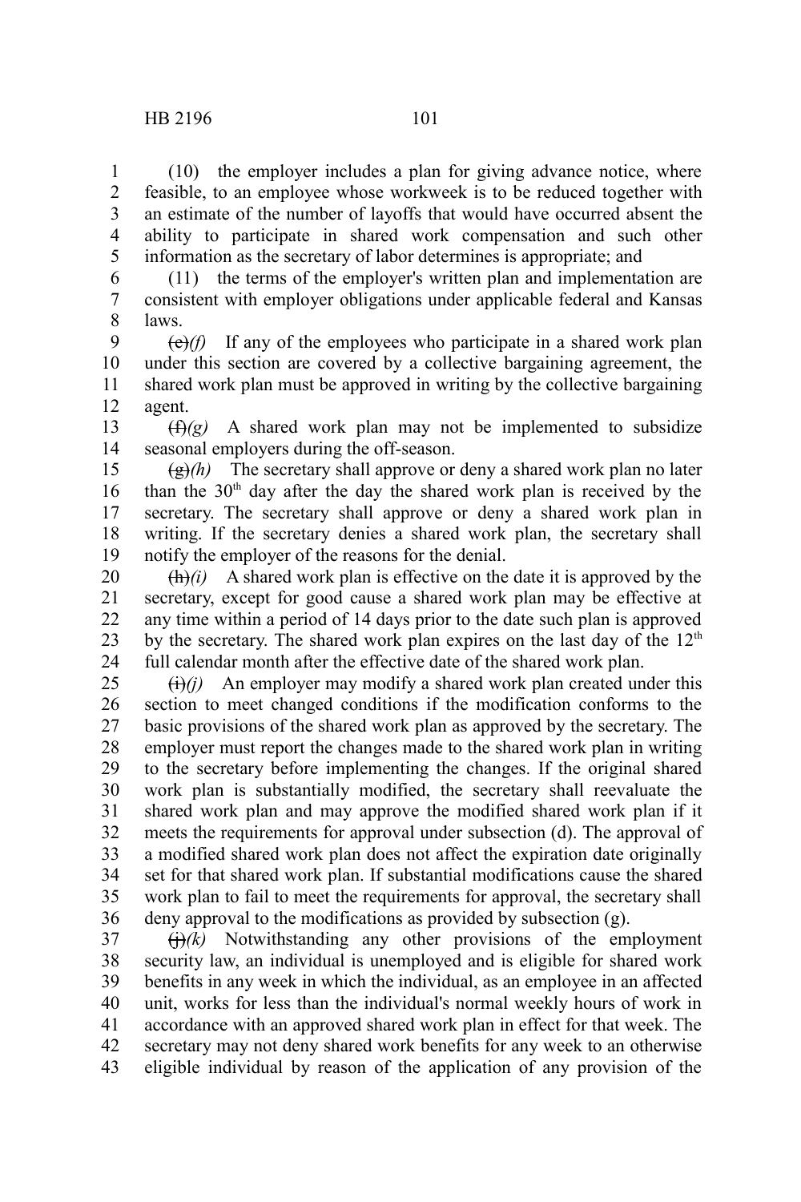(10) the employer includes a plan for giving advance notice, where feasible, to an employee whose workweek is to be reduced together with an estimate of the number of layoffs that would have occurred absent the ability to participate in shared work compensation and such other information as the secretary of labor determines is appropriate; and

(11) the terms of the employer's written plan and implementation are consistent with employer obligations under applicable federal and Kansas laws.

~~(e)~~*(f)* If any of the employees who participate in a shared work plan under this section are covered by a collective bargaining agreement, the shared work plan must be approved in writing by the collective bargaining agent.

~~(f)~~*(g)* A shared work plan may not be implemented to subsidize seasonal employers during the off-season.

~~(g)~~*(h)* The secretary shall approve or deny a shared work plan no later than the 30th day after the day the shared work plan is received by the secretary. The secretary shall approve or deny a shared work plan in writing. If the secretary denies a shared work plan, the secretary shall notify the employer of the reasons for the denial.

~~(h)~~*(i)* A shared work plan is effective on the date it is approved by the secretary, except for good cause a shared work plan may be effective at any time within a period of 14 days prior to the date such plan is approved by the secretary. The shared work plan expires on the last day of the 12th full calendar month after the effective date of the shared work plan.

~~(i)~~*(j)* An employer may modify a shared work plan created under this section to meet changed conditions if the modification conforms to the basic provisions of the shared work plan as approved by the secretary. The employer must report the changes made to the shared work plan in writing to the secretary before implementing the changes. If the original shared work plan is substantially modified, the secretary shall reevaluate the shared work plan and may approve the modified shared work plan if it meets the requirements for approval under subsection (d). The approval of a modified shared work plan does not affect the expiration date originally set for that shared work plan. If substantial modifications cause the shared work plan to fail to meet the requirements for approval, the secretary shall deny approval to the modifications as provided by subsection (g).

~~(j)~~*(k)* Notwithstanding any other provisions of the employment security law, an individual is unemployed and is eligible for shared work benefits in any week in which the individual, as an employee in an affected unit, works for less than the individual's normal weekly hours of work in accordance with an approved shared work plan in effect for that week. The secretary may not deny shared work benefits for any week to an otherwise eligible individual by reason of the application of any provision of the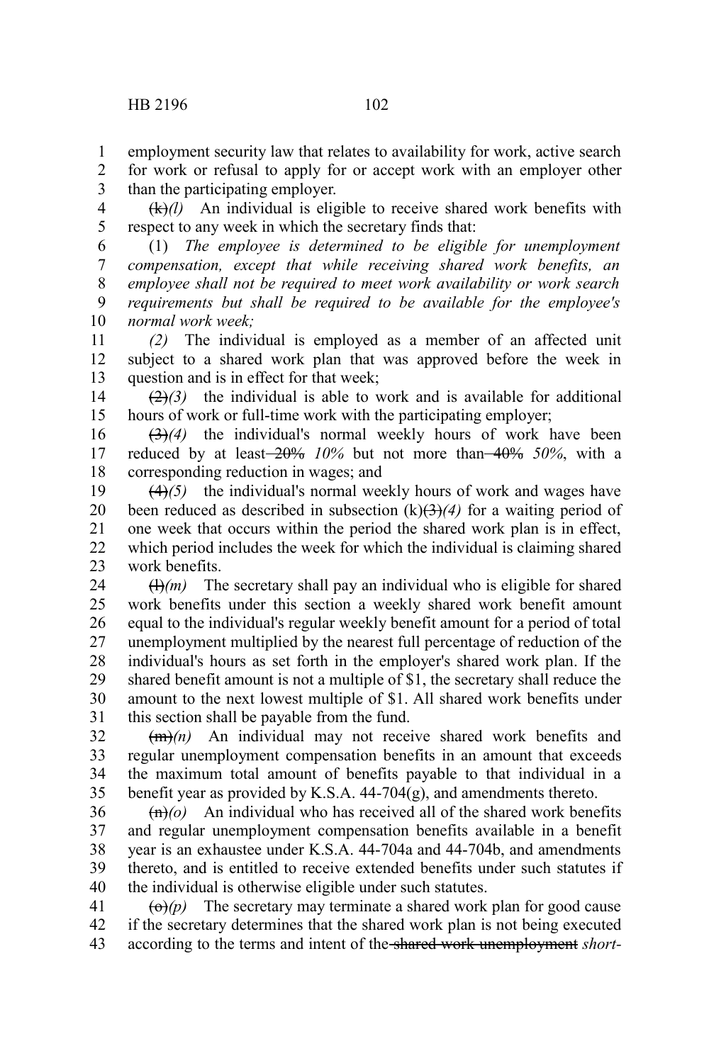employment security law that relates to availability for work, active search for work or refusal to apply for or accept work with an employer other than the participating employer.

~~(k)~~*(l)* An individual is eligible to receive shared work benefits with respect to any week in which the secretary finds that:

(1) *The employee is determined to be eligible for unemployment compensation, except that while receiving shared work benefits, an employee shall not be required to meet work availability or work search requirements but shall be required to be available for the employee's normal work week;*

*(2)* The individual is employed as a member of an affected unit subject to a shared work plan that was approved before the week in question and is in effect for that week;

~~(2)~~*(3)* the individual is able to work and is available for additional hours of work or full-time work with the participating employer;

~~(3)~~*(4)* the individual's normal weekly hours of work have been reduced by at least ~~20%~~ *10%* but not more than ~~40%~~ *50%*, with a corresponding reduction in wages; and

~~(4)~~*(5)* the individual's normal weekly hours of work and wages have been reduced as described in subsection (k)~~(3)~~*(4)* for a waiting period of one week that occurs within the period the shared work plan is in effect, which period includes the week for which the individual is claiming shared work benefits.

~~(l)~~*(m)* The secretary shall pay an individual who is eligible for shared work benefits under this section a weekly shared work benefit amount equal to the individual's regular weekly benefit amount for a period of total unemployment multiplied by the nearest full percentage of reduction of the individual's hours as set forth in the employer's shared work plan. If the shared benefit amount is not a multiple of $1, the secretary shall reduce the amount to the next lowest multiple of $1. All shared work benefits under this section shall be payable from the fund.

~~(m)~~*(n)* An individual may not receive shared work benefits and regular unemployment compensation benefits in an amount that exceeds the maximum total amount of benefits payable to that individual in a benefit year as provided by K.S.A. 44-704(g), and amendments thereto.

~~(n)~~*(o)* An individual who has received all of the shared work benefits and regular unemployment compensation benefits available in a benefit year is an exhaustee under K.S.A. 44-704a and 44-704b, and amendments thereto, and is entitled to receive extended benefits under such statutes if the individual is otherwise eligible under such statutes.

~~(o)~~*(p)* The secretary may terminate a shared work plan for good cause if the secretary determines that the shared work plan is not being executed according to the terms and intent of the ~~shared work unemployment~~ *short-*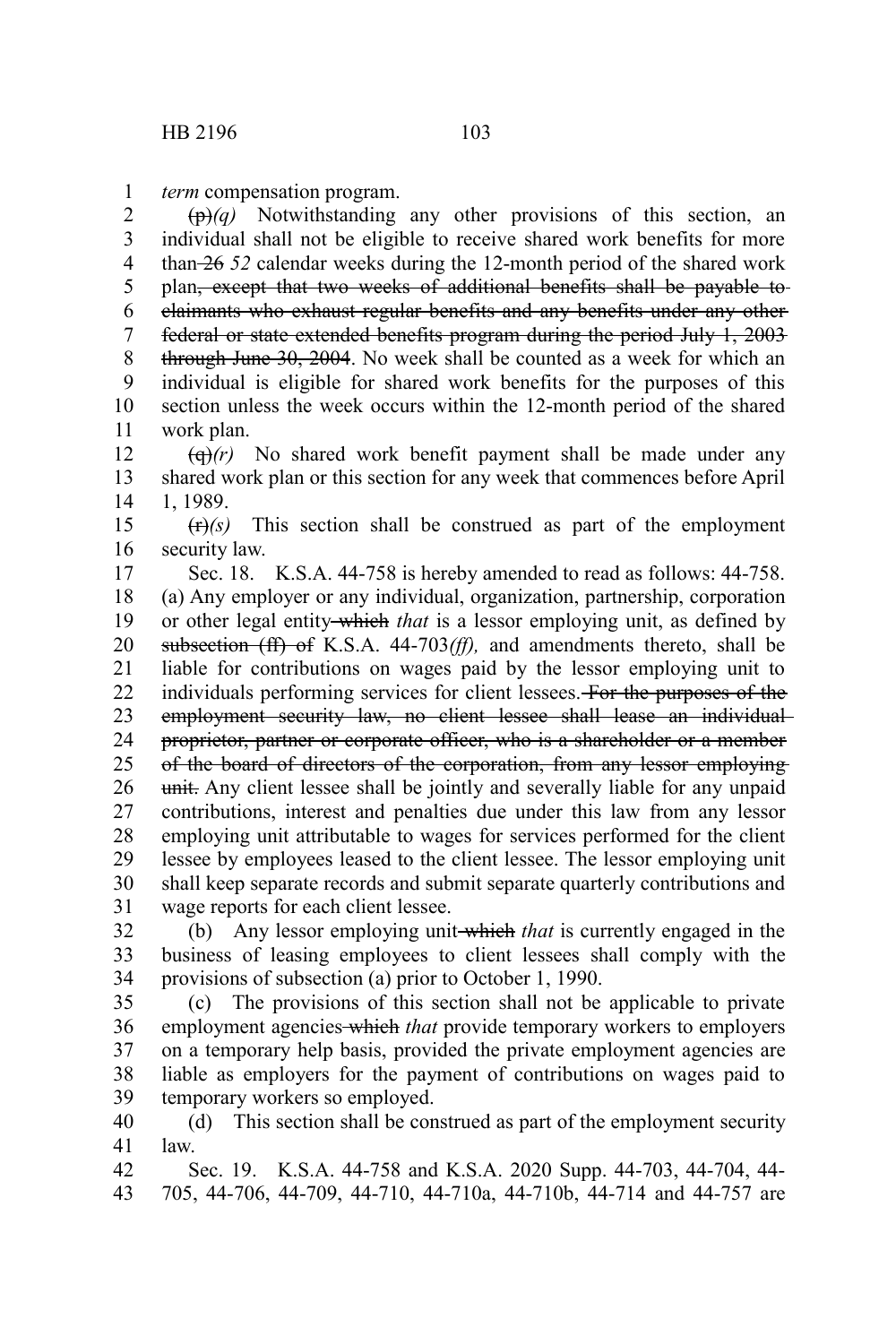*term* compensation program.

~~(p)~~*(q)* Notwithstanding any other provisions of this section, an individual shall not be eligible to receive shared work benefits for more than ~~26~~ *52* calendar weeks during the 12-month period of the shared work plan~~, except that two weeks of additional benefits shall be payable to claimants who exhaust regular benefits and any benefits under any other federal or state extended benefits program during the period July 1, 2003 through June 30, 2004~~. No week shall be counted as a week for which an individual is eligible for shared work benefits for the purposes of this section unless the week occurs within the 12-month period of the shared work plan.

~~(q)~~*(r)* No shared work benefit payment shall be made under any shared work plan or this section for any week that commences before April 1, 1989.

~~(r)~~*(s)* This section shall be construed as part of the employment security law.

Sec. 18. K.S.A. 44-758 is hereby amended to read as follows: 44-758. (a) Any employer or any individual, organization, partnership, corporation or other legal entity ~~which~~ *that* is a lessor employing unit, as defined by ~~subsection (ff) of~~ K.S.A. 44-703*(ff),* and amendments thereto, shall be liable for contributions on wages paid by the lessor employing unit to individuals performing services for client lessees. ~~For the purposes of the employment security law, no client lessee shall lease an individual proprietor, partner or corporate officer, who is a shareholder or a member of the board of directors of the corporation, from any lessor employing unit.~~ Any client lessee shall be jointly and severally liable for any unpaid contributions, interest and penalties due under this law from any lessor employing unit attributable to wages for services performed for the client lessee by employees leased to the client lessee. The lessor employing unit shall keep separate records and submit separate quarterly contributions and wage reports for each client lessee.

(b) Any lessor employing unit ~~which~~ *that* is currently engaged in the business of leasing employees to client lessees shall comply with the provisions of subsection (a) prior to October 1, 1990.

(c) The provisions of this section shall not be applicable to private employment agencies ~~which~~ *that* provide temporary workers to employers on a temporary help basis, provided the private employment agencies are liable as employers for the payment of contributions on wages paid to temporary workers so employed.

(d) This section shall be construed as part of the employment security law.

Sec. 19. K.S.A. 44-758 and K.S.A. 2020 Supp. 44-703, 44-704, 44-705, 44-706, 44-709, 44-710, 44-710a, 44-710b, 44-714 and 44-757 are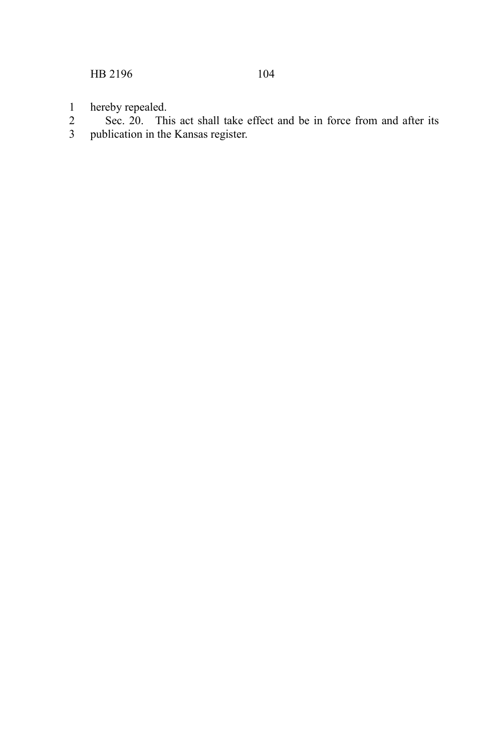hereby repealed.

Sec. 20. This act shall take effect and be in force from and after its publication in the Kansas register.